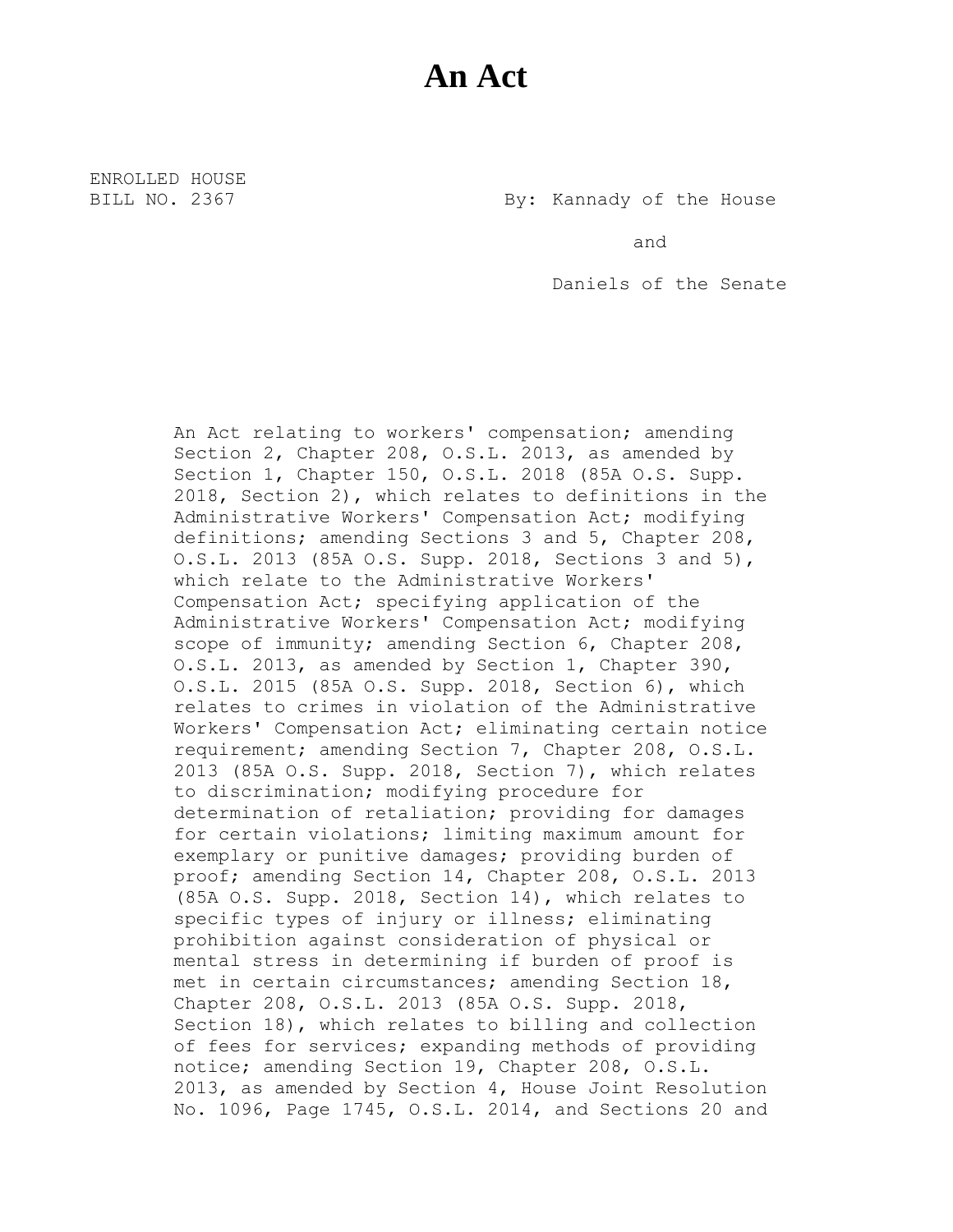# An Act

ENROLLED HOUSE
BILL NO. 2367

By: Kannady of the House

and

Daniels of the Senate

An Act relating to workers' compensation; amending Section 2, Chapter 208, O.S.L. 2013, as amended by Section 1, Chapter 150, O.S.L. 2018 (85A O.S. Supp. 2018, Section 2), which relates to definitions in the Administrative Workers' Compensation Act; modifying definitions; amending Sections 3 and 5, Chapter 208, O.S.L. 2013 (85A O.S. Supp. 2018, Sections 3 and 5), which relate to the Administrative Workers' Compensation Act; specifying application of the Administrative Workers' Compensation Act; modifying scope of immunity; amending Section 6, Chapter 208, O.S.L. 2013, as amended by Section 1, Chapter 390, O.S.L. 2015 (85A O.S. Supp. 2018, Section 6), which relates to crimes in violation of the Administrative Workers' Compensation Act; eliminating certain notice requirement; amending Section 7, Chapter 208, O.S.L. 2013 (85A O.S. Supp. 2018, Section 7), which relates to discrimination; modifying procedure for determination of retaliation; providing for damages for certain violations; limiting maximum amount for exemplary or punitive damages; providing burden of proof; amending Section 14, Chapter 208, O.S.L. 2013 (85A O.S. Supp. 2018, Section 14), which relates to specific types of injury or illness; eliminating prohibition against consideration of physical or mental stress in determining if burden of proof is met in certain circumstances; amending Section 18, Chapter 208, O.S.L. 2013 (85A O.S. Supp. 2018, Section 18), which relates to billing and collection of fees for services; expanding methods of providing notice; amending Section 19, Chapter 208, O.S.L. 2013, as amended by Section 4, House Joint Resolution No. 1096, Page 1745, O.S.L. 2014, and Sections 20 and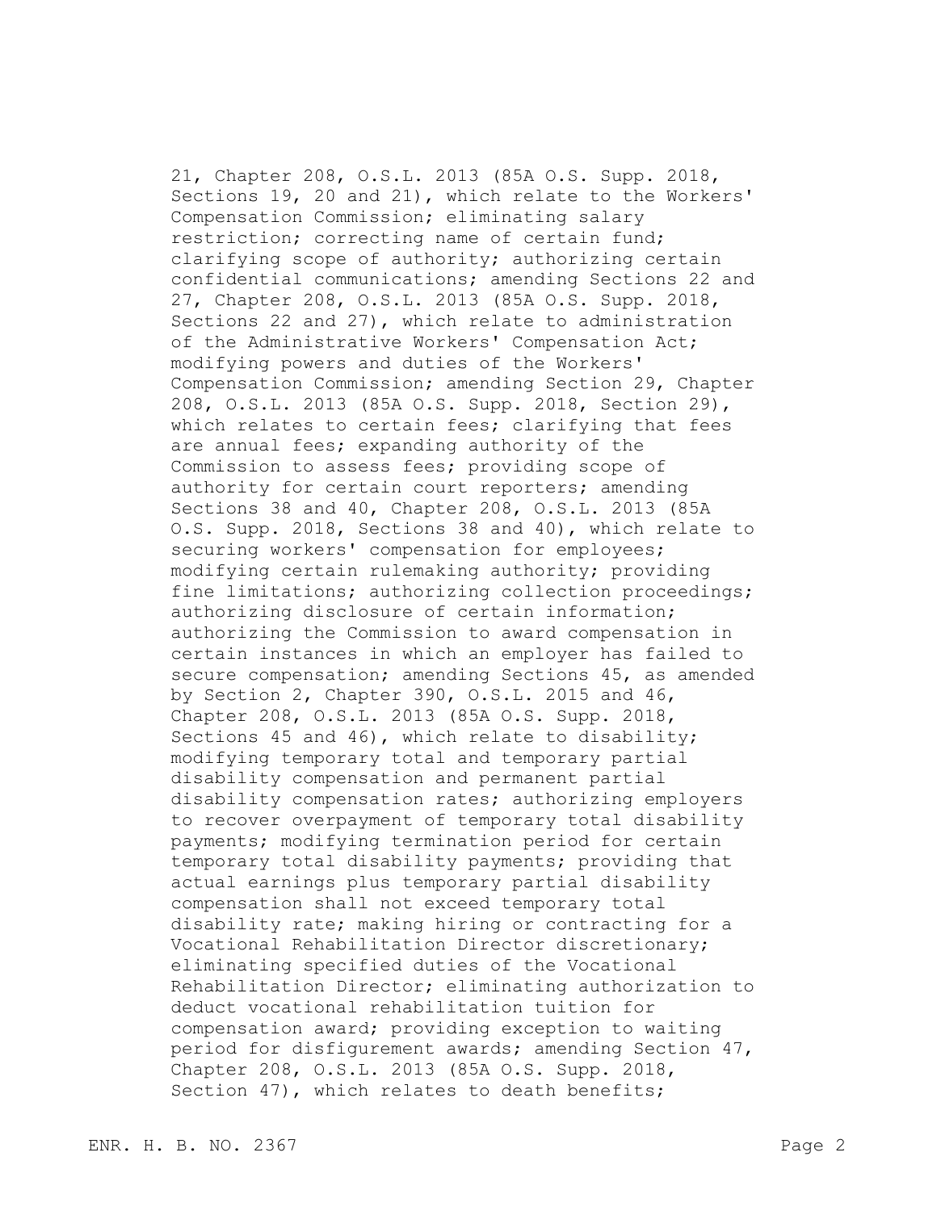21, Chapter 208, O.S.L. 2013 (85A O.S. Supp. 2018, Sections 19, 20 and 21), which relate to the Workers' Compensation Commission; eliminating salary restriction; correcting name of certain fund; clarifying scope of authority; authorizing certain confidential communications; amending Sections 22 and 27, Chapter 208, O.S.L. 2013 (85A O.S. Supp. 2018, Sections 22 and 27), which relate to administration of the Administrative Workers' Compensation Act; modifying powers and duties of the Workers' Compensation Commission; amending Section 29, Chapter 208, O.S.L. 2013 (85A O.S. Supp. 2018, Section 29), which relates to certain fees; clarifying that fees are annual fees; expanding authority of the Commission to assess fees; providing scope of authority for certain court reporters; amending Sections 38 and 40, Chapter 208, O.S.L. 2013 (85A O.S. Supp. 2018, Sections 38 and 40), which relate to securing workers' compensation for employees; modifying certain rulemaking authority; providing fine limitations; authorizing collection proceedings; authorizing disclosure of certain information; authorizing the Commission to award compensation in certain instances in which an employer has failed to secure compensation; amending Sections 45, as amended by Section 2, Chapter 390, O.S.L. 2015 and 46, Chapter 208, O.S.L. 2013 (85A O.S. Supp. 2018, Sections 45 and 46), which relate to disability; modifying temporary total and temporary partial disability compensation and permanent partial disability compensation rates; authorizing employers to recover overpayment of temporary total disability payments; modifying termination period for certain temporary total disability payments; providing that actual earnings plus temporary partial disability compensation shall not exceed temporary total disability rate; making hiring or contracting for a Vocational Rehabilitation Director discretionary; eliminating specified duties of the Vocational Rehabilitation Director; eliminating authorization to deduct vocational rehabilitation tuition for compensation award; providing exception to waiting period for disfigurement awards; amending Section 47, Chapter 208, O.S.L. 2013 (85A O.S. Supp. 2018, Section 47), which relates to death benefits;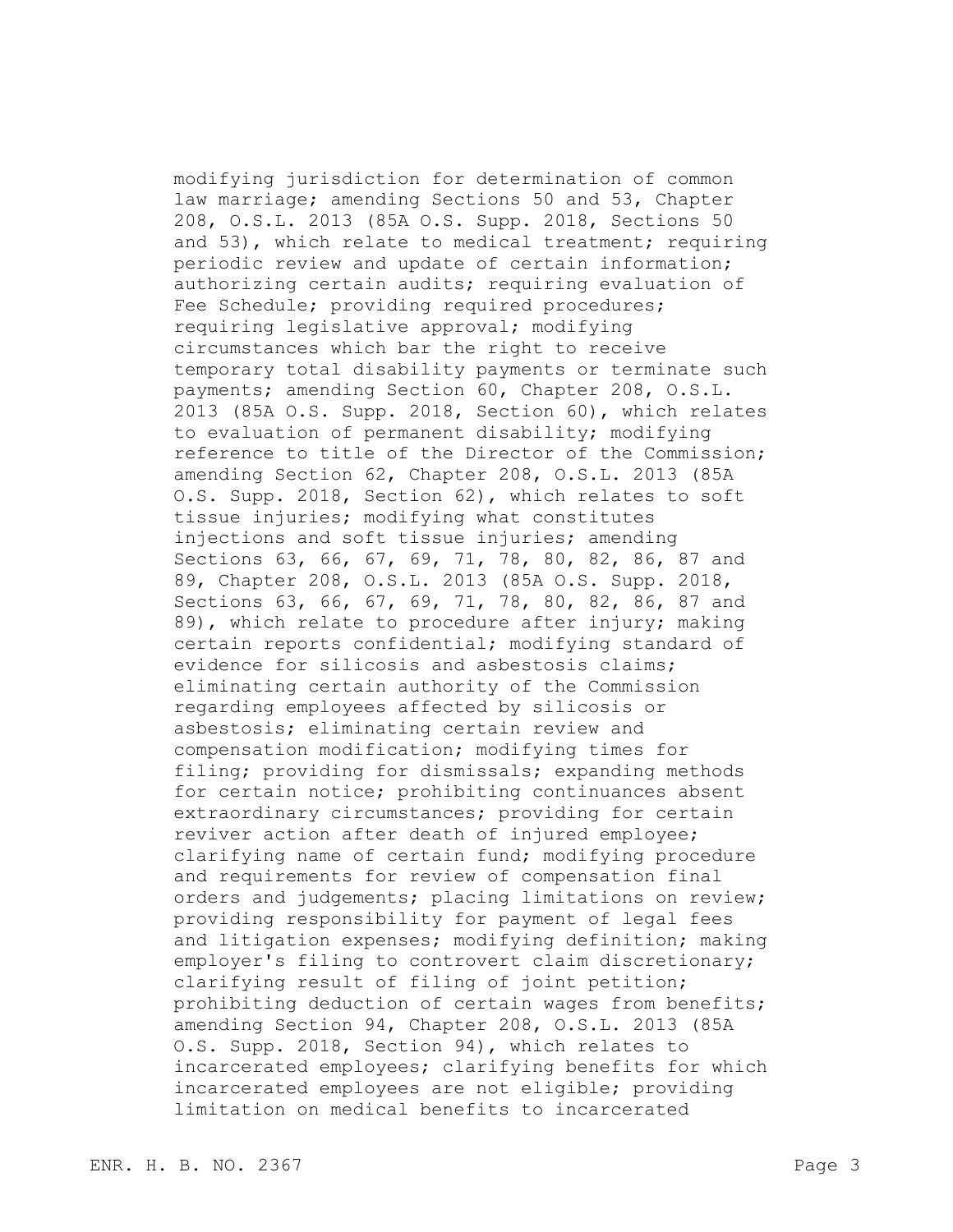modifying jurisdiction for determination of common law marriage; amending Sections 50 and 53, Chapter 208, O.S.L. 2013 (85A O.S. Supp. 2018, Sections 50 and 53), which relate to medical treatment; requiring periodic review and update of certain information; authorizing certain audits; requiring evaluation of Fee Schedule; providing required procedures; requiring legislative approval; modifying circumstances which bar the right to receive temporary total disability payments or terminate such payments; amending Section 60, Chapter 208, O.S.L. 2013 (85A O.S. Supp. 2018, Section 60), which relates to evaluation of permanent disability; modifying reference to title of the Director of the Commission; amending Section 62, Chapter 208, O.S.L. 2013 (85A O.S. Supp. 2018, Section 62), which relates to soft tissue injuries; modifying what constitutes injections and soft tissue injuries; amending Sections 63, 66, 67, 69, 71, 78, 80, 82, 86, 87 and 89, Chapter 208, O.S.L. 2013 (85A O.S. Supp. 2018, Sections 63, 66, 67, 69, 71, 78, 80, 82, 86, 87 and 89), which relate to procedure after injury; making certain reports confidential; modifying standard of evidence for silicosis and asbestosis claims; eliminating certain authority of the Commission regarding employees affected by silicosis or asbestosis; eliminating certain review and compensation modification; modifying times for filing; providing for dismissals; expanding methods for certain notice; prohibiting continuances absent extraordinary circumstances; providing for certain reviver action after death of injured employee; clarifying name of certain fund; modifying procedure and requirements for review of compensation final orders and judgements; placing limitations on review; providing responsibility for payment of legal fees and litigation expenses; modifying definition; making employer's filing to controvert claim discretionary; clarifying result of filing of joint petition; prohibiting deduction of certain wages from benefits; amending Section 94, Chapter 208, O.S.L. 2013 (85A O.S. Supp. 2018, Section 94), which relates to incarcerated employees; clarifying benefits for which incarcerated employees are not eligible; providing limitation on medical benefits to incarcerated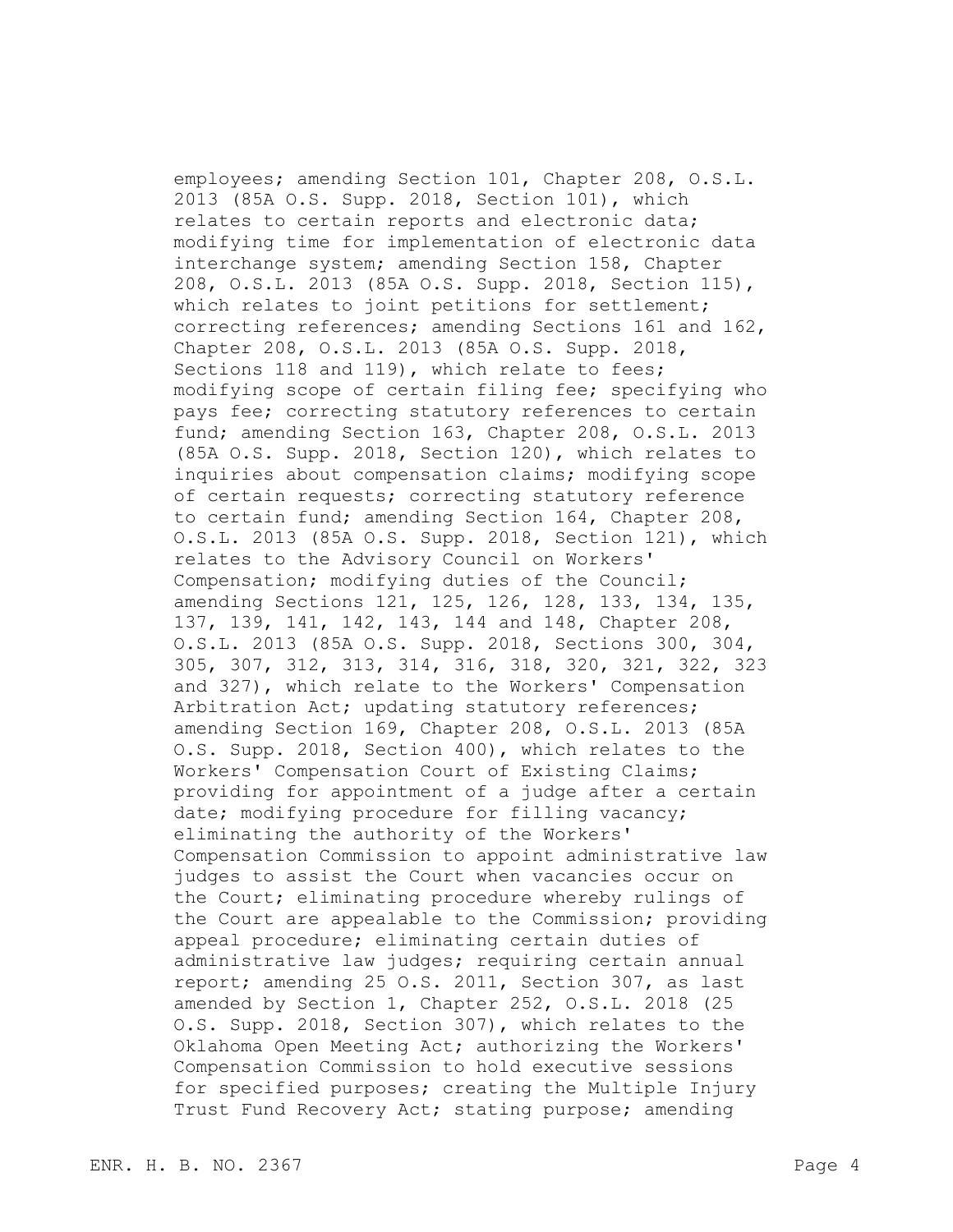employees; amending Section 101, Chapter 208, O.S.L. 2013 (85A O.S. Supp. 2018, Section 101), which relates to certain reports and electronic data; modifying time for implementation of electronic data interchange system; amending Section 158, Chapter 208, O.S.L. 2013 (85A O.S. Supp. 2018, Section 115), which relates to joint petitions for settlement; correcting references; amending Sections 161 and 162, Chapter 208, O.S.L. 2013 (85A O.S. Supp. 2018, Sections 118 and 119), which relate to fees; modifying scope of certain filing fee; specifying who pays fee; correcting statutory references to certain fund; amending Section 163, Chapter 208, O.S.L. 2013 (85A O.S. Supp. 2018, Section 120), which relates to inquiries about compensation claims; modifying scope of certain requests; correcting statutory reference to certain fund; amending Section 164, Chapter 208, O.S.L. 2013 (85A O.S. Supp. 2018, Section 121), which relates to the Advisory Council on Workers' Compensation; modifying duties of the Council; amending Sections 121, 125, 126, 128, 133, 134, 135, 137, 139, 141, 142, 143, 144 and 148, Chapter 208, O.S.L. 2013 (85A O.S. Supp. 2018, Sections 300, 304, 305, 307, 312, 313, 314, 316, 318, 320, 321, 322, 323 and 327), which relate to the Workers' Compensation Arbitration Act; updating statutory references; amending Section 169, Chapter 208, O.S.L. 2013 (85A O.S. Supp. 2018, Section 400), which relates to the Workers' Compensation Court of Existing Claims; providing for appointment of a judge after a certain date; modifying procedure for filling vacancy; eliminating the authority of the Workers' Compensation Commission to appoint administrative law judges to assist the Court when vacancies occur on the Court; eliminating procedure whereby rulings of the Court are appealable to the Commission; providing appeal procedure; eliminating certain duties of administrative law judges; requiring certain annual report; amending 25 O.S. 2011, Section 307, as last amended by Section 1, Chapter 252, O.S.L. 2018 (25 O.S. Supp. 2018, Section 307), which relates to the Oklahoma Open Meeting Act; authorizing the Workers' Compensation Commission to hold executive sessions for specified purposes; creating the Multiple Injury Trust Fund Recovery Act; stating purpose; amending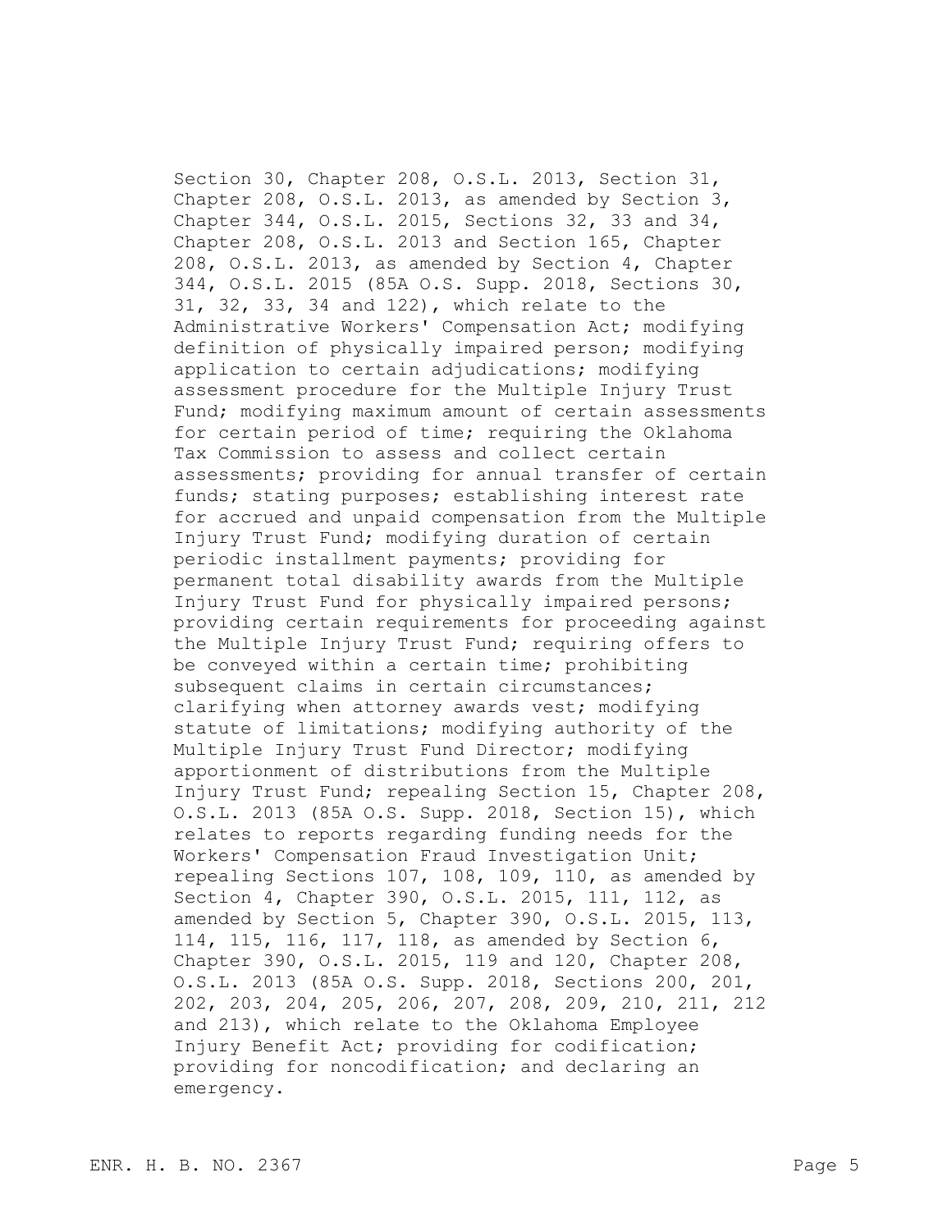Section 30, Chapter 208, O.S.L. 2013, Section 31, Chapter 208, O.S.L. 2013, as amended by Section 3, Chapter 344, O.S.L. 2015, Sections 32, 33 and 34, Chapter 208, O.S.L. 2013 and Section 165, Chapter 208, O.S.L. 2013, as amended by Section 4, Chapter 344, O.S.L. 2015 (85A O.S. Supp. 2018, Sections 30, 31, 32, 33, 34 and 122), which relate to the Administrative Workers' Compensation Act; modifying definition of physically impaired person; modifying application to certain adjudications; modifying assessment procedure for the Multiple Injury Trust Fund; modifying maximum amount of certain assessments for certain period of time; requiring the Oklahoma Tax Commission to assess and collect certain assessments; providing for annual transfer of certain funds; stating purposes; establishing interest rate for accrued and unpaid compensation from the Multiple Injury Trust Fund; modifying duration of certain periodic installment payments; providing for permanent total disability awards from the Multiple Injury Trust Fund for physically impaired persons; providing certain requirements for proceeding against the Multiple Injury Trust Fund; requiring offers to be conveyed within a certain time; prohibiting subsequent claims in certain circumstances; clarifying when attorney awards vest; modifying statute of limitations; modifying authority of the Multiple Injury Trust Fund Director; modifying apportionment of distributions from the Multiple Injury Trust Fund; repealing Section 15, Chapter 208, O.S.L. 2013 (85A O.S. Supp. 2018, Section 15), which relates to reports regarding funding needs for the Workers' Compensation Fraud Investigation Unit; repealing Sections 107, 108, 109, 110, as amended by Section 4, Chapter 390, O.S.L. 2015, 111, 112, as amended by Section 5, Chapter 390, O.S.L. 2015, 113, 114, 115, 116, 117, 118, as amended by Section 6, Chapter 390, O.S.L. 2015, 119 and 120, Chapter 208, O.S.L. 2013 (85A O.S. Supp. 2018, Sections 200, 201, 202, 203, 204, 205, 206, 207, 208, 209, 210, 211, 212 and 213), which relate to the Oklahoma Employee Injury Benefit Act; providing for codification; providing for noncodification; and declaring an emergency.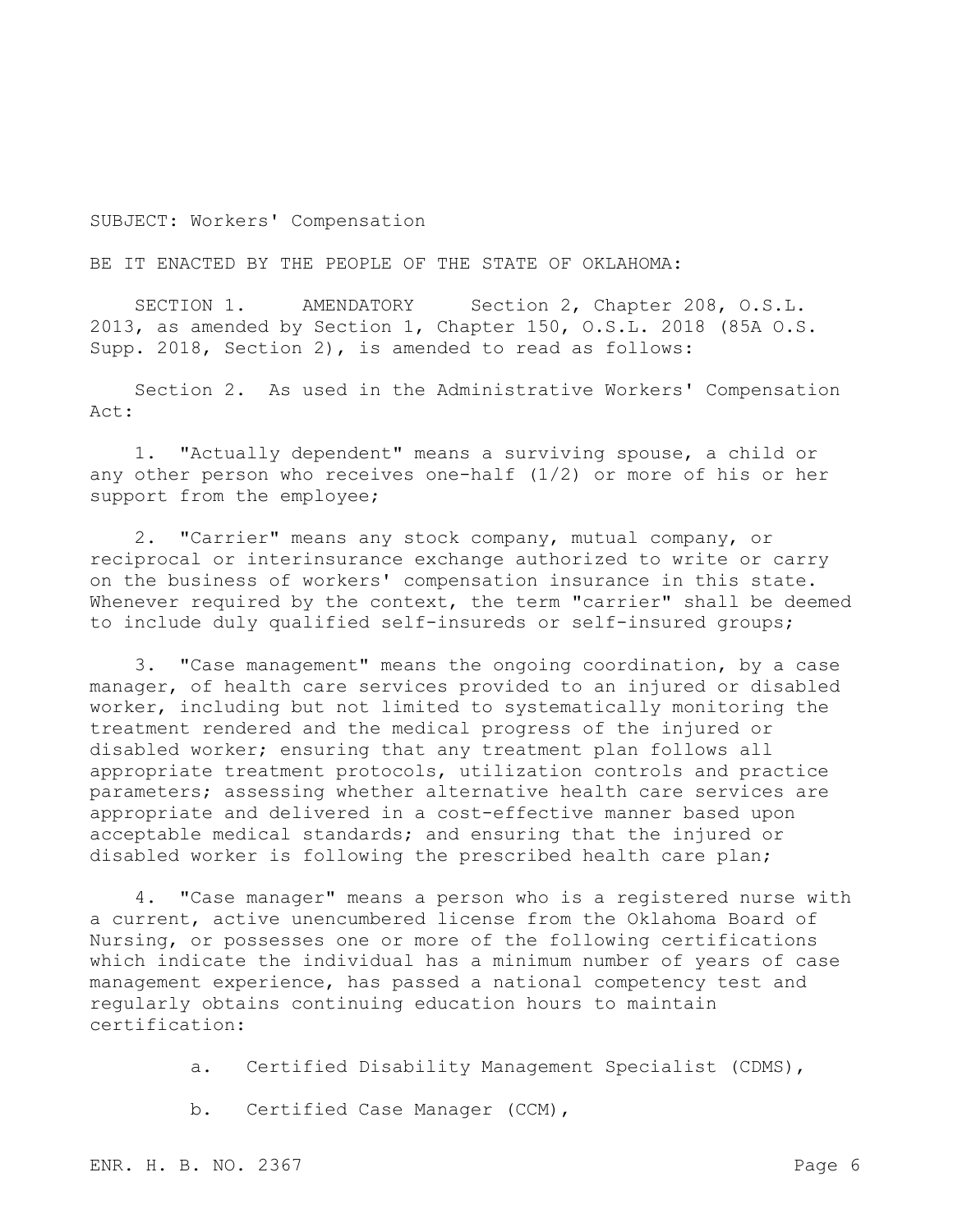SUBJECT: Workers' Compensation

BE IT ENACTED BY THE PEOPLE OF THE STATE OF OKLAHOMA:

SECTION 1. AMENDATORY Section 2, Chapter 208, O.S.L. 2013, as amended by Section 1, Chapter 150, O.S.L. 2018 (85A O.S. Supp. 2018, Section 2), is amended to read as follows:

Section 2. As used in the Administrative Workers' Compensation Act:

1. "Actually dependent" means a surviving spouse, a child or any other person who receives one-half (1/2) or more of his or her support from the employee;

2. "Carrier" means any stock company, mutual company, or reciprocal or interinsurance exchange authorized to write or carry on the business of workers' compensation insurance in this state. Whenever required by the context, the term "carrier" shall be deemed to include duly qualified self-insureds or self-insured groups;

3. "Case management" means the ongoing coordination, by a case manager, of health care services provided to an injured or disabled worker, including but not limited to systematically monitoring the treatment rendered and the medical progress of the injured or disabled worker; ensuring that any treatment plan follows all appropriate treatment protocols, utilization controls and practice parameters; assessing whether alternative health care services are appropriate and delivered in a cost-effective manner based upon acceptable medical standards; and ensuring that the injured or disabled worker is following the prescribed health care plan;

4. "Case manager" means a person who is a registered nurse with a current, active unencumbered license from the Oklahoma Board of Nursing, or possesses one or more of the following certifications which indicate the individual has a minimum number of years of case management experience, has passed a national competency test and regularly obtains continuing education hours to maintain certification:

a. Certified Disability Management Specialist (CDMS),

b. Certified Case Manager (CCM),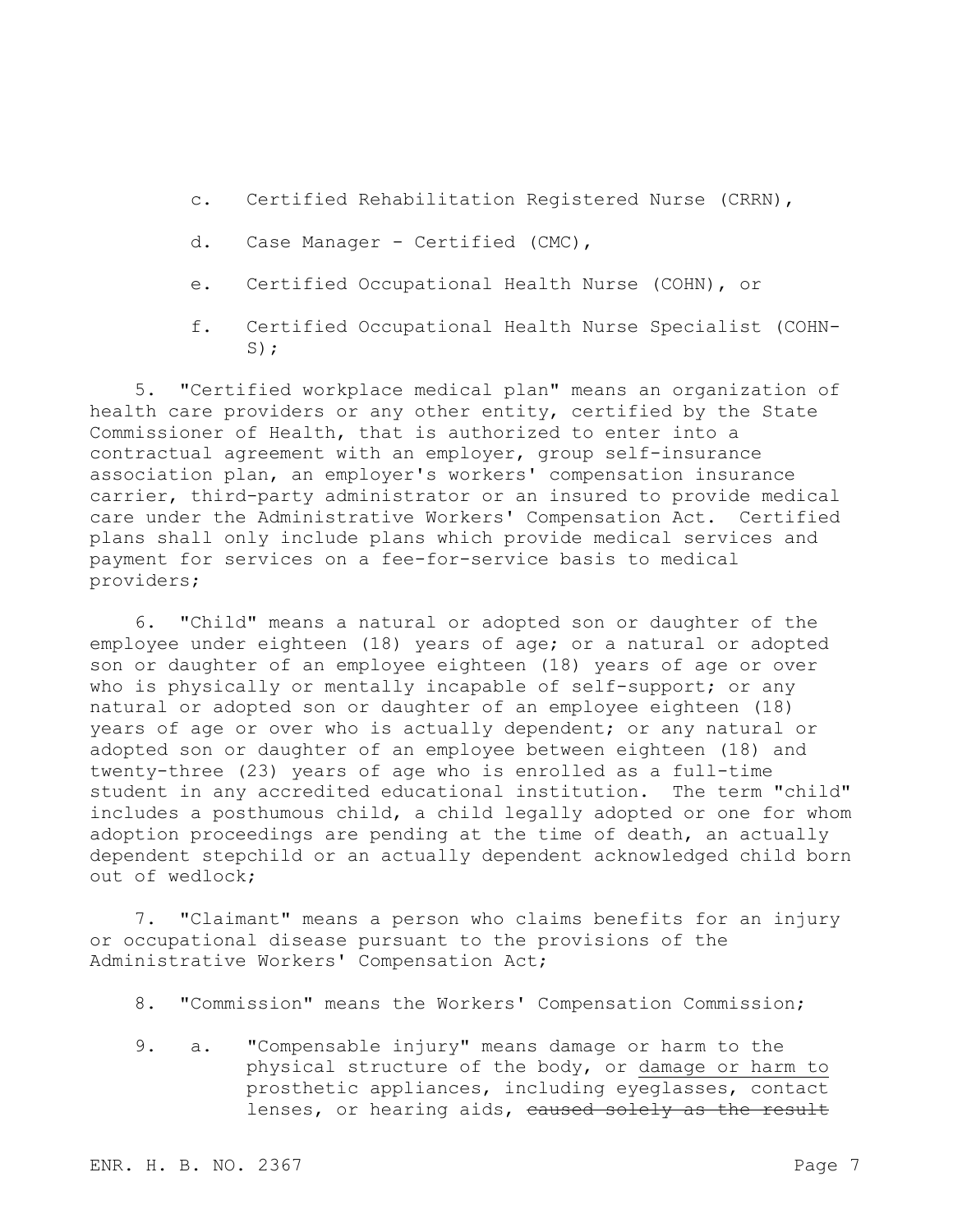c. Certified Rehabilitation Registered Nurse (CRRN),

d. Case Manager - Certified (CMC),

e. Certified Occupational Health Nurse (COHN), or

f. Certified Occupational Health Nurse Specialist (COHN-S);

5. "Certified workplace medical plan" means an organization of health care providers or any other entity, certified by the State Commissioner of Health, that is authorized to enter into a contractual agreement with an employer, group self-insurance association plan, an employer's workers' compensation insurance carrier, third-party administrator or an insured to provide medical care under the Administrative Workers' Compensation Act. Certified plans shall only include plans which provide medical services and payment for services on a fee-for-service basis to medical providers;

6. "Child" means a natural or adopted son or daughter of the employee under eighteen (18) years of age; or a natural or adopted son or daughter of an employee eighteen (18) years of age or over who is physically or mentally incapable of self-support; or any natural or adopted son or daughter of an employee eighteen (18) years of age or over who is actually dependent; or any natural or adopted son or daughter of an employee between eighteen (18) and twenty-three (23) years of age who is enrolled as a full-time student in any accredited educational institution. The term "child" includes a posthumous child, a child legally adopted or one for whom adoption proceedings are pending at the time of death, an actually dependent stepchild or an actually dependent acknowledged child born out of wedlock;

7. "Claimant" means a person who claims benefits for an injury or occupational disease pursuant to the provisions of the Administrative Workers' Compensation Act;

8. "Commission" means the Workers' Compensation Commission;

9. a. "Compensable injury" means damage or harm to the physical structure of the body, or <u>damage or harm to</u> prosthetic appliances, including eyeglasses, contact lenses, or hearing aids, ~~caused solely as the result~~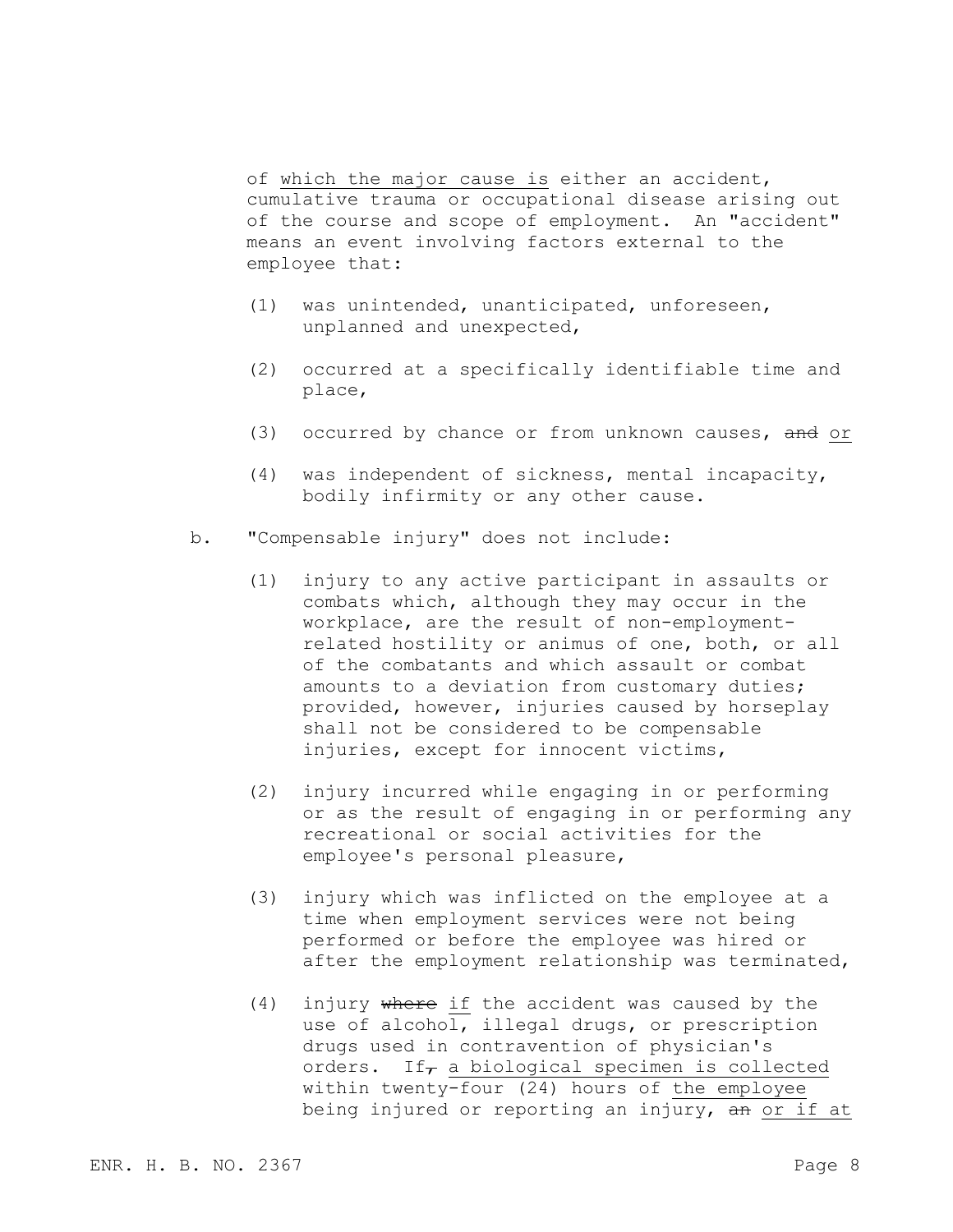of which the major cause is either an accident, cumulative trauma or occupational disease arising out of the course and scope of employment. An "accident" means an event involving factors external to the employee that:

(1) was unintended, unanticipated, unforeseen, unplanned and unexpected,

(2) occurred at a specifically identifiable time and place,

(3) occurred by chance or from unknown causes, ~~and~~ or

(4) was independent of sickness, mental incapacity, bodily infirmity or any other cause.

b. "Compensable injury" does not include:

(1) injury to any active participant in assaults or combats which, although they may occur in the workplace, are the result of non-employment-related hostility or animus of one, both, or all of the combatants and which assault or combat amounts to a deviation from customary duties; provided, however, injuries caused by horseplay shall not be considered to be compensable injuries, except for innocent victims,

(2) injury incurred while engaging in or performing or as the result of engaging in or performing any recreational or social activities for the employee's personal pleasure,

(3) injury which was inflicted on the employee at a time when employment services were not being performed or before the employee was hired or after the employment relationship was terminated,

(4) injury ~~where~~ if the accident was caused by the use of alcohol, illegal drugs, or prescription drugs used in contravention of physician's orders. If~~,~~ a biological specimen is collected within twenty-four (24) hours of the employee being injured or reporting an injury, ~~an~~ or if at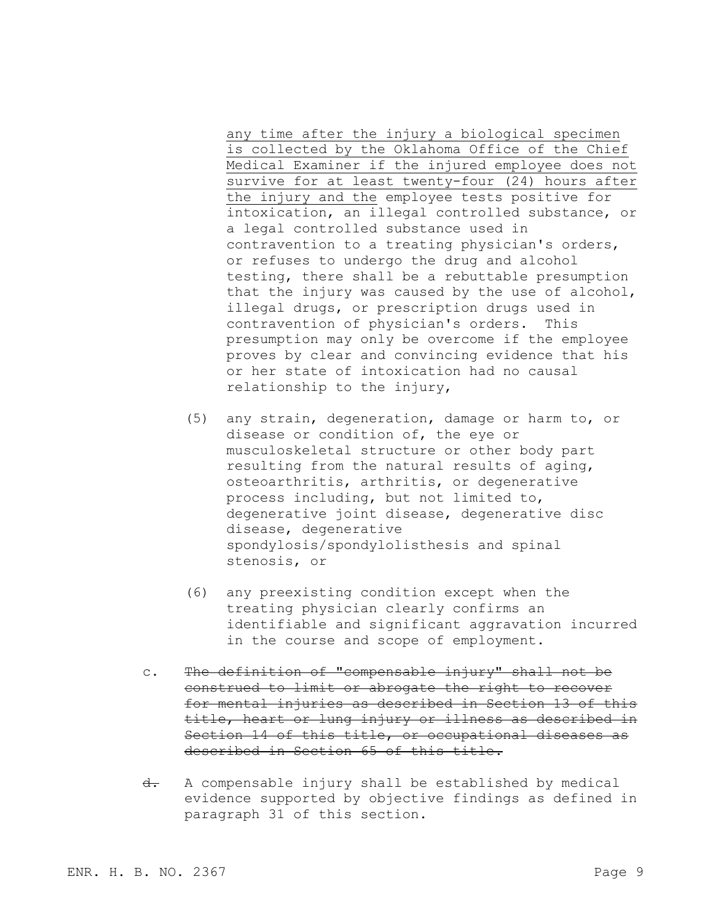any time after the injury a biological specimen is collected by the Oklahoma Office of the Chief Medical Examiner if the injured employee does not survive for at least twenty-four (24) hours after the injury and the employee tests positive for intoxication, an illegal controlled substance, or a legal controlled substance used in contravention to a treating physician's orders, or refuses to undergo the drug and alcohol testing, there shall be a rebuttable presumption that the injury was caused by the use of alcohol, illegal drugs, or prescription drugs used in contravention of physician's orders. This presumption may only be overcome if the employee proves by clear and convincing evidence that his or her state of intoxication had no causal relationship to the injury,

(5) any strain, degeneration, damage or harm to, or disease or condition of, the eye or musculoskeletal structure or other body part resulting from the natural results of aging, osteoarthritis, arthritis, or degenerative process including, but not limited to, degenerative joint disease, degenerative disc disease, degenerative spondylosis/spondylolisthesis and spinal stenosis, or

(6) any preexisting condition except when the treating physician clearly confirms an identifiable and significant aggravation incurred in the course and scope of employment.

c. ~~The definition of "compensable injury" shall not be construed to limit or abrogate the right to recover for mental injuries as described in Section 13 of this title, heart or lung injury or illness as described in Section 14 of this title, or occupational diseases as described in Section 65 of this title.~~

~~d.~~ A compensable injury shall be established by medical evidence supported by objective findings as defined in paragraph 31 of this section.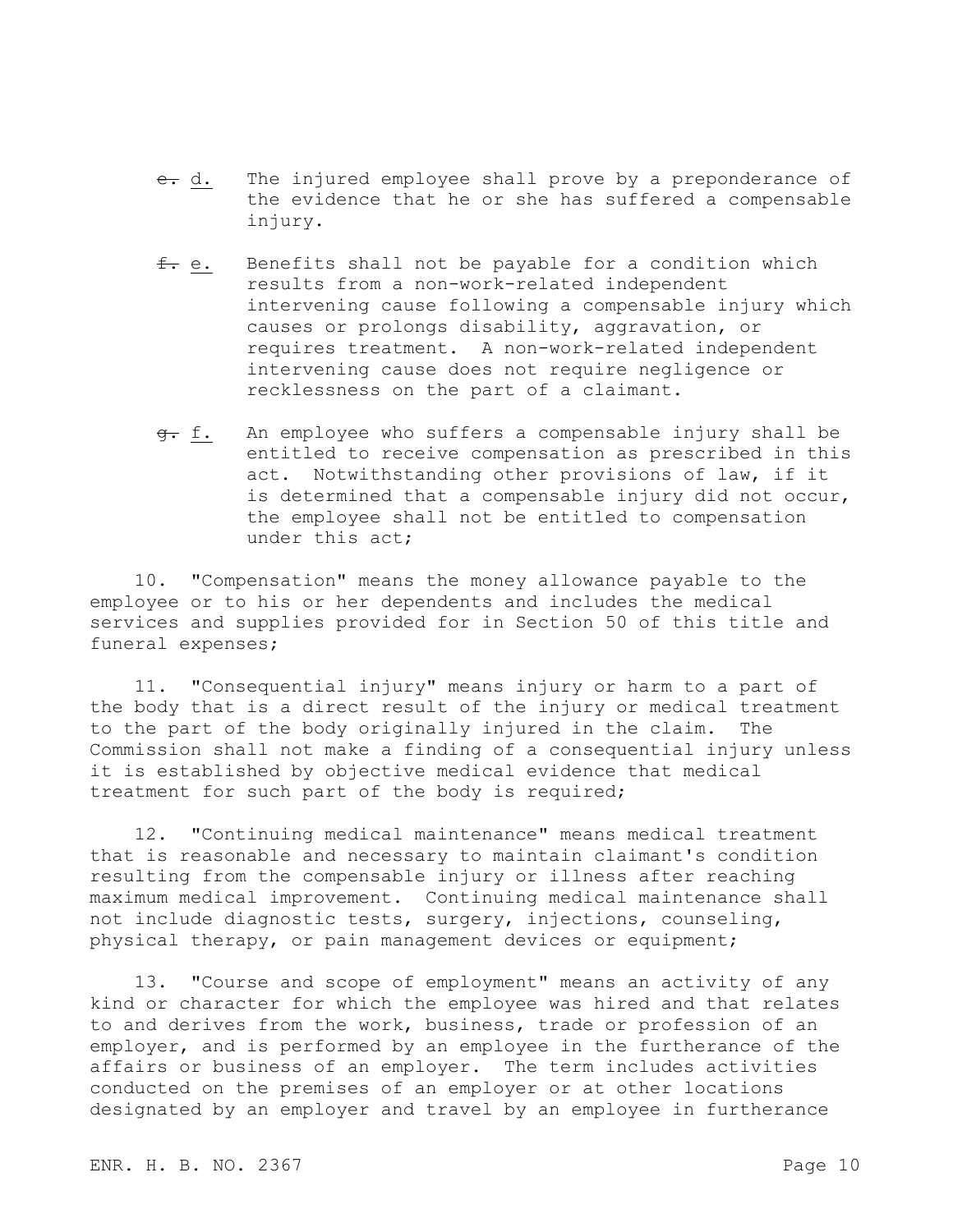~~e.~~ d. The injured employee shall prove by a preponderance of the evidence that he or she has suffered a compensable injury.

~~f.~~ e. Benefits shall not be payable for a condition which results from a non-work-related independent intervening cause following a compensable injury which causes or prolongs disability, aggravation, or requires treatment. A non-work-related independent intervening cause does not require negligence or recklessness on the part of a claimant.

~~g.~~ f. An employee who suffers a compensable injury shall be entitled to receive compensation as prescribed in this act. Notwithstanding other provisions of law, if it is determined that a compensable injury did not occur, the employee shall not be entitled to compensation under this act;

10. "Compensation" means the money allowance payable to the employee or to his or her dependents and includes the medical services and supplies provided for in Section 50 of this title and funeral expenses;

11. "Consequential injury" means injury or harm to a part of the body that is a direct result of the injury or medical treatment to the part of the body originally injured in the claim. The Commission shall not make a finding of a consequential injury unless it is established by objective medical evidence that medical treatment for such part of the body is required;

12. "Continuing medical maintenance" means medical treatment that is reasonable and necessary to maintain claimant's condition resulting from the compensable injury or illness after reaching maximum medical improvement. Continuing medical maintenance shall not include diagnostic tests, surgery, injections, counseling, physical therapy, or pain management devices or equipment;

13. "Course and scope of employment" means an activity of any kind or character for which the employee was hired and that relates to and derives from the work, business, trade or profession of an employer, and is performed by an employee in the furtherance of the affairs or business of an employer. The term includes activities conducted on the premises of an employer or at other locations designated by an employer and travel by an employee in furtherance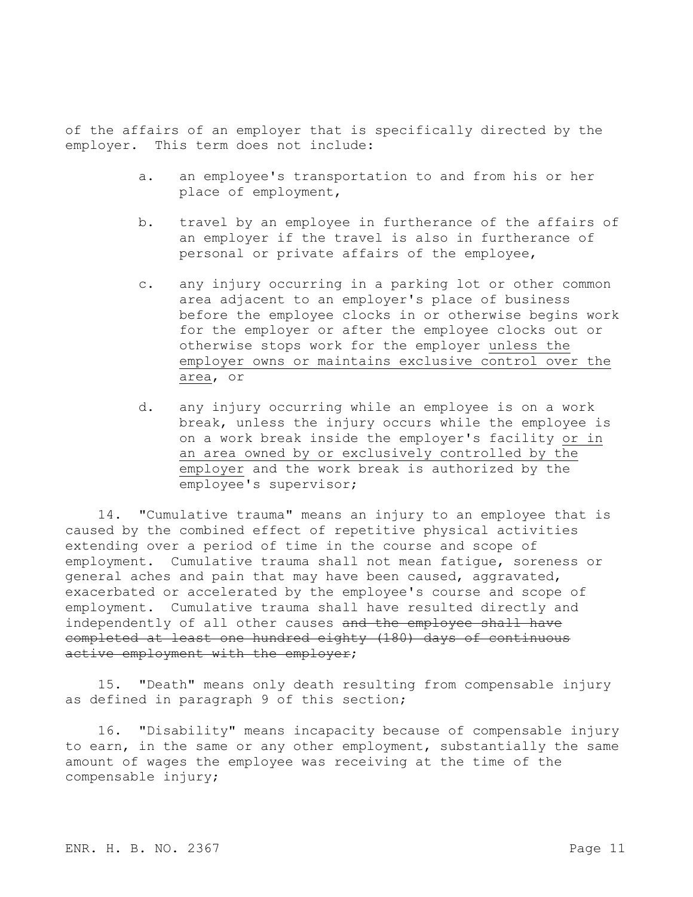of the affairs of an employer that is specifically directed by the employer. This term does not include:

a. an employee's transportation to and from his or her place of employment,

b. travel by an employee in furtherance of the affairs of an employer if the travel is also in furtherance of personal or private affairs of the employee,

c. any injury occurring in a parking lot or other common area adjacent to an employer's place of business before the employee clocks in or otherwise begins work for the employer or after the employee clocks out or otherwise stops work for the employer <u>unless the employer owns or maintains exclusive control over the area</u>, or

d. any injury occurring while an employee is on a work break, unless the injury occurs while the employee is on a work break inside the employer's facility <u>or in an area owned by or exclusively controlled by the employer</u> and the work break is authorized by the employee's supervisor;

14. "Cumulative trauma" means an injury to an employee that is caused by the combined effect of repetitive physical activities extending over a period of time in the course and scope of employment. Cumulative trauma shall not mean fatigue, soreness or general aches and pain that may have been caused, aggravated, exacerbated or accelerated by the employee's course and scope of employment. Cumulative trauma shall have resulted directly and independently of all other causes ~~and the employee shall have completed at least one hundred eighty (180) days of continuous active employment with the employer~~;

15. "Death" means only death resulting from compensable injury as defined in paragraph 9 of this section;

16. "Disability" means incapacity because of compensable injury to earn, in the same or any other employment, substantially the same amount of wages the employee was receiving at the time of the compensable injury;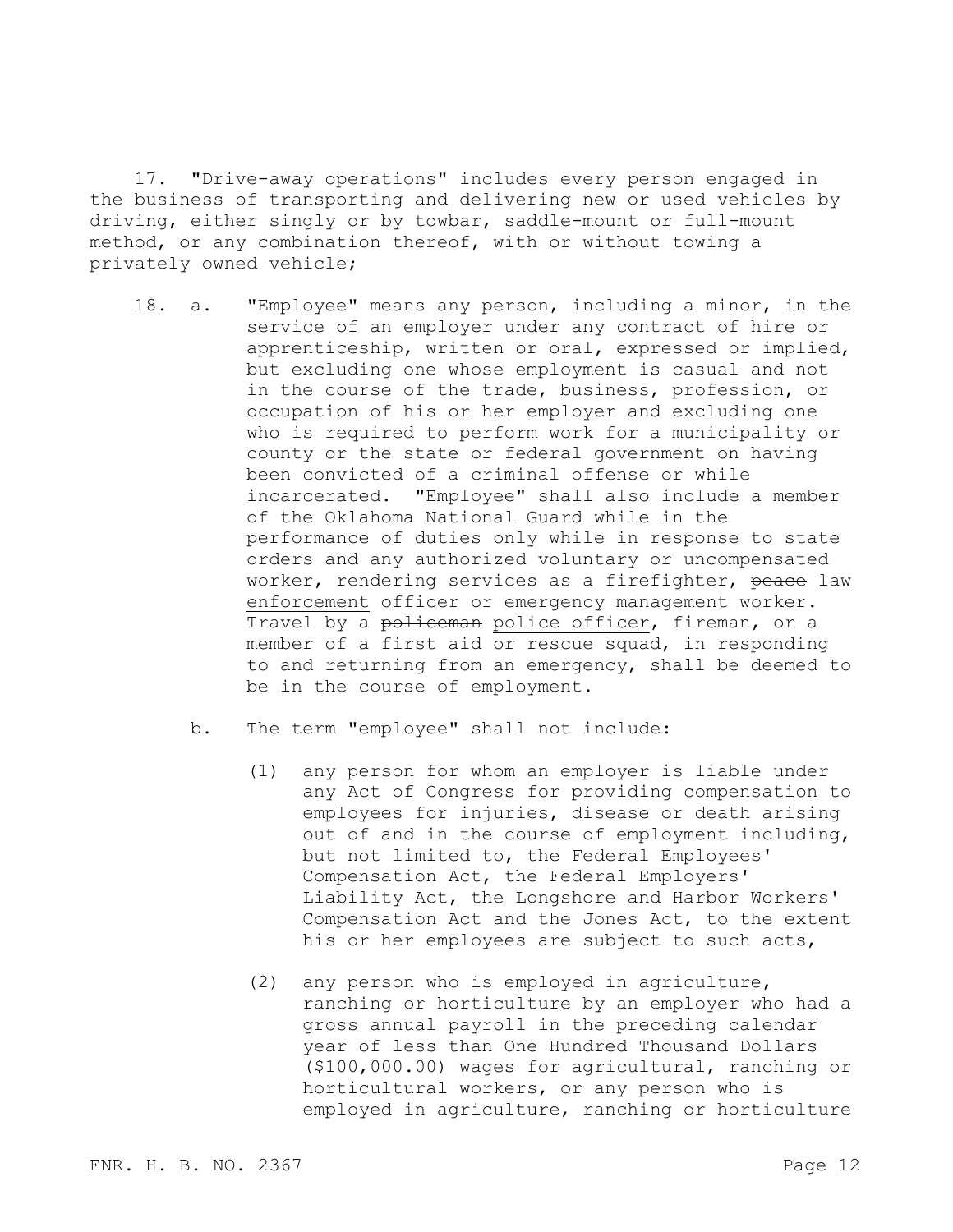17. "Drive-away operations" includes every person engaged in the business of transporting and delivering new or used vehicles by driving, either singly or by towbar, saddle-mount or full-mount method, or any combination thereof, with or without towing a privately owned vehicle;

18. a. "Employee" means any person, including a minor, in the service of an employer under any contract of hire or apprenticeship, written or oral, expressed or implied, but excluding one whose employment is casual and not in the course of the trade, business, profession, or occupation of his or her employer and excluding one who is required to perform work for a municipality or county or the state or federal government on having been convicted of a criminal offense or while incarcerated. "Employee" shall also include a member of the Oklahoma National Guard while in the performance of duties only while in response to state orders and any authorized voluntary or uncompensated worker, rendering services as a firefighter, ~~peace~~ <u>law enforcement</u> officer or emergency management worker. Travel by a ~~policeman~~ <u>police officer</u>, fireman, or a member of a first aid or rescue squad, in responding to and returning from an emergency, shall be deemed to be in the course of employment.

b. The term "employee" shall not include:

(1) any person for whom an employer is liable under any Act of Congress for providing compensation to employees for injuries, disease or death arising out of and in the course of employment including, but not limited to, the Federal Employees' Compensation Act, the Federal Employers' Liability Act, the Longshore and Harbor Workers' Compensation Act and the Jones Act, to the extent his or her employees are subject to such acts,

(2) any person who is employed in agriculture, ranching or horticulture by an employer who had a gross annual payroll in the preceding calendar year of less than One Hundred Thousand Dollars ($100,000.00) wages for agricultural, ranching or horticultural workers, or any person who is employed in agriculture, ranching or horticulture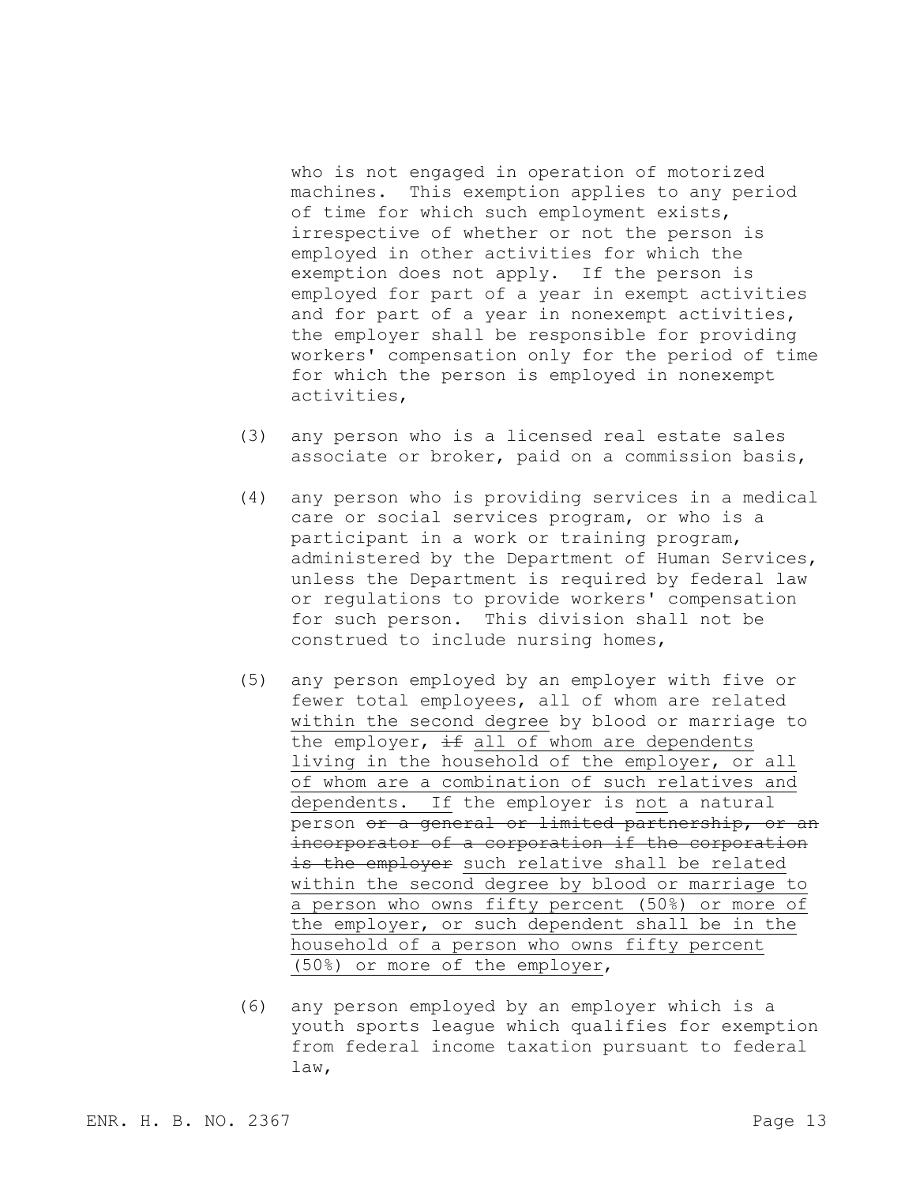who is not engaged in operation of motorized machines. This exemption applies to any period of time for which such employment exists, irrespective of whether or not the person is employed in other activities for which the exemption does not apply. If the person is employed for part of a year in exempt activities and for part of a year in nonexempt activities, the employer shall be responsible for providing workers' compensation only for the period of time for which the person is employed in nonexempt activities,

(3) any person who is a licensed real estate sales associate or broker, paid on a commission basis,

(4) any person who is providing services in a medical care or social services program, or who is a participant in a work or training program, administered by the Department of Human Services, unless the Department is required by federal law or regulations to provide workers' compensation for such person. This division shall not be construed to include nursing homes,

(5) any person employed by an employer with five or fewer total employees, all of whom are related <u>within the second degree</u> by blood or marriage to the employer, ~~if~~ <u>all of whom are dependents living in the household of the employer, or all of whom are a combination of such relatives and dependents. If</u> the employer is <u>not</u> a natural person ~~or a general or limited partnership, or an incorporator of a corporation if the corporation is the employer~~ <u>such relative shall be related within the second degree by blood or marriage to a person who owns fifty percent (50%) or more of the employer, or such dependent shall be in the household of a person who owns fifty percent (50%) or more of the employer</u>,

(6) any person employed by an employer which is a youth sports league which qualifies for exemption from federal income taxation pursuant to federal law,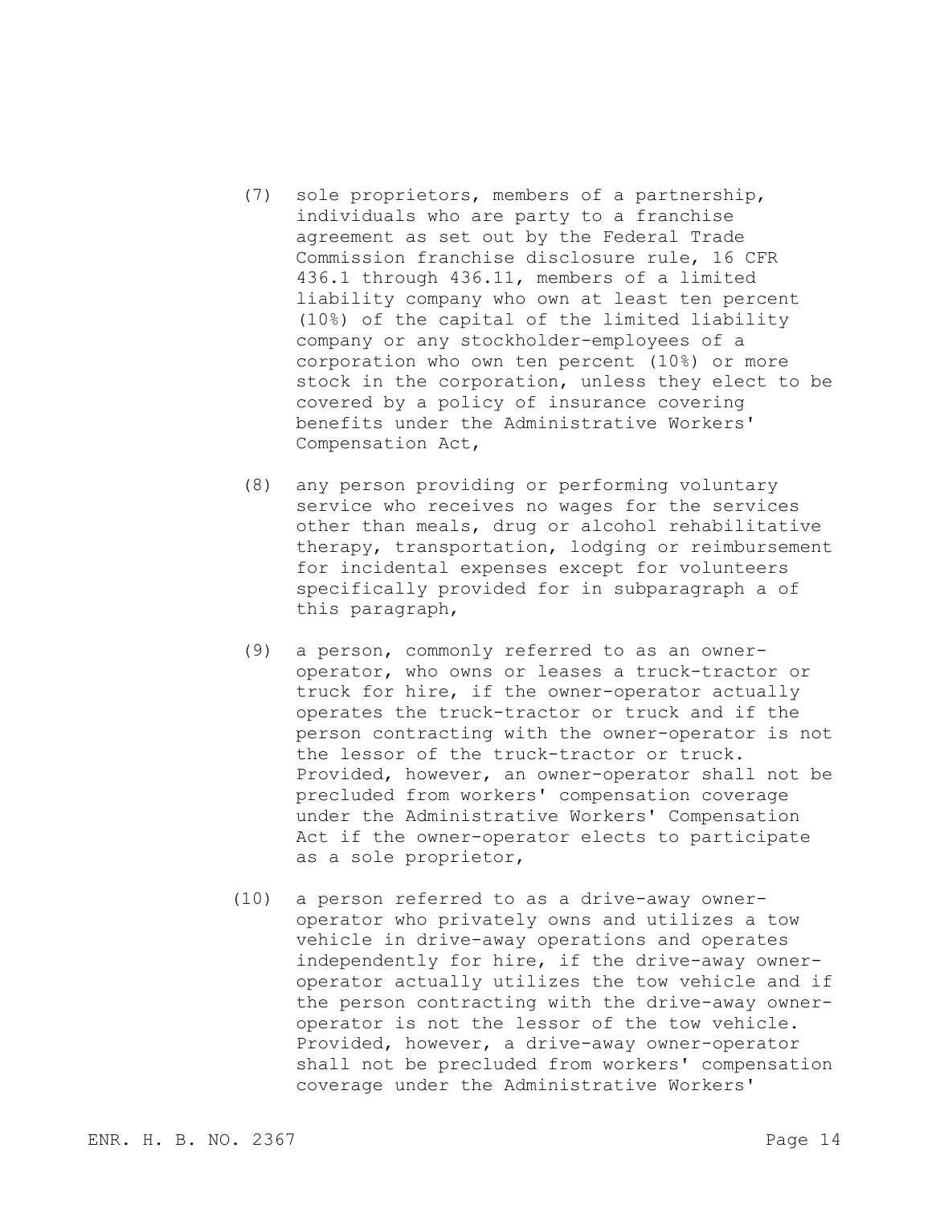(7) sole proprietors, members of a partnership, individuals who are party to a franchise agreement as set out by the Federal Trade Commission franchise disclosure rule, 16 CFR 436.1 through 436.11, members of a limited liability company who own at least ten percent (10%) of the capital of the limited liability company or any stockholder-employees of a corporation who own ten percent (10%) or more stock in the corporation, unless they elect to be covered by a policy of insurance covering benefits under the Administrative Workers' Compensation Act,

(8) any person providing or performing voluntary service who receives no wages for the services other than meals, drug or alcohol rehabilitative therapy, transportation, lodging or reimbursement for incidental expenses except for volunteers specifically provided for in subparagraph a of this paragraph,

(9) a person, commonly referred to as an owner-operator, who owns or leases a truck-tractor or truck for hire, if the owner-operator actually operates the truck-tractor or truck and if the person contracting with the owner-operator is not the lessor of the truck-tractor or truck. Provided, however, an owner-operator shall not be precluded from workers' compensation coverage under the Administrative Workers' Compensation Act if the owner-operator elects to participate as a sole proprietor,

(10) a person referred to as a drive-away owner-operator who privately owns and utilizes a tow vehicle in drive-away operations and operates independently for hire, if the drive-away owner-operator actually utilizes the tow vehicle and if the person contracting with the drive-away owner-operator is not the lessor of the tow vehicle. Provided, however, a drive-away owner-operator shall not be precluded from workers' compensation coverage under the Administrative Workers'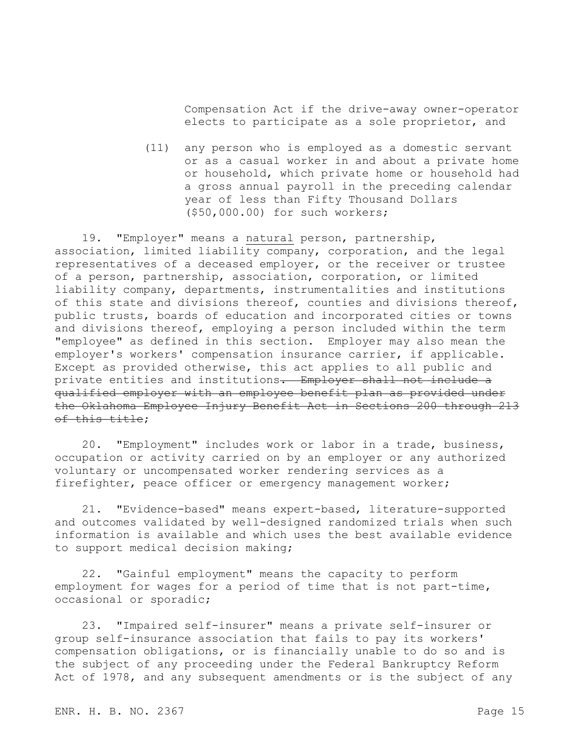Compensation Act if the drive-away owner-operator elects to participate as a sole proprietor, and

(11) any person who is employed as a domestic servant or as a casual worker in and about a private home or household, which private home or household had a gross annual payroll in the preceding calendar year of less than Fifty Thousand Dollars ($50,000.00) for such workers;

19. "Employer" means a <u>natural</u> person, partnership, association, limited liability company, corporation, and the legal representatives of a deceased employer, or the receiver or trustee of a person, partnership, association, corporation, or limited liability company, departments, instrumentalities and institutions of this state and divisions thereof, counties and divisions thereof, public trusts, boards of education and incorporated cities or towns and divisions thereof, employing a person included within the term "employee" as defined in this section. Employer may also mean the employer's workers' compensation insurance carrier, if applicable. Except as provided otherwise, this act applies to all public and private entities and institutions~~. Employer shall not include a qualified employer with an employee benefit plan as provided under the Oklahoma Employee Injury Benefit Act in Sections 200 through 213 of this title~~;

20. "Employment" includes work or labor in a trade, business, occupation or activity carried on by an employer or any authorized voluntary or uncompensated worker rendering services as a firefighter, peace officer or emergency management worker;

21. "Evidence-based" means expert-based, literature-supported and outcomes validated by well-designed randomized trials when such information is available and which uses the best available evidence to support medical decision making;

22. "Gainful employment" means the capacity to perform employment for wages for a period of time that is not part-time, occasional or sporadic;

23. "Impaired self-insurer" means a private self-insurer or group self-insurance association that fails to pay its workers' compensation obligations, or is financially unable to do so and is the subject of any proceeding under the Federal Bankruptcy Reform Act of 1978, and any subsequent amendments or is the subject of any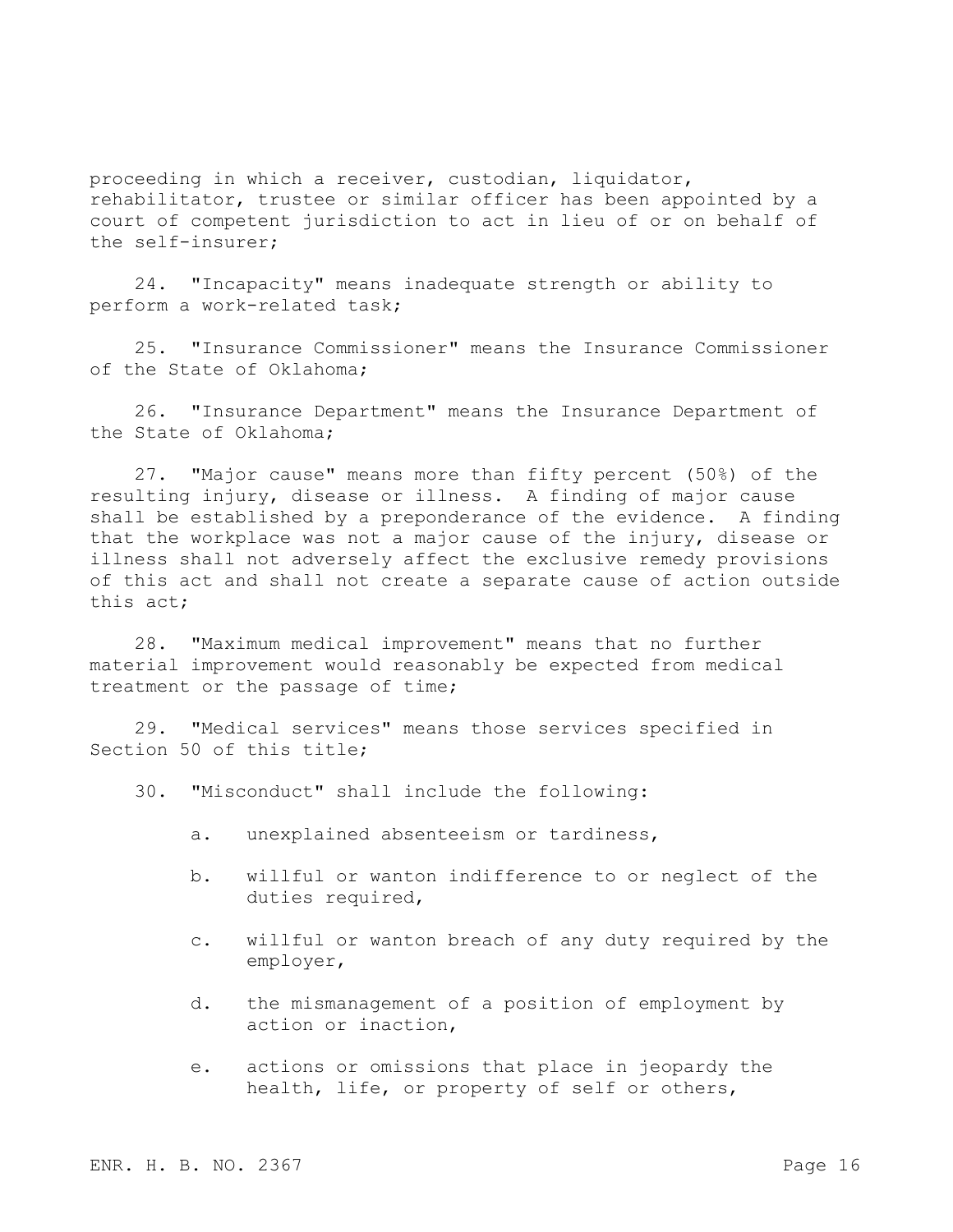proceeding in which a receiver, custodian, liquidator, rehabilitator, trustee or similar officer has been appointed by a court of competent jurisdiction to act in lieu of or on behalf of the self-insurer;

24. "Incapacity" means inadequate strength or ability to perform a work-related task;

25. "Insurance Commissioner" means the Insurance Commissioner of the State of Oklahoma;

26. "Insurance Department" means the Insurance Department of the State of Oklahoma;

27. "Major cause" means more than fifty percent (50%) of the resulting injury, disease or illness. A finding of major cause shall be established by a preponderance of the evidence. A finding that the workplace was not a major cause of the injury, disease or illness shall not adversely affect the exclusive remedy provisions of this act and shall not create a separate cause of action outside this act;

28. "Maximum medical improvement" means that no further material improvement would reasonably be expected from medical treatment or the passage of time;

29. "Medical services" means those services specified in Section 50 of this title;

30. "Misconduct" shall include the following:

   a. unexplained absenteeism or tardiness,

   b. willful or wanton indifference to or neglect of the duties required,

   c. willful or wanton breach of any duty required by the employer,

   d. the mismanagement of a position of employment by action or inaction,

   e. actions or omissions that place in jeopardy the health, life, or property of self or others,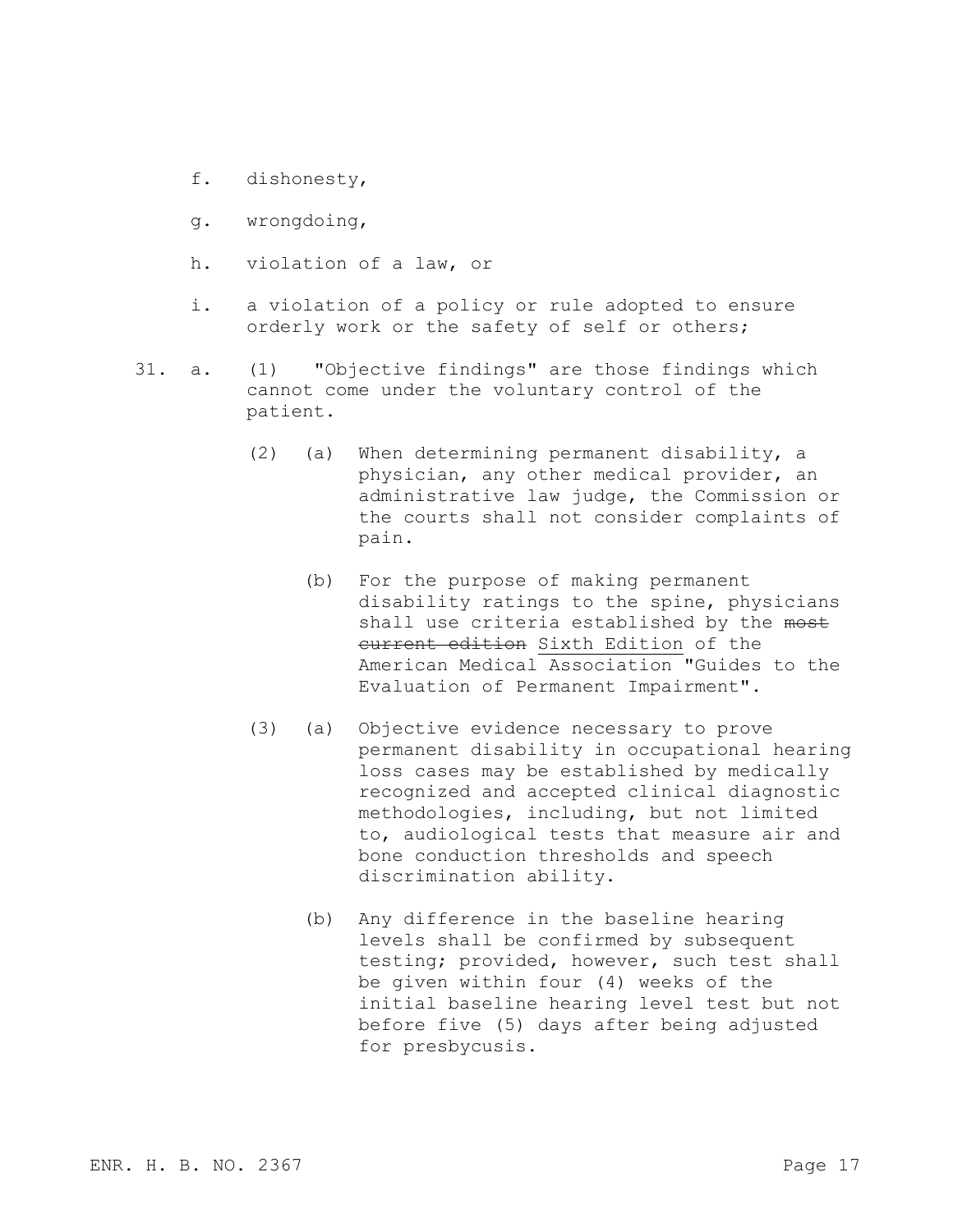f. dishonesty,

g. wrongdoing,

h. violation of a law, or

i. a violation of a policy or rule adopted to ensure orderly work or the safety of self or others;

31. a. (1) "Objective findings" are those findings which cannot come under the voluntary control of the patient.

(2) (a) When determining permanent disability, a physician, any other medical provider, an administrative law judge, the Commission or the courts shall not consider complaints of pain.

(b) For the purpose of making permanent disability ratings to the spine, physicians shall use criteria established by the ~~most current edition~~ <u>Sixth Edition</u> of the American Medical Association "Guides to the Evaluation of Permanent Impairment".

(3) (a) Objective evidence necessary to prove permanent disability in occupational hearing loss cases may be established by medically recognized and accepted clinical diagnostic methodologies, including, but not limited to, audiological tests that measure air and bone conduction thresholds and speech discrimination ability.

(b) Any difference in the baseline hearing levels shall be confirmed by subsequent testing; provided, however, such test shall be given within four (4) weeks of the initial baseline hearing level test but not before five (5) days after being adjusted for presbycusis.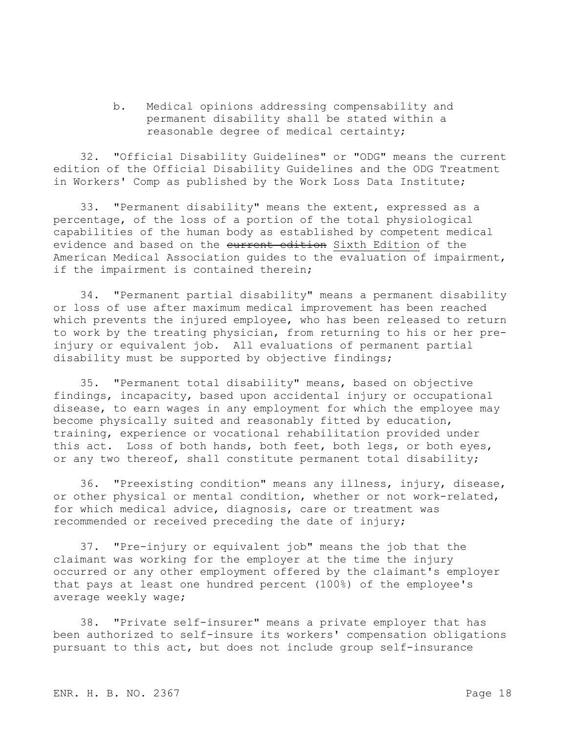b. Medical opinions addressing compensability and permanent disability shall be stated within a reasonable degree of medical certainty;

32. "Official Disability Guidelines" or "ODG" means the current edition of the Official Disability Guidelines and the ODG Treatment in Workers' Comp as published by the Work Loss Data Institute;

33. "Permanent disability" means the extent, expressed as a percentage, of the loss of a portion of the total physiological capabilities of the human body as established by competent medical evidence and based on the ~~current edition~~ Sixth Edition of the American Medical Association guides to the evaluation of impairment, if the impairment is contained therein;

34. "Permanent partial disability" means a permanent disability or loss of use after maximum medical improvement has been reached which prevents the injured employee, who has been released to return to work by the treating physician, from returning to his or her pre-injury or equivalent job. All evaluations of permanent partial disability must be supported by objective findings;

35. "Permanent total disability" means, based on objective findings, incapacity, based upon accidental injury or occupational disease, to earn wages in any employment for which the employee may become physically suited and reasonably fitted by education, training, experience or vocational rehabilitation provided under this act. Loss of both hands, both feet, both legs, or both eyes, or any two thereof, shall constitute permanent total disability;

36. "Preexisting condition" means any illness, injury, disease, or other physical or mental condition, whether or not work-related, for which medical advice, diagnosis, care or treatment was recommended or received preceding the date of injury;

37. "Pre-injury or equivalent job" means the job that the claimant was working for the employer at the time the injury occurred or any other employment offered by the claimant's employer that pays at least one hundred percent (100%) of the employee's average weekly wage;

38. "Private self-insurer" means a private employer that has been authorized to self-insure its workers' compensation obligations pursuant to this act, but does not include group self-insurance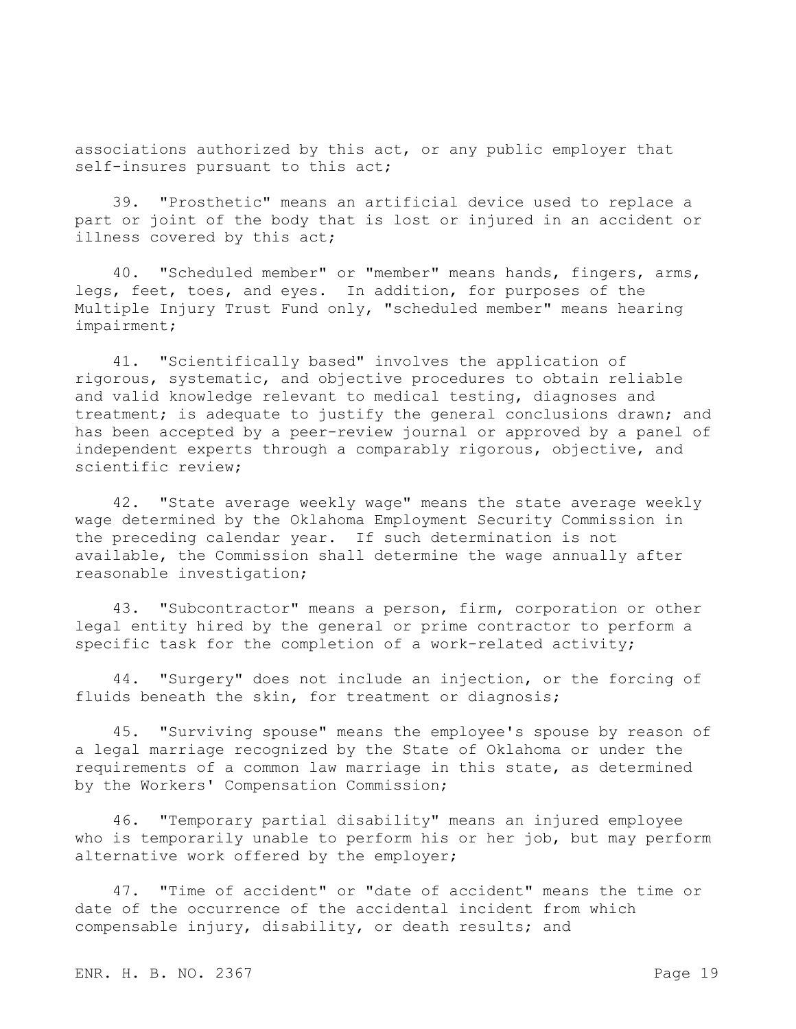associations authorized by this act, or any public employer that self-insures pursuant to this act;

39. "Prosthetic" means an artificial device used to replace a part or joint of the body that is lost or injured in an accident or illness covered by this act;

40. "Scheduled member" or "member" means hands, fingers, arms, legs, feet, toes, and eyes. In addition, for purposes of the Multiple Injury Trust Fund only, "scheduled member" means hearing impairment;

41. "Scientifically based" involves the application of rigorous, systematic, and objective procedures to obtain reliable and valid knowledge relevant to medical testing, diagnoses and treatment; is adequate to justify the general conclusions drawn; and has been accepted by a peer-review journal or approved by a panel of independent experts through a comparably rigorous, objective, and scientific review;

42. "State average weekly wage" means the state average weekly wage determined by the Oklahoma Employment Security Commission in the preceding calendar year. If such determination is not available, the Commission shall determine the wage annually after reasonable investigation;

43. "Subcontractor" means a person, firm, corporation or other legal entity hired by the general or prime contractor to perform a specific task for the completion of a work-related activity;

44. "Surgery" does not include an injection, or the forcing of fluids beneath the skin, for treatment or diagnosis;

45. "Surviving spouse" means the employee's spouse by reason of a legal marriage recognized by the State of Oklahoma or under the requirements of a common law marriage in this state, as determined by the Workers' Compensation Commission;

46. "Temporary partial disability" means an injured employee who is temporarily unable to perform his or her job, but may perform alternative work offered by the employer;

47. "Time of accident" or "date of accident" means the time or date of the occurrence of the accidental incident from which compensable injury, disability, or death results; and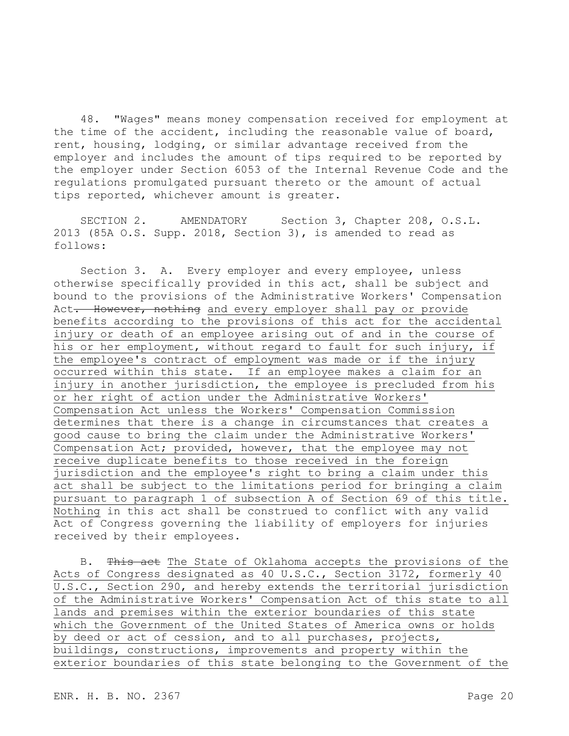48. "Wages" means money compensation received for employment at the time of the accident, including the reasonable value of board, rent, housing, lodging, or similar advantage received from the employer and includes the amount of tips required to be reported by the employer under Section 6053 of the Internal Revenue Code and the regulations promulgated pursuant thereto or the amount of actual tips reported, whichever amount is greater.

SECTION 2. AMENDATORY Section 3, Chapter 208, O.S.L. 2013 (85A O.S. Supp. 2018, Section 3), is amended to read as follows:

Section 3. A. Every employer and every employee, unless otherwise specifically provided in this act, shall be subject and bound to the provisions of the Administrative Workers' Compensation Act~~. However, nothing~~ and every employer shall pay or provide benefits according to the provisions of this act for the accidental injury or death of an employee arising out of and in the course of his or her employment, without regard to fault for such injury, if the employee's contract of employment was made or if the injury occurred within this state. If an employee makes a claim for an injury in another jurisdiction, the employee is precluded from his or her right of action under the Administrative Workers' Compensation Act unless the Workers' Compensation Commission determines that there is a change in circumstances that creates a good cause to bring the claim under the Administrative Workers' Compensation Act; provided, however, that the employee may not receive duplicate benefits to those received in the foreign jurisdiction and the employee's right to bring a claim under this act shall be subject to the limitations period for bringing a claim pursuant to paragraph 1 of subsection A of Section 69 of this title. Nothing in this act shall be construed to conflict with any valid Act of Congress governing the liability of employers for injuries received by their employees.

B. ~~This act~~ The State of Oklahoma accepts the provisions of the Acts of Congress designated as 40 U.S.C., Section 3172, formerly 40 U.S.C., Section 290, and hereby extends the territorial jurisdiction of the Administrative Workers' Compensation Act of this state to all lands and premises within the exterior boundaries of this state which the Government of the United States of America owns or holds by deed or act of cession, and to all purchases, projects, buildings, constructions, improvements and property within the exterior boundaries of this state belonging to the Government of the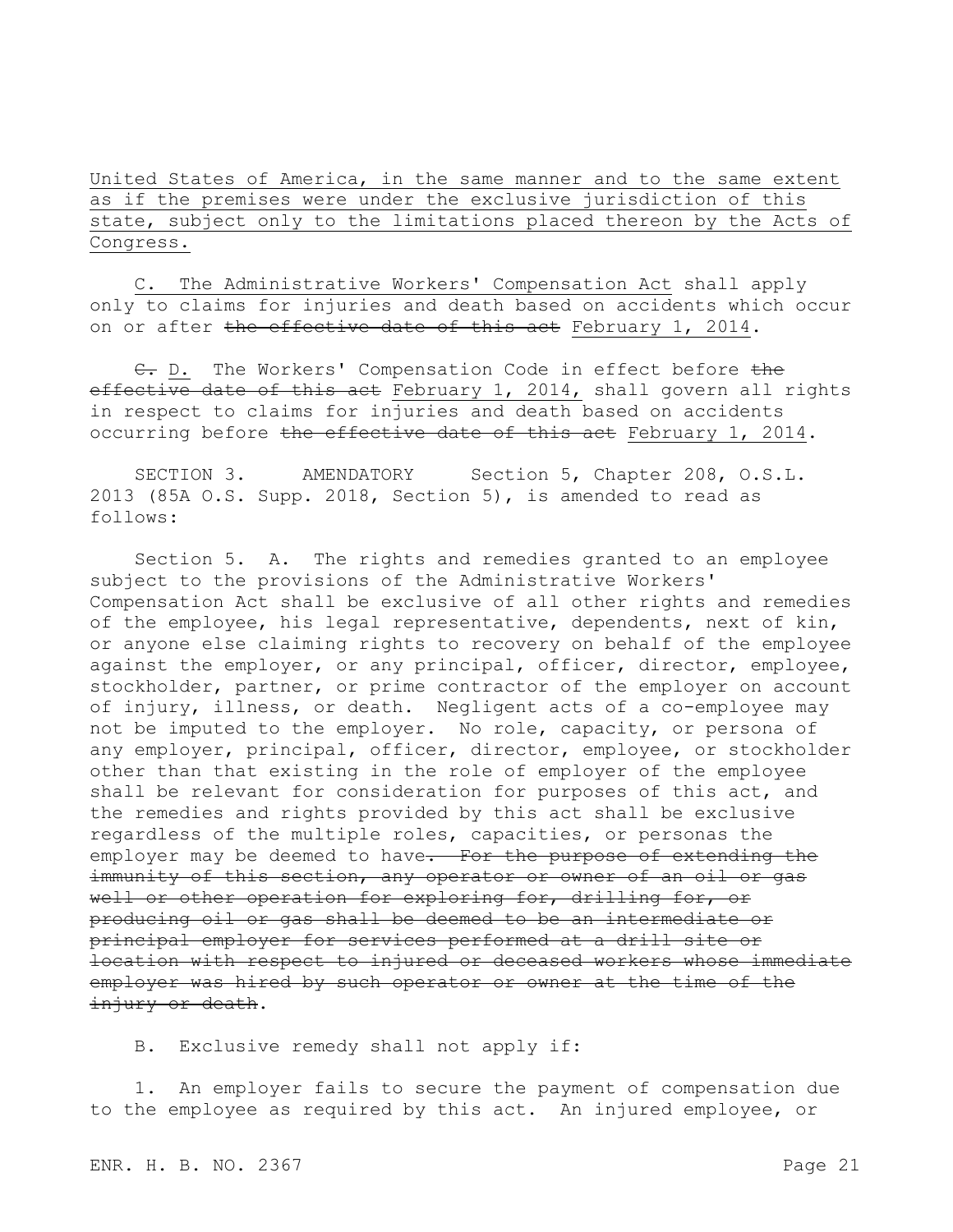United States of America, in the same manner and to the same extent as if the premises were under the exclusive jurisdiction of this state, subject only to the limitations placed thereon by the Acts of Congress.

C. The Administrative Workers' Compensation Act shall apply only to claims for injuries and death based on accidents which occur on or after ~~the effective date of this act~~ February 1, 2014.

~~C.~~ D. The Workers' Compensation Code in effect before ~~the effective date of this act~~ February 1, 2014, shall govern all rights in respect to claims for injuries and death based on accidents occurring before ~~the effective date of this act~~ February 1, 2014.

SECTION 3. AMENDATORY Section 5, Chapter 208, O.S.L. 2013 (85A O.S. Supp. 2018, Section 5), is amended to read as follows:

Section 5. A. The rights and remedies granted to an employee subject to the provisions of the Administrative Workers' Compensation Act shall be exclusive of all other rights and remedies of the employee, his legal representative, dependents, next of kin, or anyone else claiming rights to recovery on behalf of the employee against the employer, or any principal, officer, director, employee, stockholder, partner, or prime contractor of the employer on account of injury, illness, or death. Negligent acts of a co-employee may not be imputed to the employer. No role, capacity, or persona of any employer, principal, officer, director, employee, or stockholder other than that existing in the role of employer of the employee shall be relevant for consideration for purposes of this act, and the remedies and rights provided by this act shall be exclusive regardless of the multiple roles, capacities, or personas the employer may be deemed to have~~. For the purpose of extending the immunity of this section, any operator or owner of an oil or gas well or other operation for exploring for, drilling for, or producing oil or gas shall be deemed to be an intermediate or principal employer for services performed at a drill site or location with respect to injured or deceased workers whose immediate employer was hired by such operator or owner at the time of the injury or death~~.

B. Exclusive remedy shall not apply if:

1. An employer fails to secure the payment of compensation due to the employee as required by this act. An injured employee, or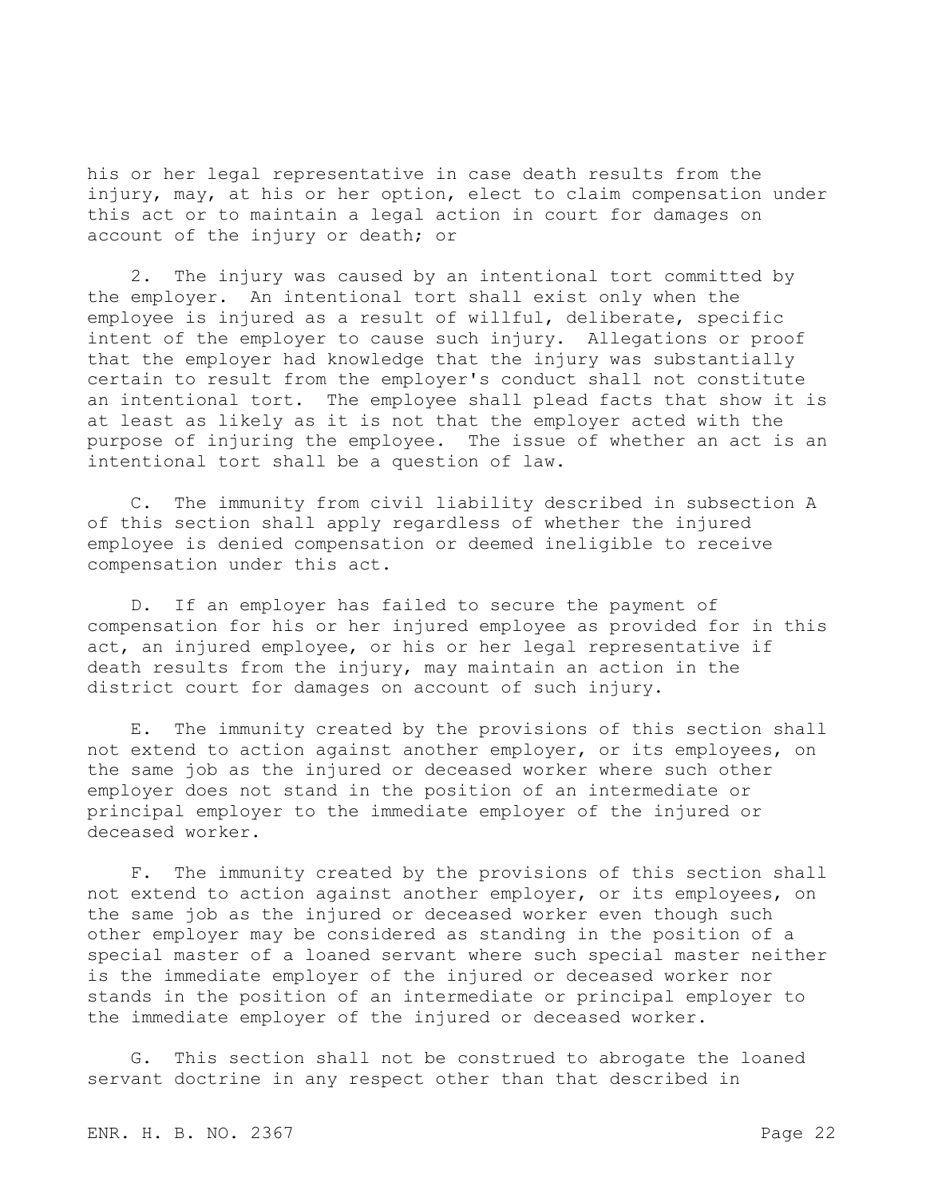his or her legal representative in case death results from the injury, may, at his or her option, elect to claim compensation under this act or to maintain a legal action in court for damages on account of the injury or death; or

2. The injury was caused by an intentional tort committed by the employer. An intentional tort shall exist only when the employee is injured as a result of willful, deliberate, specific intent of the employer to cause such injury. Allegations or proof that the employer had knowledge that the injury was substantially certain to result from the employer's conduct shall not constitute an intentional tort. The employee shall plead facts that show it is at least as likely as it is not that the employer acted with the purpose of injuring the employee. The issue of whether an act is an intentional tort shall be a question of law.

C. The immunity from civil liability described in subsection A of this section shall apply regardless of whether the injured employee is denied compensation or deemed ineligible to receive compensation under this act.

D. If an employer has failed to secure the payment of compensation for his or her injured employee as provided for in this act, an injured employee, or his or her legal representative if death results from the injury, may maintain an action in the district court for damages on account of such injury.

E. The immunity created by the provisions of this section shall not extend to action against another employer, or its employees, on the same job as the injured or deceased worker where such other employer does not stand in the position of an intermediate or principal employer to the immediate employer of the injured or deceased worker.

F. The immunity created by the provisions of this section shall not extend to action against another employer, or its employees, on the same job as the injured or deceased worker even though such other employer may be considered as standing in the position of a special master of a loaned servant where such special master neither is the immediate employer of the injured or deceased worker nor stands in the position of an intermediate or principal employer to the immediate employer of the injured or deceased worker.

G. This section shall not be construed to abrogate the loaned servant doctrine in any respect other than that described in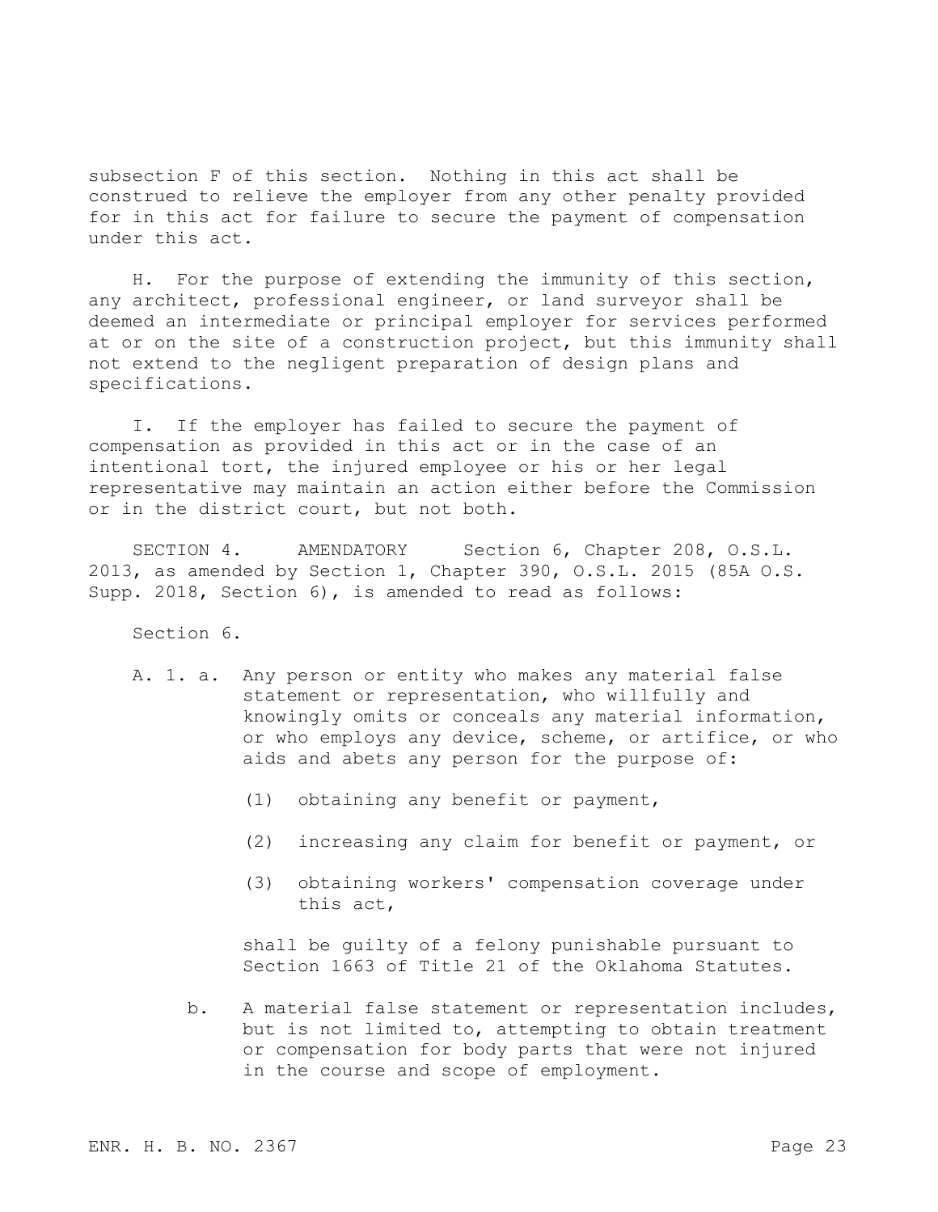subsection F of this section. Nothing in this act shall be construed to relieve the employer from any other penalty provided for in this act for failure to secure the payment of compensation under this act.

H. For the purpose of extending the immunity of this section, any architect, professional engineer, or land surveyor shall be deemed an intermediate or principal employer for services performed at or on the site of a construction project, but this immunity shall not extend to the negligent preparation of design plans and specifications.

I. If the employer has failed to secure the payment of compensation as provided in this act or in the case of an intentional tort, the injured employee or his or her legal representative may maintain an action either before the Commission or in the district court, but not both.

SECTION 4. AMENDATORY Section 6, Chapter 208, O.S.L. 2013, as amended by Section 1, Chapter 390, O.S.L. 2015 (85A O.S. Supp. 2018, Section 6), is amended to read as follows:

Section 6.

A. 1. a. Any person or entity who makes any material false statement or representation, who willfully and knowingly omits or conceals any material information, or who employs any device, scheme, or artifice, or who aids and abets any person for the purpose of:

(1) obtaining any benefit or payment,

(2) increasing any claim for benefit or payment, or

(3) obtaining workers' compensation coverage under this act,

shall be guilty of a felony punishable pursuant to Section 1663 of Title 21 of the Oklahoma Statutes.

b. A material false statement or representation includes, but is not limited to, attempting to obtain treatment or compensation for body parts that were not injured in the course and scope of employment.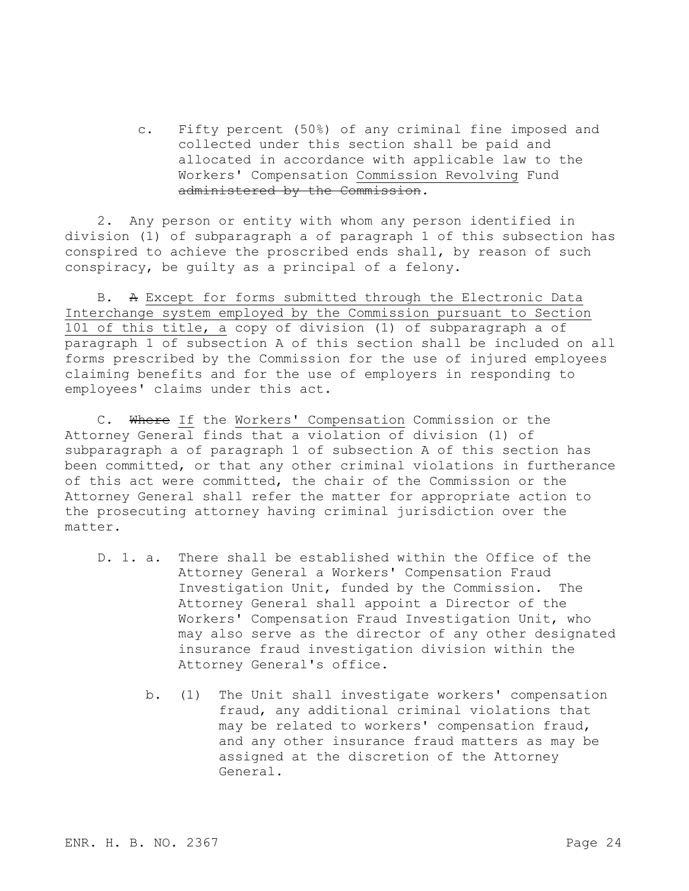c. Fifty percent (50%) of any criminal fine imposed and collected under this section shall be paid and allocated in accordance with applicable law to the Workers' Compensation <u>Commission Revolving</u> Fund ~~administered by the Commission~~.

2. Any person or entity with whom any person identified in division (1) of subparagraph a of paragraph 1 of this subsection has conspired to achieve the proscribed ends shall, by reason of such conspiracy, be guilty as a principal of a felony.

B. ~~A~~ <u>Except for forms submitted through the Electronic Data Interchange system employed by the Commission pursuant to Section 101 of this title, a</u> copy of division (1) of subparagraph a of paragraph 1 of subsection A of this section shall be included on all forms prescribed by the Commission for the use of injured employees claiming benefits and for the use of employers in responding to employees' claims under this act.

C. ~~Where~~ <u>If</u> the <u>Workers' Compensation</u> Commission or the Attorney General finds that a violation of division (1) of subparagraph a of paragraph 1 of subsection A of this section has been committed, or that any other criminal violations in furtherance of this act were committed, the chair of the Commission or the Attorney General shall refer the matter for appropriate action to the prosecuting attorney having criminal jurisdiction over the matter.

D. 1. a. There shall be established within the Office of the Attorney General a Workers' Compensation Fraud Investigation Unit, funded by the Commission. The Attorney General shall appoint a Director of the Workers' Compensation Fraud Investigation Unit, who may also serve as the director of any other designated insurance fraud investigation division within the Attorney General's office.

b. (1) The Unit shall investigate workers' compensation fraud, any additional criminal violations that may be related to workers' compensation fraud, and any other insurance fraud matters as may be assigned at the discretion of the Attorney General.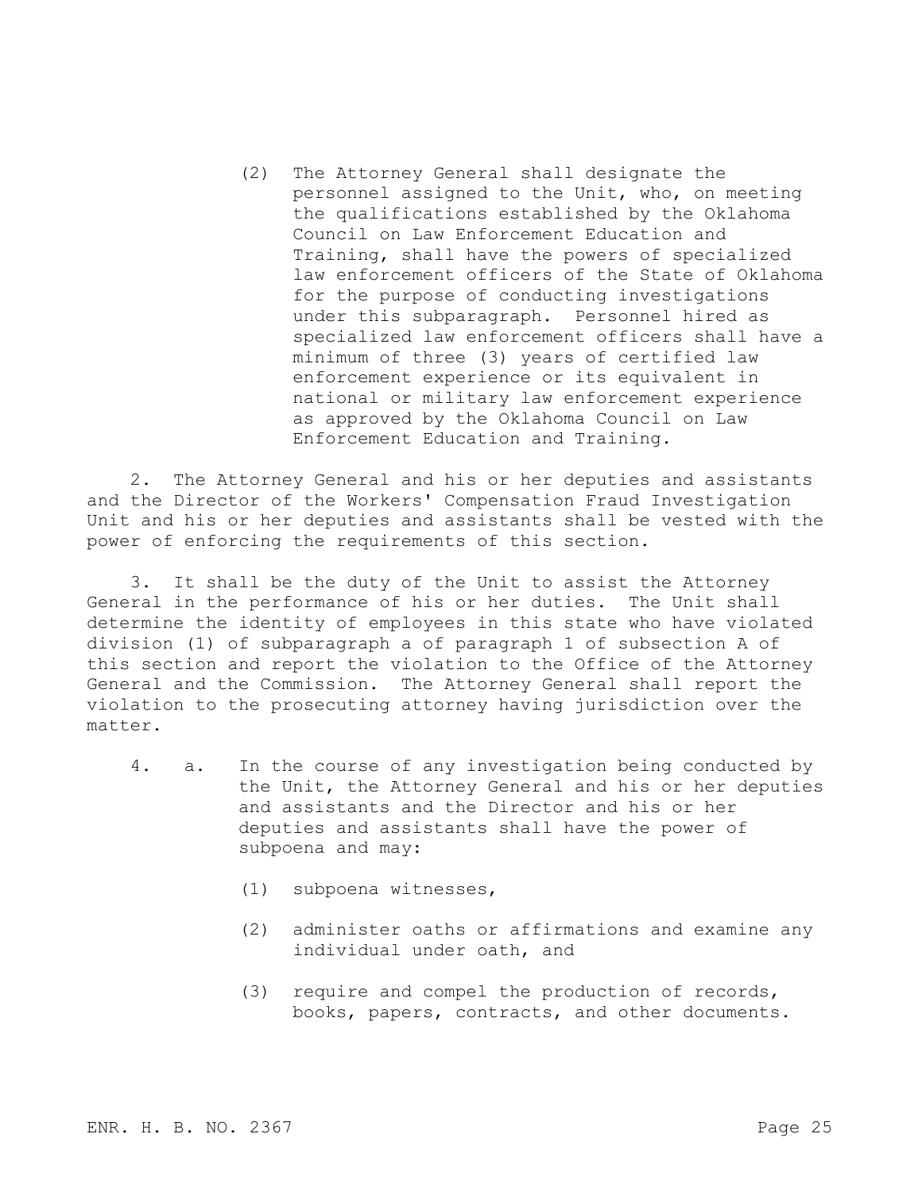(2) The Attorney General shall designate the personnel assigned to the Unit, who, on meeting the qualifications established by the Oklahoma Council on Law Enforcement Education and Training, shall have the powers of specialized law enforcement officers of the State of Oklahoma for the purpose of conducting investigations under this subparagraph. Personnel hired as specialized law enforcement officers shall have a minimum of three (3) years of certified law enforcement experience or its equivalent in national or military law enforcement experience as approved by the Oklahoma Council on Law Enforcement Education and Training.

2. The Attorney General and his or her deputies and assistants and the Director of the Workers' Compensation Fraud Investigation Unit and his or her deputies and assistants shall be vested with the power of enforcing the requirements of this section.

3. It shall be the duty of the Unit to assist the Attorney General in the performance of his or her duties. The Unit shall determine the identity of employees in this state who have violated division (1) of subparagraph a of paragraph 1 of subsection A of this section and report the violation to the Office of the Attorney General and the Commission. The Attorney General shall report the violation to the prosecuting attorney having jurisdiction over the matter.

4. a. In the course of any investigation being conducted by the Unit, the Attorney General and his or her deputies and assistants and the Director and his or her deputies and assistants shall have the power of subpoena and may:

(1) subpoena witnesses,

(2) administer oaths or affirmations and examine any individual under oath, and

(3) require and compel the production of records, books, papers, contracts, and other documents.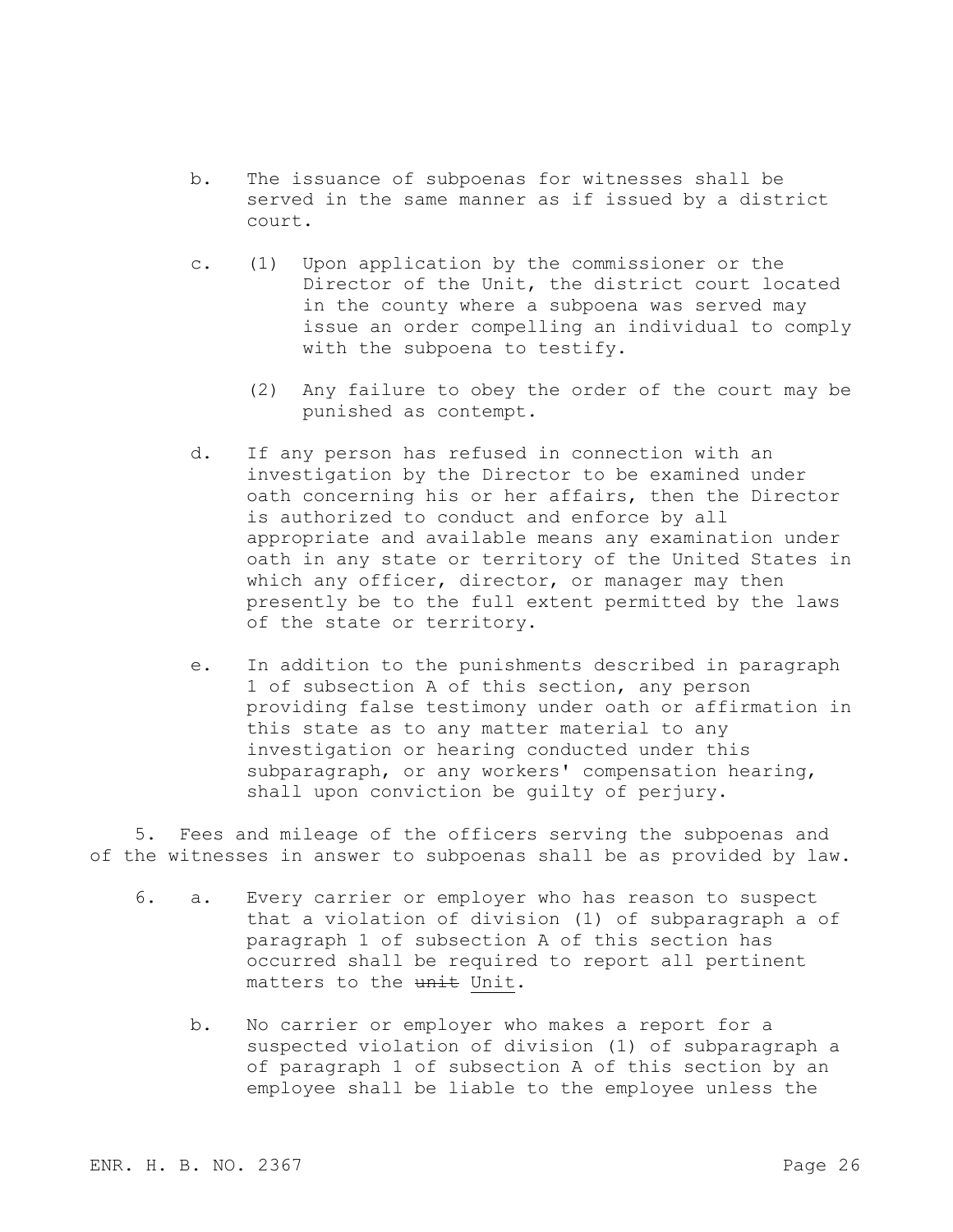b. The issuance of subpoenas for witnesses shall be served in the same manner as if issued by a district court.

c. (1) Upon application by the commissioner or the Director of the Unit, the district court located in the county where a subpoena was served may issue an order compelling an individual to comply with the subpoena to testify.

(2) Any failure to obey the order of the court may be punished as contempt.

d. If any person has refused in connection with an investigation by the Director to be examined under oath concerning his or her affairs, then the Director is authorized to conduct and enforce by all appropriate and available means any examination under oath in any state or territory of the United States in which any officer, director, or manager may then presently be to the full extent permitted by the laws of the state or territory.

e. In addition to the punishments described in paragraph 1 of subsection A of this section, any person providing false testimony under oath or affirmation in this state as to any matter material to any investigation or hearing conducted under this subparagraph, or any workers' compensation hearing, shall upon conviction be guilty of perjury.

5. Fees and mileage of the officers serving the subpoenas and of the witnesses in answer to subpoenas shall be as provided by law.

6. a. Every carrier or employer who has reason to suspect that a violation of division (1) of subparagraph a of paragraph 1 of subsection A of this section has occurred shall be required to report all pertinent matters to the ~~unit~~ Unit.

b. No carrier or employer who makes a report for a suspected violation of division (1) of subparagraph a of paragraph 1 of subsection A of this section by an employee shall be liable to the employee unless the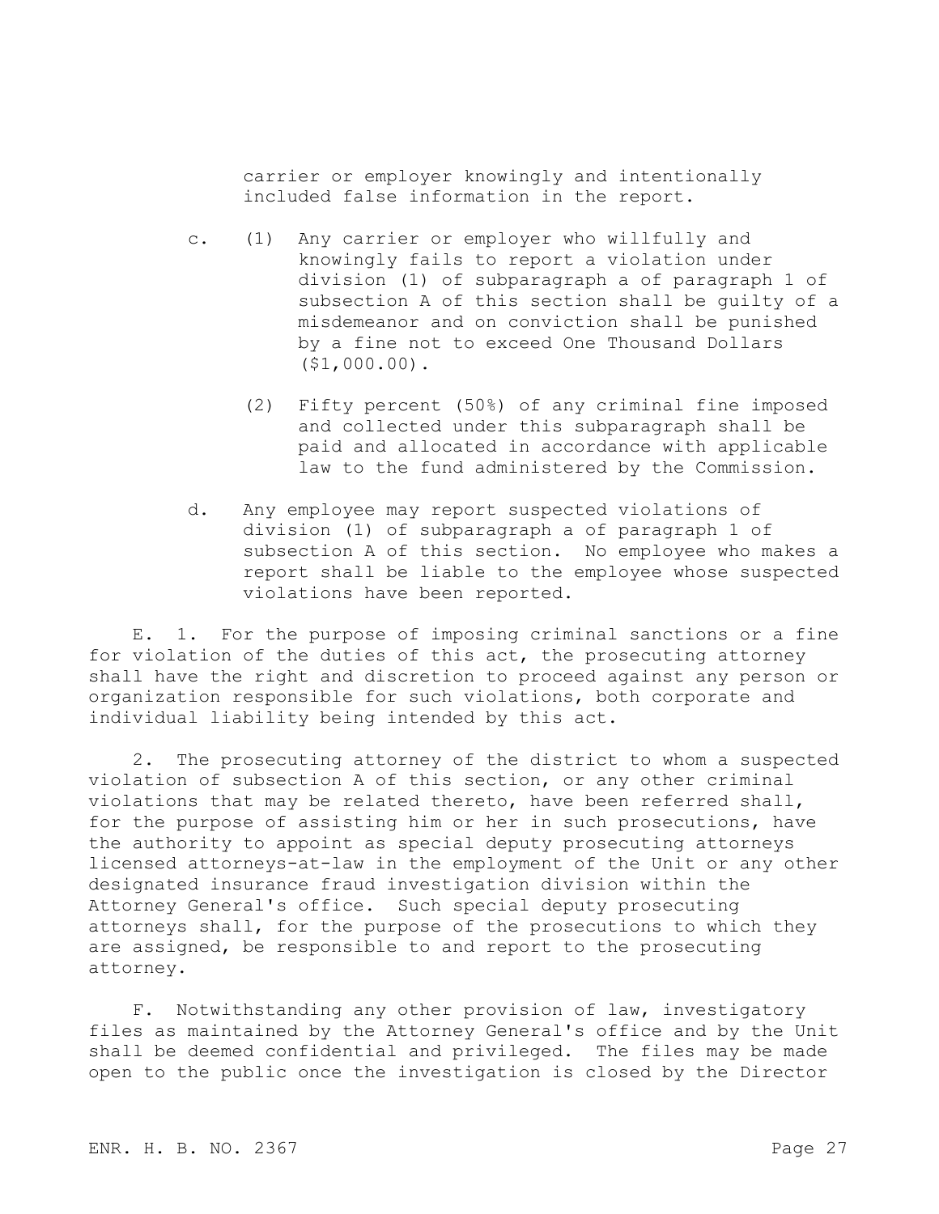carrier or employer knowingly and intentionally included false information in the report.

c. (1) Any carrier or employer who willfully and knowingly fails to report a violation under division (1) of subparagraph a of paragraph 1 of subsection A of this section shall be guilty of a misdemeanor and on conviction shall be punished by a fine not to exceed One Thousand Dollars ($1,000.00).

(2) Fifty percent (50%) of any criminal fine imposed and collected under this subparagraph shall be paid and allocated in accordance with applicable law to the fund administered by the Commission.

d. Any employee may report suspected violations of division (1) of subparagraph a of paragraph 1 of subsection A of this section. No employee who makes a report shall be liable to the employee whose suspected violations have been reported.

E. 1. For the purpose of imposing criminal sanctions or a fine for violation of the duties of this act, the prosecuting attorney shall have the right and discretion to proceed against any person or organization responsible for such violations, both corporate and individual liability being intended by this act.

2. The prosecuting attorney of the district to whom a suspected violation of subsection A of this section, or any other criminal violations that may be related thereto, have been referred shall, for the purpose of assisting him or her in such prosecutions, have the authority to appoint as special deputy prosecuting attorneys licensed attorneys-at-law in the employment of the Unit or any other designated insurance fraud investigation division within the Attorney General's office. Such special deputy prosecuting attorneys shall, for the purpose of the prosecutions to which they are assigned, be responsible to and report to the prosecuting attorney.

F. Notwithstanding any other provision of law, investigatory files as maintained by the Attorney General's office and by the Unit shall be deemed confidential and privileged. The files may be made open to the public once the investigation is closed by the Director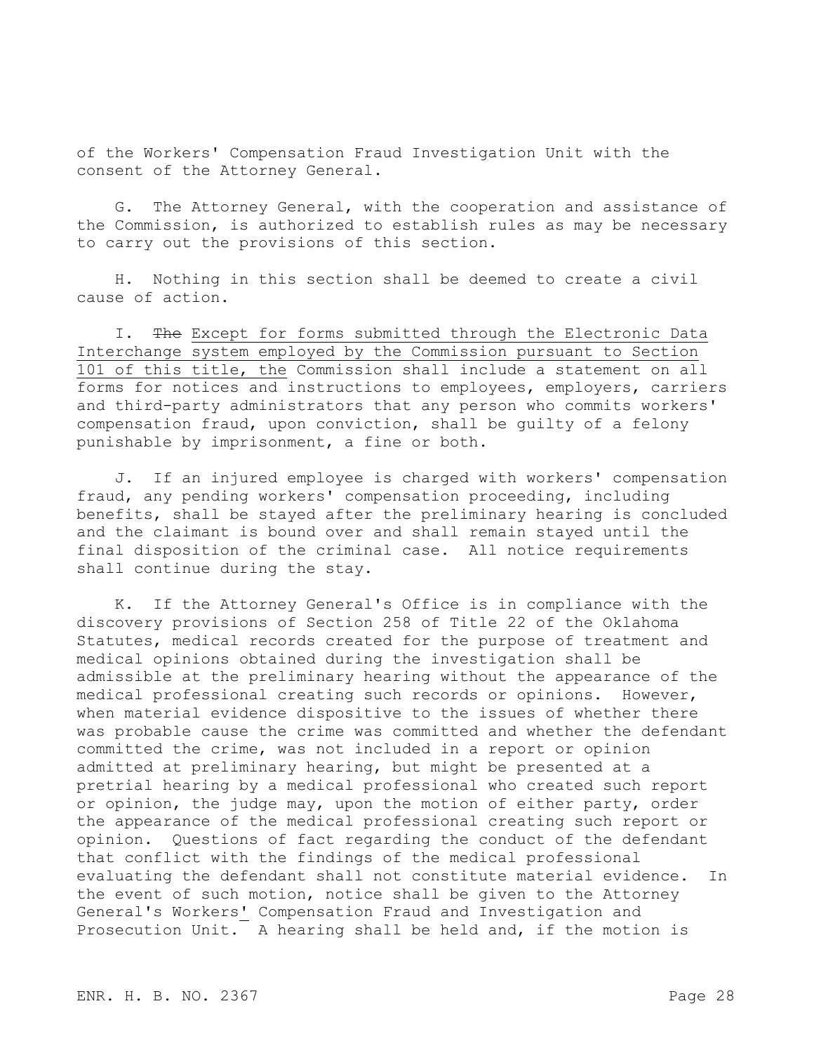of the Workers' Compensation Fraud Investigation Unit with the consent of the Attorney General.

G. The Attorney General, with the cooperation and assistance of the Commission, is authorized to establish rules as may be necessary to carry out the provisions of this section.

H. Nothing in this section shall be deemed to create a civil cause of action.

I. ~~The~~ Except for forms submitted through the Electronic Data Interchange system employed by the Commission pursuant to Section 101 of this title, the Commission shall include a statement on all forms for notices and instructions to employees, employers, carriers and third-party administrators that any person who commits workers' compensation fraud, upon conviction, shall be guilty of a felony punishable by imprisonment, a fine or both.

J. If an injured employee is charged with workers' compensation fraud, any pending workers' compensation proceeding, including benefits, shall be stayed after the preliminary hearing is concluded and the claimant is bound over and shall remain stayed until the final disposition of the criminal case. All notice requirements shall continue during the stay.

K. If the Attorney General's Office is in compliance with the discovery provisions of Section 258 of Title 22 of the Oklahoma Statutes, medical records created for the purpose of treatment and medical opinions obtained during the investigation shall be admissible at the preliminary hearing without the appearance of the medical professional creating such records or opinions. However, when material evidence dispositive to the issues of whether there was probable cause the crime was committed and whether the defendant committed the crime, was not included in a report or opinion admitted at preliminary hearing, but might be presented at a pretrial hearing by a medical professional who created such report or opinion, the judge may, upon the motion of either party, order the appearance of the medical professional creating such report or opinion. Questions of fact regarding the conduct of the defendant that conflict with the findings of the medical professional evaluating the defendant shall not constitute material evidence. In the event of such motion, notice shall be given to the Attorney General's Workers' Compensation Fraud and Investigation and Prosecution Unit. A hearing shall be held and, if the motion is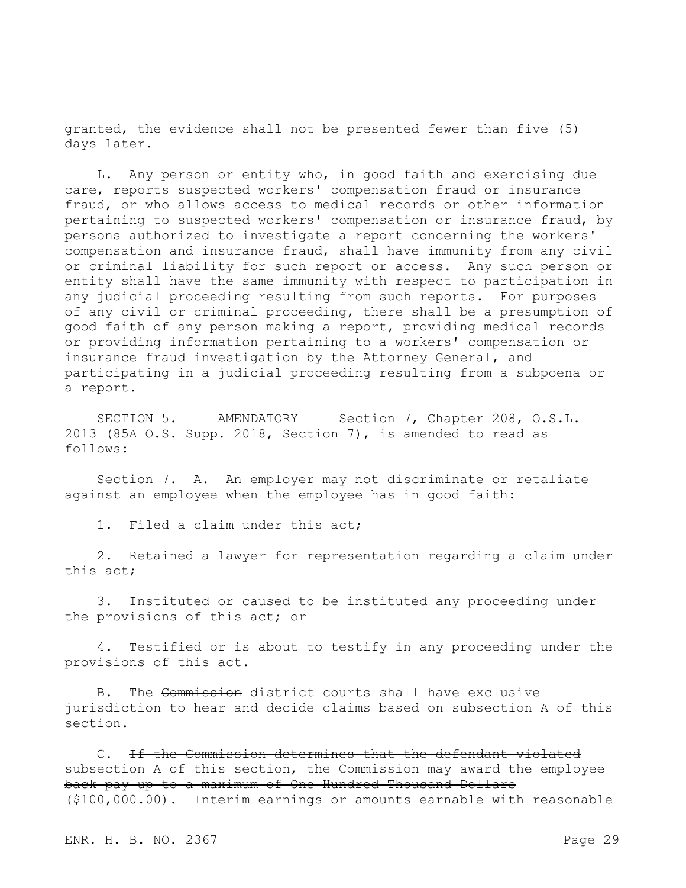granted, the evidence shall not be presented fewer than five (5) days later.

L. Any person or entity who, in good faith and exercising due care, reports suspected workers' compensation fraud or insurance fraud, or who allows access to medical records or other information pertaining to suspected workers' compensation or insurance fraud, by persons authorized to investigate a report concerning the workers' compensation and insurance fraud, shall have immunity from any civil or criminal liability for such report or access. Any such person or entity shall have the same immunity with respect to participation in any judicial proceeding resulting from such reports. For purposes of any civil or criminal proceeding, there shall be a presumption of good faith of any person making a report, providing medical records or providing information pertaining to a workers' compensation or insurance fraud investigation by the Attorney General, and participating in a judicial proceeding resulting from a subpoena or a report.

SECTION 5. AMENDATORY Section 7, Chapter 208, O.S.L. 2013 (85A O.S. Supp. 2018, Section 7), is amended to read as follows:

Section 7. A. An employer may not ~~discriminate or~~ retaliate against an employee when the employee has in good faith:

1. Filed a claim under this act;

2. Retained a lawyer for representation regarding a claim under this act;

3. Instituted or caused to be instituted any proceeding under the provisions of this act; or

4. Testified or is about to testify in any proceeding under the provisions of this act.

B. The ~~Commission~~ <u>district courts</u> shall have exclusive jurisdiction to hear and decide claims based on ~~subsection A of~~ this section.

C. ~~If the Commission determines that the defendant violated subsection A of this section, the Commission may award the employee back pay up to a maximum of One Hundred Thousand Dollars ($100,000.00). Interim earnings or amounts earnable with reasonable~~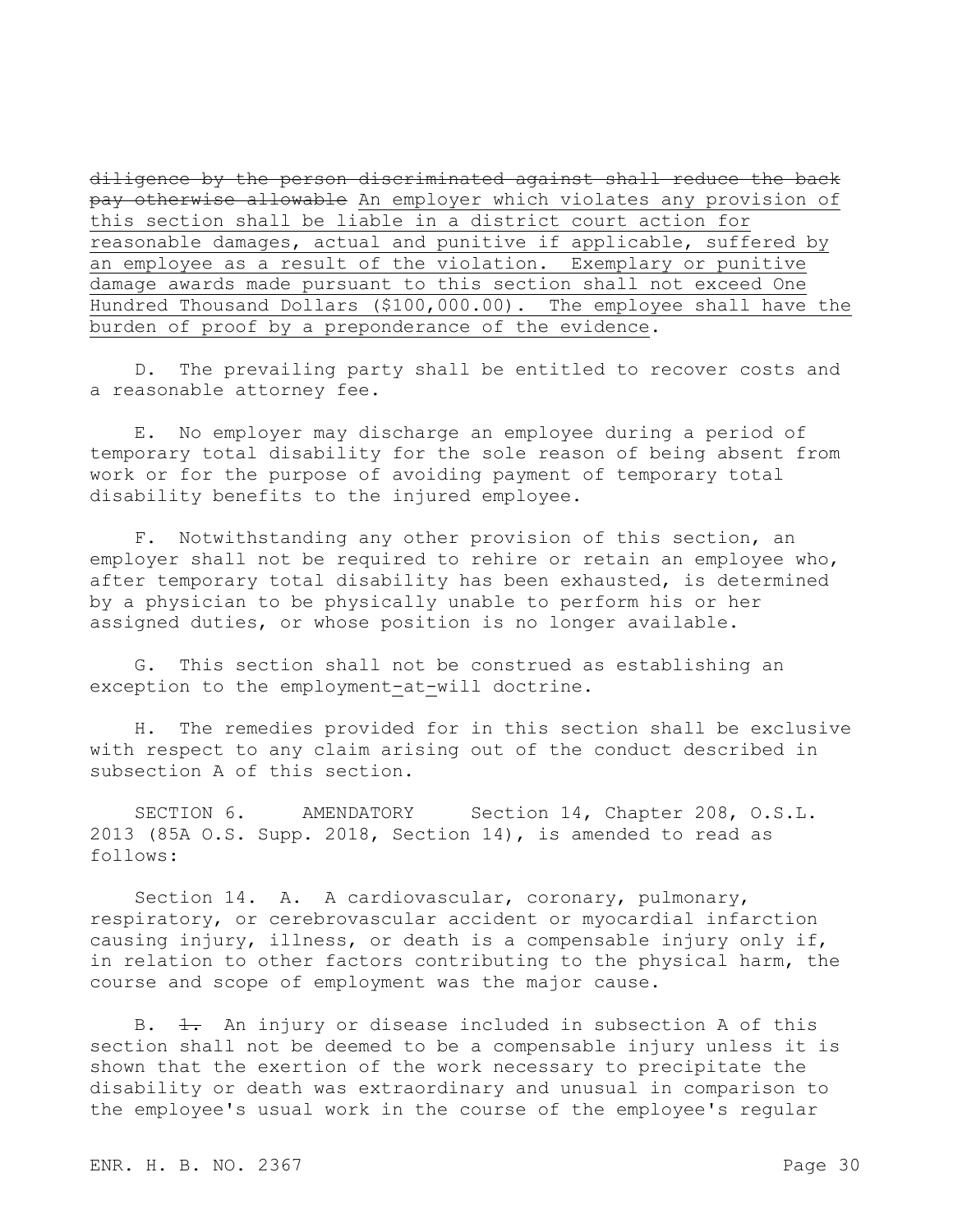~~diligence by the person discriminated against shall reduce the back pay otherwise allowable~~ <u>An employer which violates any provision of this section shall be liable in a district court action for reasonable damages, actual and punitive if applicable, suffered by an employee as a result of the violation. Exemplary or punitive damage awards made pursuant to this section shall not exceed One Hundred Thousand Dollars ($100,000.00). The employee shall have the burden of proof by a preponderance of the evidence</u>.

D. The prevailing party shall be entitled to recover costs and a reasonable attorney fee.

E. No employer may discharge an employee during a period of temporary total disability for the sole reason of being absent from work or for the purpose of avoiding payment of temporary total disability benefits to the injured employee.

F. Notwithstanding any other provision of this section, an employer shall not be required to rehire or retain an employee who, after temporary total disability has been exhausted, is determined by a physician to be physically unable to perform his or her assigned duties, or whose position is no longer available.

G. This section shall not be construed as establishing an exception to the employment<u>-</u>at<u>-</u>will doctrine.

H. The remedies provided for in this section shall be exclusive with respect to any claim arising out of the conduct described in subsection A of this section.

SECTION 6. AMENDATORY Section 14, Chapter 208, O.S.L. 2013 (85A O.S. Supp. 2018, Section 14), is amended to read as follows:

Section 14. A. A cardiovascular, coronary, pulmonary, respiratory, or cerebrovascular accident or myocardial infarction causing injury, illness, or death is a compensable injury only if, in relation to other factors contributing to the physical harm, the course and scope of employment was the major cause.

B. ~~1.~~ An injury or disease included in subsection A of this section shall not be deemed to be a compensable injury unless it is shown that the exertion of the work necessary to precipitate the disability or death was extraordinary and unusual in comparison to the employee's usual work in the course of the employee's regular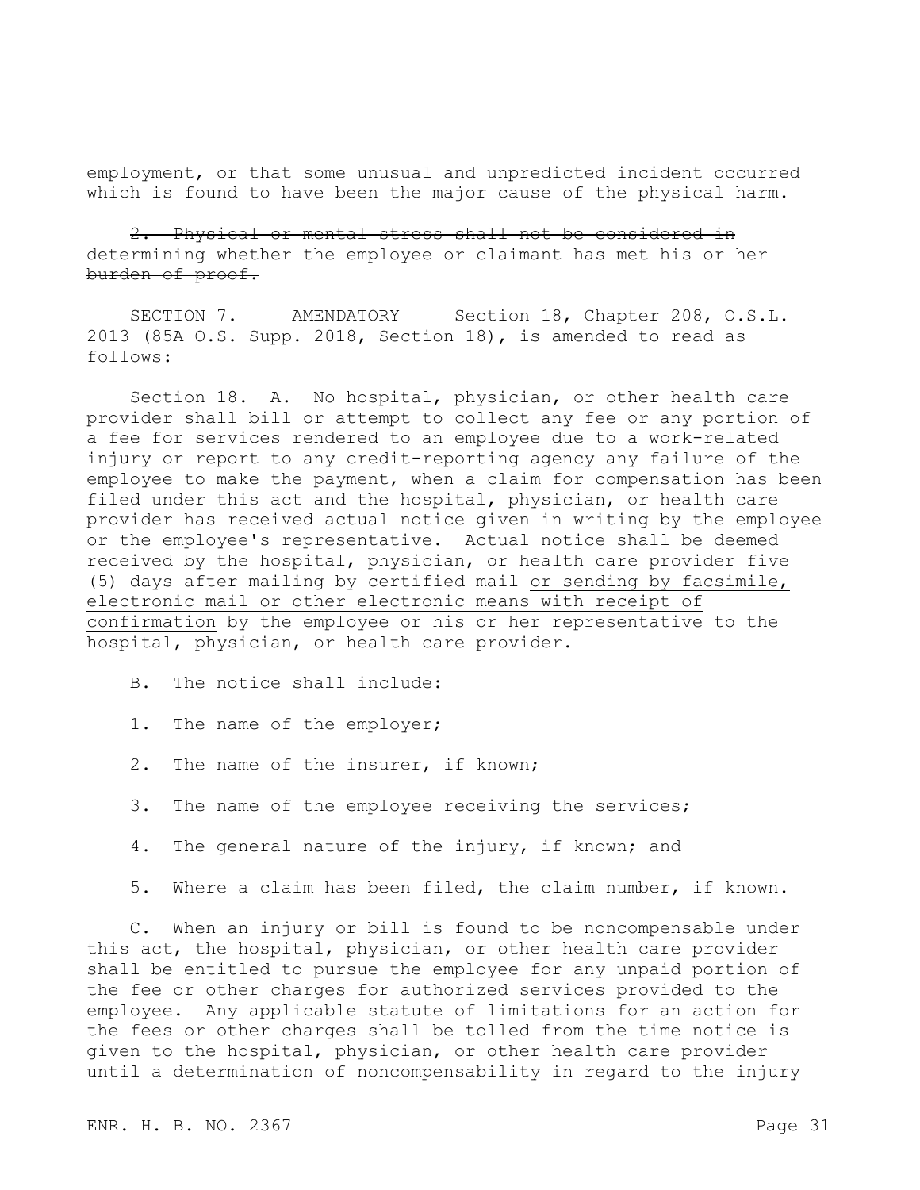employment, or that some unusual and unpredicted incident occurred which is found to have been the major cause of the physical harm.

~~2. Physical or mental stress shall not be considered in determining whether the employee or claimant has met his or her burden of proof.~~

SECTION 7. AMENDATORY Section 18, Chapter 208, O.S.L. 2013 (85A O.S. Supp. 2018, Section 18), is amended to read as follows:

Section 18. A. No hospital, physician, or other health care provider shall bill or attempt to collect any fee or any portion of a fee for services rendered to an employee due to a work-related injury or report to any credit-reporting agency any failure of the employee to make the payment, when a claim for compensation has been filed under this act and the hospital, physician, or health care provider has received actual notice given in writing by the employee or the employee's representative. Actual notice shall be deemed received by the hospital, physician, or health care provider five (5) days after mailing by certified mail <u>or sending by facsimile, electronic mail or other electronic means with receipt of confirmation</u> by the employee or his or her representative to the hospital, physician, or health care provider.

B. The notice shall include:

1. The name of the employer;

2. The name of the insurer, if known;

3. The name of the employee receiving the services;

4. The general nature of the injury, if known; and

5. Where a claim has been filed, the claim number, if known.

C. When an injury or bill is found to be noncompensable under this act, the hospital, physician, or other health care provider shall be entitled to pursue the employee for any unpaid portion of the fee or other charges for authorized services provided to the employee. Any applicable statute of limitations for an action for the fees or other charges shall be tolled from the time notice is given to the hospital, physician, or other health care provider until a determination of noncompensability in regard to the injury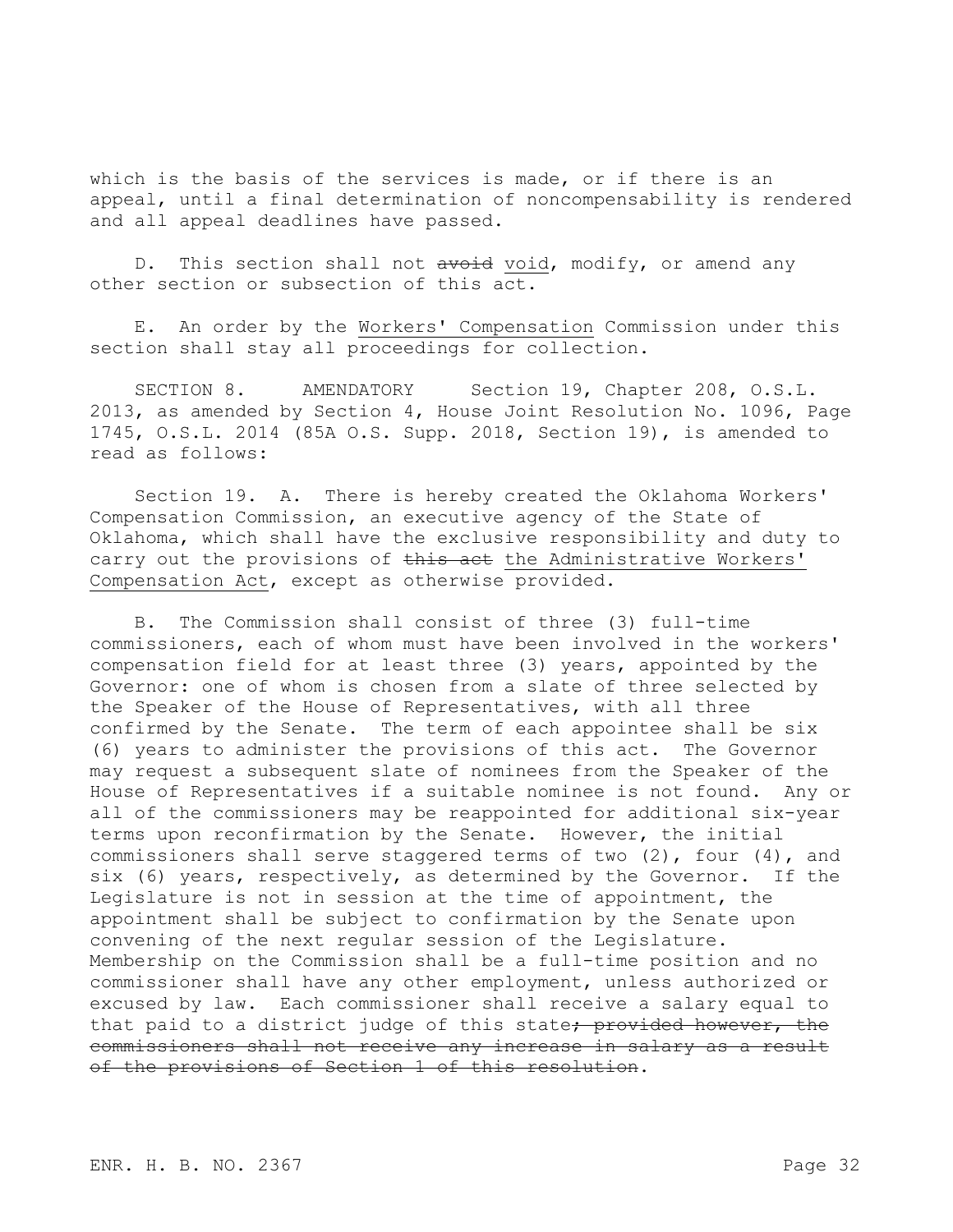which is the basis of the services is made, or if there is an appeal, until a final determination of noncompensability is rendered and all appeal deadlines have passed.

D. This section shall not ~~avoid~~ <u>void</u>, modify, or amend any other section or subsection of this act.

E. An order by the <u>Workers' Compensation</u> Commission under this section shall stay all proceedings for collection.

SECTION 8. AMENDATORY Section 19, Chapter 208, O.S.L. 2013, as amended by Section 4, House Joint Resolution No. 1096, Page 1745, O.S.L. 2014 (85A O.S. Supp. 2018, Section 19), is amended to read as follows:

Section 19. A. There is hereby created the Oklahoma Workers' Compensation Commission, an executive agency of the State of Oklahoma, which shall have the exclusive responsibility and duty to carry out the provisions of ~~this act~~ <u>the Administrative Workers' Compensation Act</u>, except as otherwise provided.

B. The Commission shall consist of three (3) full-time commissioners, each of whom must have been involved in the workers' compensation field for at least three (3) years, appointed by the Governor: one of whom is chosen from a slate of three selected by the Speaker of the House of Representatives, with all three confirmed by the Senate. The term of each appointee shall be six (6) years to administer the provisions of this act. The Governor may request a subsequent slate of nominees from the Speaker of the House of Representatives if a suitable nominee is not found. Any or all of the commissioners may be reappointed for additional six-year terms upon reconfirmation by the Senate. However, the initial commissioners shall serve staggered terms of two (2), four (4), and six (6) years, respectively, as determined by the Governor. If the Legislature is not in session at the time of appointment, the appointment shall be subject to confirmation by the Senate upon convening of the next regular session of the Legislature. Membership on the Commission shall be a full-time position and no commissioner shall have any other employment, unless authorized or excused by law. Each commissioner shall receive a salary equal to that paid to a district judge of this state~~; provided however, the commissioners shall not receive any increase in salary as a result of the provisions of Section 1 of this resolution~~.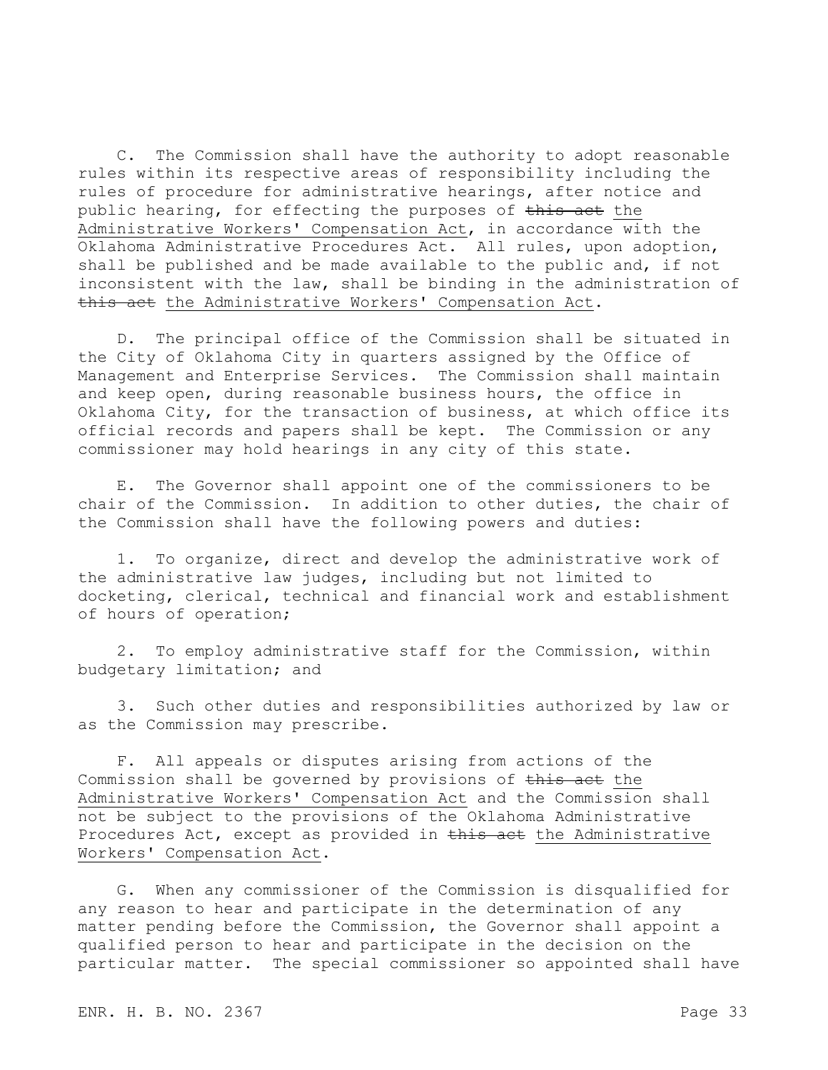C. The Commission shall have the authority to adopt reasonable rules within its respective areas of responsibility including the rules of procedure for administrative hearings, after notice and public hearing, for effecting the purposes of ~~this act~~ the Administrative Workers' Compensation Act, in accordance with the Oklahoma Administrative Procedures Act. All rules, upon adoption, shall be published and be made available to the public and, if not inconsistent with the law, shall be binding in the administration of ~~this act~~ the Administrative Workers' Compensation Act.

D. The principal office of the Commission shall be situated in the City of Oklahoma City in quarters assigned by the Office of Management and Enterprise Services. The Commission shall maintain and keep open, during reasonable business hours, the office in Oklahoma City, for the transaction of business, at which office its official records and papers shall be kept. The Commission or any commissioner may hold hearings in any city of this state.

E. The Governor shall appoint one of the commissioners to be chair of the Commission. In addition to other duties, the chair of the Commission shall have the following powers and duties:

1. To organize, direct and develop the administrative work of the administrative law judges, including but not limited to docketing, clerical, technical and financial work and establishment of hours of operation;

2. To employ administrative staff for the Commission, within budgetary limitation; and

3. Such other duties and responsibilities authorized by law or as the Commission may prescribe.

F. All appeals or disputes arising from actions of the Commission shall be governed by provisions of ~~this act~~ the Administrative Workers' Compensation Act and the Commission shall not be subject to the provisions of the Oklahoma Administrative Procedures Act, except as provided in ~~this act~~ the Administrative Workers' Compensation Act.

G. When any commissioner of the Commission is disqualified for any reason to hear and participate in the determination of any matter pending before the Commission, the Governor shall appoint a qualified person to hear and participate in the decision on the particular matter. The special commissioner so appointed shall have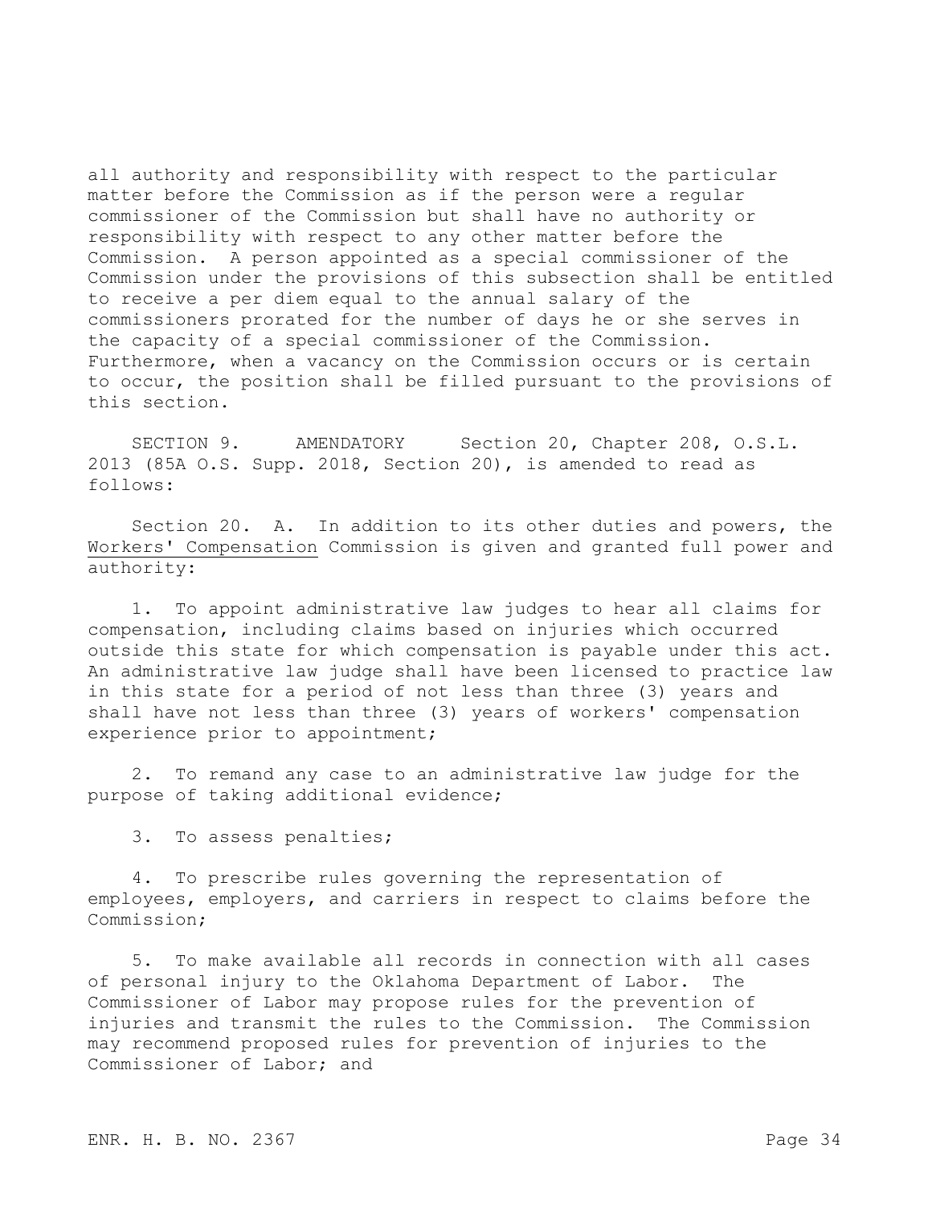all authority and responsibility with respect to the particular matter before the Commission as if the person were a regular commissioner of the Commission but shall have no authority or responsibility with respect to any other matter before the Commission. A person appointed as a special commissioner of the Commission under the provisions of this subsection shall be entitled to receive a per diem equal to the annual salary of the commissioners prorated for the number of days he or she serves in the capacity of a special commissioner of the Commission. Furthermore, when a vacancy on the Commission occurs or is certain to occur, the position shall be filled pursuant to the provisions of this section.

SECTION 9. AMENDATORY Section 20, Chapter 208, O.S.L. 2013 (85A O.S. Supp. 2018, Section 20), is amended to read as follows:

Section 20. A. In addition to its other duties and powers, the <u>Workers' Compensation</u> Commission is given and granted full power and authority:

1. To appoint administrative law judges to hear all claims for compensation, including claims based on injuries which occurred outside this state for which compensation is payable under this act. An administrative law judge shall have been licensed to practice law in this state for a period of not less than three (3) years and shall have not less than three (3) years of workers' compensation experience prior to appointment;

2. To remand any case to an administrative law judge for the purpose of taking additional evidence;

3. To assess penalties;

4. To prescribe rules governing the representation of employees, employers, and carriers in respect to claims before the Commission;

5. To make available all records in connection with all cases of personal injury to the Oklahoma Department of Labor. The Commissioner of Labor may propose rules for the prevention of injuries and transmit the rules to the Commission. The Commission may recommend proposed rules for prevention of injuries to the Commissioner of Labor; and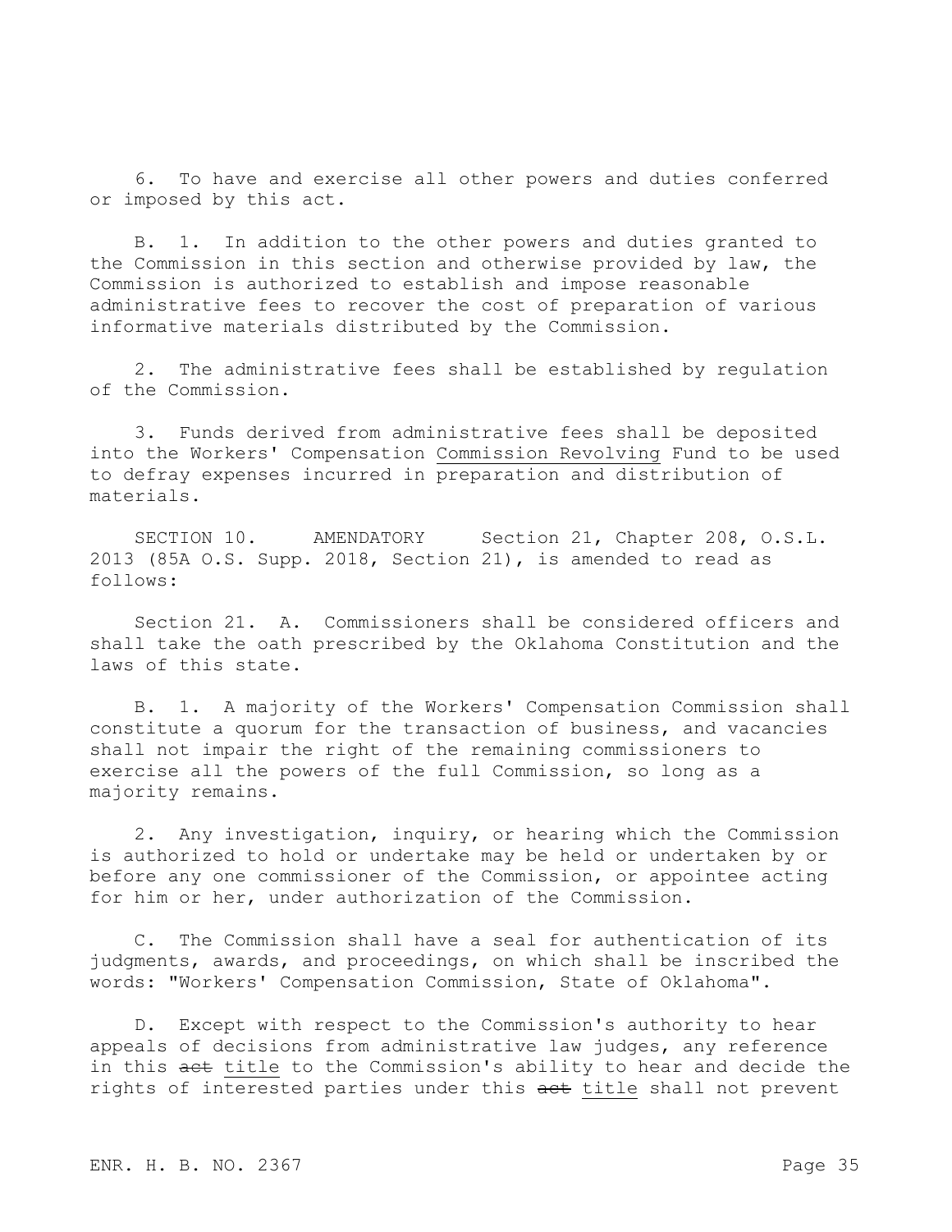6. To have and exercise all other powers and duties conferred or imposed by this act.

B. 1. In addition to the other powers and duties granted to the Commission in this section and otherwise provided by law, the Commission is authorized to establish and impose reasonable administrative fees to recover the cost of preparation of various informative materials distributed by the Commission.

2. The administrative fees shall be established by regulation of the Commission.

3. Funds derived from administrative fees shall be deposited into the Workers' Compensation <u>Commission Revolving</u> Fund to be used to defray expenses incurred in preparation and distribution of materials.

SECTION 10. AMENDATORY Section 21, Chapter 208, O.S.L. 2013 (85A O.S. Supp. 2018, Section 21), is amended to read as follows:

Section 21. A. Commissioners shall be considered officers and shall take the oath prescribed by the Oklahoma Constitution and the laws of this state.

B. 1. A majority of the Workers' Compensation Commission shall constitute a quorum for the transaction of business, and vacancies shall not impair the right of the remaining commissioners to exercise all the powers of the full Commission, so long as a majority remains.

2. Any investigation, inquiry, or hearing which the Commission is authorized to hold or undertake may be held or undertaken by or before any one commissioner of the Commission, or appointee acting for him or her, under authorization of the Commission.

C. The Commission shall have a seal for authentication of its judgments, awards, and proceedings, on which shall be inscribed the words: "Workers' Compensation Commission, State of Oklahoma".

D. Except with respect to the Commission's authority to hear appeals of decisions from administrative law judges, any reference in this ~~act~~ <u>title</u> to the Commission's ability to hear and decide the rights of interested parties under this ~~act~~ <u>title</u> shall not prevent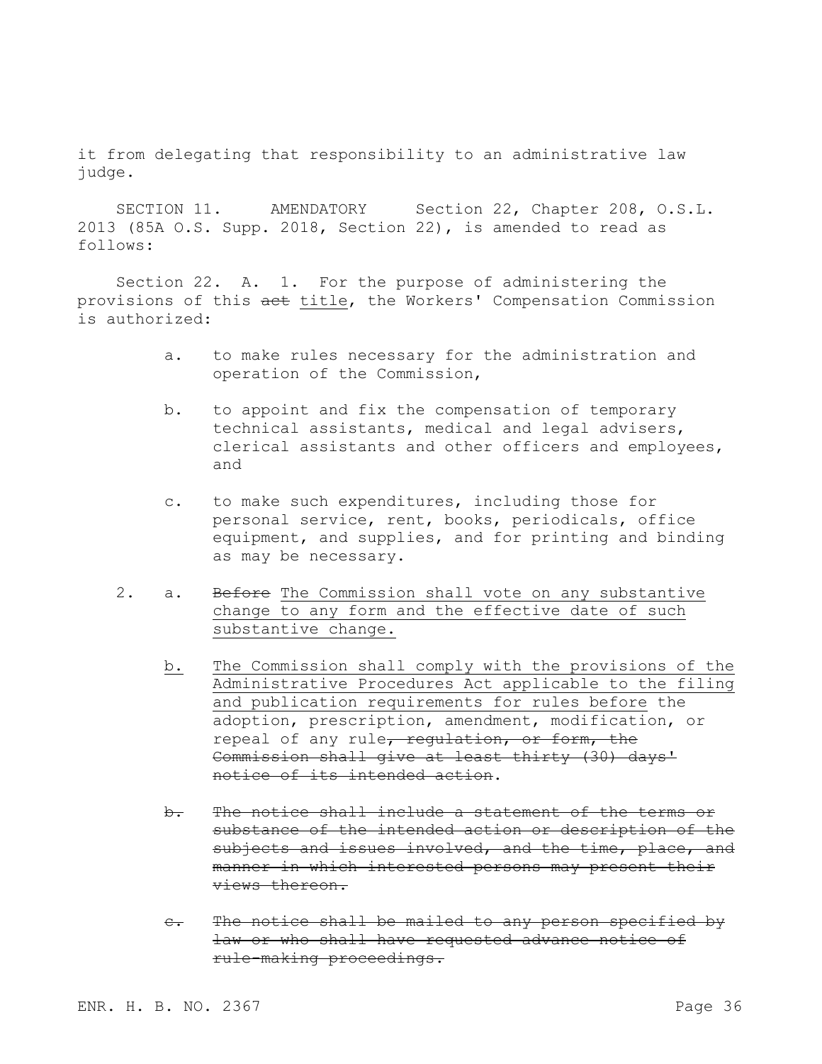it from delegating that responsibility to an administrative law judge.

SECTION 11. AMENDATORY Section 22, Chapter 208, O.S.L. 2013 (85A O.S. Supp. 2018, Section 22), is amended to read as follows:

Section 22. A. 1. For the purpose of administering the provisions of this ~~act~~ title, the Workers' Compensation Commission is authorized:

a. to make rules necessary for the administration and operation of the Commission,

b. to appoint and fix the compensation of temporary technical assistants, medical and legal advisers, clerical assistants and other officers and employees, and

c. to make such expenditures, including those for personal service, rent, books, periodicals, office equipment, and supplies, and for printing and binding as may be necessary.

2. a. ~~Before~~ The Commission shall vote on any substantive change to any form and the effective date of such substantive change.

b. The Commission shall comply with the provisions of the Administrative Procedures Act applicable to the filing and publication requirements for rules before the adoption, prescription, amendment, modification, or repeal of any rule~~, regulation, or form, the Commission shall give at least thirty (30) days' notice of its intended action~~.

~~b. The notice shall include a statement of the terms or substance of the intended action or description of the subjects and issues involved, and the time, place, and manner in which interested persons may present their views thereon.~~

~~c. The notice shall be mailed to any person specified by law or who shall have requested advance notice of rule-making proceedings.~~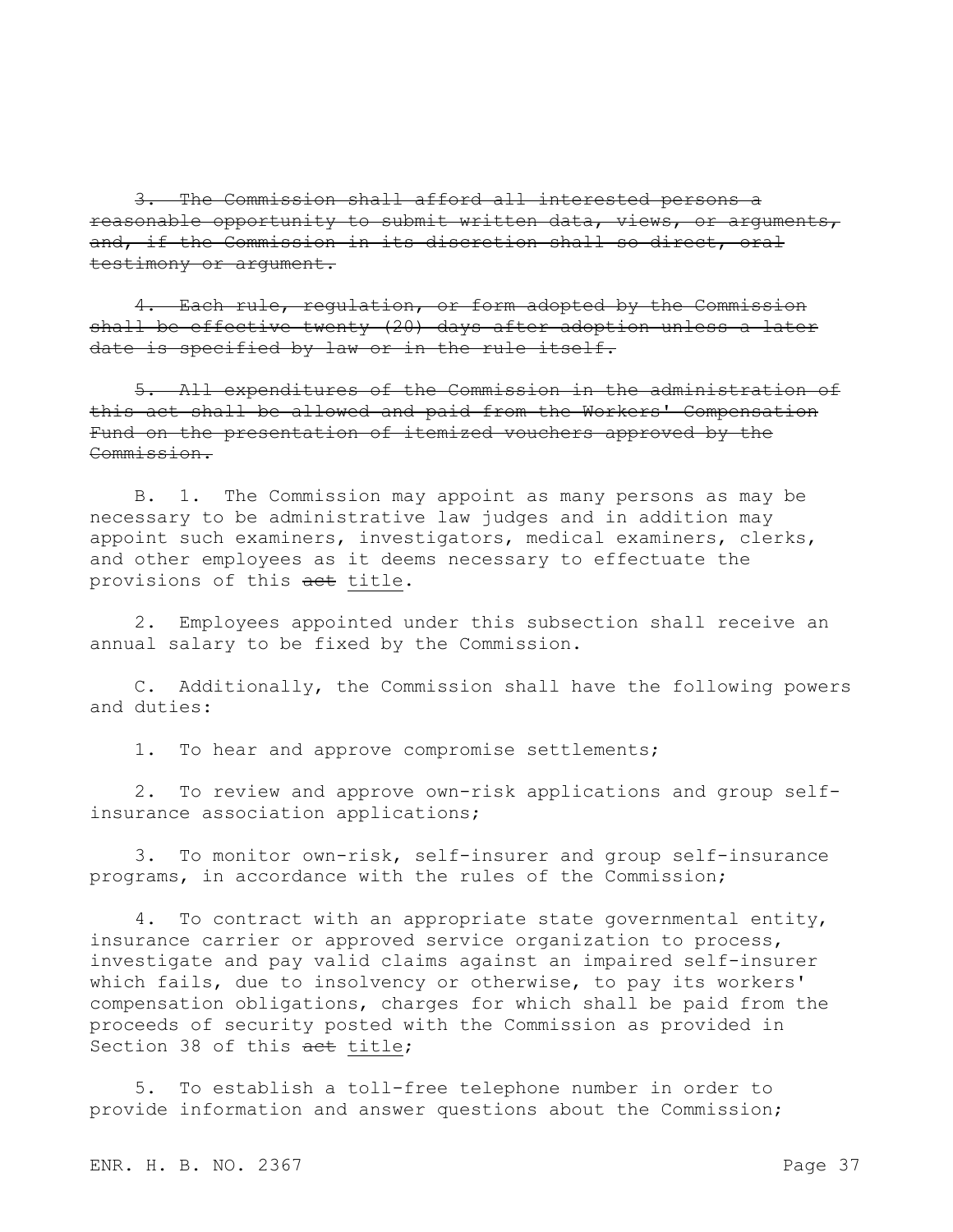~~3. The Commission shall afford all interested persons a reasonable opportunity to submit written data, views, or arguments, and, if the Commission in its discretion shall so direct, oral testimony or argument.~~

~~4. Each rule, regulation, or form adopted by the Commission shall be effective twenty (20) days after adoption unless a later date is specified by law or in the rule itself.~~

~~5. All expenditures of the Commission in the administration of this act shall be allowed and paid from the Workers' Compensation Fund on the presentation of itemized vouchers approved by the Commission.~~

B. 1. The Commission may appoint as many persons as may be necessary to be administrative law judges and in addition may appoint such examiners, investigators, medical examiners, clerks, and other employees as it deems necessary to effectuate the provisions of this ~~act~~ <u>title</u>.

2. Employees appointed under this subsection shall receive an annual salary to be fixed by the Commission.

C. Additionally, the Commission shall have the following powers and duties:

1. To hear and approve compromise settlements;

2. To review and approve own-risk applications and group self-insurance association applications;

3. To monitor own-risk, self-insurer and group self-insurance programs, in accordance with the rules of the Commission;

4. To contract with an appropriate state governmental entity, insurance carrier or approved service organization to process, investigate and pay valid claims against an impaired self-insurer which fails, due to insolvency or otherwise, to pay its workers' compensation obligations, charges for which shall be paid from the proceeds of security posted with the Commission as provided in Section 38 of this ~~act~~ <u>title</u>;

5. To establish a toll-free telephone number in order to provide information and answer questions about the Commission;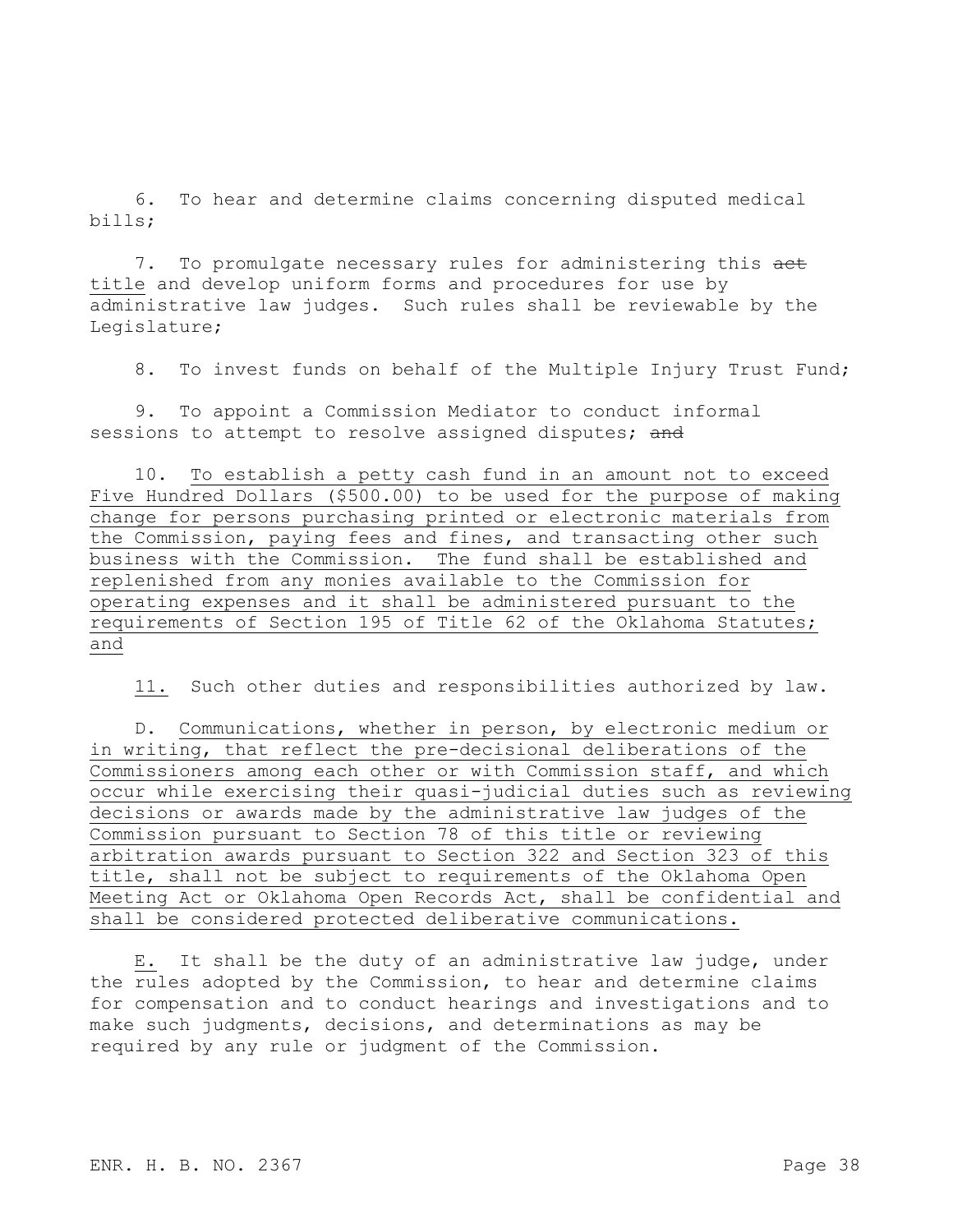6. To hear and determine claims concerning disputed medical bills;

7. To promulgate necessary rules for administering this ~~act~~ <u>title</u> and develop uniform forms and procedures for use by administrative law judges. Such rules shall be reviewable by the Legislature;

8. To invest funds on behalf of the Multiple Injury Trust Fund;

9. To appoint a Commission Mediator to conduct informal sessions to attempt to resolve assigned disputes; ~~and~~

10. <u>To establish a petty cash fund in an amount not to exceed Five Hundred Dollars ($500.00) to be used for the purpose of making change for persons purchasing printed or electronic materials from the Commission, paying fees and fines, and transacting other such business with the Commission. The fund shall be established and replenished from any monies available to the Commission for operating expenses and it shall be administered pursuant to the requirements of Section 195 of Title 62 of the Oklahoma Statutes; and</u>

<u>11.</u> Such other duties and responsibilities authorized by law.

D. <u>Communications, whether in person, by electronic medium or in writing, that reflect the pre-decisional deliberations of the Commissioners among each other or with Commission staff, and which occur while exercising their quasi-judicial duties such as reviewing decisions or awards made by the administrative law judges of the Commission pursuant to Section 78 of this title or reviewing arbitration awards pursuant to Section 322 and Section 323 of this title, shall not be subject to requirements of the Oklahoma Open Meeting Act or Oklahoma Open Records Act, shall be confidential and shall be considered protected deliberative communications.</u>

<u>E.</u> It shall be the duty of an administrative law judge, under the rules adopted by the Commission, to hear and determine claims for compensation and to conduct hearings and investigations and to make such judgments, decisions, and determinations as may be required by any rule or judgment of the Commission.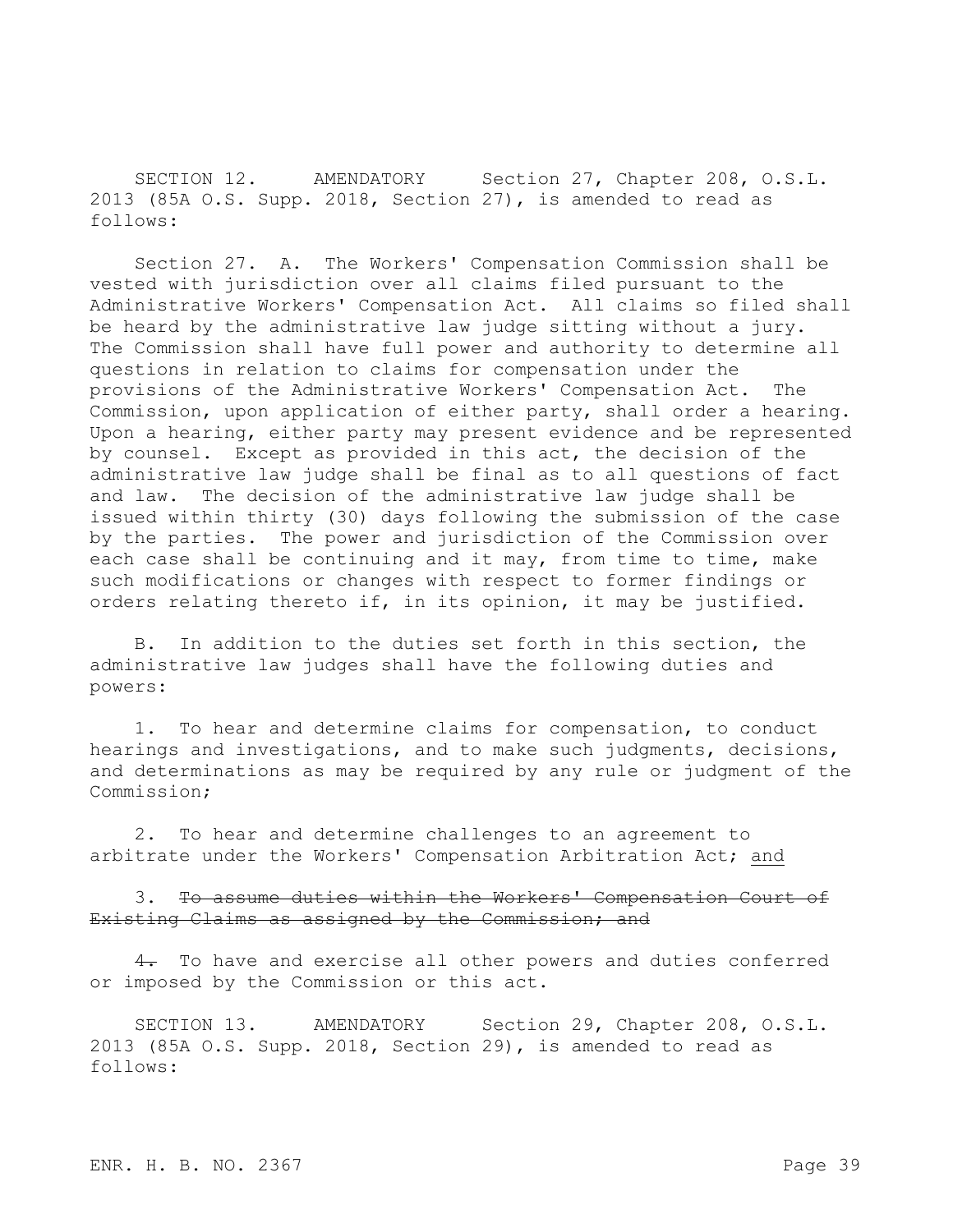SECTION 12. AMENDATORY Section 27, Chapter 208, O.S.L. 2013 (85A O.S. Supp. 2018, Section 27), is amended to read as follows:

Section 27. A. The Workers' Compensation Commission shall be vested with jurisdiction over all claims filed pursuant to the Administrative Workers' Compensation Act. All claims so filed shall be heard by the administrative law judge sitting without a jury. The Commission shall have full power and authority to determine all questions in relation to claims for compensation under the provisions of the Administrative Workers' Compensation Act. The Commission, upon application of either party, shall order a hearing. Upon a hearing, either party may present evidence and be represented by counsel. Except as provided in this act, the decision of the administrative law judge shall be final as to all questions of fact and law. The decision of the administrative law judge shall be issued within thirty (30) days following the submission of the case by the parties. The power and jurisdiction of the Commission over each case shall be continuing and it may, from time to time, make such modifications or changes with respect to former findings or orders relating thereto if, in its opinion, it may be justified.

B. In addition to the duties set forth in this section, the administrative law judges shall have the following duties and powers:

1. To hear and determine claims for compensation, to conduct hearings and investigations, and to make such judgments, decisions, and determinations as may be required by any rule or judgment of the Commission;

2. To hear and determine challenges to an agreement to arbitrate under the Workers' Compensation Arbitration Act; <u>and</u>

3. ~~To assume duties within the Workers' Compensation Court of Existing Claims as assigned by the Commission; and~~

~~4.~~ To have and exercise all other powers and duties conferred or imposed by the Commission or this act.

SECTION 13. AMENDATORY Section 29, Chapter 208, O.S.L. 2013 (85A O.S. Supp. 2018, Section 29), is amended to read as follows: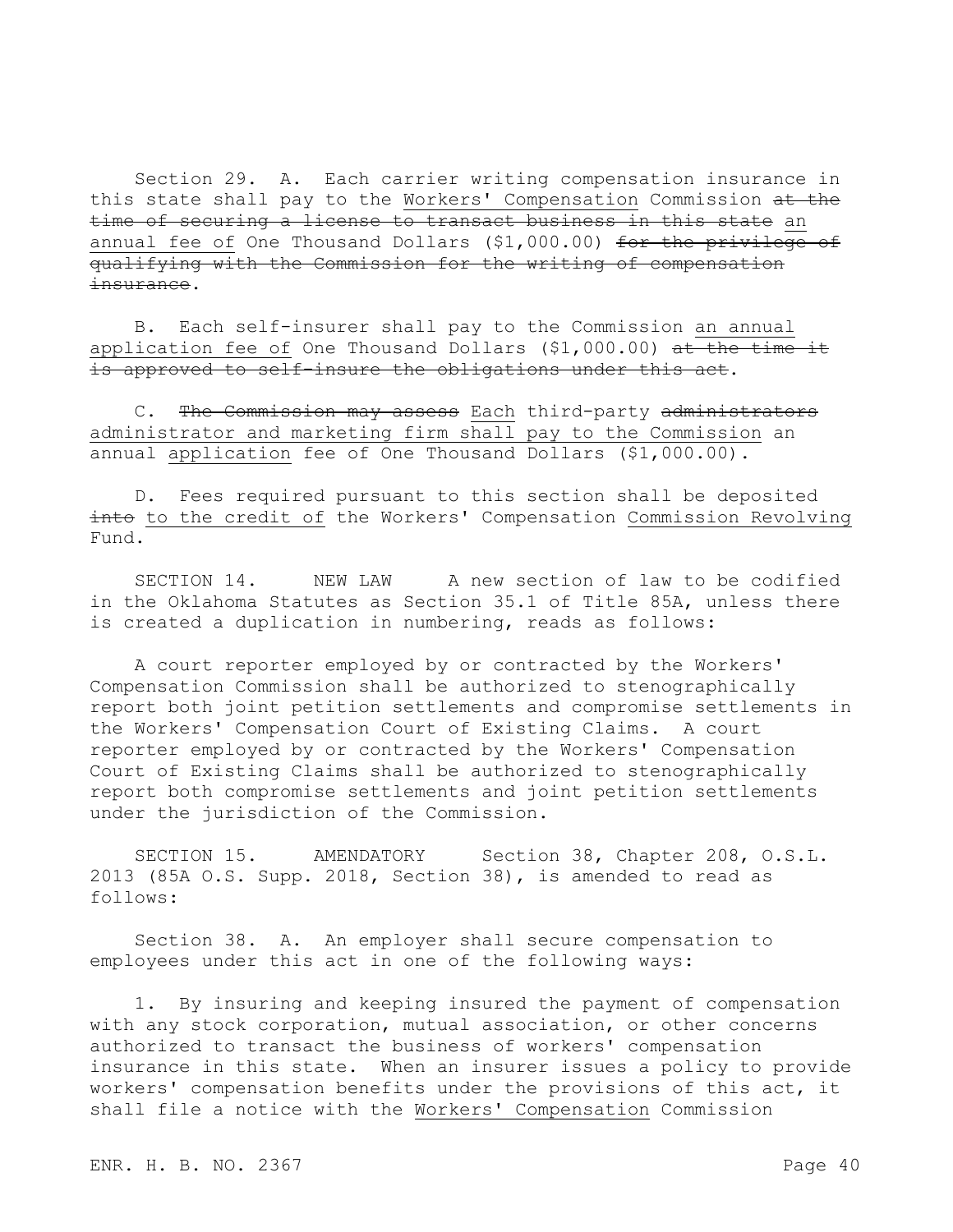Section 29. A. Each carrier writing compensation insurance in this state shall pay to the Workers' Compensation Commission ~~at the time of securing a license to transact business in this state~~ an annual fee of One Thousand Dollars ($1,000.00) ~~for the privilege of qualifying with the Commission for the writing of compensation insurance~~.

B. Each self-insurer shall pay to the Commission an annual application fee of One Thousand Dollars ($1,000.00) ~~at the time it is approved to self-insure the obligations under this act~~.

C. ~~The Commission may assess~~ Each third-party ~~administrators~~ administrator and marketing firm shall pay to the Commission an annual application fee of One Thousand Dollars ($1,000.00).

D. Fees required pursuant to this section shall be deposited ~~into~~ to the credit of the Workers' Compensation Commission Revolving Fund.

SECTION 14. NEW LAW A new section of law to be codified in the Oklahoma Statutes as Section 35.1 of Title 85A, unless there is created a duplication in numbering, reads as follows:

A court reporter employed by or contracted by the Workers' Compensation Commission shall be authorized to stenographically report both joint petition settlements and compromise settlements in the Workers' Compensation Court of Existing Claims. A court reporter employed by or contracted by the Workers' Compensation Court of Existing Claims shall be authorized to stenographically report both compromise settlements and joint petition settlements under the jurisdiction of the Commission.

SECTION 15. AMENDATORY Section 38, Chapter 208, O.S.L. 2013 (85A O.S. Supp. 2018, Section 38), is amended to read as follows:

Section 38. A. An employer shall secure compensation to employees under this act in one of the following ways:

1. By insuring and keeping insured the payment of compensation with any stock corporation, mutual association, or other concerns authorized to transact the business of workers' compensation insurance in this state. When an insurer issues a policy to provide workers' compensation benefits under the provisions of this act, it shall file a notice with the Workers' Compensation Commission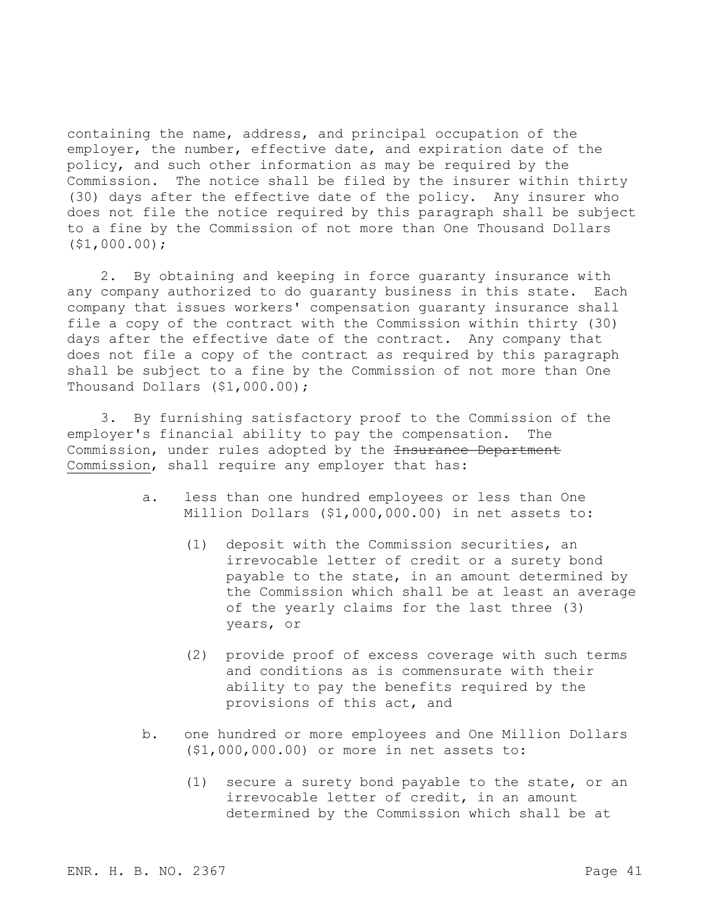containing the name, address, and principal occupation of the employer, the number, effective date, and expiration date of the policy, and such other information as may be required by the Commission. The notice shall be filed by the insurer within thirty (30) days after the effective date of the policy. Any insurer who does not file the notice required by this paragraph shall be subject to a fine by the Commission of not more than One Thousand Dollars ($1,000.00);

2. By obtaining and keeping in force guaranty insurance with any company authorized to do guaranty business in this state. Each company that issues workers' compensation guaranty insurance shall file a copy of the contract with the Commission within thirty (30) days after the effective date of the contract. Any company that does not file a copy of the contract as required by this paragraph shall be subject to a fine by the Commission of not more than One Thousand Dollars ($1,000.00);

3. By furnishing satisfactory proof to the Commission of the employer's financial ability to pay the compensation. The Commission, under rules adopted by the ~~Insurance Department~~ Commission, shall require any employer that has:

a. less than one hundred employees or less than One Million Dollars ($1,000,000.00) in net assets to:

   (1) deposit with the Commission securities, an irrevocable letter of credit or a surety bond payable to the state, in an amount determined by the Commission which shall be at least an average of the yearly claims for the last three (3) years, or

   (2) provide proof of excess coverage with such terms and conditions as is commensurate with their ability to pay the benefits required by the provisions of this act, and

b. one hundred or more employees and One Million Dollars ($1,000,000.00) or more in net assets to:

   (1) secure a surety bond payable to the state, or an irrevocable letter of credit, in an amount determined by the Commission which shall be at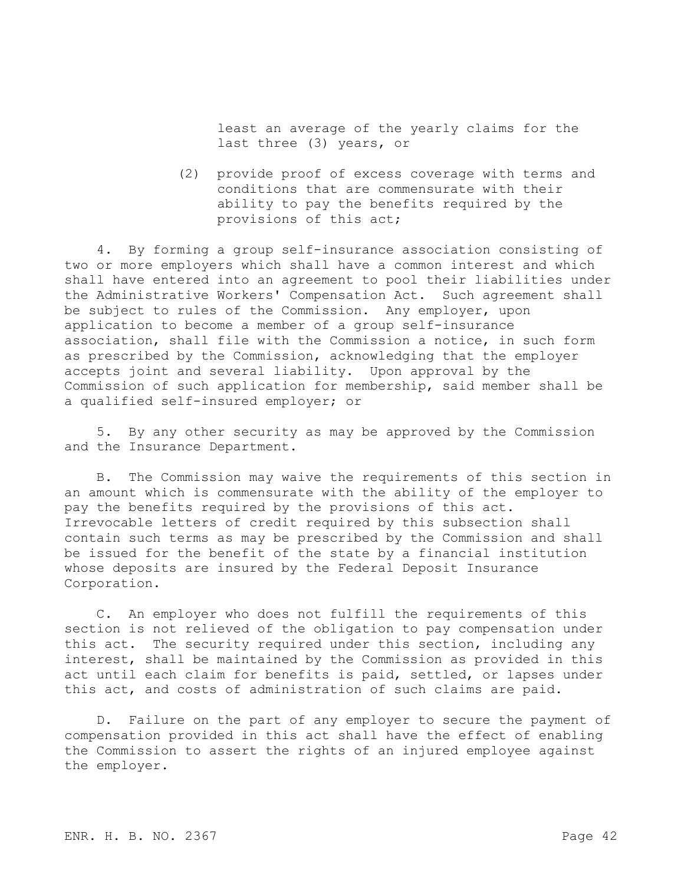least an average of the yearly claims for the last three (3) years, or

(2) provide proof of excess coverage with terms and conditions that are commensurate with their ability to pay the benefits required by the provisions of this act;

4. By forming a group self-insurance association consisting of two or more employers which shall have a common interest and which shall have entered into an agreement to pool their liabilities under the Administrative Workers' Compensation Act. Such agreement shall be subject to rules of the Commission. Any employer, upon application to become a member of a group self-insurance association, shall file with the Commission a notice, in such form as prescribed by the Commission, acknowledging that the employer accepts joint and several liability. Upon approval by the Commission of such application for membership, said member shall be a qualified self-insured employer; or

5. By any other security as may be approved by the Commission and the Insurance Department.

B. The Commission may waive the requirements of this section in an amount which is commensurate with the ability of the employer to pay the benefits required by the provisions of this act. Irrevocable letters of credit required by this subsection shall contain such terms as may be prescribed by the Commission and shall be issued for the benefit of the state by a financial institution whose deposits are insured by the Federal Deposit Insurance Corporation.

C. An employer who does not fulfill the requirements of this section is not relieved of the obligation to pay compensation under this act. The security required under this section, including any interest, shall be maintained by the Commission as provided in this act until each claim for benefits is paid, settled, or lapses under this act, and costs of administration of such claims are paid.

D. Failure on the part of any employer to secure the payment of compensation provided in this act shall have the effect of enabling the Commission to assert the rights of an injured employee against the employer.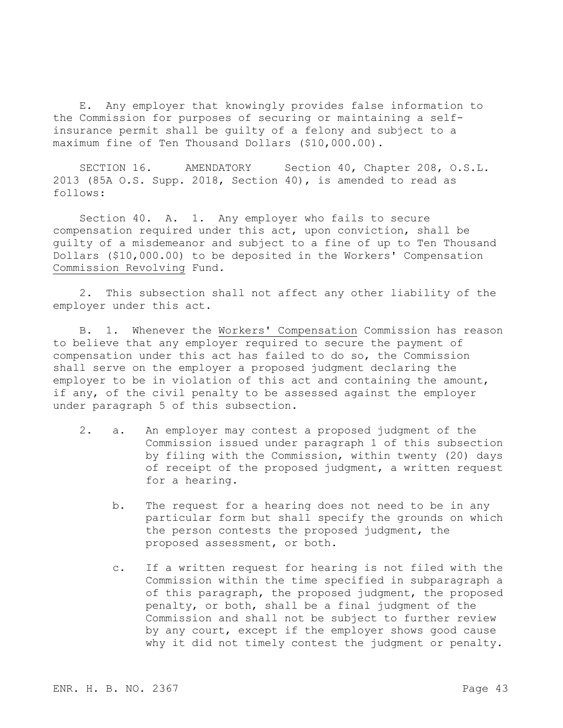E. Any employer that knowingly provides false information to the Commission for purposes of securing or maintaining a self-insurance permit shall be guilty of a felony and subject to a maximum fine of Ten Thousand Dollars ($10,000.00).

SECTION 16. AMENDATORY Section 40, Chapter 208, O.S.L. 2013 (85A O.S. Supp. 2018, Section 40), is amended to read as follows:

Section 40. A. 1. Any employer who fails to secure compensation required under this act, upon conviction, shall be guilty of a misdemeanor and subject to a fine of up to Ten Thousand Dollars ($10,000.00) to be deposited in the Workers' Compensation <u>Commission Revolving</u> Fund.

2. This subsection shall not affect any other liability of the employer under this act.

B. 1. Whenever the <u>Workers' Compensation</u> Commission has reason to believe that any employer required to secure the payment of compensation under this act has failed to do so, the Commission shall serve on the employer a proposed judgment declaring the employer to be in violation of this act and containing the amount, if any, of the civil penalty to be assessed against the employer under paragraph 5 of this subsection.

2. a. An employer may contest a proposed judgment of the Commission issued under paragraph 1 of this subsection by filing with the Commission, within twenty (20) days of receipt of the proposed judgment, a written request for a hearing.

   b. The request for a hearing does not need to be in any particular form but shall specify the grounds on which the person contests the proposed judgment, the proposed assessment, or both.

   c. If a written request for hearing is not filed with the Commission within the time specified in subparagraph a of this paragraph, the proposed judgment, the proposed penalty, or both, shall be a final judgment of the Commission and shall not be subject to further review by any court, except if the employer shows good cause why it did not timely contest the judgment or penalty.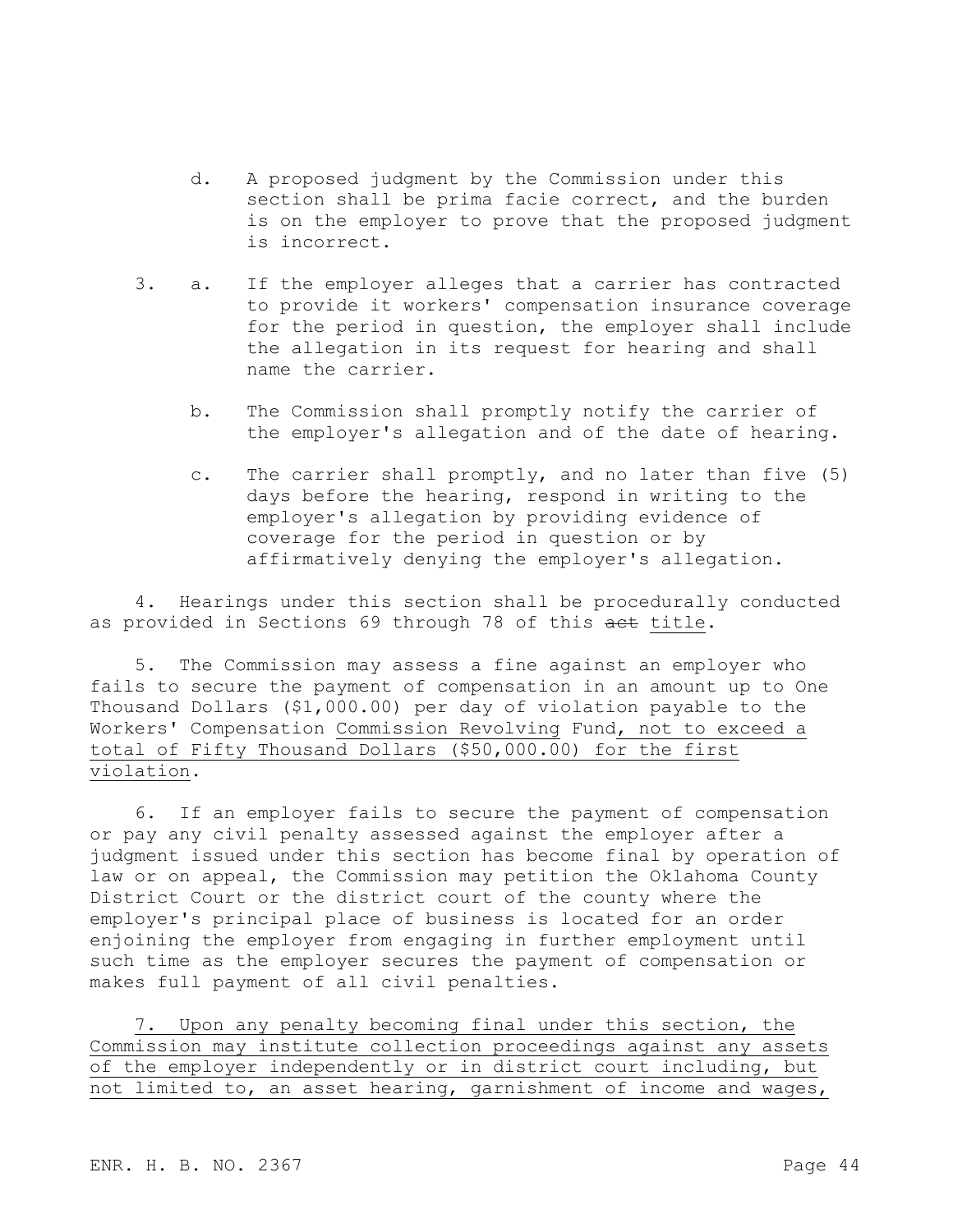d. A proposed judgment by the Commission under this section shall be prima facie correct, and the burden is on the employer to prove that the proposed judgment is incorrect.

3. a. If the employer alleges that a carrier has contracted to provide it workers' compensation insurance coverage for the period in question, the employer shall include the allegation in its request for hearing and shall name the carrier.

b. The Commission shall promptly notify the carrier of the employer's allegation and of the date of hearing.

c. The carrier shall promptly, and no later than five (5) days before the hearing, respond in writing to the employer's allegation by providing evidence of coverage for the period in question or by affirmatively denying the employer's allegation.

4. Hearings under this section shall be procedurally conducted as provided in Sections 69 through 78 of this ~~act~~ <u>title</u>.

5. The Commission may assess a fine against an employer who fails to secure the payment of compensation in an amount up to One Thousand Dollars ($1,000.00) per day of violation payable to the Workers' Compensation <u>Commission Revolving</u> Fund<u>, not to exceed a total of Fifty Thousand Dollars ($50,000.00) for the first violation</u>.

6. If an employer fails to secure the payment of compensation or pay any civil penalty assessed against the employer after a judgment issued under this section has become final by operation of law or on appeal, the Commission may petition the Oklahoma County District Court or the district court of the county where the employer's principal place of business is located for an order enjoining the employer from engaging in further employment until such time as the employer secures the payment of compensation or makes full payment of all civil penalties.

<u>7. Upon any penalty becoming final under this section, the Commission may institute collection proceedings against any assets of the employer independently or in district court including, but not limited to, an asset hearing, garnishment of income and wages,</u>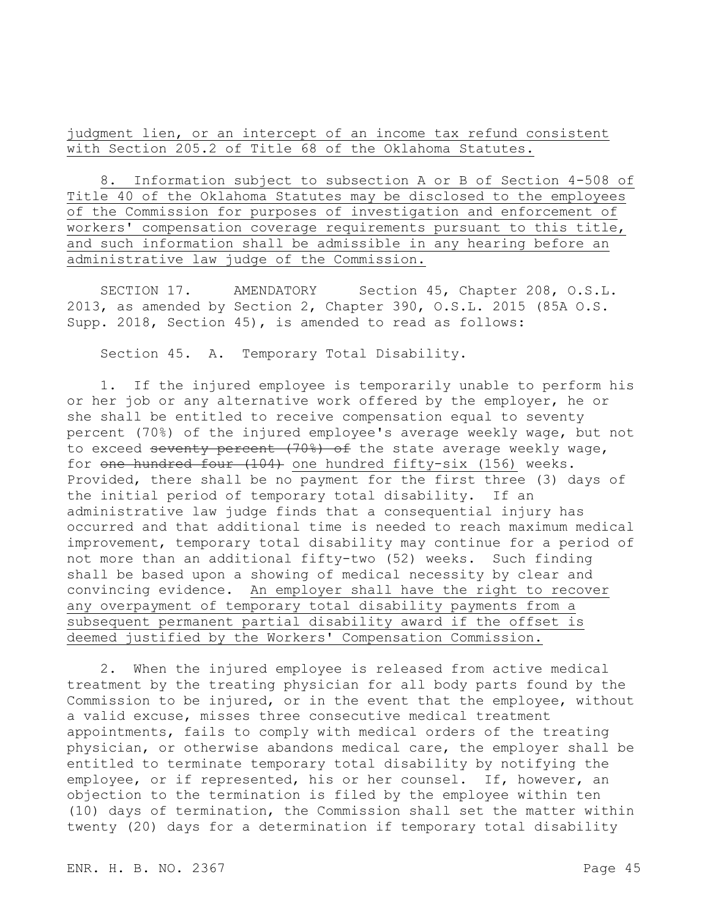judgment lien, or an intercept of an income tax refund consistent with Section 205.2 of Title 68 of the Oklahoma Statutes.

8. Information subject to subsection A or B of Section 4-508 of Title 40 of the Oklahoma Statutes may be disclosed to the employees of the Commission for purposes of investigation and enforcement of workers' compensation coverage requirements pursuant to this title, and such information shall be admissible in any hearing before an administrative law judge of the Commission.

SECTION 17. AMENDATORY Section 45, Chapter 208, O.S.L. 2013, as amended by Section 2, Chapter 390, O.S.L. 2015 (85A O.S. Supp. 2018, Section 45), is amended to read as follows:

Section 45. A. Temporary Total Disability.

1. If the injured employee is temporarily unable to perform his or her job or any alternative work offered by the employer, he or she shall be entitled to receive compensation equal to seventy percent (70%) of the injured employee's average weekly wage, but not to exceed ~~seventy percent (70%) of~~ the state average weekly wage, for ~~one hundred four (104)~~ one hundred fifty-six (156) weeks. Provided, there shall be no payment for the first three (3) days of the initial period of temporary total disability. If an administrative law judge finds that a consequential injury has occurred and that additional time is needed to reach maximum medical improvement, temporary total disability may continue for a period of not more than an additional fifty-two (52) weeks. Such finding shall be based upon a showing of medical necessity by clear and convincing evidence. An employer shall have the right to recover any overpayment of temporary total disability payments from a subsequent permanent partial disability award if the offset is deemed justified by the Workers' Compensation Commission.

2. When the injured employee is released from active medical treatment by the treating physician for all body parts found by the Commission to be injured, or in the event that the employee, without a valid excuse, misses three consecutive medical treatment appointments, fails to comply with medical orders of the treating physician, or otherwise abandons medical care, the employer shall be entitled to terminate temporary total disability by notifying the employee, or if represented, his or her counsel. If, however, an objection to the termination is filed by the employee within ten (10) days of termination, the Commission shall set the matter within twenty (20) days for a determination if temporary total disability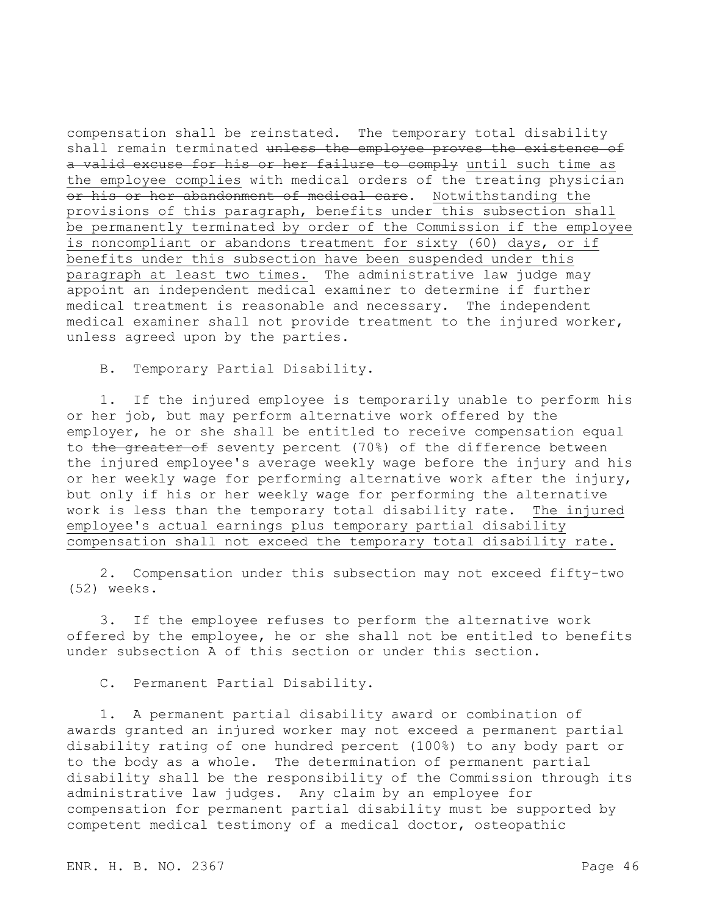compensation shall be reinstated. The temporary total disability shall remain terminated ~~unless the employee proves the existence of a valid excuse for his or her failure to comply~~ <u>until such time as the employee complies</u> with medical orders of the treating physician ~~or his or her abandonment of medical care~~. <u>Notwithstanding the provisions of this paragraph, benefits under this subsection shall be permanently terminated by order of the Commission if the employee is noncompliant or abandons treatment for sixty (60) days, or if benefits under this subsection have been suspended under this paragraph at least two times.</u> The administrative law judge may appoint an independent medical examiner to determine if further medical treatment is reasonable and necessary. The independent medical examiner shall not provide treatment to the injured worker, unless agreed upon by the parties.

B. Temporary Partial Disability.

1. If the injured employee is temporarily unable to perform his or her job, but may perform alternative work offered by the employer, he or she shall be entitled to receive compensation equal to ~~the greater of~~ seventy percent (70%) of the difference between the injured employee's average weekly wage before the injury and his or her weekly wage for performing alternative work after the injury, but only if his or her weekly wage for performing the alternative work is less than the temporary total disability rate. <u>The injured employee's actual earnings plus temporary partial disability compensation shall not exceed the temporary total disability rate.</u>

2. Compensation under this subsection may not exceed fifty-two (52) weeks.

3. If the employee refuses to perform the alternative work offered by the employee, he or she shall not be entitled to benefits under subsection A of this section or under this section.

C. Permanent Partial Disability.

1. A permanent partial disability award or combination of awards granted an injured worker may not exceed a permanent partial disability rating of one hundred percent (100%) to any body part or to the body as a whole. The determination of permanent partial disability shall be the responsibility of the Commission through its administrative law judges. Any claim by an employee for compensation for permanent partial disability must be supported by competent medical testimony of a medical doctor, osteopathic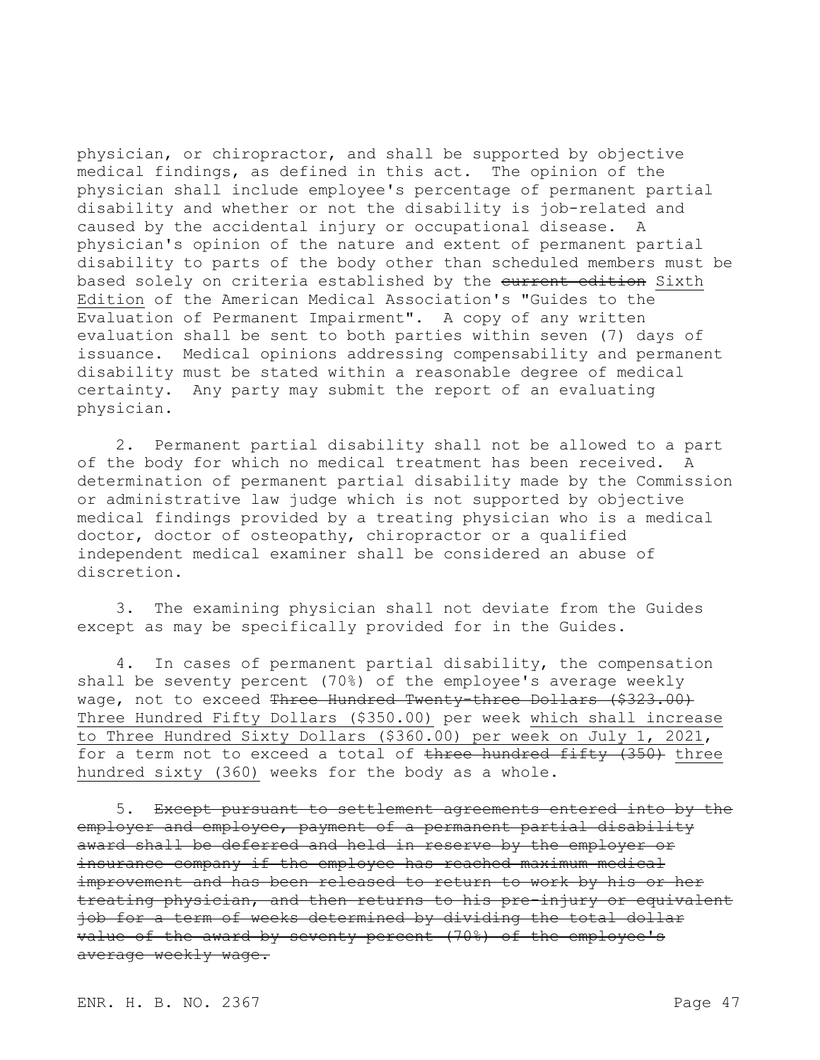physician, or chiropractor, and shall be supported by objective medical findings, as defined in this act. The opinion of the physician shall include employee's percentage of permanent partial disability and whether or not the disability is job-related and caused by the accidental injury or occupational disease. A physician's opinion of the nature and extent of permanent partial disability to parts of the body other than scheduled members must be based solely on criteria established by the ~~current edition~~ <u>Sixth Edition</u> of the American Medical Association's "Guides to the Evaluation of Permanent Impairment". A copy of any written evaluation shall be sent to both parties within seven (7) days of issuance. Medical opinions addressing compensability and permanent disability must be stated within a reasonable degree of medical certainty. Any party may submit the report of an evaluating physician.

2. Permanent partial disability shall not be allowed to a part of the body for which no medical treatment has been received. A determination of permanent partial disability made by the Commission or administrative law judge which is not supported by objective medical findings provided by a treating physician who is a medical doctor, doctor of osteopathy, chiropractor or a qualified independent medical examiner shall be considered an abuse of discretion.

3. The examining physician shall not deviate from the Guides except as may be specifically provided for in the Guides.

4. In cases of permanent partial disability, the compensation shall be seventy percent (70%) of the employee's average weekly wage, not to exceed ~~Three Hundred Twenty-three Dollars ($323.00)~~ <u>Three Hundred Fifty Dollars ($350.00)</u> per week <u>which shall increase to Three Hundred Sixty Dollars ($360.00) per week on July 1, 2021</u>, for a term not to exceed a total of ~~three hundred fifty (350)~~ <u>three hundred sixty (360)</u> weeks for the body as a whole.

5. ~~Except pursuant to settlement agreements entered into by the employer and employee, payment of a permanent partial disability award shall be deferred and held in reserve by the employer or insurance company if the employee has reached maximum medical improvement and has been released to return to work by his or her treating physician, and then returns to his pre-injury or equivalent job for a term of weeks determined by dividing the total dollar value of the award by seventy percent (70%) of the employee's average weekly wage.~~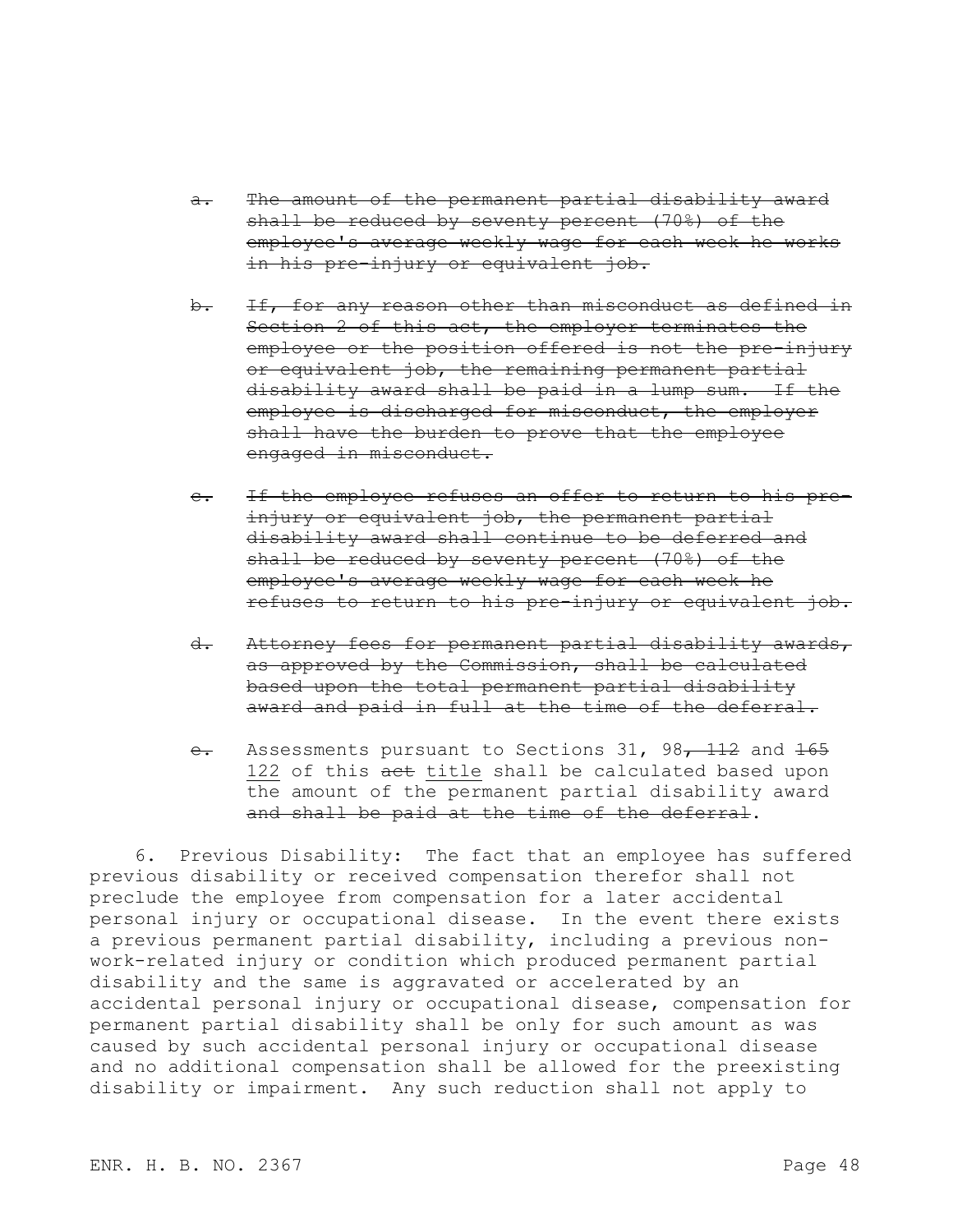a. ~~The amount of the permanent partial disability award shall be reduced by seventy percent (70%) of the employee's average weekly wage for each week he works in his pre-injury or equivalent job.~~

b. ~~If, for any reason other than misconduct as defined in Section 2 of this act, the employer terminates the employee or the position offered is not the pre-injury or equivalent job, the remaining permanent partial disability award shall be paid in a lump sum. If the employee is discharged for misconduct, the employer shall have the burden to prove that the employee engaged in misconduct.~~

c. ~~If the employee refuses an offer to return to his pre-injury or equivalent job, the permanent partial disability award shall continue to be deferred and shall be reduced by seventy percent (70%) of the employee's average weekly wage for each week he refuses to return to his pre-injury or equivalent job.~~

d. ~~Attorney fees for permanent partial disability awards, as approved by the Commission, shall be calculated based upon the total permanent partial disability award and paid in full at the time of the deferral.~~

~~e.~~ Assessments pursuant to Sections 31, 98~~, 112~~ and ~~165~~ <u>122</u> of this ~~act~~ <u>title</u> shall be calculated based upon the amount of the permanent partial disability award ~~and shall be paid at the time of the deferral~~.

6. Previous Disability: The fact that an employee has suffered previous disability or received compensation therefor shall not preclude the employee from compensation for a later accidental personal injury or occupational disease. In the event there exists a previous permanent partial disability, including a previous non-work-related injury or condition which produced permanent partial disability and the same is aggravated or accelerated by an accidental personal injury or occupational disease, compensation for permanent partial disability shall be only for such amount as was caused by such accidental personal injury or occupational disease and no additional compensation shall be allowed for the preexisting disability or impairment. Any such reduction shall not apply to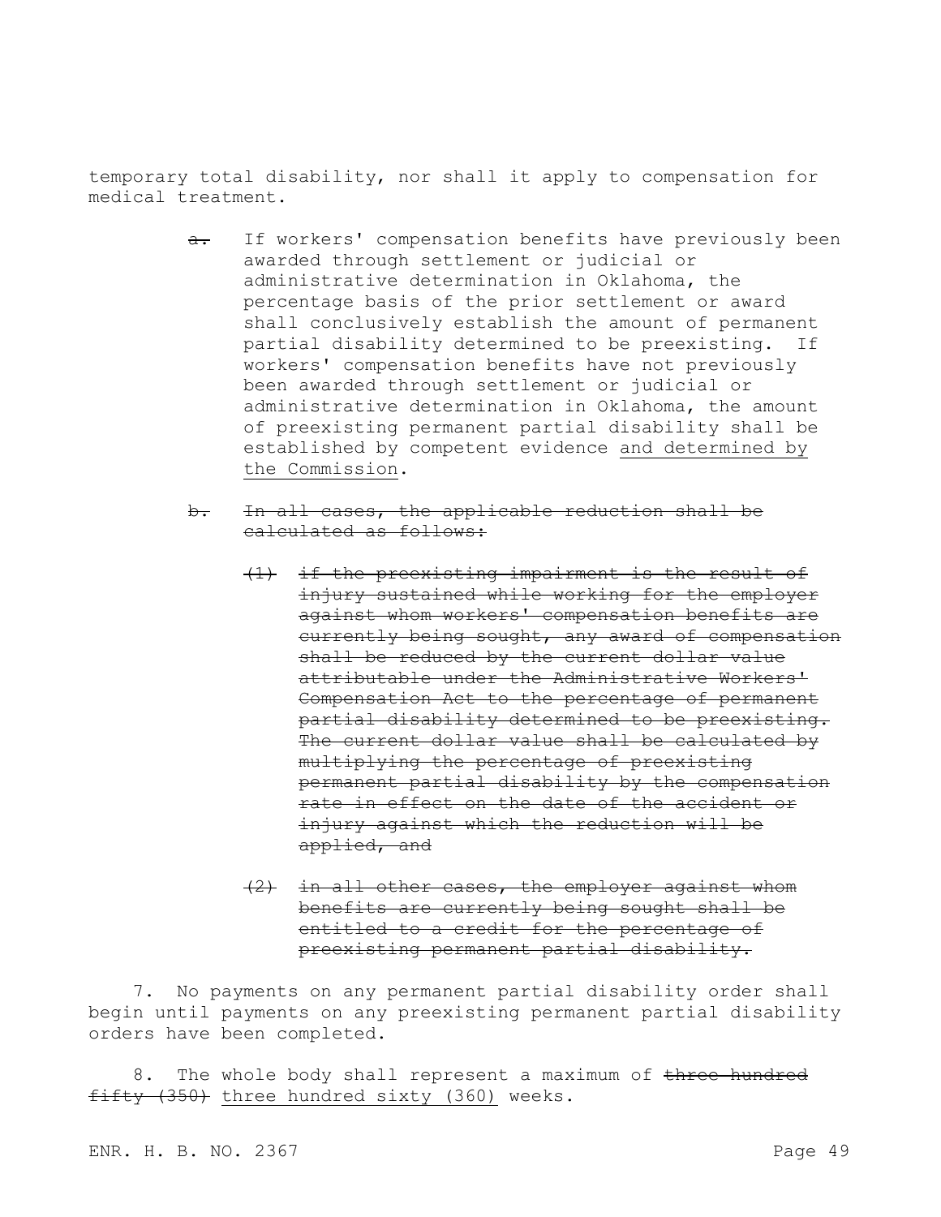temporary total disability, nor shall it apply to compensation for medical treatment.

~~a.~~ If workers' compensation benefits have previously been awarded through settlement or judicial or administrative determination in Oklahoma, the percentage basis of the prior settlement or award shall conclusively establish the amount of permanent partial disability determined to be preexisting. If workers' compensation benefits have not previously been awarded through settlement or judicial or administrative determination in Oklahoma, the amount of preexisting permanent partial disability shall be established by competent evidence <u>and determined by the Commission</u>.

~~b. In all cases, the applicable reduction shall be calculated as follows:~~

~~(1) if the preexisting impairment is the result of injury sustained while working for the employer against whom workers' compensation benefits are currently being sought, any award of compensation shall be reduced by the current dollar value attributable under the Administrative Workers' Compensation Act to the percentage of permanent partial disability determined to be preexisting. The current dollar value shall be calculated by multiplying the percentage of preexisting permanent partial disability by the compensation rate in effect on the date of the accident or injury against which the reduction will be applied, and~~

~~(2) in all other cases, the employer against whom benefits are currently being sought shall be entitled to a credit for the percentage of preexisting permanent partial disability.~~

7. No payments on any permanent partial disability order shall begin until payments on any preexisting permanent partial disability orders have been completed.

8. The whole body shall represent a maximum of ~~three hundred fifty (350)~~ <u>three hundred sixty (360)</u> weeks.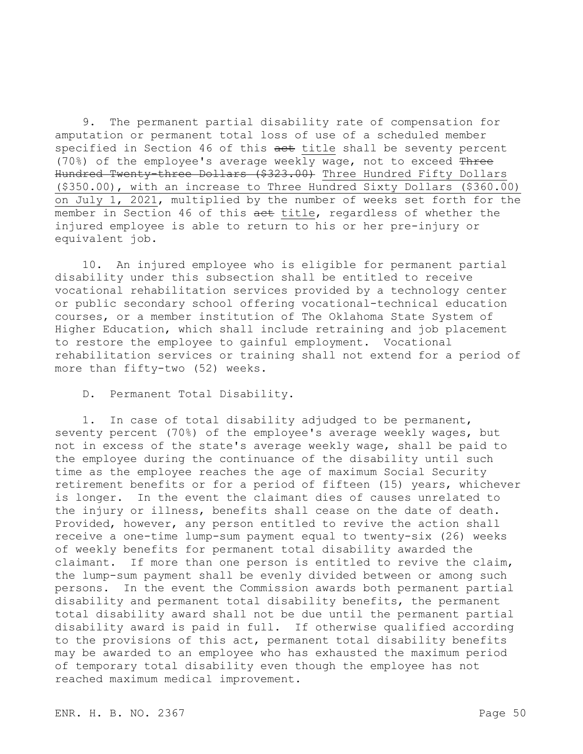9. The permanent partial disability rate of compensation for amputation or permanent total loss of use of a scheduled member specified in Section 46 of this ~~act~~ title shall be seventy percent (70%) of the employee's average weekly wage, not to exceed ~~Three Hundred Twenty-three Dollars ($323.00)~~ Three Hundred Fifty Dollars ($350.00), with an increase to Three Hundred Sixty Dollars ($360.00) on July 1, 2021, multiplied by the number of weeks set forth for the member in Section 46 of this ~~act~~ title, regardless of whether the injured employee is able to return to his or her pre-injury or equivalent job.

10. An injured employee who is eligible for permanent partial disability under this subsection shall be entitled to receive vocational rehabilitation services provided by a technology center or public secondary school offering vocational-technical education courses, or a member institution of The Oklahoma State System of Higher Education, which shall include retraining and job placement to restore the employee to gainful employment. Vocational rehabilitation services or training shall not extend for a period of more than fifty-two (52) weeks.

D. Permanent Total Disability.

1. In case of total disability adjudged to be permanent, seventy percent (70%) of the employee's average weekly wages, but not in excess of the state's average weekly wage, shall be paid to the employee during the continuance of the disability until such time as the employee reaches the age of maximum Social Security retirement benefits or for a period of fifteen (15) years, whichever is longer. In the event the claimant dies of causes unrelated to the injury or illness, benefits shall cease on the date of death. Provided, however, any person entitled to revive the action shall receive a one-time lump-sum payment equal to twenty-six (26) weeks of weekly benefits for permanent total disability awarded the claimant. If more than one person is entitled to revive the claim, the lump-sum payment shall be evenly divided between or among such persons. In the event the Commission awards both permanent partial disability and permanent total disability benefits, the permanent total disability award shall not be due until the permanent partial disability award is paid in full. If otherwise qualified according to the provisions of this act, permanent total disability benefits may be awarded to an employee who has exhausted the maximum period of temporary total disability even though the employee has not reached maximum medical improvement.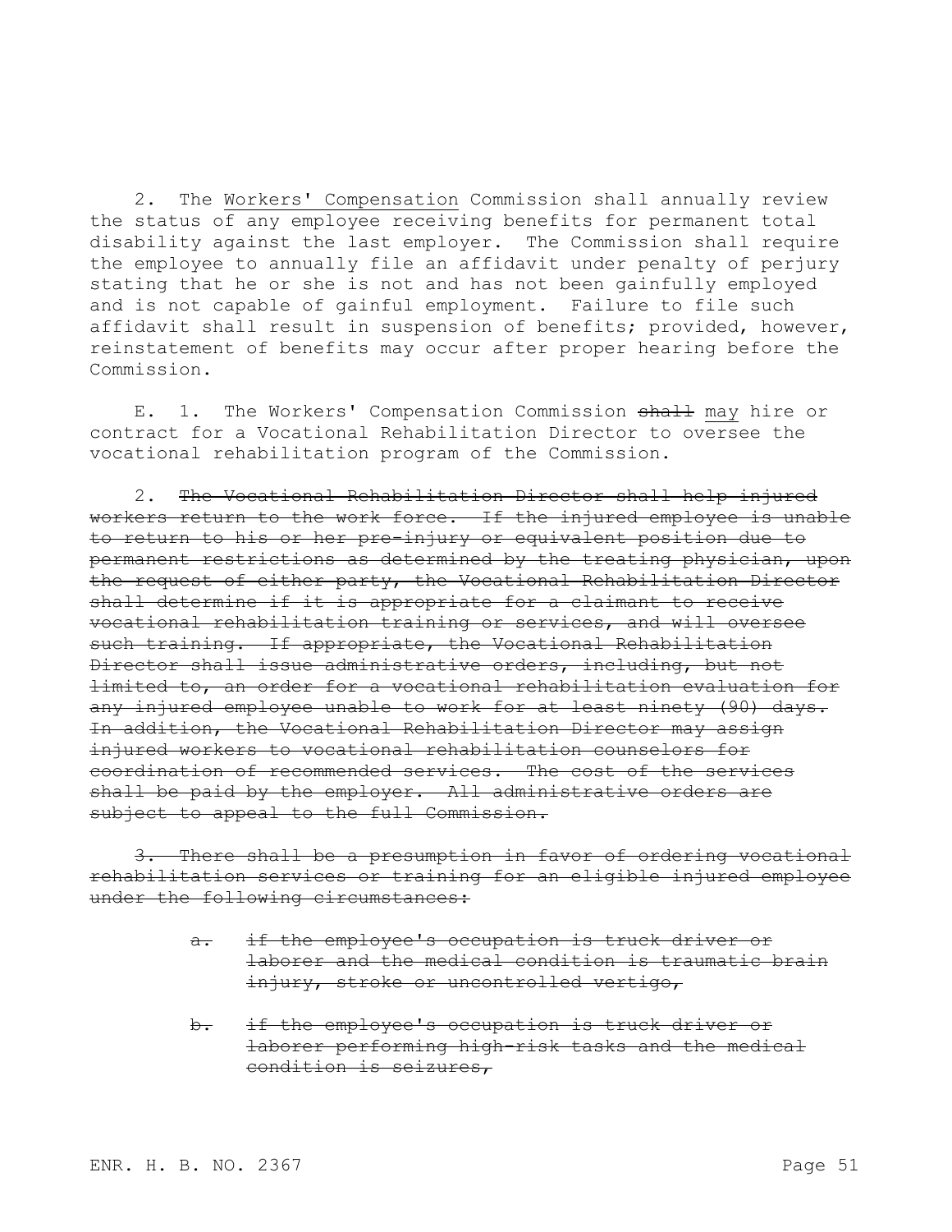2. The <u>Workers' Compensation</u> Commission shall annually review the status of any employee receiving benefits for permanent total disability against the last employer. The Commission shall require the employee to annually file an affidavit under penalty of perjury stating that he or she is not and has not been gainfully employed and is not capable of gainful employment. Failure to file such affidavit shall result in suspension of benefits; provided, however, reinstatement of benefits may occur after proper hearing before the Commission.

E. 1. The Workers' Compensation Commission ~~shall~~ <u>may</u> hire or contract for a Vocational Rehabilitation Director to oversee the vocational rehabilitation program of the Commission.

2. ~~The Vocational Rehabilitation Director shall help injured workers return to the work force. If the injured employee is unable to return to his or her pre-injury or equivalent position due to permanent restrictions as determined by the treating physician, upon the request of either party, the Vocational Rehabilitation Director shall determine if it is appropriate for a claimant to receive vocational rehabilitation training or services, and will oversee such training. If appropriate, the Vocational Rehabilitation Director shall issue administrative orders, including, but not limited to, an order for a vocational rehabilitation evaluation for any injured employee unable to work for at least ninety (90) days. In addition, the Vocational Rehabilitation Director may assign injured workers to vocational rehabilitation counselors for coordination of recommended services. The cost of the services shall be paid by the employer. All administrative orders are subject to appeal to the full Commission.~~

~~3. There shall be a presumption in favor of ordering vocational rehabilitation services or training for an eligible injured employee under the following circumstances:~~

~~a. if the employee's occupation is truck driver or laborer and the medical condition is traumatic brain injury, stroke or uncontrolled vertigo,~~

~~b. if the employee's occupation is truck driver or laborer performing high-risk tasks and the medical condition is seizures,~~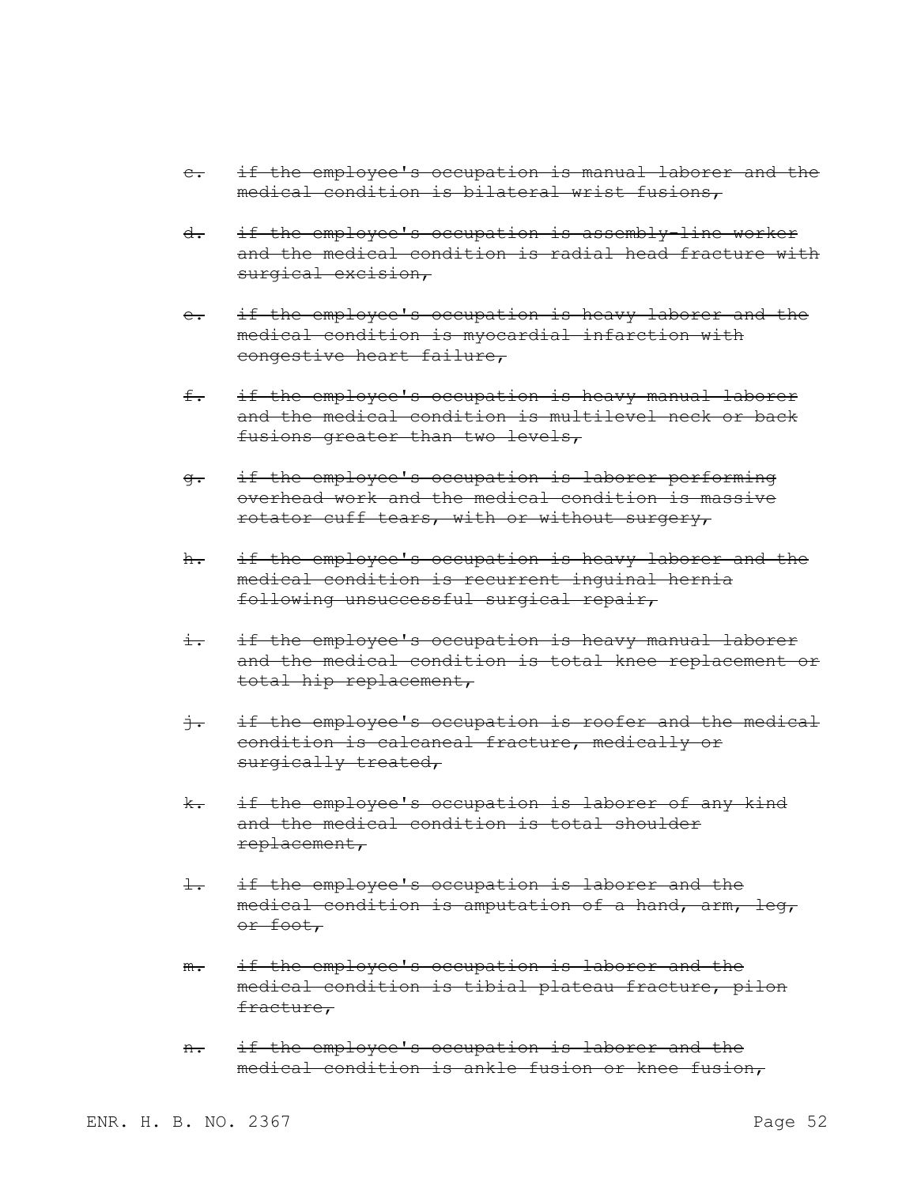~~c. if the employee's occupation is manual laborer and the medical condition is bilateral wrist fusions,~~

~~d. if the employee's occupation is assembly-line worker and the medical condition is radial head fracture with surgical excision,~~

~~e. if the employee's occupation is heavy laborer and the medical condition is myocardial infarction with congestive heart failure,~~

~~f. if the employee's occupation is heavy manual laborer and the medical condition is multilevel neck or back fusions greater than two levels,~~

~~g. if the employee's occupation is laborer performing overhead work and the medical condition is massive rotator cuff tears, with or without surgery,~~

~~h. if the employee's occupation is heavy laborer and the medical condition is recurrent inguinal hernia following unsuccessful surgical repair,~~

~~i. if the employee's occupation is heavy manual laborer and the medical condition is total knee replacement or total hip replacement,~~

~~j. if the employee's occupation is roofer and the medical condition is calcaneal fracture, medically or surgically treated,~~

~~k. if the employee's occupation is laborer of any kind and the medical condition is total shoulder replacement,~~

~~l. if the employee's occupation is laborer and the medical condition is amputation of a hand, arm, leg, or foot,~~

~~m. if the employee's occupation is laborer and the medical condition is tibial plateau fracture, pilon fracture,~~

~~n. if the employee's occupation is laborer and the medical condition is ankle fusion or knee fusion,~~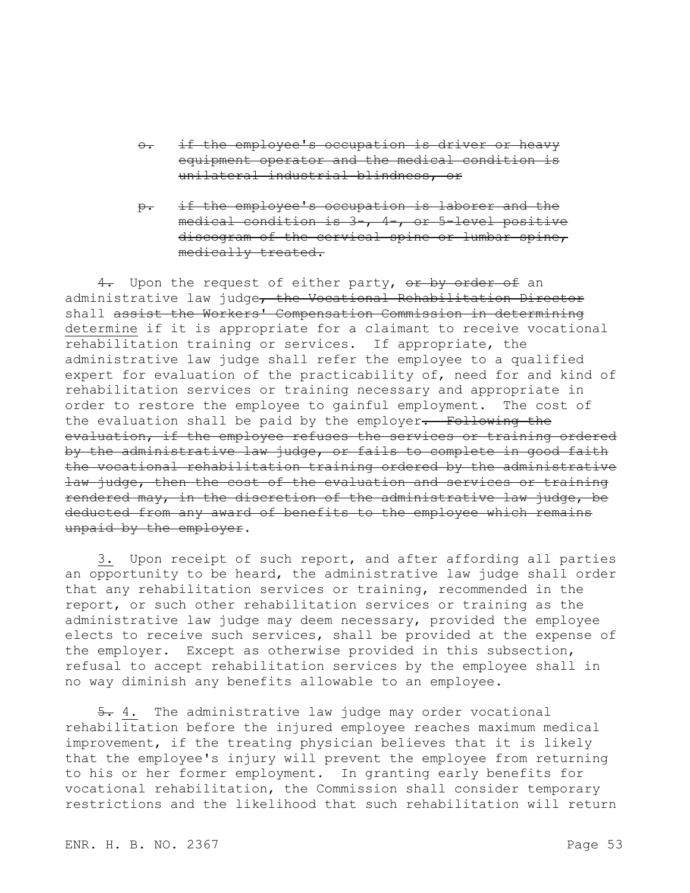o. ~~if the employee's occupation is driver or heavy equipment operator and the medical condition is unilateral industrial blindness, or~~

p. ~~if the employee's occupation is laborer and the medical condition is 3-, 4-, or 5-level positive discogram of the cervical spine or lumbar spine, medically treated.~~

~~4.~~ Upon the request of either party, ~~or by order of~~ an administrative law judge~~, the Vocational Rehabilitation Director~~ shall ~~assist the Workers' Compensation Commission in determining~~ <u>determine</u> if it is appropriate for a claimant to receive vocational rehabilitation training or services. If appropriate, the administrative law judge shall refer the employee to a qualified expert for evaluation of the practicability of, need for and kind of rehabilitation services or training necessary and appropriate in order to restore the employee to gainful employment. The cost of the evaluation shall be paid by the employer~~. Following the evaluation, if the employee refuses the services or training ordered by the administrative law judge, or fails to complete in good faith the vocational rehabilitation training ordered by the administrative law judge, then the cost of the evaluation and services or training rendered may, in the discretion of the administrative law judge, be deducted from any award of benefits to the employee which remains unpaid by the employer~~.

<u>3.</u> Upon receipt of such report, and after affording all parties an opportunity to be heard, the administrative law judge shall order that any rehabilitation services or training, recommended in the report, or such other rehabilitation services or training as the administrative law judge may deem necessary, provided the employee elects to receive such services, shall be provided at the expense of the employer. Except as otherwise provided in this subsection, refusal to accept rehabilitation services by the employee shall in no way diminish any benefits allowable to an employee.

~~5.~~ <u>4.</u> The administrative law judge may order vocational rehabilitation before the injured employee reaches maximum medical improvement, if the treating physician believes that it is likely that the employee's injury will prevent the employee from returning to his or her former employment. In granting early benefits for vocational rehabilitation, the Commission shall consider temporary restrictions and the likelihood that such rehabilitation will return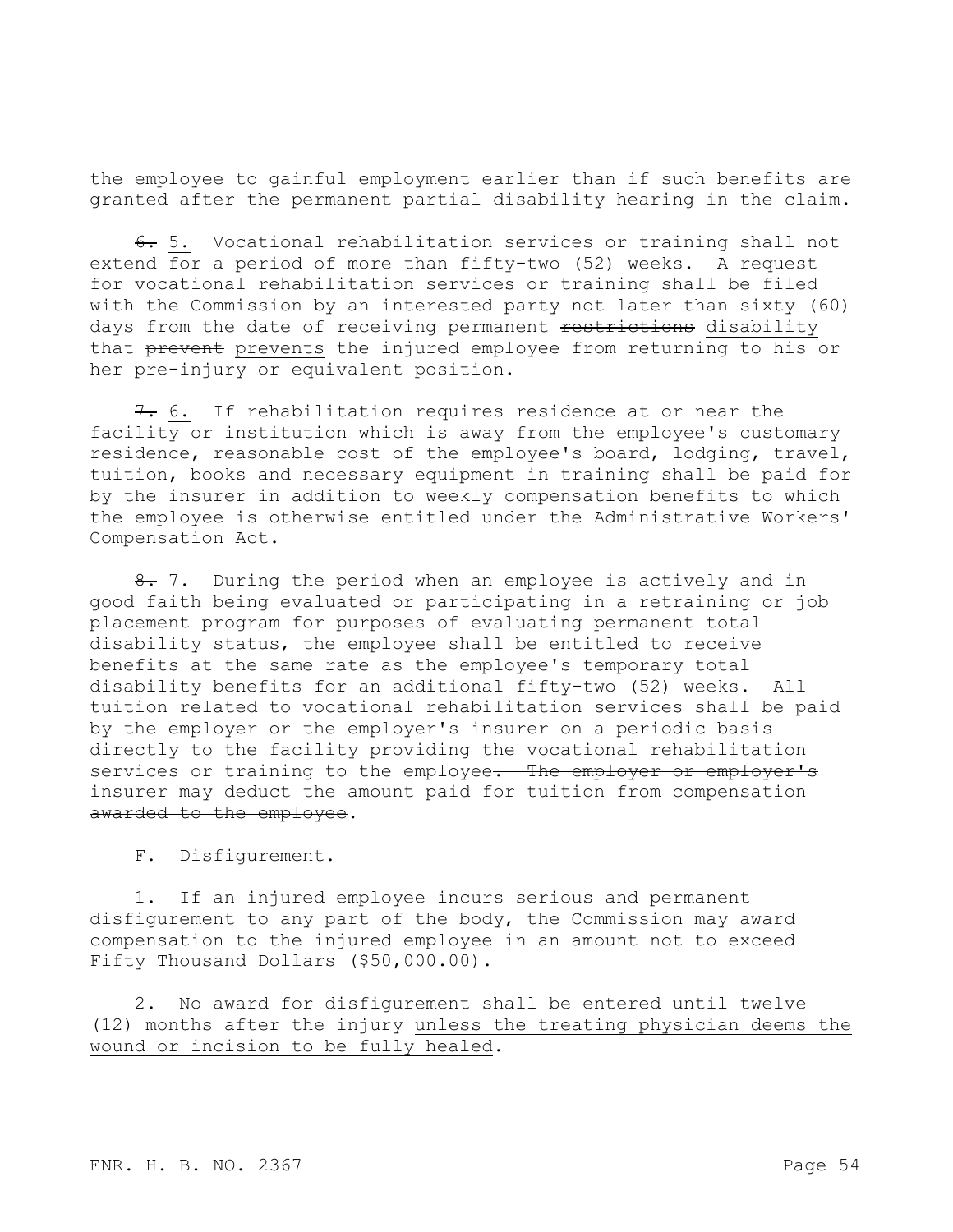the employee to gainful employment earlier than if such benefits are granted after the permanent partial disability hearing in the claim.

~~6.~~ 5. Vocational rehabilitation services or training shall not extend for a period of more than fifty-two (52) weeks. A request for vocational rehabilitation services or training shall be filed with the Commission by an interested party not later than sixty (60) days from the date of receiving permanent ~~restrictions~~ disability that ~~prevent~~ prevents the injured employee from returning to his or her pre-injury or equivalent position.

~~7.~~ 6. If rehabilitation requires residence at or near the facility or institution which is away from the employee's customary residence, reasonable cost of the employee's board, lodging, travel, tuition, books and necessary equipment in training shall be paid for by the insurer in addition to weekly compensation benefits to which the employee is otherwise entitled under the Administrative Workers' Compensation Act.

~~8.~~ 7. During the period when an employee is actively and in good faith being evaluated or participating in a retraining or job placement program for purposes of evaluating permanent total disability status, the employee shall be entitled to receive benefits at the same rate as the employee's temporary total disability benefits for an additional fifty-two (52) weeks. All tuition related to vocational rehabilitation services shall be paid by the employer or the employer's insurer on a periodic basis directly to the facility providing the vocational rehabilitation services or training to the employee~~. The employer or employer's insurer may deduct the amount paid for tuition from compensation awarded to the employee~~.

F. Disfigurement.

1. If an injured employee incurs serious and permanent disfigurement to any part of the body, the Commission may award compensation to the injured employee in an amount not to exceed Fifty Thousand Dollars ($50,000.00).

2. No award for disfigurement shall be entered until twelve (12) months after the injury unless the treating physician deems the wound or incision to be fully healed.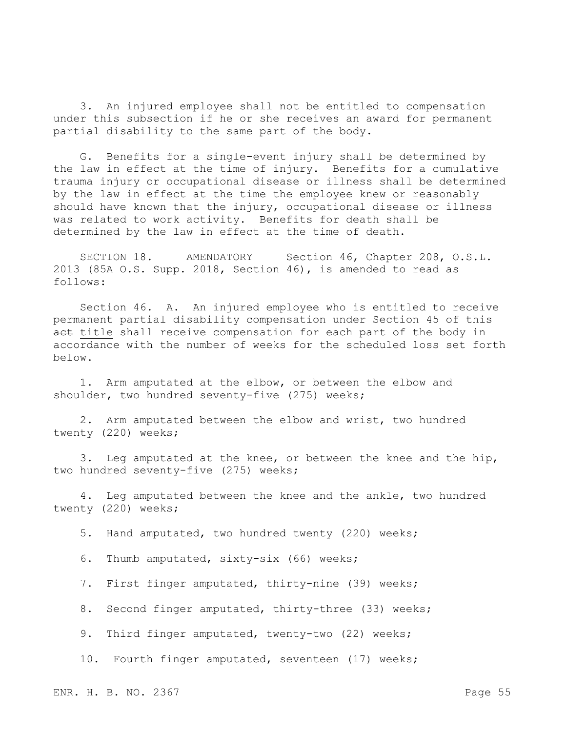3. An injured employee shall not be entitled to compensation under this subsection if he or she receives an award for permanent partial disability to the same part of the body.

G. Benefits for a single-event injury shall be determined by the law in effect at the time of injury. Benefits for a cumulative trauma injury or occupational disease or illness shall be determined by the law in effect at the time the employee knew or reasonably should have known that the injury, occupational disease or illness was related to work activity. Benefits for death shall be determined by the law in effect at the time of death.

SECTION 18. AMENDATORY Section 46, Chapter 208, O.S.L. 2013 (85A O.S. Supp. 2018, Section 46), is amended to read as follows:

Section 46. A. An injured employee who is entitled to receive permanent partial disability compensation under Section 45 of this ~~act~~ title shall receive compensation for each part of the body in accordance with the number of weeks for the scheduled loss set forth below.

1. Arm amputated at the elbow, or between the elbow and shoulder, two hundred seventy-five (275) weeks;

2. Arm amputated between the elbow and wrist, two hundred twenty (220) weeks;

3. Leg amputated at the knee, or between the knee and the hip, two hundred seventy-five (275) weeks;

4. Leg amputated between the knee and the ankle, two hundred twenty (220) weeks;

5. Hand amputated, two hundred twenty (220) weeks;

6. Thumb amputated, sixty-six (66) weeks;

7. First finger amputated, thirty-nine (39) weeks;

8. Second finger amputated, thirty-three (33) weeks;

9. Third finger amputated, twenty-two (22) weeks;

10. Fourth finger amputated, seventeen (17) weeks;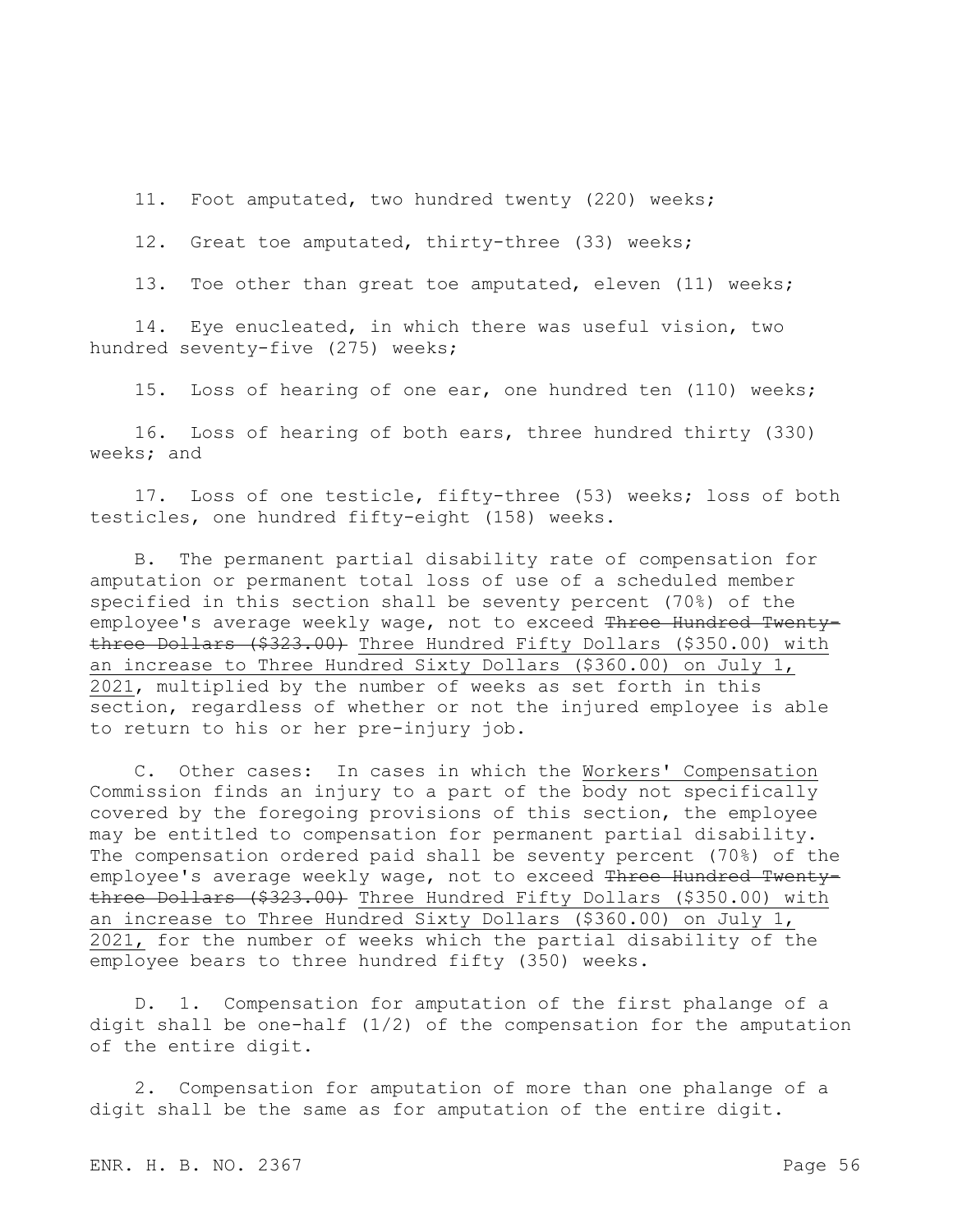11. Foot amputated, two hundred twenty (220) weeks;

12. Great toe amputated, thirty-three (33) weeks;

13. Toe other than great toe amputated, eleven (11) weeks;

14. Eye enucleated, in which there was useful vision, two hundred seventy-five (275) weeks;

15. Loss of hearing of one ear, one hundred ten (110) weeks;

16. Loss of hearing of both ears, three hundred thirty (330) weeks; and

17. Loss of one testicle, fifty-three (53) weeks; loss of both testicles, one hundred fifty-eight (158) weeks.

B. The permanent partial disability rate of compensation for amputation or permanent total loss of use of a scheduled member specified in this section shall be seventy percent (70%) of the employee's average weekly wage, not to exceed ~~Three Hundred Twenty-three Dollars ($323.00)~~ Three Hundred Fifty Dollars ($350.00) with an increase to Three Hundred Sixty Dollars ($360.00) on July 1, 2021, multiplied by the number of weeks as set forth in this section, regardless of whether or not the injured employee is able to return to his or her pre-injury job.

C. Other cases: In cases in which the Workers' Compensation Commission finds an injury to a part of the body not specifically covered by the foregoing provisions of this section, the employee may be entitled to compensation for permanent partial disability. The compensation ordered paid shall be seventy percent (70%) of the employee's average weekly wage, not to exceed ~~Three Hundred Twenty-three Dollars ($323.00)~~ Three Hundred Fifty Dollars ($350.00) with an increase to Three Hundred Sixty Dollars ($360.00) on July 1, 2021, for the number of weeks which the partial disability of the employee bears to three hundred fifty (350) weeks.

D. 1. Compensation for amputation of the first phalange of a digit shall be one-half (1/2) of the compensation for the amputation of the entire digit.

2. Compensation for amputation of more than one phalange of a digit shall be the same as for amputation of the entire digit.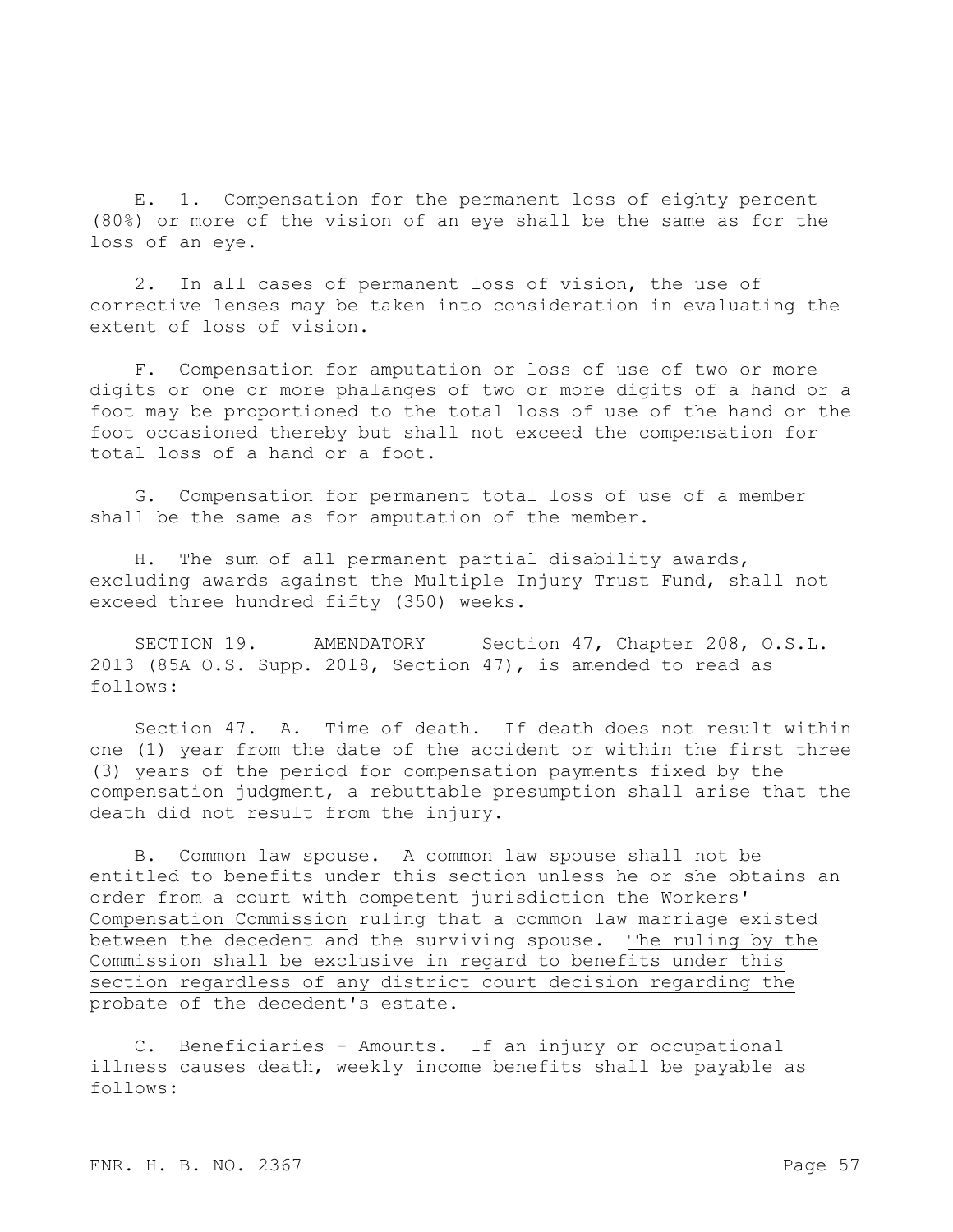E. 1. Compensation for the permanent loss of eighty percent (80%) or more of the vision of an eye shall be the same as for the loss of an eye.

2. In all cases of permanent loss of vision, the use of corrective lenses may be taken into consideration in evaluating the extent of loss of vision.

F. Compensation for amputation or loss of use of two or more digits or one or more phalanges of two or more digits of a hand or a foot may be proportioned to the total loss of use of the hand or the foot occasioned thereby but shall not exceed the compensation for total loss of a hand or a foot.

G. Compensation for permanent total loss of use of a member shall be the same as for amputation of the member.

H. The sum of all permanent partial disability awards, excluding awards against the Multiple Injury Trust Fund, shall not exceed three hundred fifty (350) weeks.

SECTION 19. AMENDATORY Section 47, Chapter 208, O.S.L. 2013 (85A O.S. Supp. 2018, Section 47), is amended to read as follows:

Section 47. A. Time of death. If death does not result within one (1) year from the date of the accident or within the first three (3) years of the period for compensation payments fixed by the compensation judgment, a rebuttable presumption shall arise that the death did not result from the injury.

B. Common law spouse. A common law spouse shall not be entitled to benefits under this section unless he or she obtains an order from ~~a court with competent jurisdiction~~ <u>the Workers' Compensation Commission</u> ruling that a common law marriage existed between the decedent and the surviving spouse. <u>The ruling by the Commission shall be exclusive in regard to benefits under this section regardless of any district court decision regarding the probate of the decedent's estate.</u>

C. Beneficiaries - Amounts. If an injury or occupational illness causes death, weekly income benefits shall be payable as follows: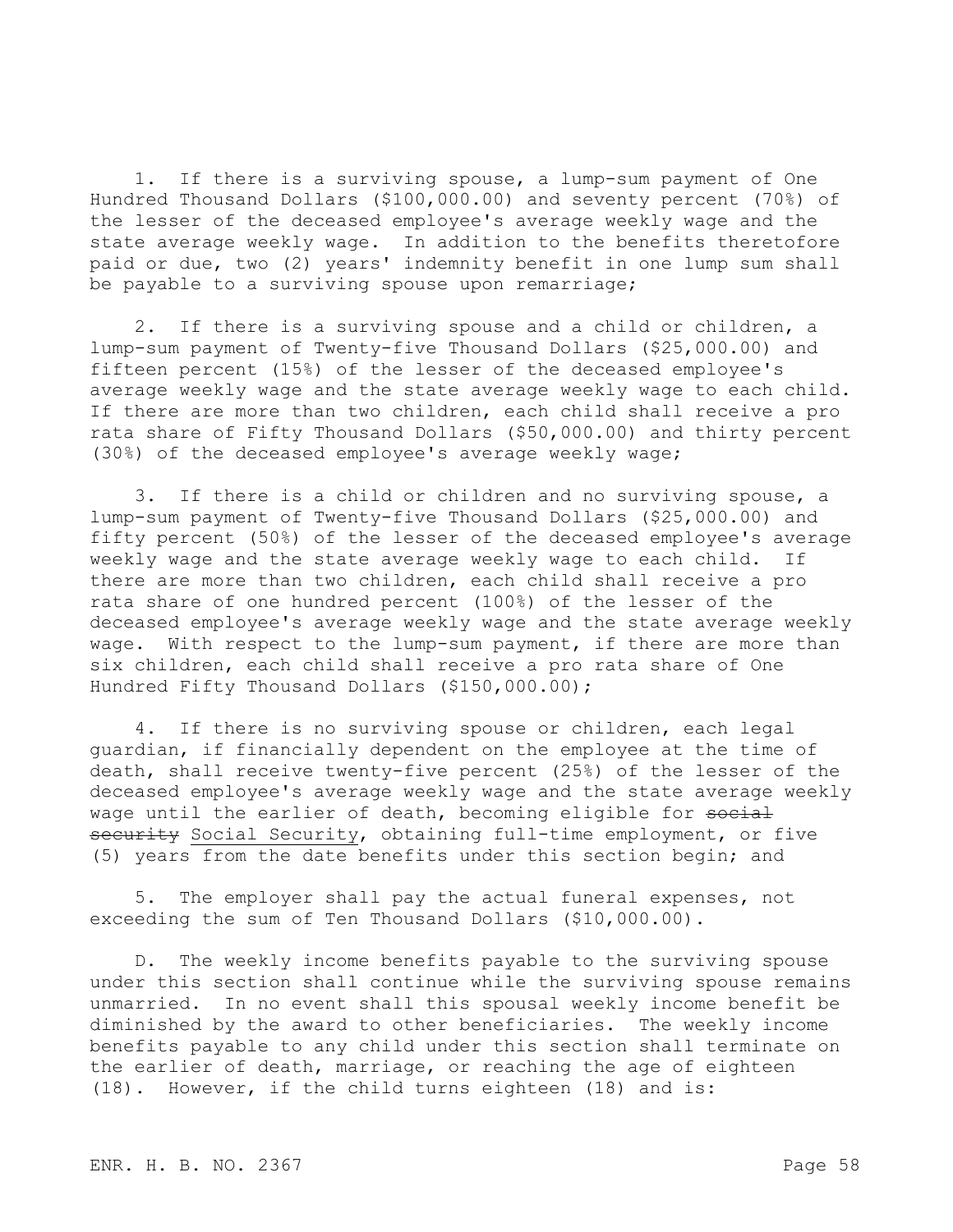1. If there is a surviving spouse, a lump-sum payment of One Hundred Thousand Dollars ($100,000.00) and seventy percent (70%) of the lesser of the deceased employee's average weekly wage and the state average weekly wage. In addition to the benefits theretofore paid or due, two (2) years' indemnity benefit in one lump sum shall be payable to a surviving spouse upon remarriage;

2. If there is a surviving spouse and a child or children, a lump-sum payment of Twenty-five Thousand Dollars ($25,000.00) and fifteen percent (15%) of the lesser of the deceased employee's average weekly wage and the state average weekly wage to each child. If there are more than two children, each child shall receive a pro rata share of Fifty Thousand Dollars ($50,000.00) and thirty percent (30%) of the deceased employee's average weekly wage;

3. If there is a child or children and no surviving spouse, a lump-sum payment of Twenty-five Thousand Dollars ($25,000.00) and fifty percent (50%) of the lesser of the deceased employee's average weekly wage and the state average weekly wage to each child. If there are more than two children, each child shall receive a pro rata share of one hundred percent (100%) of the lesser of the deceased employee's average weekly wage and the state average weekly wage. With respect to the lump-sum payment, if there are more than six children, each child shall receive a pro rata share of One Hundred Fifty Thousand Dollars ($150,000.00);

4. If there is no surviving spouse or children, each legal guardian, if financially dependent on the employee at the time of death, shall receive twenty-five percent (25%) of the lesser of the deceased employee's average weekly wage and the state average weekly wage until the earlier of death, becoming eligible for ~~social security~~ Social Security, obtaining full-time employment, or five (5) years from the date benefits under this section begin; and

5. The employer shall pay the actual funeral expenses, not exceeding the sum of Ten Thousand Dollars ($10,000.00).

D. The weekly income benefits payable to the surviving spouse under this section shall continue while the surviving spouse remains unmarried. In no event shall this spousal weekly income benefit be diminished by the award to other beneficiaries. The weekly income benefits payable to any child under this section shall terminate on the earlier of death, marriage, or reaching the age of eighteen (18). However, if the child turns eighteen (18) and is: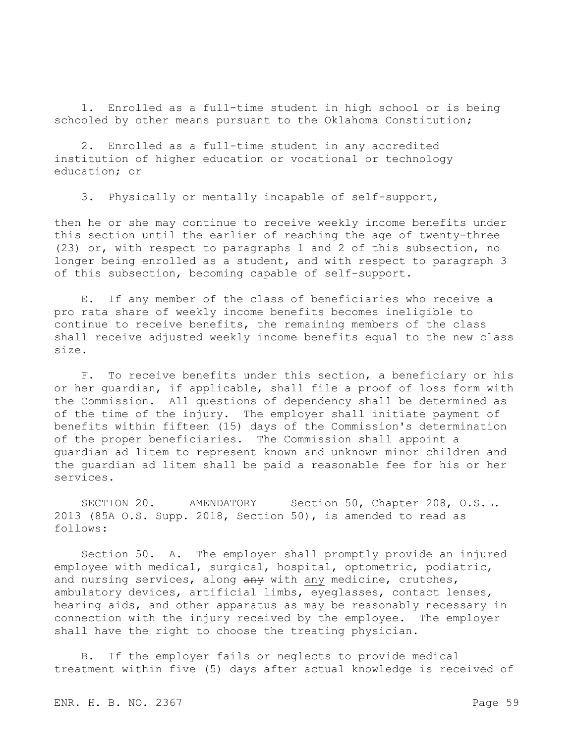1. Enrolled as a full-time student in high school or is being schooled by other means pursuant to the Oklahoma Constitution;

2. Enrolled as a full-time student in any accredited institution of higher education or vocational or technology education; or

3. Physically or mentally incapable of self-support,

then he or she may continue to receive weekly income benefits under this section until the earlier of reaching the age of twenty-three (23) or, with respect to paragraphs 1 and 2 of this subsection, no longer being enrolled as a student, and with respect to paragraph 3 of this subsection, becoming capable of self-support.

E. If any member of the class of beneficiaries who receive a pro rata share of weekly income benefits becomes ineligible to continue to receive benefits, the remaining members of the class shall receive adjusted weekly income benefits equal to the new class size.

F. To receive benefits under this section, a beneficiary or his or her guardian, if applicable, shall file a proof of loss form with the Commission. All questions of dependency shall be determined as of the time of the injury. The employer shall initiate payment of benefits within fifteen (15) days of the Commission's determination of the proper beneficiaries. The Commission shall appoint a guardian ad litem to represent known and unknown minor children and the guardian ad litem shall be paid a reasonable fee for his or her services.

SECTION 20. AMENDATORY Section 50, Chapter 208, O.S.L. 2013 (85A O.S. Supp. 2018, Section 50), is amended to read as follows:

Section 50. A. The employer shall promptly provide an injured employee with medical, surgical, hospital, optometric, podiatric, and nursing services, along ~~any~~ with <u>any</u> medicine, crutches, ambulatory devices, artificial limbs, eyeglasses, contact lenses, hearing aids, and other apparatus as may be reasonably necessary in connection with the injury received by the employee. The employer shall have the right to choose the treating physician.

B. If the employer fails or neglects to provide medical treatment within five (5) days after actual knowledge is received of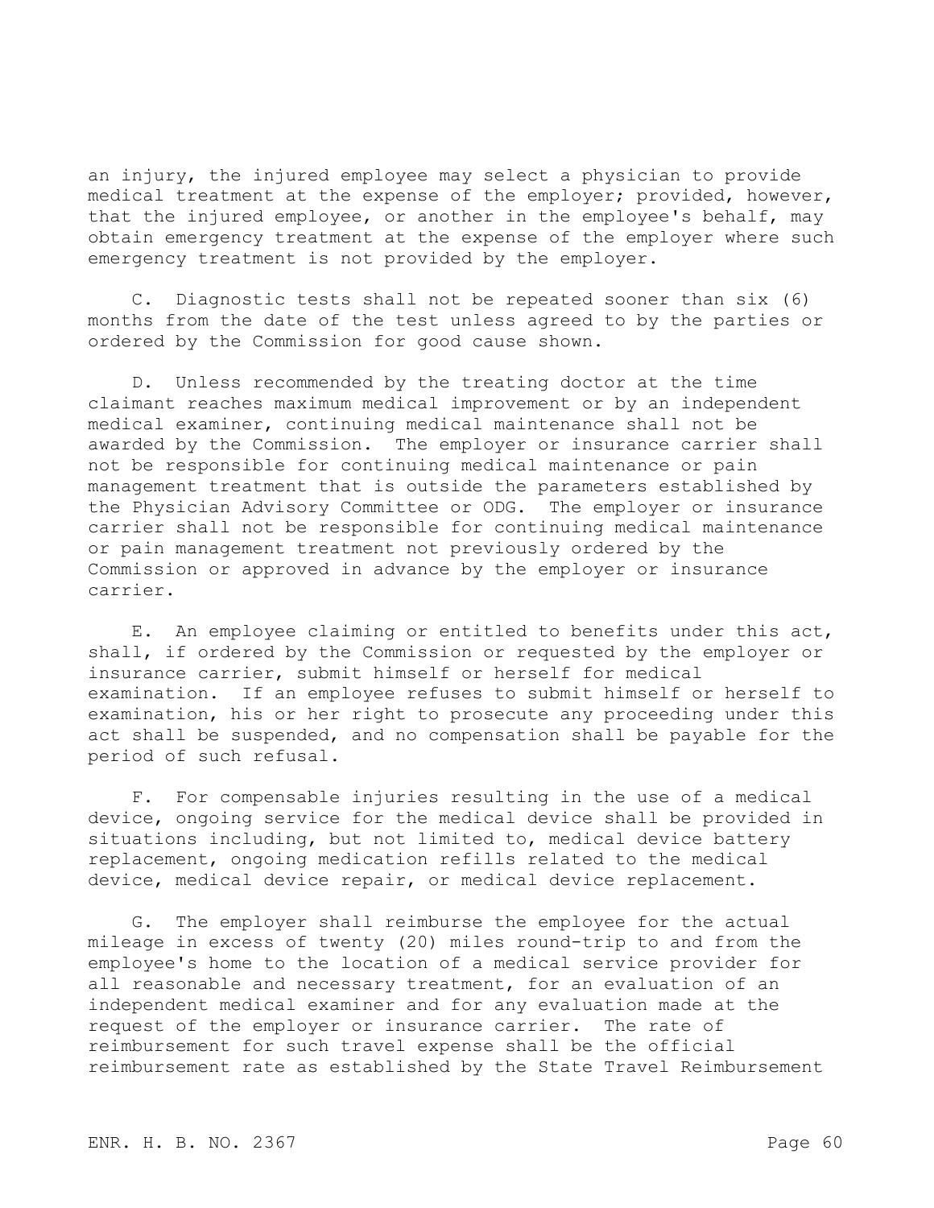an injury, the injured employee may select a physician to provide medical treatment at the expense of the employer; provided, however, that the injured employee, or another in the employee's behalf, may obtain emergency treatment at the expense of the employer where such emergency treatment is not provided by the employer.

C. Diagnostic tests shall not be repeated sooner than six (6) months from the date of the test unless agreed to by the parties or ordered by the Commission for good cause shown.

D. Unless recommended by the treating doctor at the time claimant reaches maximum medical improvement or by an independent medical examiner, continuing medical maintenance shall not be awarded by the Commission. The employer or insurance carrier shall not be responsible for continuing medical maintenance or pain management treatment that is outside the parameters established by the Physician Advisory Committee or ODG. The employer or insurance carrier shall not be responsible for continuing medical maintenance or pain management treatment not previously ordered by the Commission or approved in advance by the employer or insurance carrier.

E. An employee claiming or entitled to benefits under this act, shall, if ordered by the Commission or requested by the employer or insurance carrier, submit himself or herself for medical examination. If an employee refuses to submit himself or herself to examination, his or her right to prosecute any proceeding under this act shall be suspended, and no compensation shall be payable for the period of such refusal.

F. For compensable injuries resulting in the use of a medical device, ongoing service for the medical device shall be provided in situations including, but not limited to, medical device battery replacement, ongoing medication refills related to the medical device, medical device repair, or medical device replacement.

G. The employer shall reimburse the employee for the actual mileage in excess of twenty (20) miles round-trip to and from the employee's home to the location of a medical service provider for all reasonable and necessary treatment, for an evaluation of an independent medical examiner and for any evaluation made at the request of the employer or insurance carrier. The rate of reimbursement for such travel expense shall be the official reimbursement rate as established by the State Travel Reimbursement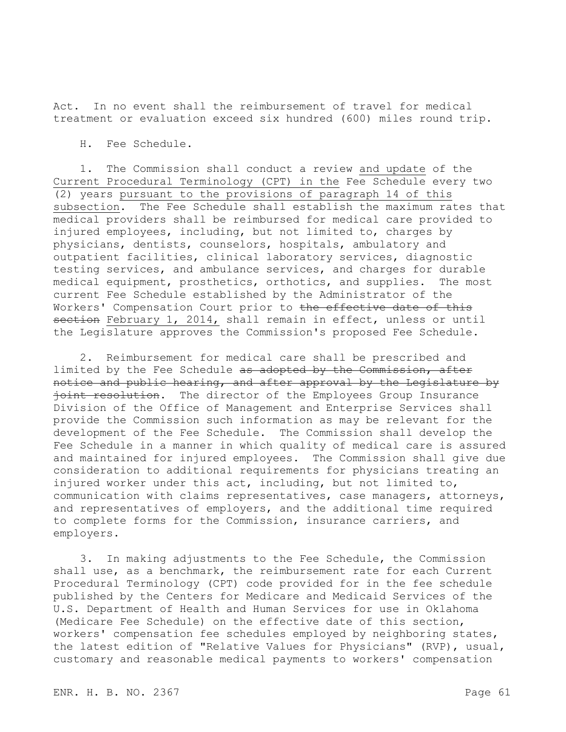Act. In no event shall the reimbursement of travel for medical treatment or evaluation exceed six hundred (600) miles round trip.

H. Fee Schedule.

1. The Commission shall conduct a review <u>and update</u> of the <u>Current Procedural Terminology (CPT) in the</u> Fee Schedule every two (2) years <u>pursuant to the provisions of paragraph 14 of this subsection</u>. The Fee Schedule shall establish the maximum rates that medical providers shall be reimbursed for medical care provided to injured employees, including, but not limited to, charges by physicians, dentists, counselors, hospitals, ambulatory and outpatient facilities, clinical laboratory services, diagnostic testing services, and ambulance services, and charges for durable medical equipment, prosthetics, orthotics, and supplies. The most current Fee Schedule established by the Administrator of the Workers' Compensation Court prior to ~~the effective date of this section~~ <u>February 1, 2014,</u> shall remain in effect, unless or until the Legislature approves the Commission's proposed Fee Schedule.

2. Reimbursement for medical care shall be prescribed and limited by the Fee Schedule ~~as adopted by the Commission, after notice and public hearing, and after approval by the Legislature by joint resolution~~. The director of the Employees Group Insurance Division of the Office of Management and Enterprise Services shall provide the Commission such information as may be relevant for the development of the Fee Schedule. The Commission shall develop the Fee Schedule in a manner in which quality of medical care is assured and maintained for injured employees. The Commission shall give due consideration to additional requirements for physicians treating an injured worker under this act, including, but not limited to, communication with claims representatives, case managers, attorneys, and representatives of employers, and the additional time required to complete forms for the Commission, insurance carriers, and employers.

3. In making adjustments to the Fee Schedule, the Commission shall use, as a benchmark, the reimbursement rate for each Current Procedural Terminology (CPT) code provided for in the fee schedule published by the Centers for Medicare and Medicaid Services of the U.S. Department of Health and Human Services for use in Oklahoma (Medicare Fee Schedule) on the effective date of this section, workers' compensation fee schedules employed by neighboring states, the latest edition of "Relative Values for Physicians" (RVP), usual, customary and reasonable medical payments to workers' compensation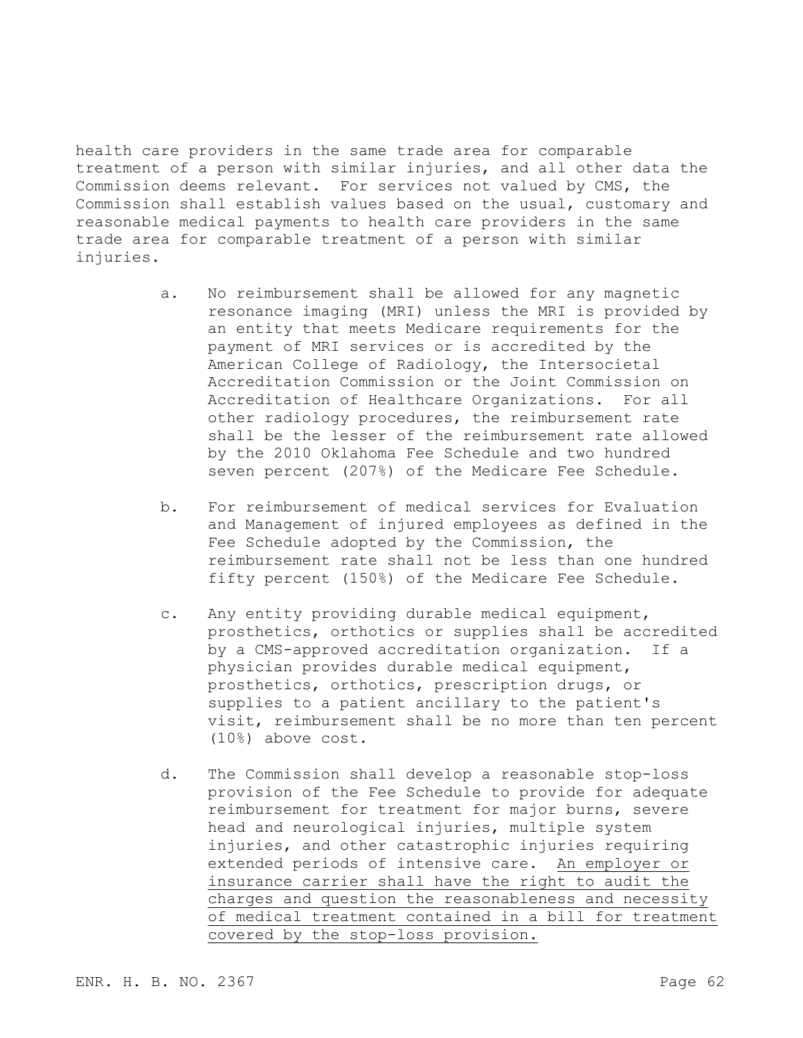health care providers in the same trade area for comparable treatment of a person with similar injuries, and all other data the Commission deems relevant. For services not valued by CMS, the Commission shall establish values based on the usual, customary and reasonable medical payments to health care providers in the same trade area for comparable treatment of a person with similar injuries.

a. No reimbursement shall be allowed for any magnetic resonance imaging (MRI) unless the MRI is provided by an entity that meets Medicare requirements for the payment of MRI services or is accredited by the American College of Radiology, the Intersocietal Accreditation Commission or the Joint Commission on Accreditation of Healthcare Organizations. For all other radiology procedures, the reimbursement rate shall be the lesser of the reimbursement rate allowed by the 2010 Oklahoma Fee Schedule and two hundred seven percent (207%) of the Medicare Fee Schedule.

b. For reimbursement of medical services for Evaluation and Management of injured employees as defined in the Fee Schedule adopted by the Commission, the reimbursement rate shall not be less than one hundred fifty percent (150%) of the Medicare Fee Schedule.

c. Any entity providing durable medical equipment, prosthetics, orthotics or supplies shall be accredited by a CMS-approved accreditation organization. If a physician provides durable medical equipment, prosthetics, orthotics, prescription drugs, or supplies to a patient ancillary to the patient's visit, reimbursement shall be no more than ten percent (10%) above cost.

d. The Commission shall develop a reasonable stop-loss provision of the Fee Schedule to provide for adequate reimbursement for treatment for major burns, severe head and neurological injuries, multiple system injuries, and other catastrophic injuries requiring extended periods of intensive care. <u>An employer or insurance carrier shall have the right to audit the charges and question the reasonableness and necessity of medical treatment contained in a bill for treatment covered by the stop-loss provision.</u>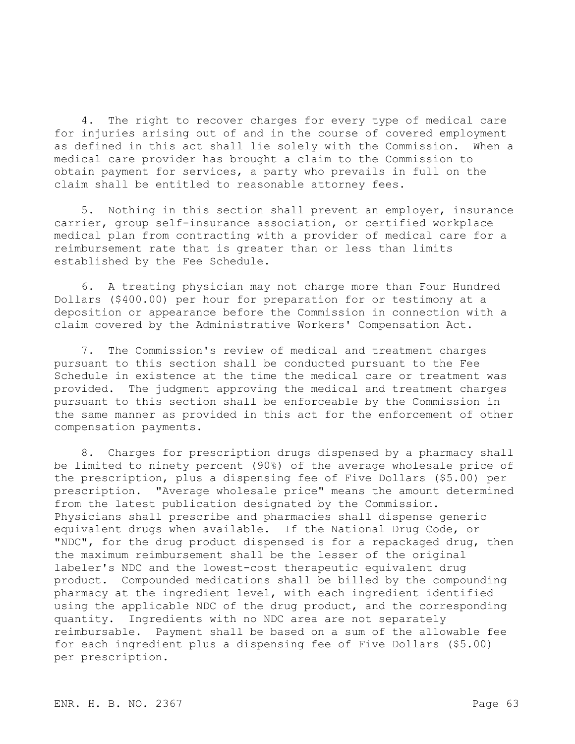4. The right to recover charges for every type of medical care for injuries arising out of and in the course of covered employment as defined in this act shall lie solely with the Commission. When a medical care provider has brought a claim to the Commission to obtain payment for services, a party who prevails in full on the claim shall be entitled to reasonable attorney fees.

5. Nothing in this section shall prevent an employer, insurance carrier, group self-insurance association, or certified workplace medical plan from contracting with a provider of medical care for a reimbursement rate that is greater than or less than limits established by the Fee Schedule.

6. A treating physician may not charge more than Four Hundred Dollars ($400.00) per hour for preparation for or testimony at a deposition or appearance before the Commission in connection with a claim covered by the Administrative Workers' Compensation Act.

7. The Commission's review of medical and treatment charges pursuant to this section shall be conducted pursuant to the Fee Schedule in existence at the time the medical care or treatment was provided. The judgment approving the medical and treatment charges pursuant to this section shall be enforceable by the Commission in the same manner as provided in this act for the enforcement of other compensation payments.

8. Charges for prescription drugs dispensed by a pharmacy shall be limited to ninety percent (90%) of the average wholesale price of the prescription, plus a dispensing fee of Five Dollars ($5.00) per prescription. "Average wholesale price" means the amount determined from the latest publication designated by the Commission. Physicians shall prescribe and pharmacies shall dispense generic equivalent drugs when available. If the National Drug Code, or "NDC", for the drug product dispensed is for a repackaged drug, then the maximum reimbursement shall be the lesser of the original labeler's NDC and the lowest-cost therapeutic equivalent drug product. Compounded medications shall be billed by the compounding pharmacy at the ingredient level, with each ingredient identified using the applicable NDC of the drug product, and the corresponding quantity. Ingredients with no NDC area are not separately reimbursable. Payment shall be based on a sum of the allowable fee for each ingredient plus a dispensing fee of Five Dollars ($5.00) per prescription.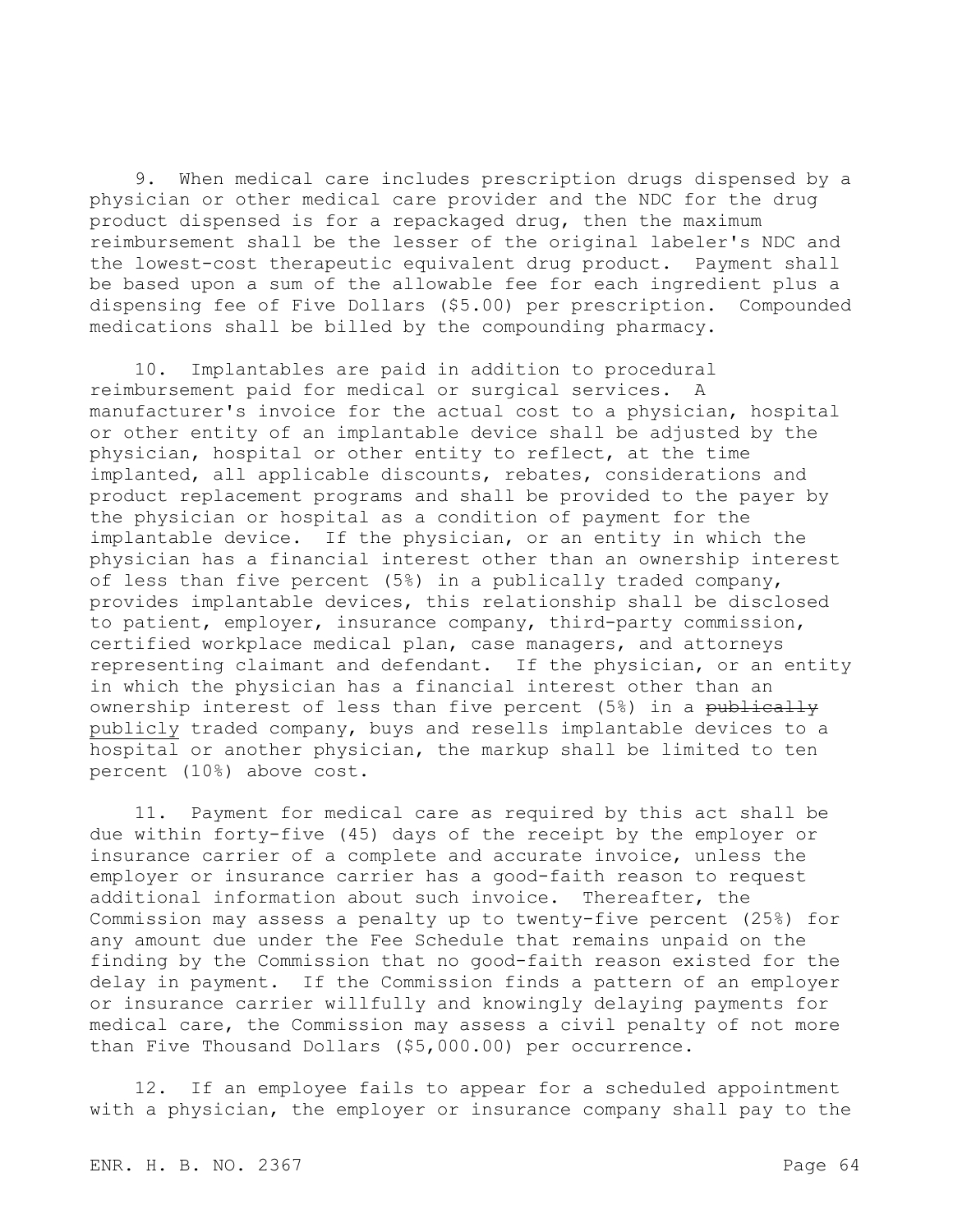9. When medical care includes prescription drugs dispensed by a physician or other medical care provider and the NDC for the drug product dispensed is for a repackaged drug, then the maximum reimbursement shall be the lesser of the original labeler's NDC and the lowest-cost therapeutic equivalent drug product. Payment shall be based upon a sum of the allowable fee for each ingredient plus a dispensing fee of Five Dollars ($5.00) per prescription. Compounded medications shall be billed by the compounding pharmacy.

10. Implantables are paid in addition to procedural reimbursement paid for medical or surgical services. A manufacturer's invoice for the actual cost to a physician, hospital or other entity of an implantable device shall be adjusted by the physician, hospital or other entity to reflect, at the time implanted, all applicable discounts, rebates, considerations and product replacement programs and shall be provided to the payer by the physician or hospital as a condition of payment for the implantable device. If the physician, or an entity in which the physician has a financial interest other than an ownership interest of less than five percent (5%) in a publically traded company, provides implantable devices, this relationship shall be disclosed to patient, employer, insurance company, third-party commission, certified workplace medical plan, case managers, and attorneys representing claimant and defendant. If the physician, or an entity in which the physician has a financial interest other than an ownership interest of less than five percent (5%) in a ~~publically~~ <u>publicly</u> traded company, buys and resells implantable devices to a hospital or another physician, the markup shall be limited to ten percent (10%) above cost.

11. Payment for medical care as required by this act shall be due within forty-five (45) days of the receipt by the employer or insurance carrier of a complete and accurate invoice, unless the employer or insurance carrier has a good-faith reason to request additional information about such invoice. Thereafter, the Commission may assess a penalty up to twenty-five percent (25%) for any amount due under the Fee Schedule that remains unpaid on the finding by the Commission that no good-faith reason existed for the delay in payment. If the Commission finds a pattern of an employer or insurance carrier willfully and knowingly delaying payments for medical care, the Commission may assess a civil penalty of not more than Five Thousand Dollars ($5,000.00) per occurrence.

12. If an employee fails to appear for a scheduled appointment with a physician, the employer or insurance company shall pay to the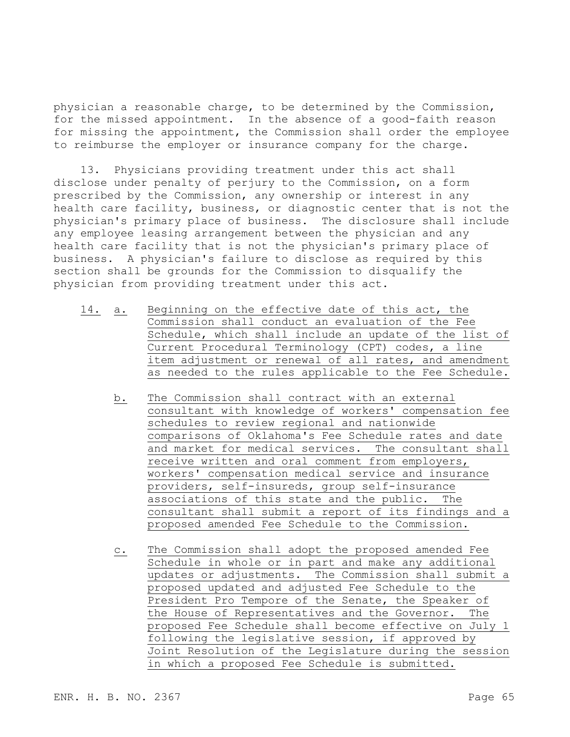physician a reasonable charge, to be determined by the Commission, for the missed appointment. In the absence of a good-faith reason for missing the appointment, the Commission shall order the employee to reimburse the employer or insurance company for the charge.

13. Physicians providing treatment under this act shall disclose under penalty of perjury to the Commission, on a form prescribed by the Commission, any ownership or interest in any health care facility, business, or diagnostic center that is not the physician's primary place of business. The disclosure shall include any employee leasing arrangement between the physician and any health care facility that is not the physician's primary place of business. A physician's failure to disclose as required by this section shall be grounds for the Commission to disqualify the physician from providing treatment under this act.

14. a. Beginning on the effective date of this act, the Commission shall conduct an evaluation of the Fee Schedule, which shall include an update of the list of Current Procedural Terminology (CPT) codes, a line item adjustment or renewal of all rates, and amendment as needed to the rules applicable to the Fee Schedule.

b. The Commission shall contract with an external consultant with knowledge of workers' compensation fee schedules to review regional and nationwide comparisons of Oklahoma's Fee Schedule rates and date and market for medical services. The consultant shall receive written and oral comment from employers, workers' compensation medical service and insurance providers, self-insureds, group self-insurance associations of this state and the public. The consultant shall submit a report of its findings and a proposed amended Fee Schedule to the Commission.

c. The Commission shall adopt the proposed amended Fee Schedule in whole or in part and make any additional updates or adjustments. The Commission shall submit a proposed updated and adjusted Fee Schedule to the President Pro Tempore of the Senate, the Speaker of the House of Representatives and the Governor. The proposed Fee Schedule shall become effective on July 1 following the legislative session, if approved by Joint Resolution of the Legislature during the session in which a proposed Fee Schedule is submitted.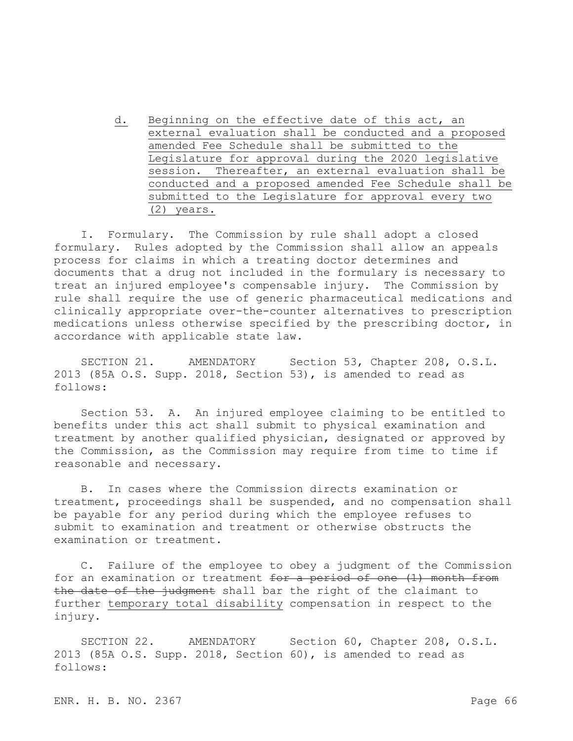d. Beginning on the effective date of this act, an external evaluation shall be conducted and a proposed amended Fee Schedule shall be submitted to the Legislature for approval during the 2020 legislative session. Thereafter, an external evaluation shall be conducted and a proposed amended Fee Schedule shall be submitted to the Legislature for approval every two (2) years.

I. Formulary. The Commission by rule shall adopt a closed formulary. Rules adopted by the Commission shall allow an appeals process for claims in which a treating doctor determines and documents that a drug not included in the formulary is necessary to treat an injured employee's compensable injury. The Commission by rule shall require the use of generic pharmaceutical medications and clinically appropriate over-the-counter alternatives to prescription medications unless otherwise specified by the prescribing doctor, in accordance with applicable state law.

SECTION 21. AMENDATORY Section 53, Chapter 208, O.S.L. 2013 (85A O.S. Supp. 2018, Section 53), is amended to read as follows:

Section 53. A. An injured employee claiming to be entitled to benefits under this act shall submit to physical examination and treatment by another qualified physician, designated or approved by the Commission, as the Commission may require from time to time if reasonable and necessary.

B. In cases where the Commission directs examination or treatment, proceedings shall be suspended, and no compensation shall be payable for any period during which the employee refuses to submit to examination and treatment or otherwise obstructs the examination or treatment.

C. Failure of the employee to obey a judgment of the Commission for an examination or treatment ~~for a period of one (1) month from the date of the judgment~~ shall bar the right of the claimant to further temporary total disability compensation in respect to the injury.

SECTION 22. AMENDATORY Section 60, Chapter 208, O.S.L. 2013 (85A O.S. Supp. 2018, Section 60), is amended to read as follows: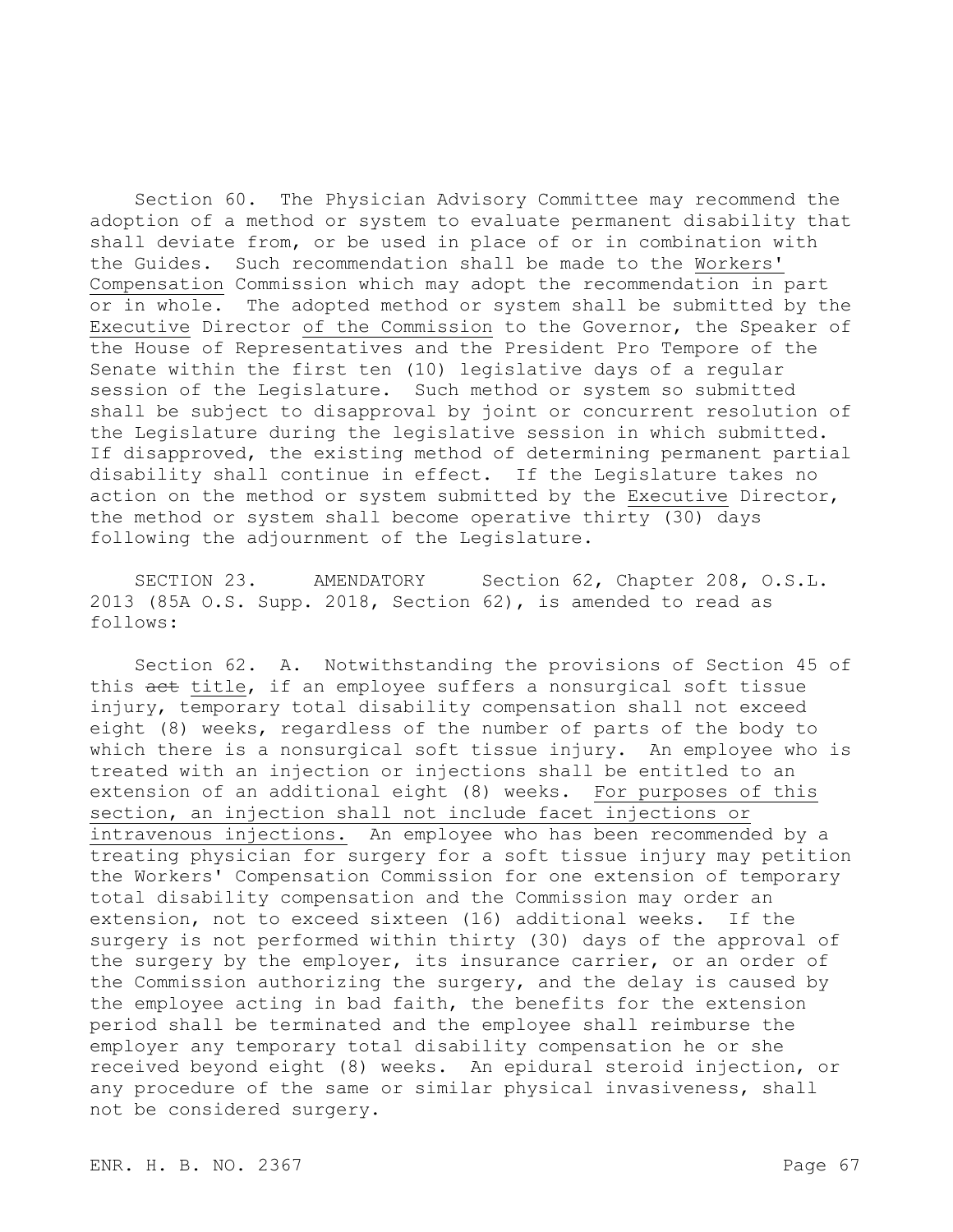Section 60. The Physician Advisory Committee may recommend the adoption of a method or system to evaluate permanent disability that shall deviate from, or be used in place of or in combination with the Guides. Such recommendation shall be made to the Workers' Compensation Commission which may adopt the recommendation in part or in whole. The adopted method or system shall be submitted by the Executive Director of the Commission to the Governor, the Speaker of the House of Representatives and the President Pro Tempore of the Senate within the first ten (10) legislative days of a regular session of the Legislature. Such method or system so submitted shall be subject to disapproval by joint or concurrent resolution of the Legislature during the legislative session in which submitted. If disapproved, the existing method of determining permanent partial disability shall continue in effect. If the Legislature takes no action on the method or system submitted by the Executive Director, the method or system shall become operative thirty (30) days following the adjournment of the Legislature.

SECTION 23. AMENDATORY Section 62, Chapter 208, O.S.L. 2013 (85A O.S. Supp. 2018, Section 62), is amended to read as follows:

Section 62. A. Notwithstanding the provisions of Section 45 of this ~~act~~ title, if an employee suffers a nonsurgical soft tissue injury, temporary total disability compensation shall not exceed eight (8) weeks, regardless of the number of parts of the body to which there is a nonsurgical soft tissue injury. An employee who is treated with an injection or injections shall be entitled to an extension of an additional eight (8) weeks. For purposes of this section, an injection shall not include facet injections or intravenous injections. An employee who has been recommended by a treating physician for surgery for a soft tissue injury may petition the Workers' Compensation Commission for one extension of temporary total disability compensation and the Commission may order an extension, not to exceed sixteen (16) additional weeks. If the surgery is not performed within thirty (30) days of the approval of the surgery by the employer, its insurance carrier, or an order of the Commission authorizing the surgery, and the delay is caused by the employee acting in bad faith, the benefits for the extension period shall be terminated and the employee shall reimburse the employer any temporary total disability compensation he or she received beyond eight (8) weeks. An epidural steroid injection, or any procedure of the same or similar physical invasiveness, shall not be considered surgery.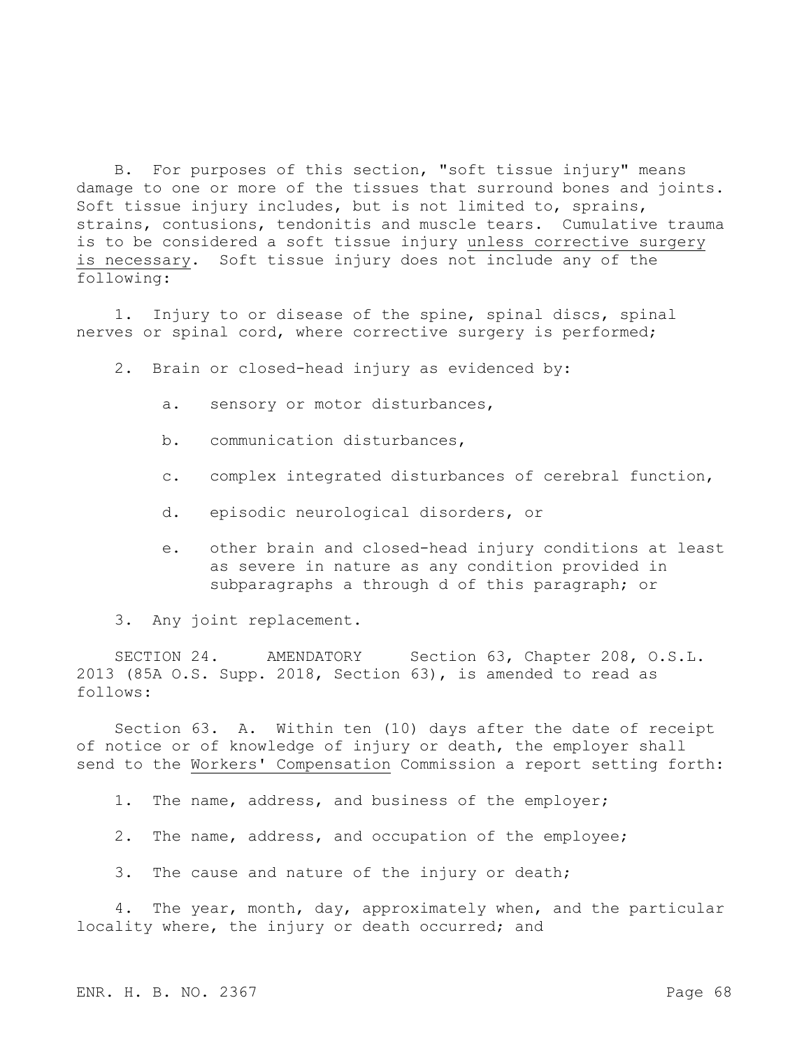B. For purposes of this section, "soft tissue injury" means damage to one or more of the tissues that surround bones and joints. Soft tissue injury includes, but is not limited to, sprains, strains, contusions, tendonitis and muscle tears. Cumulative trauma is to be considered a soft tissue injury <u>unless corrective surgery is necessary</u>. Soft tissue injury does not include any of the following:

1. Injury to or disease of the spine, spinal discs, spinal nerves or spinal cord, where corrective surgery is performed;

2. Brain or closed-head injury as evidenced by:

   a. sensory or motor disturbances,

   b. communication disturbances,

   c. complex integrated disturbances of cerebral function,

   d. episodic neurological disorders, or

   e. other brain and closed-head injury conditions at least as severe in nature as any condition provided in subparagraphs a through d of this paragraph; or

3. Any joint replacement.

SECTION 24. AMENDATORY Section 63, Chapter 208, O.S.L. 2013 (85A O.S. Supp. 2018, Section 63), is amended to read as follows:

Section 63. A. Within ten (10) days after the date of receipt of notice or of knowledge of injury or death, the employer shall send to the <u>Workers' Compensation</u> Commission a report setting forth:

1. The name, address, and business of the employer;

2. The name, address, and occupation of the employee;

3. The cause and nature of the injury or death;

4. The year, month, day, approximately when, and the particular locality where, the injury or death occurred; and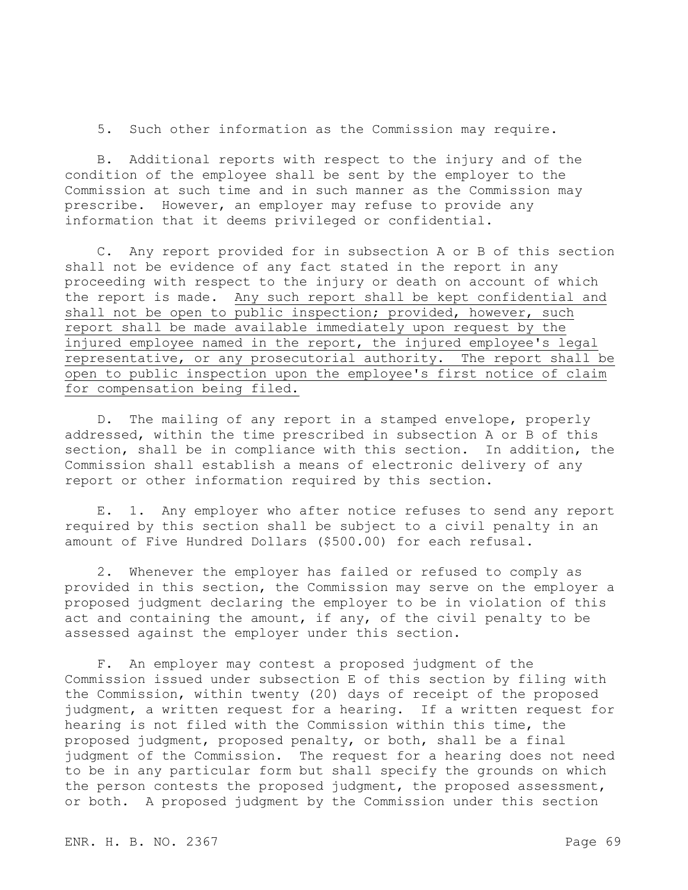5. Such other information as the Commission may require.

B. Additional reports with respect to the injury and of the condition of the employee shall be sent by the employer to the Commission at such time and in such manner as the Commission may prescribe. However, an employer may refuse to provide any information that it deems privileged or confidential.

C. Any report provided for in subsection A or B of this section shall not be evidence of any fact stated in the report in any proceeding with respect to the injury or death on account of which the report is made. <u>Any such report shall be kept confidential and shall not be open to public inspection; provided, however, such report shall be made available immediately upon request by the injured employee named in the report, the injured employee's legal representative, or any prosecutorial authority. The report shall be open to public inspection upon the employee's first notice of claim for compensation being filed.</u>

D. The mailing of any report in a stamped envelope, properly addressed, within the time prescribed in subsection A or B of this section, shall be in compliance with this section. In addition, the Commission shall establish a means of electronic delivery of any report or other information required by this section.

E. 1. Any employer who after notice refuses to send any report required by this section shall be subject to a civil penalty in an amount of Five Hundred Dollars ($500.00) for each refusal.

2. Whenever the employer has failed or refused to comply as provided in this section, the Commission may serve on the employer a proposed judgment declaring the employer to be in violation of this act and containing the amount, if any, of the civil penalty to be assessed against the employer under this section.

F. An employer may contest a proposed judgment of the Commission issued under subsection E of this section by filing with the Commission, within twenty (20) days of receipt of the proposed judgment, a written request for a hearing. If a written request for hearing is not filed with the Commission within this time, the proposed judgment, proposed penalty, or both, shall be a final judgment of the Commission. The request for a hearing does not need to be in any particular form but shall specify the grounds on which the person contests the proposed judgment, the proposed assessment, or both. A proposed judgment by the Commission under this section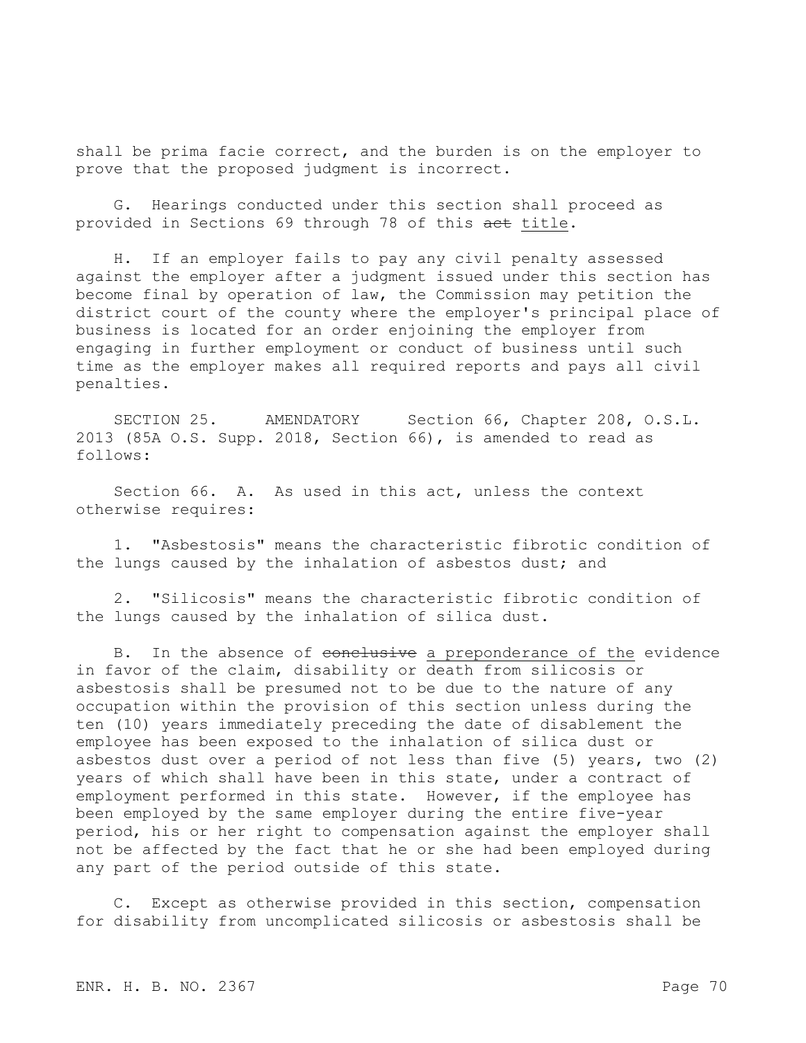shall be prima facie correct, and the burden is on the employer to prove that the proposed judgment is incorrect.

G. Hearings conducted under this section shall proceed as provided in Sections 69 through 78 of this ~~act~~ <u>title</u>.

H. If an employer fails to pay any civil penalty assessed against the employer after a judgment issued under this section has become final by operation of law, the Commission may petition the district court of the county where the employer's principal place of business is located for an order enjoining the employer from engaging in further employment or conduct of business until such time as the employer makes all required reports and pays all civil penalties.

SECTION 25. AMENDATORY Section 66, Chapter 208, O.S.L. 2013 (85A O.S. Supp. 2018, Section 66), is amended to read as follows:

Section 66. A. As used in this act, unless the context otherwise requires:

1. "Asbestosis" means the characteristic fibrotic condition of the lungs caused by the inhalation of asbestos dust; and

2. "Silicosis" means the characteristic fibrotic condition of the lungs caused by the inhalation of silica dust.

B. In the absence of ~~conclusive~~ <u>a preponderance of the</u> evidence in favor of the claim, disability or death from silicosis or asbestosis shall be presumed not to be due to the nature of any occupation within the provision of this section unless during the ten (10) years immediately preceding the date of disablement the employee has been exposed to the inhalation of silica dust or asbestos dust over a period of not less than five (5) years, two (2) years of which shall have been in this state, under a contract of employment performed in this state. However, if the employee has been employed by the same employer during the entire five-year period, his or her right to compensation against the employer shall not be affected by the fact that he or she had been employed during any part of the period outside of this state.

C. Except as otherwise provided in this section, compensation for disability from uncomplicated silicosis or asbestosis shall be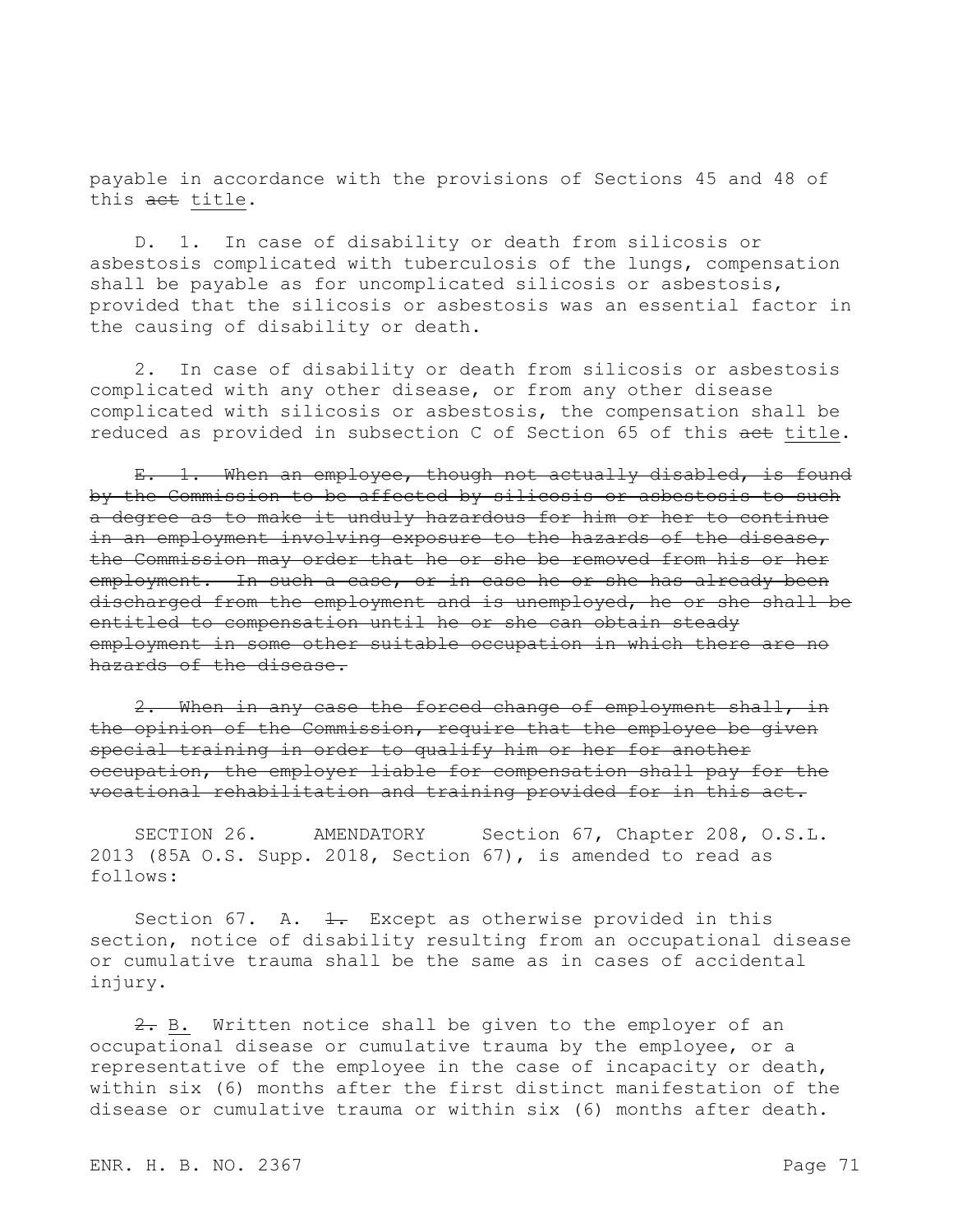payable in accordance with the provisions of Sections 45 and 48 of this ~~act~~ title.

D. 1. In case of disability or death from silicosis or asbestosis complicated with tuberculosis of the lungs, compensation shall be payable as for uncomplicated silicosis or asbestosis, provided that the silicosis or asbestosis was an essential factor in the causing of disability or death.

2. In case of disability or death from silicosis or asbestosis complicated with any other disease, or from any other disease complicated with silicosis or asbestosis, the compensation shall be reduced as provided in subsection C of Section 65 of this ~~act~~ title.

~~E. 1. When an employee, though not actually disabled, is found by the Commission to be affected by silicosis or asbestosis to such a degree as to make it unduly hazardous for him or her to continue in an employment involving exposure to the hazards of the disease, the Commission may order that he or she be removed from his or her employment. In such a case, or in case he or she has already been discharged from the employment and is unemployed, he or she shall be entitled to compensation until he or she can obtain steady employment in some other suitable occupation in which there are no hazards of the disease.~~

~~2. When in any case the forced change of employment shall, in the opinion of the Commission, require that the employee be given special training in order to qualify him or her for another occupation, the employer liable for compensation shall pay for the vocational rehabilitation and training provided for in this act.~~

SECTION 26. AMENDATORY Section 67, Chapter 208, O.S.L. 2013 (85A O.S. Supp. 2018, Section 67), is amended to read as follows:

Section 67. A. ~~1.~~ Except as otherwise provided in this section, notice of disability resulting from an occupational disease or cumulative trauma shall be the same as in cases of accidental injury.

~~2.~~ B. Written notice shall be given to the employer of an occupational disease or cumulative trauma by the employee, or a representative of the employee in the case of incapacity or death, within six (6) months after the first distinct manifestation of the disease or cumulative trauma or within six (6) months after death.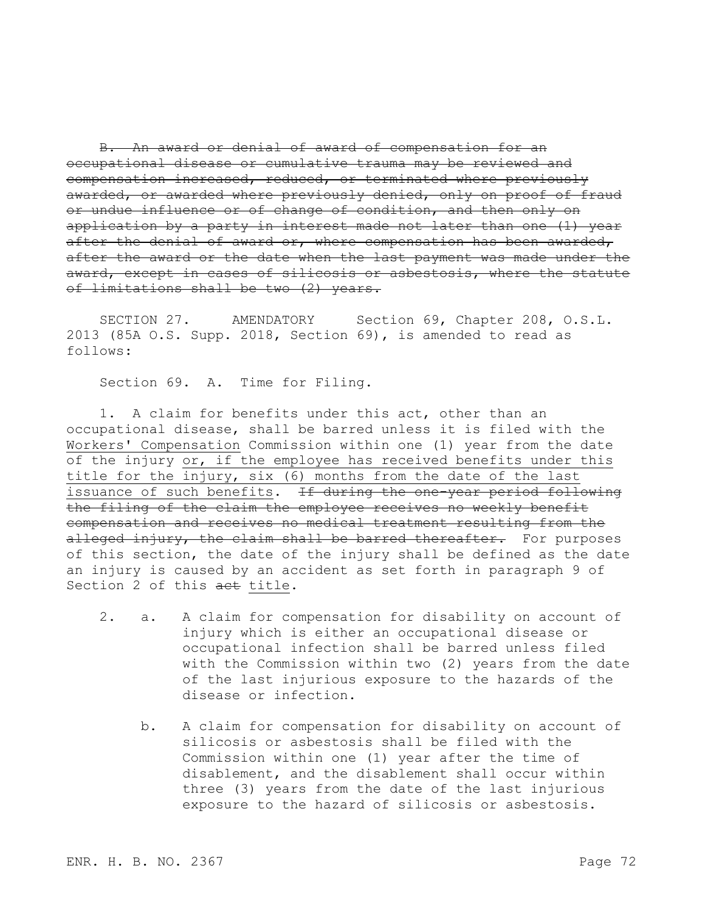~~B. An award or denial of award of compensation for an occupational disease or cumulative trauma may be reviewed and compensation increased, reduced, or terminated where previously awarded, or awarded where previously denied, only on proof of fraud or undue influence or of change of condition, and then only on application by a party in interest made not later than one (1) year after the denial of award or, where compensation has been awarded, after the award or the date when the last payment was made under the award, except in cases of silicosis or asbestosis, where the statute of limitations shall be two (2) years.~~

SECTION 27. AMENDATORY Section 69, Chapter 208, O.S.L. 2013 (85A O.S. Supp. 2018, Section 69), is amended to read as follows:

Section 69. A. Time for Filing.

1. A claim for benefits under this act, other than an occupational disease, shall be barred unless it is filed with the <u>Workers' Compensation</u> Commission within one (1) year from the date of the injury <u>or, if the employee has received benefits under this title for the injury, six (6) months from the date of the last issuance of such benefits</u>. ~~If during the one-year period following the filing of the claim the employee receives no weekly benefit compensation and receives no medical treatment resulting from the alleged injury, the claim shall be barred thereafter.~~ For purposes of this section, the date of the injury shall be defined as the date an injury is caused by an accident as set forth in paragraph 9 of Section 2 of this ~~act~~ <u>title</u>.

2. a. A claim for compensation for disability on account of injury which is either an occupational disease or occupational infection shall be barred unless filed with the Commission within two (2) years from the date of the last injurious exposure to the hazards of the disease or infection.

   b. A claim for compensation for disability on account of silicosis or asbestosis shall be filed with the Commission within one (1) year after the time of disablement, and the disablement shall occur within three (3) years from the date of the last injurious exposure to the hazard of silicosis or asbestosis.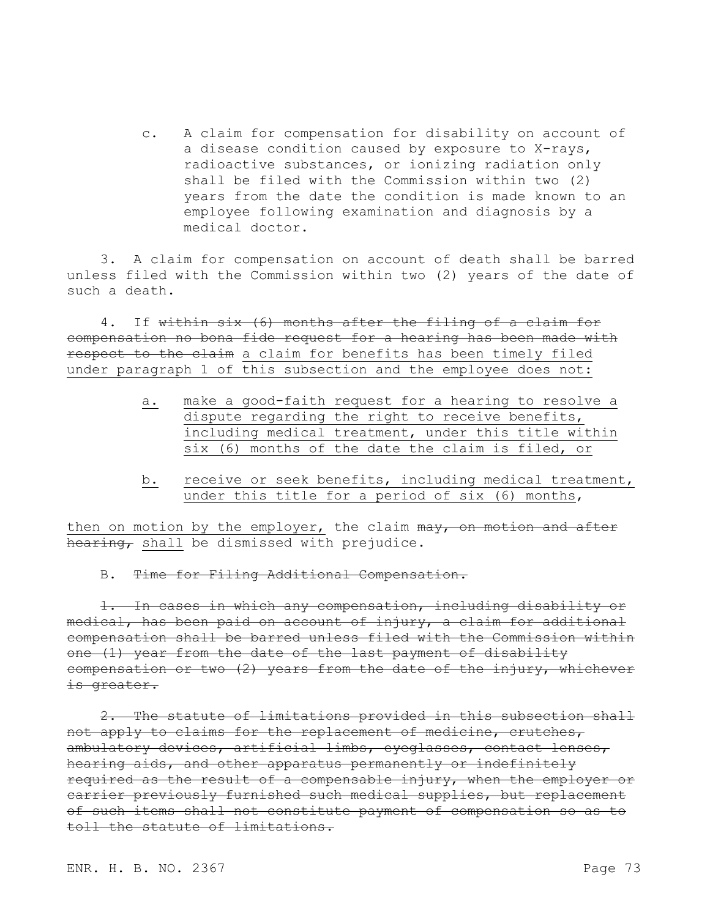c. A claim for compensation for disability on account of a disease condition caused by exposure to X-rays, radioactive substances, or ionizing radiation only shall be filed with the Commission within two (2) years from the date the condition is made known to an employee following examination and diagnosis by a medical doctor.

3. A claim for compensation on account of death shall be barred unless filed with the Commission within two (2) years of the date of such a death.

4. If ~~within six (6) months after the filing of a claim for compensation no bona fide request for a hearing has been made with respect to the claim~~ <u>a claim for benefits has been timely filed under paragraph 1 of this subsection and the employee does not:</u>

<u>a.</u> <u>make a good-faith request for a hearing to resolve a dispute regarding the right to receive benefits, including medical treatment, under this title within six (6) months of the date the claim is filed, or</u>

<u>b.</u> <u>receive or seek benefits, including medical treatment, under this title for a period of six (6) months,</u>

<u>then on motion by the employer,</u> the claim ~~may, on motion and after hearing,~~ <u>shall</u> be dismissed with prejudice.

B. ~~Time for Filing Additional Compensation.~~

~~1. In cases in which any compensation, including disability or medical, has been paid on account of injury, a claim for additional compensation shall be barred unless filed with the Commission within one (1) year from the date of the last payment of disability compensation or two (2) years from the date of the injury, whichever is greater.~~

~~2. The statute of limitations provided in this subsection shall not apply to claims for the replacement of medicine, crutches, ambulatory devices, artificial limbs, eyeglasses, contact lenses, hearing aids, and other apparatus permanently or indefinitely required as the result of a compensable injury, when the employer or carrier previously furnished such medical supplies, but replacement of such items shall not constitute payment of compensation so as to toll the statute of limitations.~~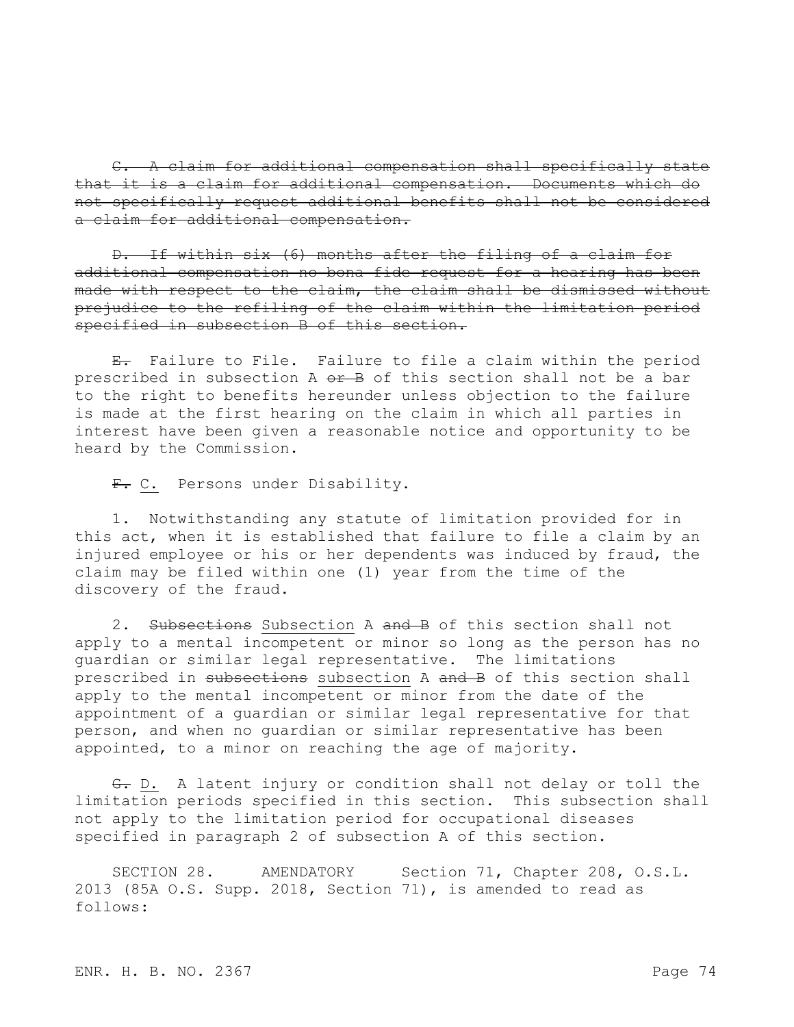~~C. A claim for additional compensation shall specifically state that it is a claim for additional compensation. Documents which do not specifically request additional benefits shall not be considered a claim for additional compensation.~~

~~D. If within six (6) months after the filing of a claim for additional compensation no bona fide request for a hearing has been made with respect to the claim, the claim shall be dismissed without prejudice to the refiling of the claim within the limitation period specified in subsection B of this section.~~

~~E.~~ Failure to File. Failure to file a claim within the period prescribed in subsection A ~~or B~~ of this section shall not be a bar to the right to benefits hereunder unless objection to the failure is made at the first hearing on the claim in which all parties in interest have been given a reasonable notice and opportunity to be heard by the Commission.

~~F.~~ <u>C.</u> Persons under Disability.

1. Notwithstanding any statute of limitation provided for in this act, when it is established that failure to file a claim by an injured employee or his or her dependents was induced by fraud, the claim may be filed within one (1) year from the time of the discovery of the fraud.

2. ~~Subsections~~ <u>Subsection</u> A ~~and B~~ of this section shall not apply to a mental incompetent or minor so long as the person has no guardian or similar legal representative. The limitations prescribed in ~~subsections~~ <u>subsection</u> A ~~and B~~ of this section shall apply to the mental incompetent or minor from the date of the appointment of a guardian or similar legal representative for that person, and when no guardian or similar representative has been appointed, to a minor on reaching the age of majority.

~~G.~~ <u>D.</u> A latent injury or condition shall not delay or toll the limitation periods specified in this section. This subsection shall not apply to the limitation period for occupational diseases specified in paragraph 2 of subsection A of this section.

SECTION 28. AMENDATORY Section 71, Chapter 208, O.S.L. 2013 (85A O.S. Supp. 2018, Section 71), is amended to read as follows: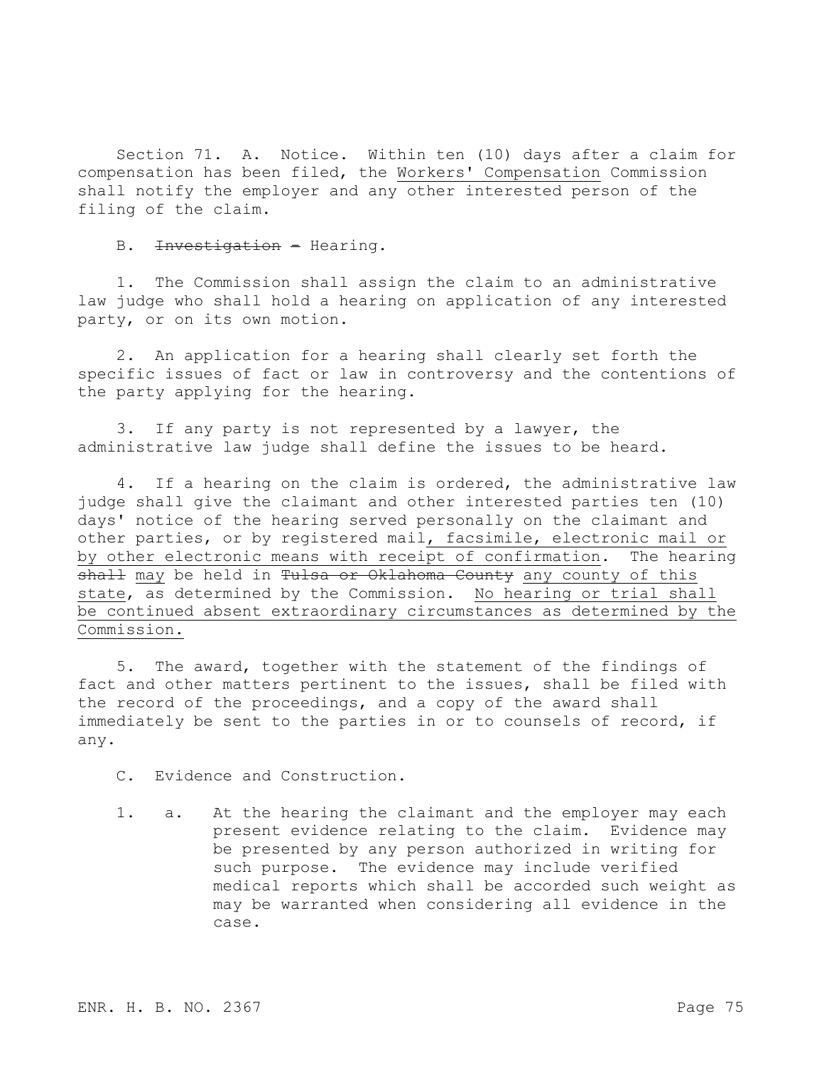Section 71. A. Notice. Within ten (10) days after a claim for compensation has been filed, the Workers' Compensation Commission shall notify the employer and any other interested person of the filing of the claim.

B. ~~Investigation –~~ Hearing.

1. The Commission shall assign the claim to an administrative law judge who shall hold a hearing on application of any interested party, or on its own motion.

2. An application for a hearing shall clearly set forth the specific issues of fact or law in controversy and the contentions of the party applying for the hearing.

3. If any party is not represented by a lawyer, the administrative law judge shall define the issues to be heard.

4. If a hearing on the claim is ordered, the administrative law judge shall give the claimant and other interested parties ten (10) days' notice of the hearing served personally on the claimant and other parties, or by registered mail, facsimile, electronic mail or by other electronic means with receipt of confirmation. The hearing ~~shall~~ may be held in ~~Tulsa or Oklahoma County~~ any county of this state, as determined by the Commission. No hearing or trial shall be continued absent extraordinary circumstances as determined by the Commission.

5. The award, together with the statement of the findings of fact and other matters pertinent to the issues, shall be filed with the record of the proceedings, and a copy of the award shall immediately be sent to the parties in or to counsels of record, if any.

C. Evidence and Construction.

1. a. At the hearing the claimant and the employer may each present evidence relating to the claim. Evidence may be presented by any person authorized in writing for such purpose. The evidence may include verified medical reports which shall be accorded such weight as may be warranted when considering all evidence in the case.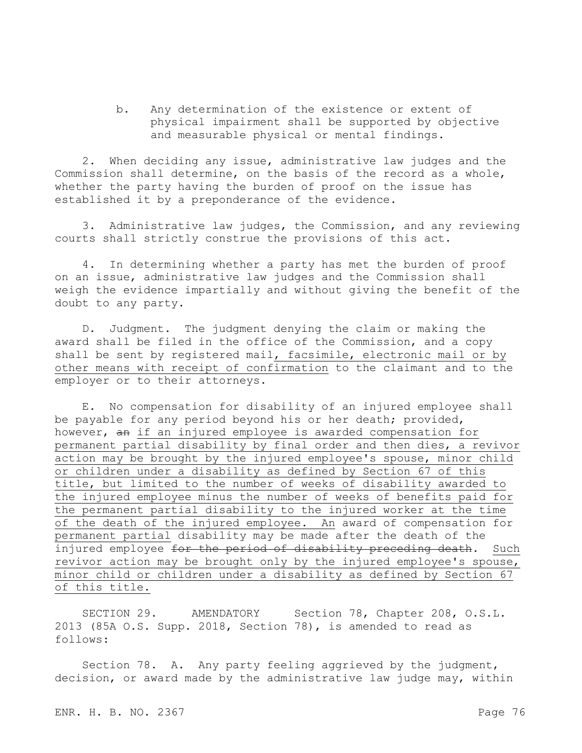b. Any determination of the existence or extent of physical impairment shall be supported by objective and measurable physical or mental findings.

2. When deciding any issue, administrative law judges and the Commission shall determine, on the basis of the record as a whole, whether the party having the burden of proof on the issue has established it by a preponderance of the evidence.

3. Administrative law judges, the Commission, and any reviewing courts shall strictly construe the provisions of this act.

4. In determining whether a party has met the burden of proof on an issue, administrative law judges and the Commission shall weigh the evidence impartially and without giving the benefit of the doubt to any party.

D. Judgment. The judgment denying the claim or making the award shall be filed in the office of the Commission, and a copy shall be sent by registered mail<u>, facsimile, electronic mail or by other means with receipt of confirmation</u> to the claimant and to the employer or to their attorneys.

E. No compensation for disability of an injured employee shall be payable for any period beyond his or her death; provided, however, ~~an~~ <u>if an injured employee is awarded compensation for permanent partial disability by final order and then dies, a revivor action may be brought by the injured employee's spouse, minor child or children under a disability as defined by Section 67 of this title, but limited to the number of weeks of disability awarded to the injured employee minus the number of weeks of benefits paid for the permanent partial disability to the injured worker at the time of the death of the injured employee. An</u> award of compensation for <u>permanent partial</u> disability may be made after the death of the injured employee ~~for the period of disability preceding death~~. <u>Such revivor action may be brought only by the injured employee's spouse, minor child or children under a disability as defined by Section 67 of this title.</u>

SECTION 29. AMENDATORY Section 78, Chapter 208, O.S.L. 2013 (85A O.S. Supp. 2018, Section 78), is amended to read as follows:

Section 78. A. Any party feeling aggrieved by the judgment, decision, or award made by the administrative law judge may, within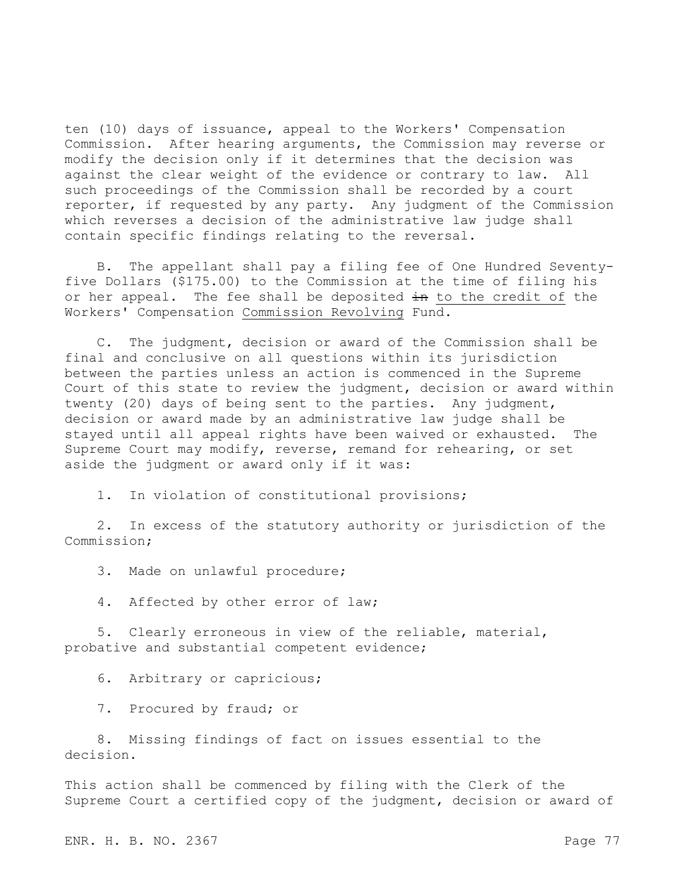ten (10) days of issuance, appeal to the Workers' Compensation Commission. After hearing arguments, the Commission may reverse or modify the decision only if it determines that the decision was against the clear weight of the evidence or contrary to law. All such proceedings of the Commission shall be recorded by a court reporter, if requested by any party. Any judgment of the Commission which reverses a decision of the administrative law judge shall contain specific findings relating to the reversal.

B. The appellant shall pay a filing fee of One Hundred Seventy-five Dollars ($175.00) to the Commission at the time of filing his or her appeal. The fee shall be deposited ~~in~~ <u>to the credit of</u> the Workers' Compensation <u>Commission Revolving</u> Fund.

C. The judgment, decision or award of the Commission shall be final and conclusive on all questions within its jurisdiction between the parties unless an action is commenced in the Supreme Court of this state to review the judgment, decision or award within twenty (20) days of being sent to the parties. Any judgment, decision or award made by an administrative law judge shall be stayed until all appeal rights have been waived or exhausted. The Supreme Court may modify, reverse, remand for rehearing, or set aside the judgment or award only if it was:

1. In violation of constitutional provisions;

2. In excess of the statutory authority or jurisdiction of the Commission;

3. Made on unlawful procedure;

4. Affected by other error of law;

5. Clearly erroneous in view of the reliable, material, probative and substantial competent evidence;

6. Arbitrary or capricious;

7. Procured by fraud; or

8. Missing findings of fact on issues essential to the decision.

This action shall be commenced by filing with the Clerk of the Supreme Court a certified copy of the judgment, decision or award of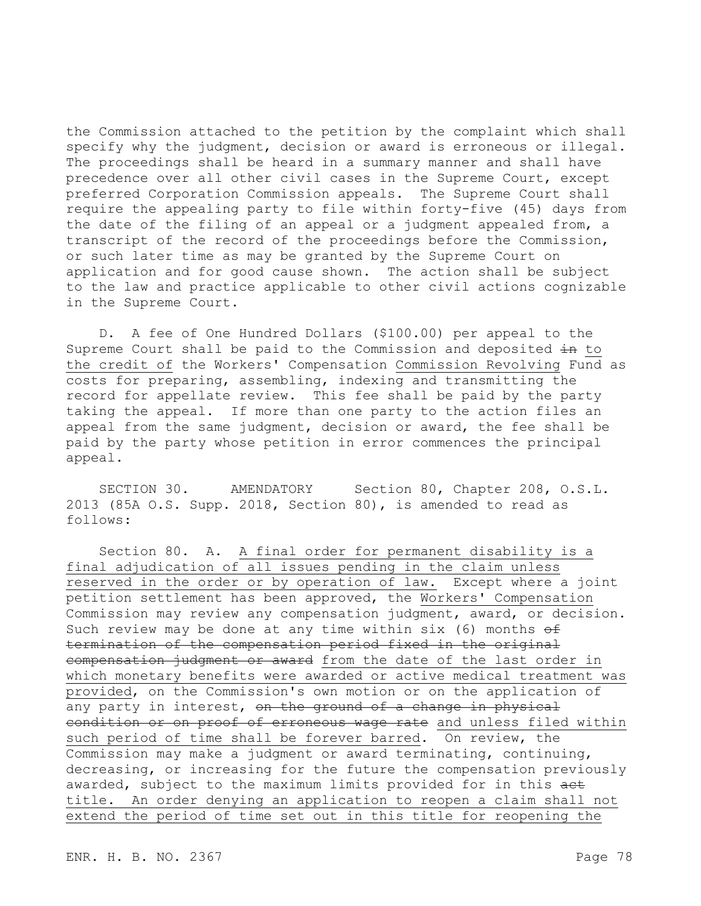the Commission attached to the petition by the complaint which shall specify why the judgment, decision or award is erroneous or illegal. The proceedings shall be heard in a summary manner and shall have precedence over all other civil cases in the Supreme Court, except preferred Corporation Commission appeals. The Supreme Court shall require the appealing party to file within forty-five (45) days from the date of the filing of an appeal or a judgment appealed from, a transcript of the record of the proceedings before the Commission, or such later time as may be granted by the Supreme Court on application and for good cause shown. The action shall be subject to the law and practice applicable to other civil actions cognizable in the Supreme Court.

D. A fee of One Hundred Dollars ($100.00) per appeal to the Supreme Court shall be paid to the Commission and deposited ~~in~~ to the credit of the Workers' Compensation Commission Revolving Fund as costs for preparing, assembling, indexing and transmitting the record for appellate review. This fee shall be paid by the party taking the appeal. If more than one party to the action files an appeal from the same judgment, decision or award, the fee shall be paid by the party whose petition in error commences the principal appeal.

SECTION 30. AMENDATORY Section 80, Chapter 208, O.S.L. 2013 (85A O.S. Supp. 2018, Section 80), is amended to read as follows:

Section 80. A. A final order for permanent disability is a final adjudication of all issues pending in the claim unless reserved in the order or by operation of law. Except where a joint petition settlement has been approved, the Workers' Compensation Commission may review any compensation judgment, award, or decision. Such review may be done at any time within six (6) months ~~of termination of the compensation period fixed in the original compensation judgment or award~~ from the date of the last order in which monetary benefits were awarded or active medical treatment was provided, on the Commission's own motion or on the application of any party in interest, ~~on the ground of a change in physical condition or on proof of erroneous wage rate~~ and unless filed within such period of time shall be forever barred. On review, the Commission may make a judgment or award terminating, continuing, decreasing, or increasing for the future the compensation previously awarded, subject to the maximum limits provided for in this ~~act~~ title. An order denying an application to reopen a claim shall not extend the period of time set out in this title for reopening the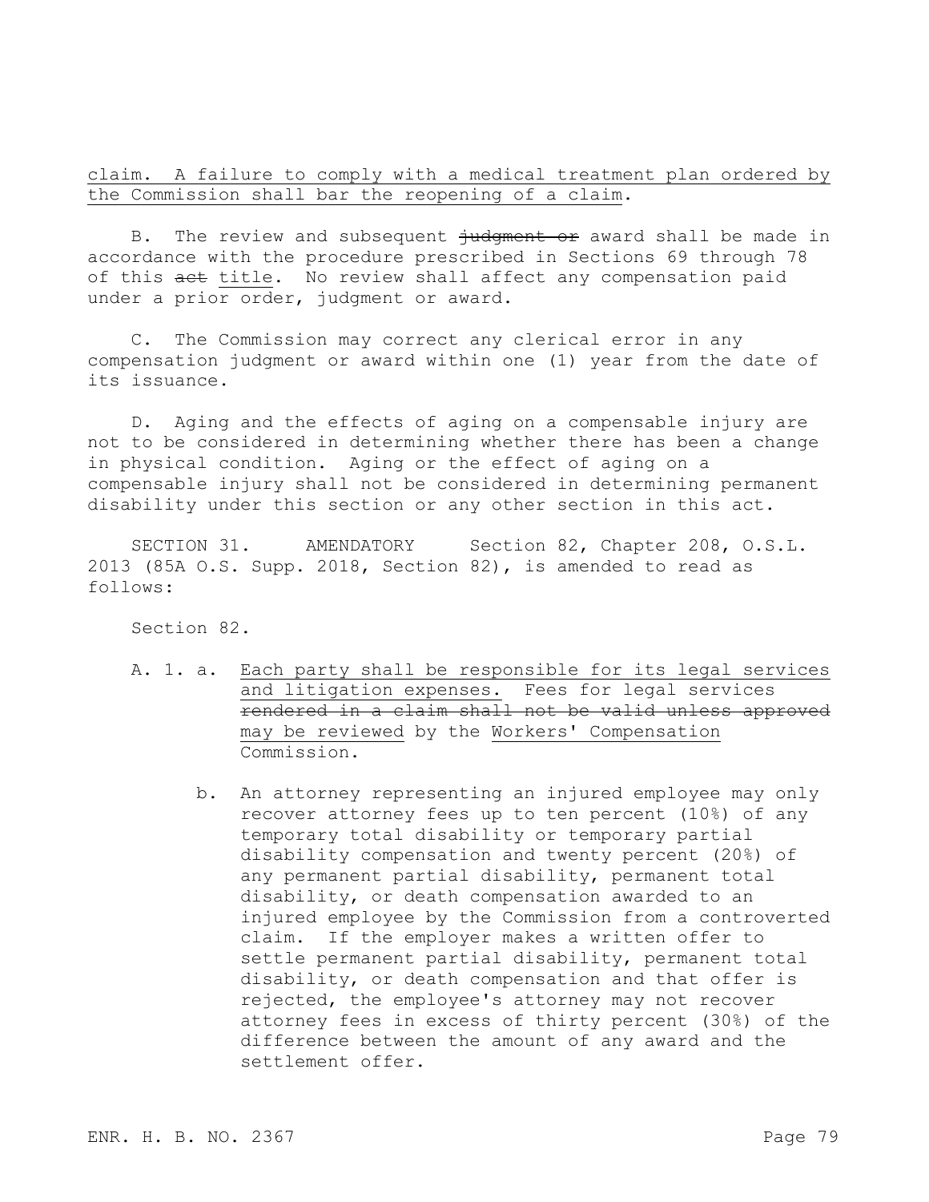<u>claim. A failure to comply with a medical treatment plan ordered by the Commission shall bar the reopening of a claim</u>.

B. The review and subsequent ~~judgment or~~ award shall be made in accordance with the procedure prescribed in Sections 69 through 78 of this ~~act~~ <u>title</u>. No review shall affect any compensation paid under a prior order, judgment or award.

C. The Commission may correct any clerical error in any compensation judgment or award within one (1) year from the date of its issuance.

D. Aging and the effects of aging on a compensable injury are not to be considered in determining whether there has been a change in physical condition. Aging or the effect of aging on a compensable injury shall not be considered in determining permanent disability under this section or any other section in this act.

SECTION 31. AMENDATORY Section 82, Chapter 208, O.S.L. 2013 (85A O.S. Supp. 2018, Section 82), is amended to read as follows:

Section 82.

A. 1. a. <u>Each party shall be responsible for its legal services and litigation expenses.</u> Fees for legal services ~~rendered in a claim shall not be valid unless approved~~ <u>may be reviewed</u> by the <u>Workers' Compensation</u> Commission.

b. An attorney representing an injured employee may only recover attorney fees up to ten percent (10%) of any temporary total disability or temporary partial disability compensation and twenty percent (20%) of any permanent partial disability, permanent total disability, or death compensation awarded to an injured employee by the Commission from a controverted claim. If the employer makes a written offer to settle permanent partial disability, permanent total disability, or death compensation and that offer is rejected, the employee's attorney may not recover attorney fees in excess of thirty percent (30%) of the difference between the amount of any award and the settlement offer.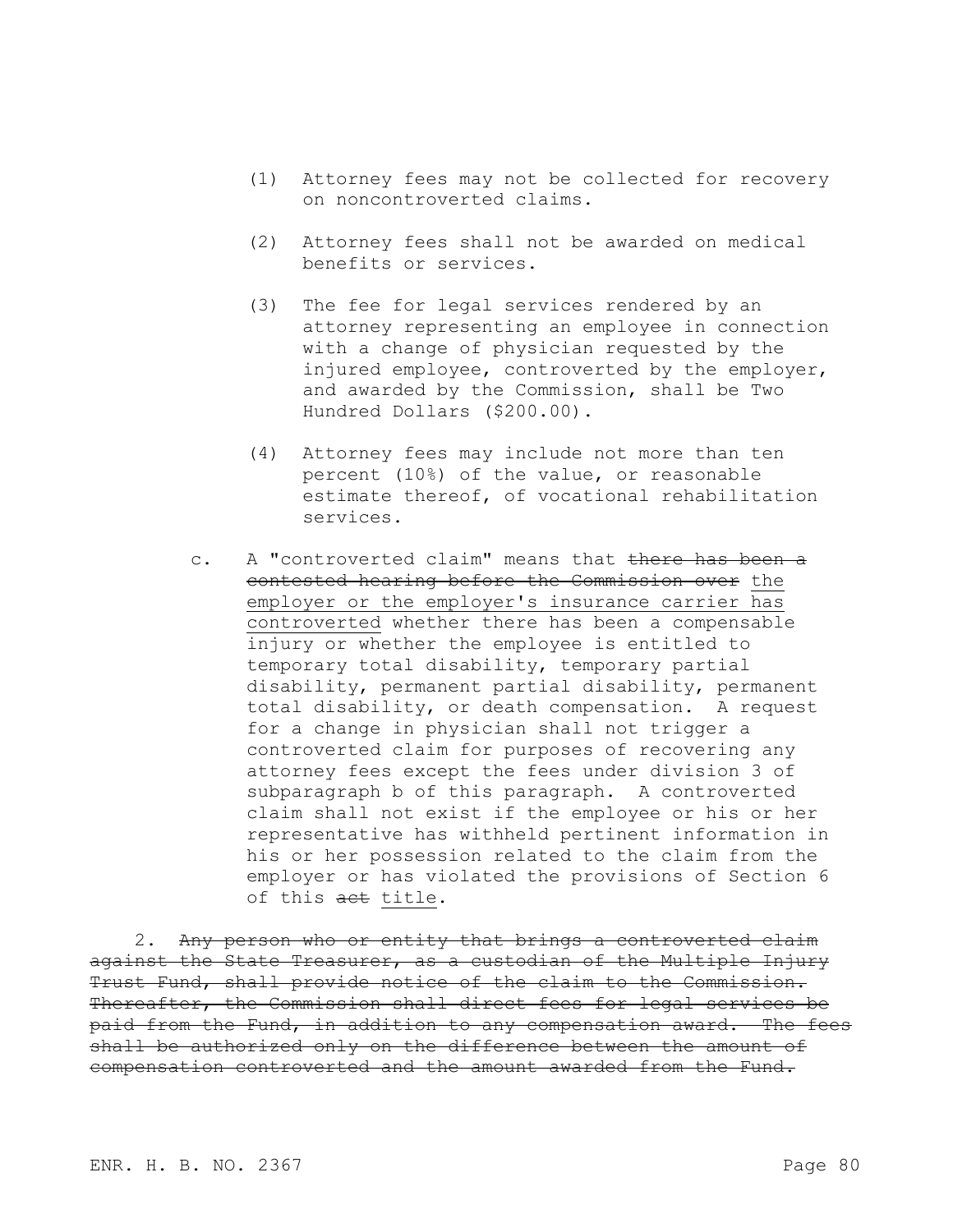(1) Attorney fees may not be collected for recovery on noncontroverted claims.

(2) Attorney fees shall not be awarded on medical benefits or services.

(3) The fee for legal services rendered by an attorney representing an employee in connection with a change of physician requested by the injured employee, controverted by the employer, and awarded by the Commission, shall be Two Hundred Dollars ($200.00).

(4) Attorney fees may include not more than ten percent (10%) of the value, or reasonable estimate thereof, of vocational rehabilitation services.

c. A "controverted claim" means that ~~there has been a contested hearing before the Commission over~~ <u>the employer or the employer's insurance carrier has controverted</u> whether there has been a compensable injury or whether the employee is entitled to temporary total disability, temporary partial disability, permanent partial disability, permanent total disability, or death compensation. A request for a change in physician shall not trigger a controverted claim for purposes of recovering any attorney fees except the fees under division 3 of subparagraph b of this paragraph. A controverted claim shall not exist if the employee or his or her representative has withheld pertinent information in his or her possession related to the claim from the employer or has violated the provisions of Section 6 of this ~~act~~ <u>title</u>.

2. ~~Any person who or entity that brings a controverted claim against the State Treasurer, as a custodian of the Multiple Injury Trust Fund, shall provide notice of the claim to the Commission. Thereafter, the Commission shall direct fees for legal services be paid from the Fund, in addition to any compensation award. The fees shall be authorized only on the difference between the amount of compensation controverted and the amount awarded from the Fund.~~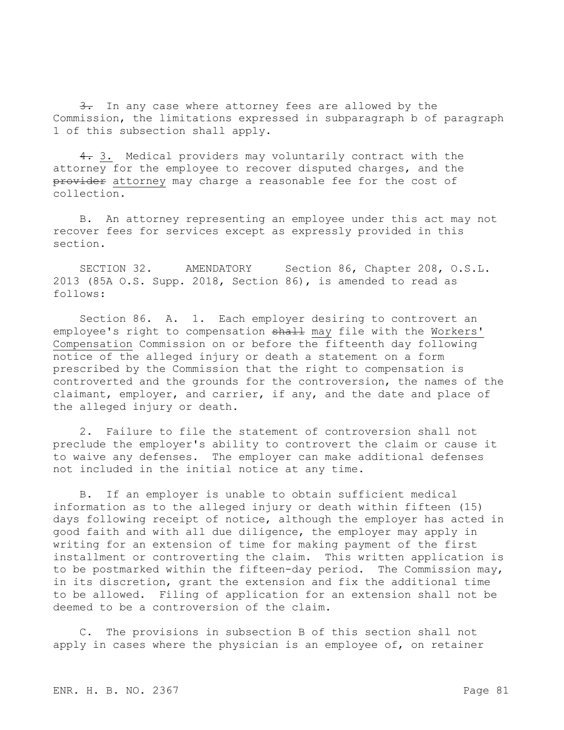~~3.~~ In any case where attorney fees are allowed by the Commission, the limitations expressed in subparagraph b of paragraph 1 of this subsection shall apply.

~~4.~~ 3. Medical providers may voluntarily contract with the attorney for the employee to recover disputed charges, and the ~~provider~~ attorney may charge a reasonable fee for the cost of collection.

B. An attorney representing an employee under this act may not recover fees for services except as expressly provided in this section.

SECTION 32. AMENDATORY Section 86, Chapter 208, O.S.L. 2013 (85A O.S. Supp. 2018, Section 86), is amended to read as follows:

Section 86. A. 1. Each employer desiring to controvert an employee's right to compensation ~~shall~~ may file with the Workers' Compensation Commission on or before the fifteenth day following notice of the alleged injury or death a statement on a form prescribed by the Commission that the right to compensation is controverted and the grounds for the controversion, the names of the claimant, employer, and carrier, if any, and the date and place of the alleged injury or death.

2. Failure to file the statement of controversion shall not preclude the employer's ability to controvert the claim or cause it to waive any defenses. The employer can make additional defenses not included in the initial notice at any time.

B. If an employer is unable to obtain sufficient medical information as to the alleged injury or death within fifteen (15) days following receipt of notice, although the employer has acted in good faith and with all due diligence, the employer may apply in writing for an extension of time for making payment of the first installment or controverting the claim. This written application is to be postmarked within the fifteen-day period. The Commission may, in its discretion, grant the extension and fix the additional time to be allowed. Filing of application for an extension shall not be deemed to be a controversion of the claim.

C. The provisions in subsection B of this section shall not apply in cases where the physician is an employee of, on retainer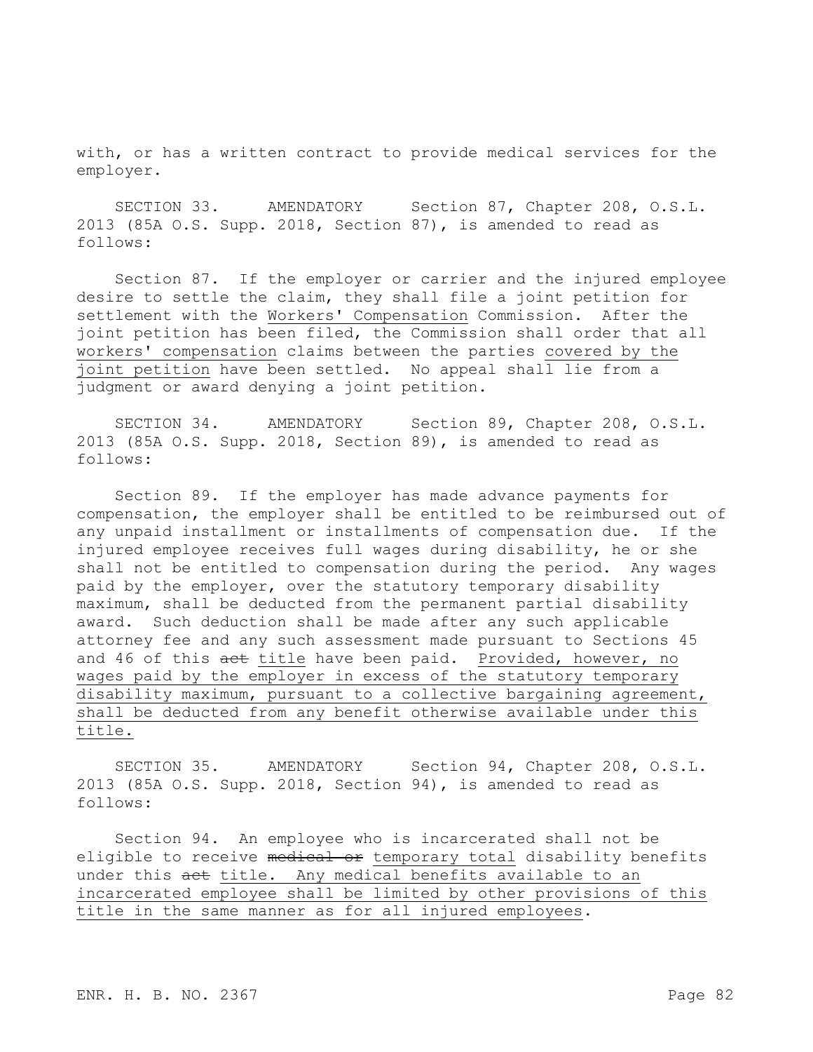with, or has a written contract to provide medical services for the employer.

SECTION 33. AMENDATORY Section 87, Chapter 208, O.S.L. 2013 (85A O.S. Supp. 2018, Section 87), is amended to read as follows:

Section 87. If the employer or carrier and the injured employee desire to settle the claim, they shall file a joint petition for settlement with the <u>Workers' Compensation</u> Commission. After the joint petition has been filed, the Commission shall order that all <u>workers' compensation</u> claims between the parties <u>covered by the joint petition</u> have been settled. No appeal shall lie from a judgment or award denying a joint petition.

SECTION 34. AMENDATORY Section 89, Chapter 208, O.S.L. 2013 (85A O.S. Supp. 2018, Section 89), is amended to read as follows:

Section 89. If the employer has made advance payments for compensation, the employer shall be entitled to be reimbursed out of any unpaid installment or installments of compensation due. If the injured employee receives full wages during disability, he or she shall not be entitled to compensation during the period. Any wages paid by the employer, over the statutory temporary disability maximum, shall be deducted from the permanent partial disability award. Such deduction shall be made after any such applicable attorney fee and any such assessment made pursuant to Sections 45 and 46 of this ~~act~~ <u>title</u> have been paid. <u>Provided, however, no wages paid by the employer in excess of the statutory temporary disability maximum, pursuant to a collective bargaining agreement, shall be deducted from any benefit otherwise available under this title.</u>

SECTION 35. AMENDATORY Section 94, Chapter 208, O.S.L. 2013 (85A O.S. Supp. 2018, Section 94), is amended to read as follows:

Section 94. An employee who is incarcerated shall not be eligible to receive ~~medical or~~ <u>temporary total</u> disability benefits under this ~~act~~ <u>title. Any medical benefits available to an incarcerated employee shall be limited by other provisions of this title in the same manner as for all injured employees</u>.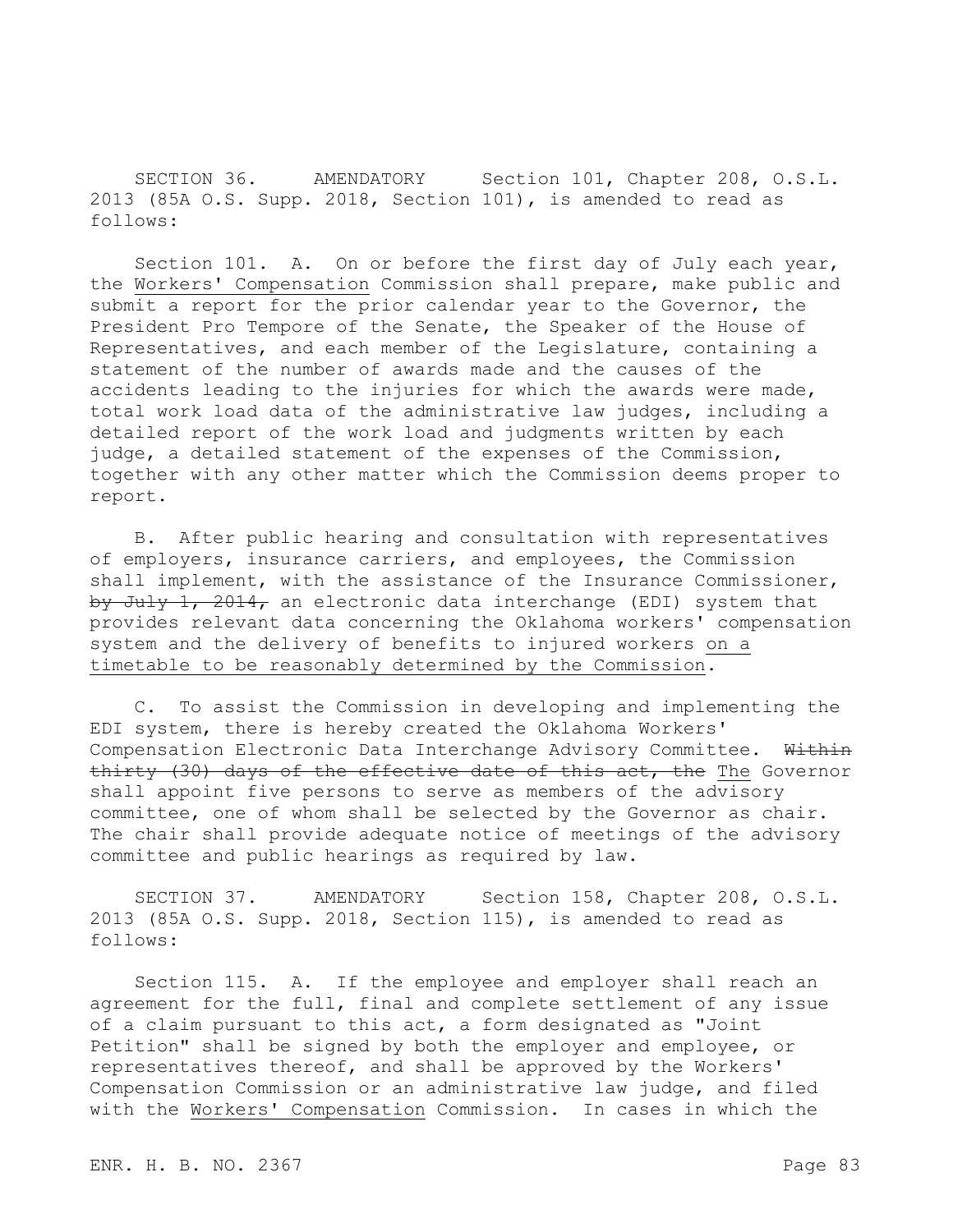SECTION 36. AMENDATORY Section 101, Chapter 208, O.S.L. 2013 (85A O.S. Supp. 2018, Section 101), is amended to read as follows:

Section 101. A. On or before the first day of July each year, the <u>Workers' Compensation</u> Commission shall prepare, make public and submit a report for the prior calendar year to the Governor, the President Pro Tempore of the Senate, the Speaker of the House of Representatives, and each member of the Legislature, containing a statement of the number of awards made and the causes of the accidents leading to the injuries for which the awards were made, total work load data of the administrative law judges, including a detailed report of the work load and judgments written by each judge, a detailed statement of the expenses of the Commission, together with any other matter which the Commission deems proper to report.

B. After public hearing and consultation with representatives of employers, insurance carriers, and employees, the Commission shall implement, with the assistance of the Insurance Commissioner, ~~by July 1, 2014,~~ an electronic data interchange (EDI) system that provides relevant data concerning the Oklahoma workers' compensation system and the delivery of benefits to injured workers <u>on a timetable to be reasonably determined by the Commission</u>.

C. To assist the Commission in developing and implementing the EDI system, there is hereby created the Oklahoma Workers' Compensation Electronic Data Interchange Advisory Committee. ~~Within thirty (30) days of the effective date of this act, the~~ <u>The</u> Governor shall appoint five persons to serve as members of the advisory committee, one of whom shall be selected by the Governor as chair. The chair shall provide adequate notice of meetings of the advisory committee and public hearings as required by law.

SECTION 37. AMENDATORY Section 158, Chapter 208, O.S.L. 2013 (85A O.S. Supp. 2018, Section 115), is amended to read as follows:

Section 115. A. If the employee and employer shall reach an agreement for the full, final and complete settlement of any issue of a claim pursuant to this act, a form designated as "Joint Petition" shall be signed by both the employer and employee, or representatives thereof, and shall be approved by the Workers' Compensation Commission or an administrative law judge, and filed with the <u>Workers' Compensation</u> Commission. In cases in which the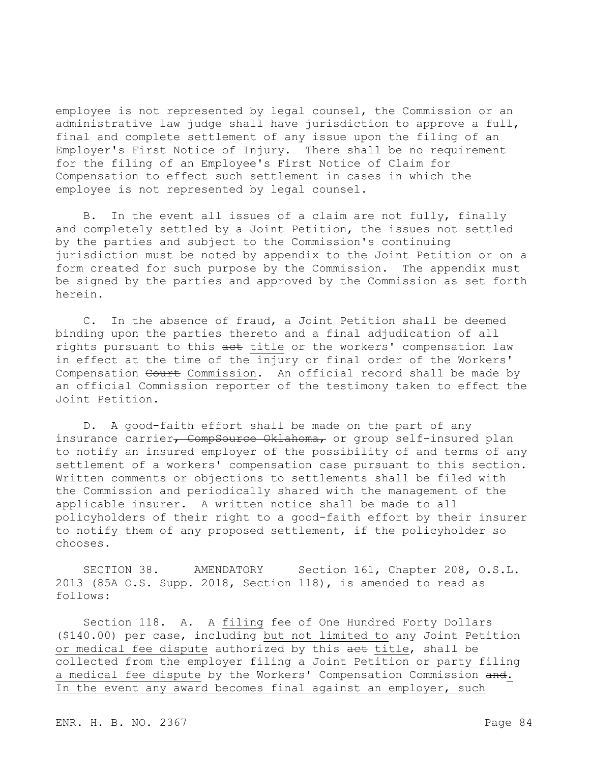employee is not represented by legal counsel, the Commission or an administrative law judge shall have jurisdiction to approve a full, final and complete settlement of any issue upon the filing of an Employer's First Notice of Injury. There shall be no requirement for the filing of an Employee's First Notice of Claim for Compensation to effect such settlement in cases in which the employee is not represented by legal counsel.

B. In the event all issues of a claim are not fully, finally and completely settled by a Joint Petition, the issues not settled by the parties and subject to the Commission's continuing jurisdiction must be noted by appendix to the Joint Petition or on a form created for such purpose by the Commission. The appendix must be signed by the parties and approved by the Commission as set forth herein.

C. In the absence of fraud, a Joint Petition shall be deemed binding upon the parties thereto and a final adjudication of all rights pursuant to this ~~act~~ <u>title</u> or the workers' compensation law in effect at the time of the injury or final order of the Workers' Compensation ~~Court~~ <u>Commission</u>. An official record shall be made by an official Commission reporter of the testimony taken to effect the Joint Petition.

D. A good-faith effort shall be made on the part of any insurance carrier~~, CompSource Oklahoma,~~ or group self-insured plan to notify an insured employer of the possibility of and terms of any settlement of a workers' compensation case pursuant to this section. Written comments or objections to settlements shall be filed with the Commission and periodically shared with the management of the applicable insurer. A written notice shall be made to all policyholders of their right to a good-faith effort by their insurer to notify them of any proposed settlement, if the policyholder so chooses.

SECTION 38. AMENDATORY Section 161, Chapter 208, O.S.L. 2013 (85A O.S. Supp. 2018, Section 118), is amended to read as follows:

Section 118. A. A <u>filing</u> fee of One Hundred Forty Dollars ($140.00) per case, including <u>but not limited to</u> any Joint Petition <u>or medical fee dispute</u> authorized by this ~~act~~ <u>title</u>, shall be collected <u>from the employer filing a Joint Petition or party filing a medical fee dispute</u> by the Workers' Compensation Commission ~~and~~<u>. In the event any award becomes final against an employer, such</u>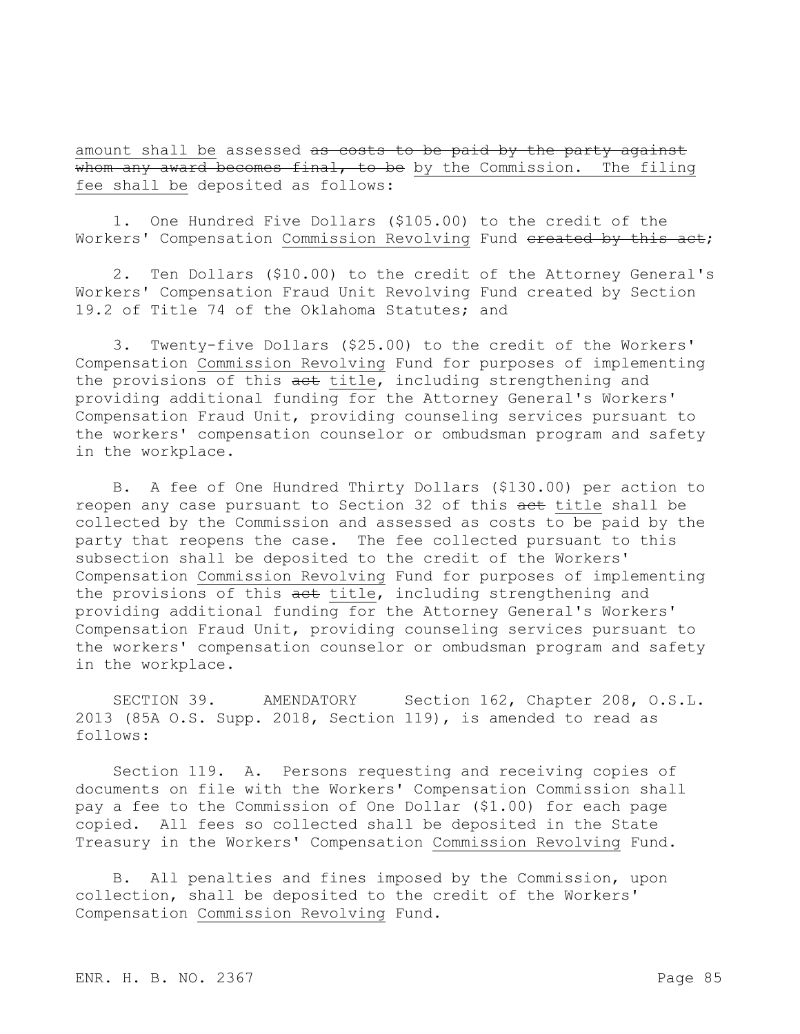amount shall be assessed ~~as costs to be paid by the party against whom any award becomes final, to be~~ by the Commission. The filing fee shall be deposited as follows:

1. One Hundred Five Dollars ($105.00) to the credit of the Workers' Compensation Commission Revolving Fund ~~created by this act~~;

2. Ten Dollars ($10.00) to the credit of the Attorney General's Workers' Compensation Fraud Unit Revolving Fund created by Section 19.2 of Title 74 of the Oklahoma Statutes; and

3. Twenty-five Dollars ($25.00) to the credit of the Workers' Compensation Commission Revolving Fund for purposes of implementing the provisions of this ~~act~~ title, including strengthening and providing additional funding for the Attorney General's Workers' Compensation Fraud Unit, providing counseling services pursuant to the workers' compensation counselor or ombudsman program and safety in the workplace.

B. A fee of One Hundred Thirty Dollars ($130.00) per action to reopen any case pursuant to Section 32 of this ~~act~~ title shall be collected by the Commission and assessed as costs to be paid by the party that reopens the case. The fee collected pursuant to this subsection shall be deposited to the credit of the Workers' Compensation Commission Revolving Fund for purposes of implementing the provisions of this ~~act~~ title, including strengthening and providing additional funding for the Attorney General's Workers' Compensation Fraud Unit, providing counseling services pursuant to the workers' compensation counselor or ombudsman program and safety in the workplace.

SECTION 39. AMENDATORY Section 162, Chapter 208, O.S.L. 2013 (85A O.S. Supp. 2018, Section 119), is amended to read as follows:

Section 119. A. Persons requesting and receiving copies of documents on file with the Workers' Compensation Commission shall pay a fee to the Commission of One Dollar ($1.00) for each page copied. All fees so collected shall be deposited in the State Treasury in the Workers' Compensation Commission Revolving Fund.

B. All penalties and fines imposed by the Commission, upon collection, shall be deposited to the credit of the Workers' Compensation Commission Revolving Fund.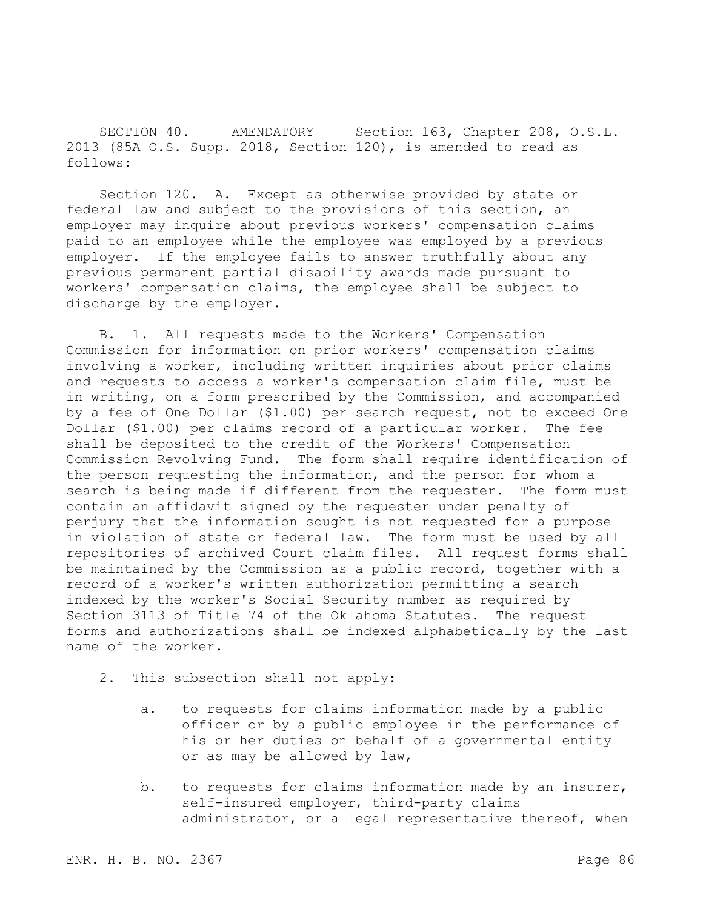SECTION 40. AMENDATORY Section 163, Chapter 208, O.S.L. 2013 (85A O.S. Supp. 2018, Section 120), is amended to read as follows:

Section 120. A. Except as otherwise provided by state or federal law and subject to the provisions of this section, an employer may inquire about previous workers' compensation claims paid to an employee while the employee was employed by a previous employer. If the employee fails to answer truthfully about any previous permanent partial disability awards made pursuant to workers' compensation claims, the employee shall be subject to discharge by the employer.

B. 1. All requests made to the Workers' Compensation Commission for information on ~~prior~~ workers' compensation claims involving a worker, including written inquiries about prior claims and requests to access a worker's compensation claim file, must be in writing, on a form prescribed by the Commission, and accompanied by a fee of One Dollar ($1.00) per search request, not to exceed One Dollar ($1.00) per claims record of a particular worker. The fee shall be deposited to the credit of the Workers' Compensation <u>Commission Revolving</u> Fund. The form shall require identification of the person requesting the information, and the person for whom a search is being made if different from the requester. The form must contain an affidavit signed by the requester under penalty of perjury that the information sought is not requested for a purpose in violation of state or federal law. The form must be used by all repositories of archived Court claim files. All request forms shall be maintained by the Commission as a public record, together with a record of a worker's written authorization permitting a search indexed by the worker's Social Security number as required by Section 3113 of Title 74 of the Oklahoma Statutes. The request forms and authorizations shall be indexed alphabetically by the last name of the worker.

2. This subsection shall not apply:

a. to requests for claims information made by a public officer or by a public employee in the performance of his or her duties on behalf of a governmental entity or as may be allowed by law,

b. to requests for claims information made by an insurer, self-insured employer, third-party claims administrator, or a legal representative thereof, when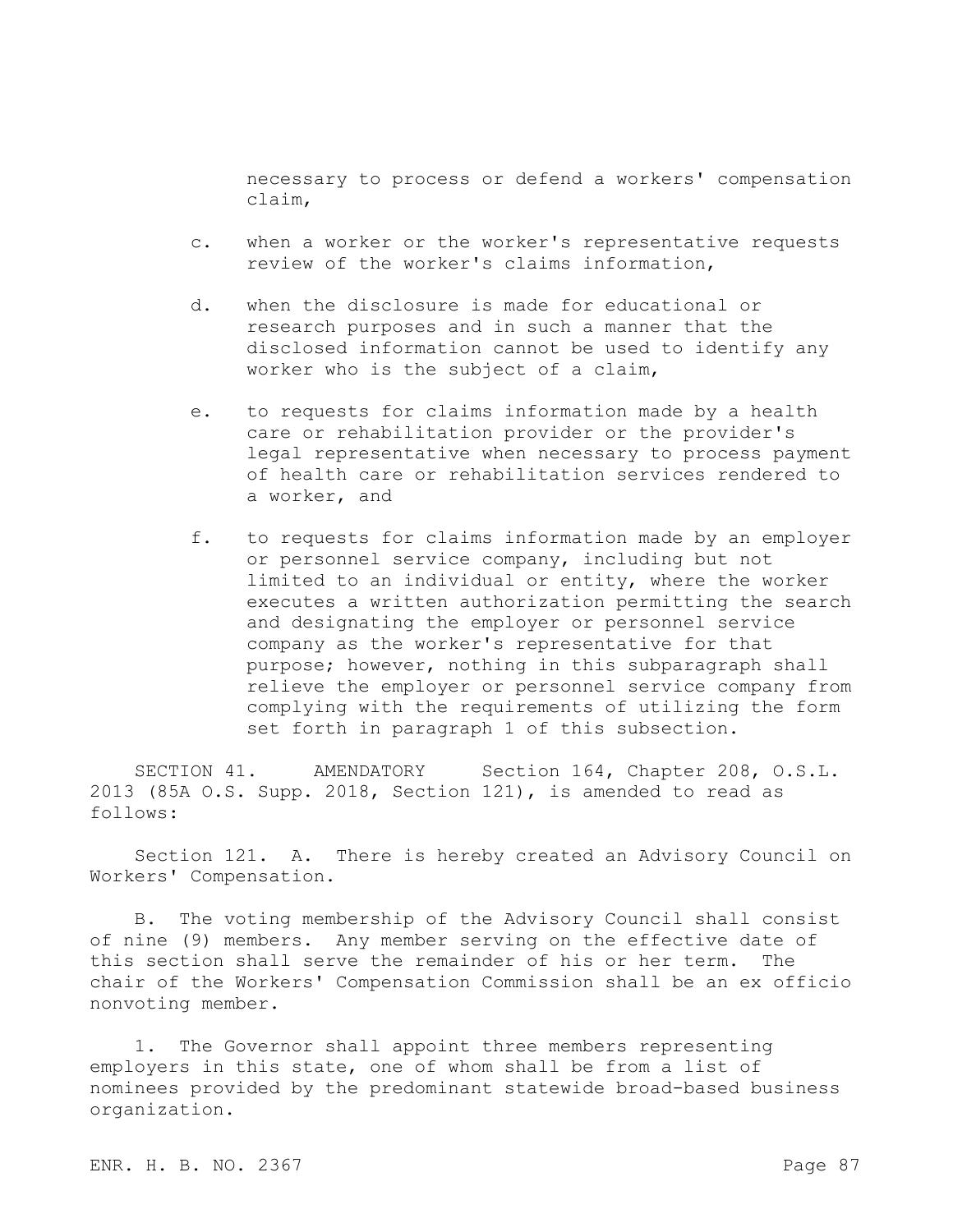necessary to process or defend a workers' compensation claim,

c. when a worker or the worker's representative requests review of the worker's claims information,

d. when the disclosure is made for educational or research purposes and in such a manner that the disclosed information cannot be used to identify any worker who is the subject of a claim,

e. to requests for claims information made by a health care or rehabilitation provider or the provider's legal representative when necessary to process payment of health care or rehabilitation services rendered to a worker, and

f. to requests for claims information made by an employer or personnel service company, including but not limited to an individual or entity, where the worker executes a written authorization permitting the search and designating the employer or personnel service company as the worker's representative for that purpose; however, nothing in this subparagraph shall relieve the employer or personnel service company from complying with the requirements of utilizing the form set forth in paragraph 1 of this subsection.

SECTION 41. AMENDATORY Section 164, Chapter 208, O.S.L. 2013 (85A O.S. Supp. 2018, Section 121), is amended to read as follows:

Section 121. A. There is hereby created an Advisory Council on Workers' Compensation.

B. The voting membership of the Advisory Council shall consist of nine (9) members. Any member serving on the effective date of this section shall serve the remainder of his or her term. The chair of the Workers' Compensation Commission shall be an ex officio nonvoting member.

1. The Governor shall appoint three members representing employers in this state, one of whom shall be from a list of nominees provided by the predominant statewide broad-based business organization.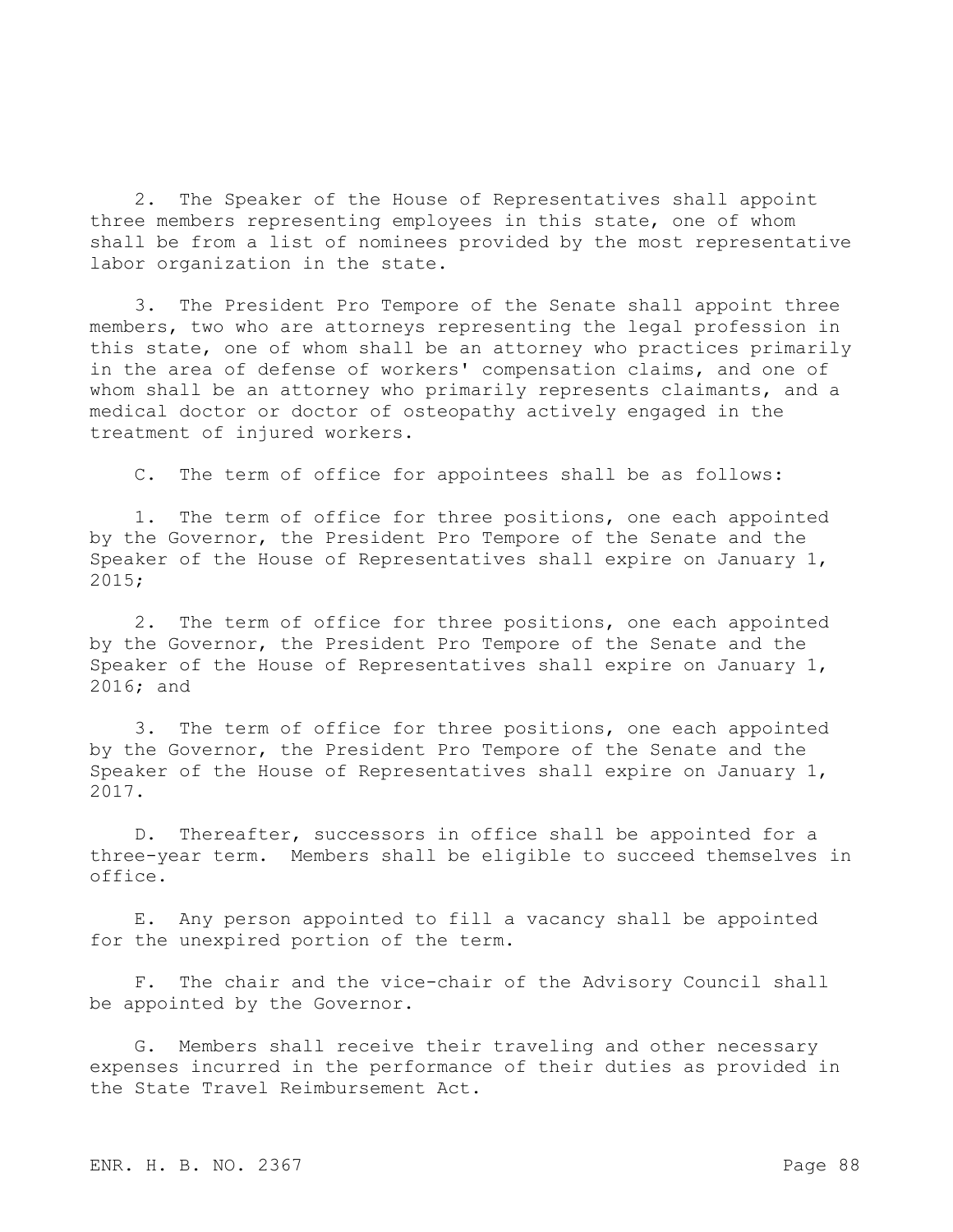2. The Speaker of the House of Representatives shall appoint three members representing employees in this state, one of whom shall be from a list of nominees provided by the most representative labor organization in the state.

3. The President Pro Tempore of the Senate shall appoint three members, two who are attorneys representing the legal profession in this state, one of whom shall be an attorney who practices primarily in the area of defense of workers' compensation claims, and one of whom shall be an attorney who primarily represents claimants, and a medical doctor or doctor of osteopathy actively engaged in the treatment of injured workers.

C. The term of office for appointees shall be as follows:

1. The term of office for three positions, one each appointed by the Governor, the President Pro Tempore of the Senate and the Speaker of the House of Representatives shall expire on January 1, 2015;

2. The term of office for three positions, one each appointed by the Governor, the President Pro Tempore of the Senate and the Speaker of the House of Representatives shall expire on January 1, 2016; and

3. The term of office for three positions, one each appointed by the Governor, the President Pro Tempore of the Senate and the Speaker of the House of Representatives shall expire on January 1, 2017.

D. Thereafter, successors in office shall be appointed for a three-year term. Members shall be eligible to succeed themselves in office.

E. Any person appointed to fill a vacancy shall be appointed for the unexpired portion of the term.

F. The chair and the vice-chair of the Advisory Council shall be appointed by the Governor.

G. Members shall receive their traveling and other necessary expenses incurred in the performance of their duties as provided in the State Travel Reimbursement Act.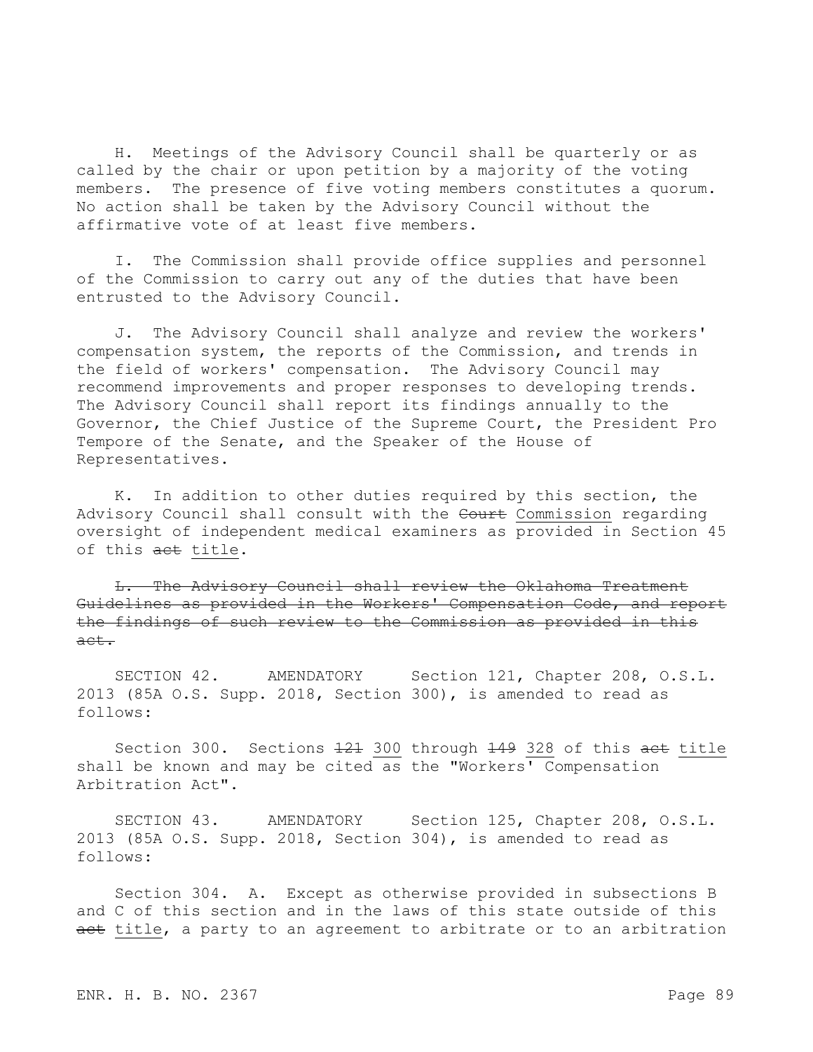H. Meetings of the Advisory Council shall be quarterly or as called by the chair or upon petition by a majority of the voting members. The presence of five voting members constitutes a quorum. No action shall be taken by the Advisory Council without the affirmative vote of at least five members.

I. The Commission shall provide office supplies and personnel of the Commission to carry out any of the duties that have been entrusted to the Advisory Council.

J. The Advisory Council shall analyze and review the workers' compensation system, the reports of the Commission, and trends in the field of workers' compensation. The Advisory Council may recommend improvements and proper responses to developing trends. The Advisory Council shall report its findings annually to the Governor, the Chief Justice of the Supreme Court, the President Pro Tempore of the Senate, and the Speaker of the House of Representatives.

K. In addition to other duties required by this section, the Advisory Council shall consult with the ~~Court~~ <u>Commission</u> regarding oversight of independent medical examiners as provided in Section 45 of this ~~act~~ <u>title</u>.

~~L. The Advisory Council shall review the Oklahoma Treatment Guidelines as provided in the Workers' Compensation Code, and report the findings of such review to the Commission as provided in this act.~~

SECTION 42. AMENDATORY Section 121, Chapter 208, O.S.L. 2013 (85A O.S. Supp. 2018, Section 300), is amended to read as follows:

Section 300. Sections ~~121~~ <u>300</u> through ~~149~~ <u>328</u> of this ~~act~~ <u>title</u> shall be known and may be cited as the "Workers' Compensation Arbitration Act".

SECTION 43. AMENDATORY Section 125, Chapter 208, O.S.L. 2013 (85A O.S. Supp. 2018, Section 304), is amended to read as follows:

Section 304. A. Except as otherwise provided in subsections B and C of this section and in the laws of this state outside of this ~~act~~ <u>title</u>, a party to an agreement to arbitrate or to an arbitration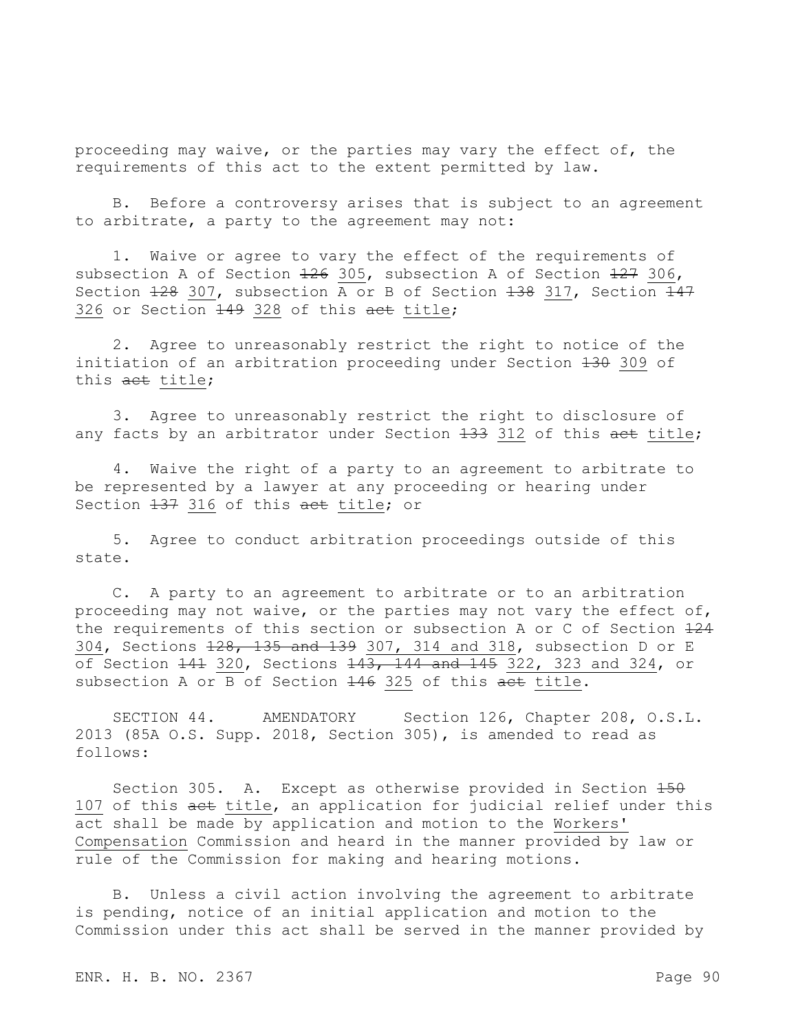proceeding may waive, or the parties may vary the effect of, the requirements of this act to the extent permitted by law.

B. Before a controversy arises that is subject to an agreement to arbitrate, a party to the agreement may not:

1. Waive or agree to vary the effect of the requirements of subsection A of Section ~~126~~ <u>305</u>, subsection A of Section ~~127~~ <u>306</u>, Section ~~128~~ <u>307</u>, subsection A or B of Section ~~138~~ <u>317</u>, Section ~~147~~ <u>326</u> or Section ~~149~~ <u>328</u> of this ~~act~~ <u>title</u>;

2. Agree to unreasonably restrict the right to notice of the initiation of an arbitration proceeding under Section ~~130~~ <u>309</u> of this ~~act~~ <u>title</u>;

3. Agree to unreasonably restrict the right to disclosure of any facts by an arbitrator under Section ~~133~~ <u>312</u> of this ~~act~~ <u>title</u>;

4. Waive the right of a party to an agreement to arbitrate to be represented by a lawyer at any proceeding or hearing under Section ~~137~~ <u>316</u> of this ~~act~~ <u>title</u>; or

5. Agree to conduct arbitration proceedings outside of this state.

C. A party to an agreement to arbitrate or to an arbitration proceeding may not waive, or the parties may not vary the effect of, the requirements of this section or subsection A or C of Section ~~124~~ <u>304</u>, Sections ~~128, 135 and 139~~ <u>307, 314 and 318</u>, subsection D or E of Section ~~141~~ <u>320</u>, Sections ~~143, 144 and 145~~ <u>322, 323 and 324</u>, or subsection A or B of Section ~~146~~ <u>325</u> of this ~~act~~ <u>title</u>.

SECTION 44. AMENDATORY Section 126, Chapter 208, O.S.L. 2013 (85A O.S. Supp. 2018, Section 305), is amended to read as follows:

Section 305. A. Except as otherwise provided in Section ~~150~~ <u>107</u> of this ~~act~~ <u>title</u>, an application for judicial relief under this act shall be made by application and motion to the <u>Workers' Compensation</u> Commission and heard in the manner provided by law or rule of the Commission for making and hearing motions.

B. Unless a civil action involving the agreement to arbitrate is pending, notice of an initial application and motion to the Commission under this act shall be served in the manner provided by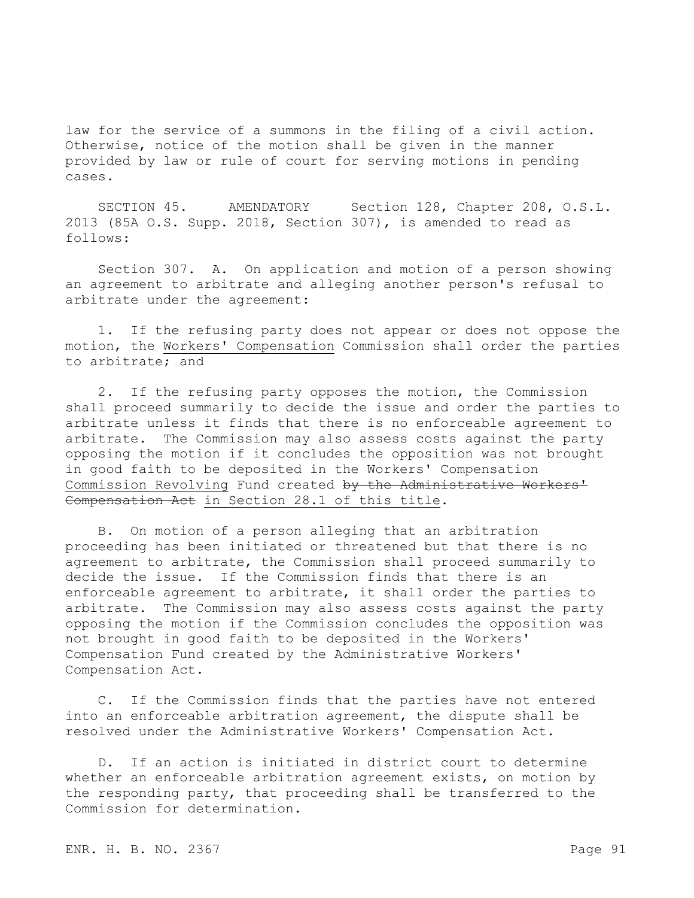law for the service of a summons in the filing of a civil action. Otherwise, notice of the motion shall be given in the manner provided by law or rule of court for serving motions in pending cases.

SECTION 45. AMENDATORY Section 128, Chapter 208, O.S.L. 2013 (85A O.S. Supp. 2018, Section 307), is amended to read as follows:

Section 307. A. On application and motion of a person showing an agreement to arbitrate and alleging another person's refusal to arbitrate under the agreement:

1. If the refusing party does not appear or does not oppose the motion, the <u>Workers' Compensation</u> Commission shall order the parties to arbitrate; and

2. If the refusing party opposes the motion, the Commission shall proceed summarily to decide the issue and order the parties to arbitrate unless it finds that there is no enforceable agreement to arbitrate. The Commission may also assess costs against the party opposing the motion if it concludes the opposition was not brought in good faith to be deposited in the Workers' Compensation <u>Commission Revolving</u> Fund created ~~by the Administrative Workers' Compensation Act~~ <u>in Section 28.1 of this title</u>.

B. On motion of a person alleging that an arbitration proceeding has been initiated or threatened but that there is no agreement to arbitrate, the Commission shall proceed summarily to decide the issue. If the Commission finds that there is an enforceable agreement to arbitrate, it shall order the parties to arbitrate. The Commission may also assess costs against the party opposing the motion if the Commission concludes the opposition was not brought in good faith to be deposited in the Workers' Compensation Fund created by the Administrative Workers' Compensation Act.

C. If the Commission finds that the parties have not entered into an enforceable arbitration agreement, the dispute shall be resolved under the Administrative Workers' Compensation Act.

D. If an action is initiated in district court to determine whether an enforceable arbitration agreement exists, on motion by the responding party, that proceeding shall be transferred to the Commission for determination.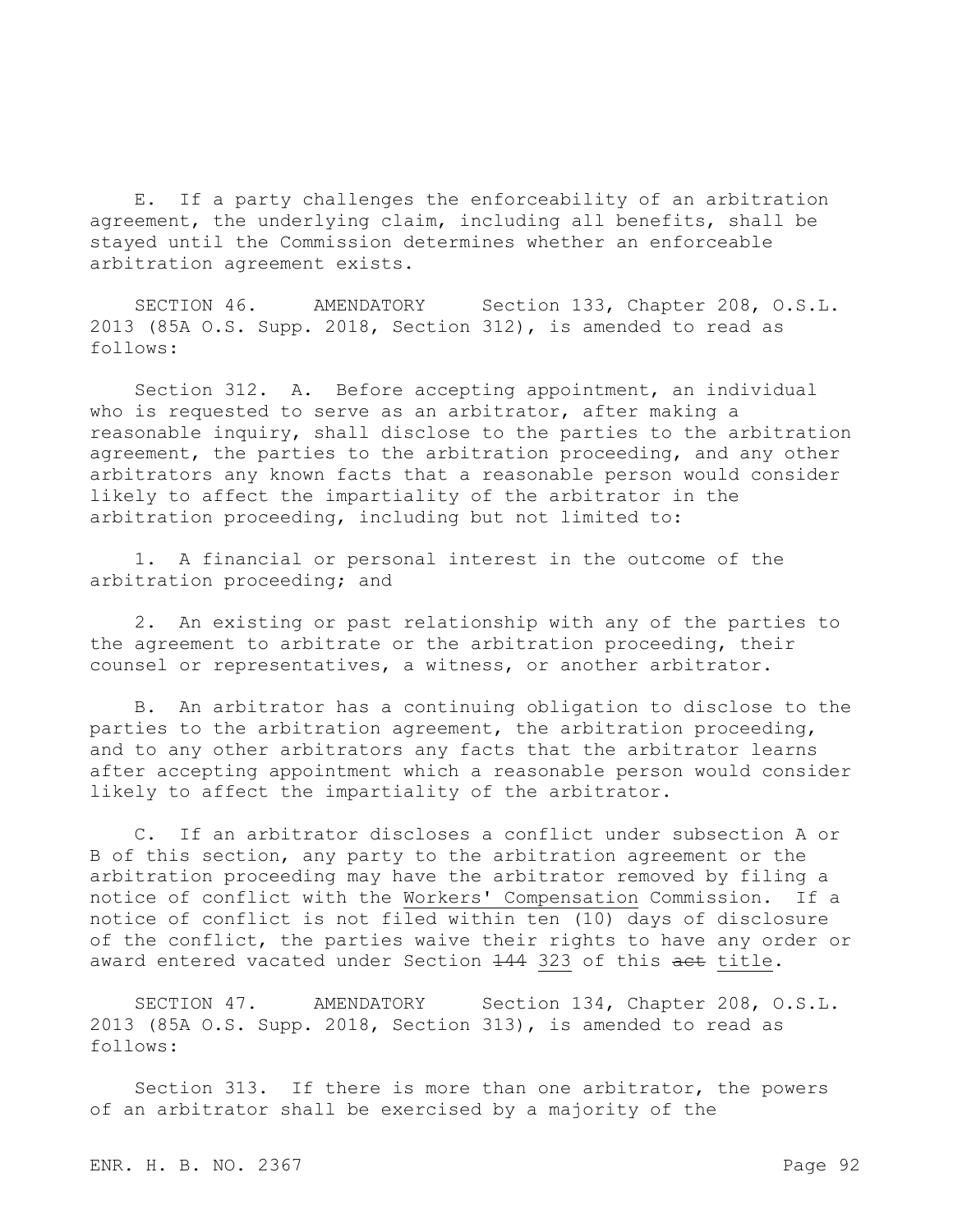E. If a party challenges the enforceability of an arbitration agreement, the underlying claim, including all benefits, shall be stayed until the Commission determines whether an enforceable arbitration agreement exists.

SECTION 46. AMENDATORY Section 133, Chapter 208, O.S.L. 2013 (85A O.S. Supp. 2018, Section 312), is amended to read as follows:

Section 312. A. Before accepting appointment, an individual who is requested to serve as an arbitrator, after making a reasonable inquiry, shall disclose to the parties to the arbitration agreement, the parties to the arbitration proceeding, and any other arbitrators any known facts that a reasonable person would consider likely to affect the impartiality of the arbitrator in the arbitration proceeding, including but not limited to:

1. A financial or personal interest in the outcome of the arbitration proceeding; and

2. An existing or past relationship with any of the parties to the agreement to arbitrate or the arbitration proceeding, their counsel or representatives, a witness, or another arbitrator.

B. An arbitrator has a continuing obligation to disclose to the parties to the arbitration agreement, the arbitration proceeding, and to any other arbitrators any facts that the arbitrator learns after accepting appointment which a reasonable person would consider likely to affect the impartiality of the arbitrator.

C. If an arbitrator discloses a conflict under subsection A or B of this section, any party to the arbitration agreement or the arbitration proceeding may have the arbitrator removed by filing a notice of conflict with the <u>Workers' Compensation</u> Commission. If a notice of conflict is not filed within ten (10) days of disclosure of the conflict, the parties waive their rights to have any order or award entered vacated under Section ~~144~~ <u>323</u> of this ~~act~~ <u>title</u>.

SECTION 47. AMENDATORY Section 134, Chapter 208, O.S.L. 2013 (85A O.S. Supp. 2018, Section 313), is amended to read as follows:

Section 313. If there is more than one arbitrator, the powers of an arbitrator shall be exercised by a majority of the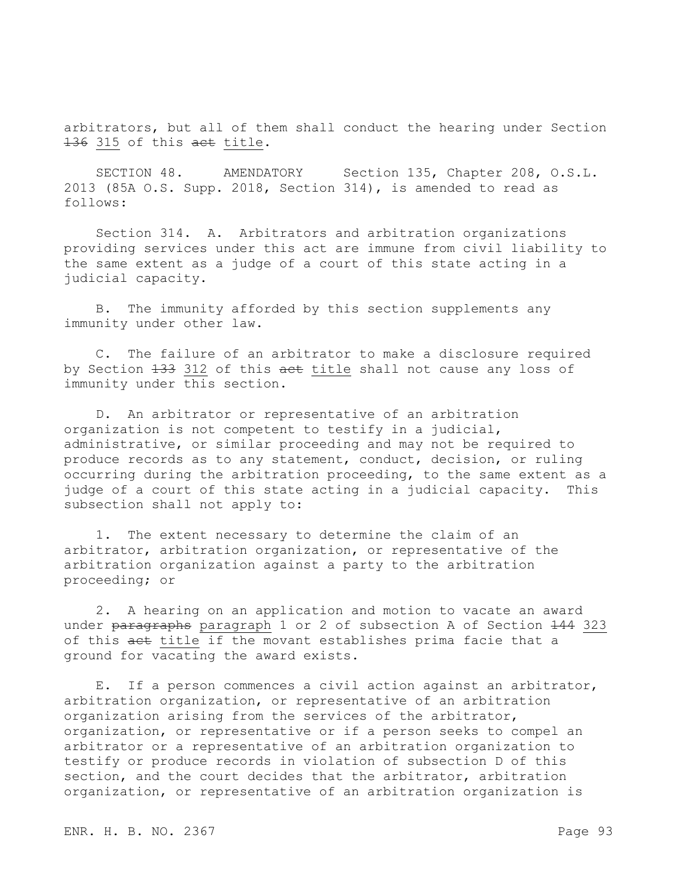arbitrators, but all of them shall conduct the hearing under Section ~~136~~ 315 of this ~~act~~ title.

SECTION 48. AMENDATORY Section 135, Chapter 208, O.S.L. 2013 (85A O.S. Supp. 2018, Section 314), is amended to read as follows:

Section 314. A. Arbitrators and arbitration organizations providing services under this act are immune from civil liability to the same extent as a judge of a court of this state acting in a judicial capacity.

B. The immunity afforded by this section supplements any immunity under other law.

C. The failure of an arbitrator to make a disclosure required by Section ~~133~~ 312 of this ~~act~~ title shall not cause any loss of immunity under this section.

D. An arbitrator or representative of an arbitration organization is not competent to testify in a judicial, administrative, or similar proceeding and may not be required to produce records as to any statement, conduct, decision, or ruling occurring during the arbitration proceeding, to the same extent as a judge of a court of this state acting in a judicial capacity. This subsection shall not apply to:

1. The extent necessary to determine the claim of an arbitrator, arbitration organization, or representative of the arbitration organization against a party to the arbitration proceeding; or

2. A hearing on an application and motion to vacate an award under ~~paragraphs~~ paragraph 1 or 2 of subsection A of Section ~~144~~ 323 of this ~~act~~ title if the movant establishes prima facie that a ground for vacating the award exists.

E. If a person commences a civil action against an arbitrator, arbitration organization, or representative of an arbitration organization arising from the services of the arbitrator, organization, or representative or if a person seeks to compel an arbitrator or a representative of an arbitration organization to testify or produce records in violation of subsection D of this section, and the court decides that the arbitrator, arbitration organization, or representative of an arbitration organization is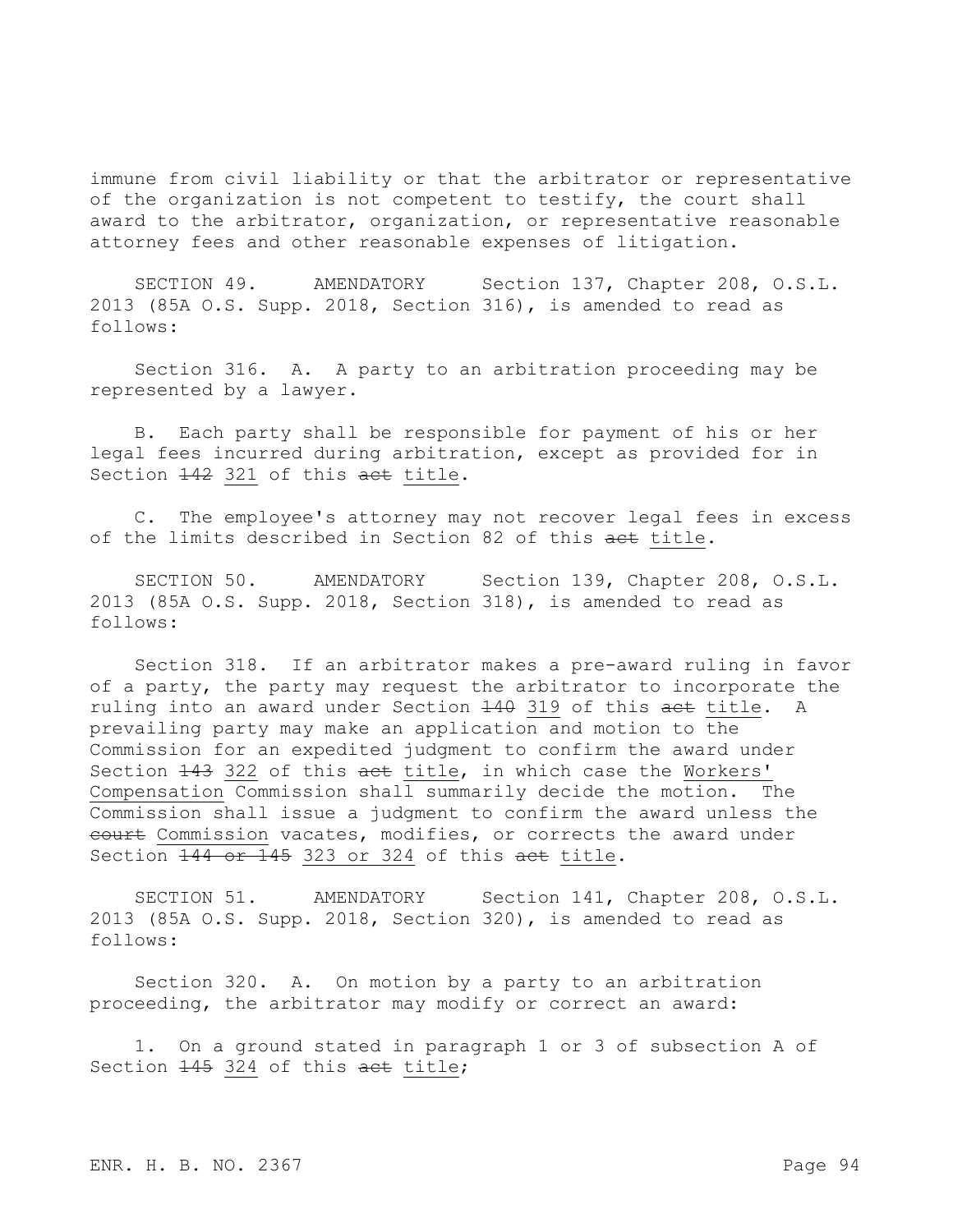immune from civil liability or that the arbitrator or representative of the organization is not competent to testify, the court shall award to the arbitrator, organization, or representative reasonable attorney fees and other reasonable expenses of litigation.

SECTION 49. AMENDATORY Section 137, Chapter 208, O.S.L. 2013 (85A O.S. Supp. 2018, Section 316), is amended to read as follows:

Section 316. A. A party to an arbitration proceeding may be represented by a lawyer.

B. Each party shall be responsible for payment of his or her legal fees incurred during arbitration, except as provided for in Section ~~142~~ 321 of this ~~act~~ title.

C. The employee's attorney may not recover legal fees in excess of the limits described in Section 82 of this ~~act~~ title.

SECTION 50. AMENDATORY Section 139, Chapter 208, O.S.L. 2013 (85A O.S. Supp. 2018, Section 318), is amended to read as follows:

Section 318. If an arbitrator makes a pre-award ruling in favor of a party, the party may request the arbitrator to incorporate the ruling into an award under Section ~~140~~ 319 of this ~~act~~ title. A prevailing party may make an application and motion to the Commission for an expedited judgment to confirm the award under Section ~~143~~ 322 of this ~~act~~ title, in which case the Workers' Compensation Commission shall summarily decide the motion. The Commission shall issue a judgment to confirm the award unless the ~~court~~ Commission vacates, modifies, or corrects the award under Section ~~144 or 145~~ 323 or 324 of this ~~act~~ title.

SECTION 51. AMENDATORY Section 141, Chapter 208, O.S.L. 2013 (85A O.S. Supp. 2018, Section 320), is amended to read as follows:

Section 320. A. On motion by a party to an arbitration proceeding, the arbitrator may modify or correct an award:

1. On a ground stated in paragraph 1 or 3 of subsection A of Section ~~145~~ 324 of this ~~act~~ title;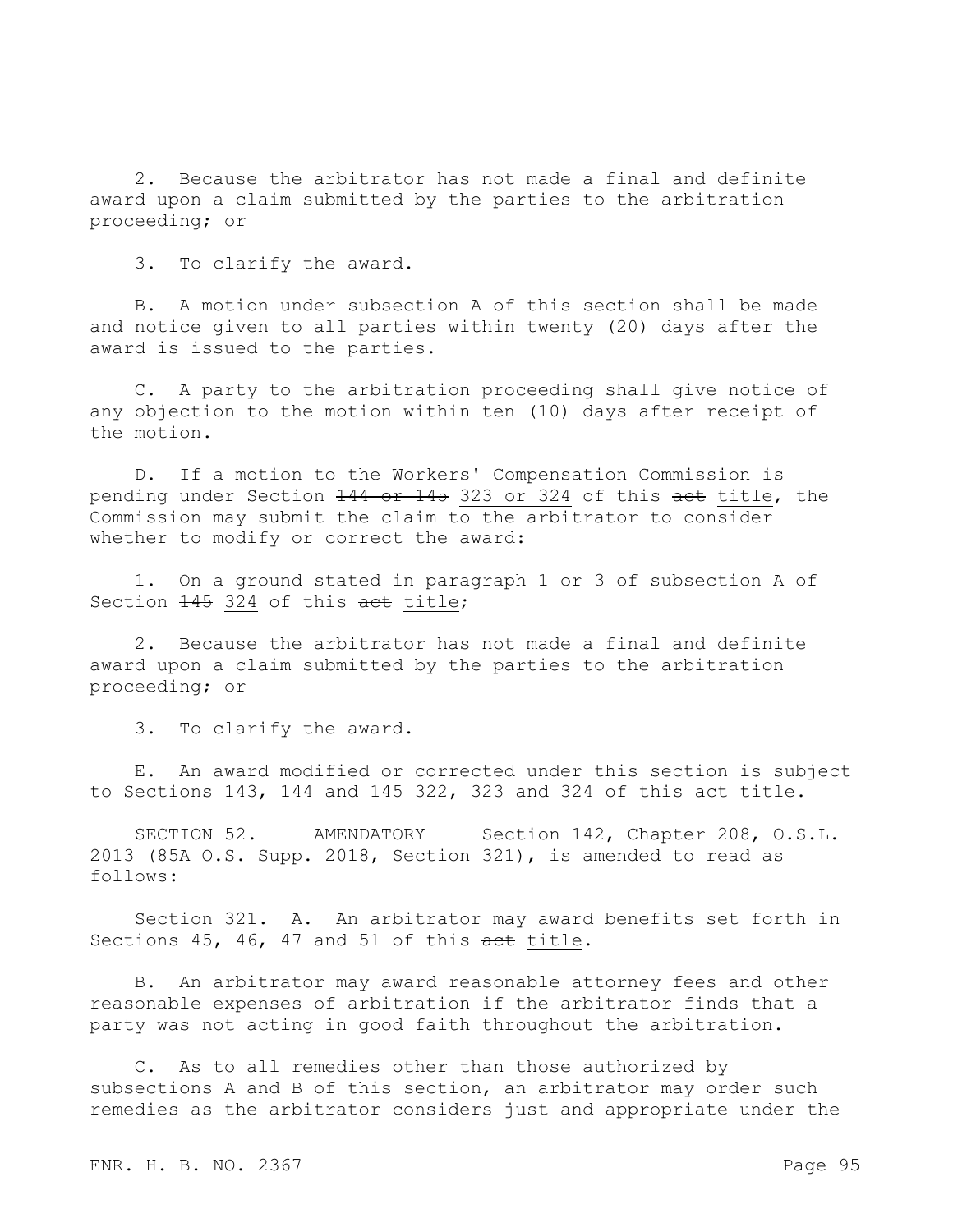2. Because the arbitrator has not made a final and definite award upon a claim submitted by the parties to the arbitration proceeding; or

3. To clarify the award.

B. A motion under subsection A of this section shall be made and notice given to all parties within twenty (20) days after the award is issued to the parties.

C. A party to the arbitration proceeding shall give notice of any objection to the motion within ten (10) days after receipt of the motion.

D. If a motion to the <u>Workers' Compensation</u> Commission is pending under Section ~~144 or 145~~ <u>323 or 324</u> of this ~~act~~ <u>title</u>, the Commission may submit the claim to the arbitrator to consider whether to modify or correct the award:

1. On a ground stated in paragraph 1 or 3 of subsection A of Section ~~145~~ <u>324</u> of this ~~act~~ <u>title</u>;

2. Because the arbitrator has not made a final and definite award upon a claim submitted by the parties to the arbitration proceeding; or

3. To clarify the award.

E. An award modified or corrected under this section is subject to Sections ~~143, 144 and 145~~ <u>322, 323 and 324</u> of this ~~act~~ <u>title</u>.

SECTION 52. AMENDATORY Section 142, Chapter 208, O.S.L. 2013 (85A O.S. Supp. 2018, Section 321), is amended to read as follows:

Section 321. A. An arbitrator may award benefits set forth in Sections 45, 46, 47 and 51 of this ~~act~~ <u>title</u>.

B. An arbitrator may award reasonable attorney fees and other reasonable expenses of arbitration if the arbitrator finds that a party was not acting in good faith throughout the arbitration.

C. As to all remedies other than those authorized by subsections A and B of this section, an arbitrator may order such remedies as the arbitrator considers just and appropriate under the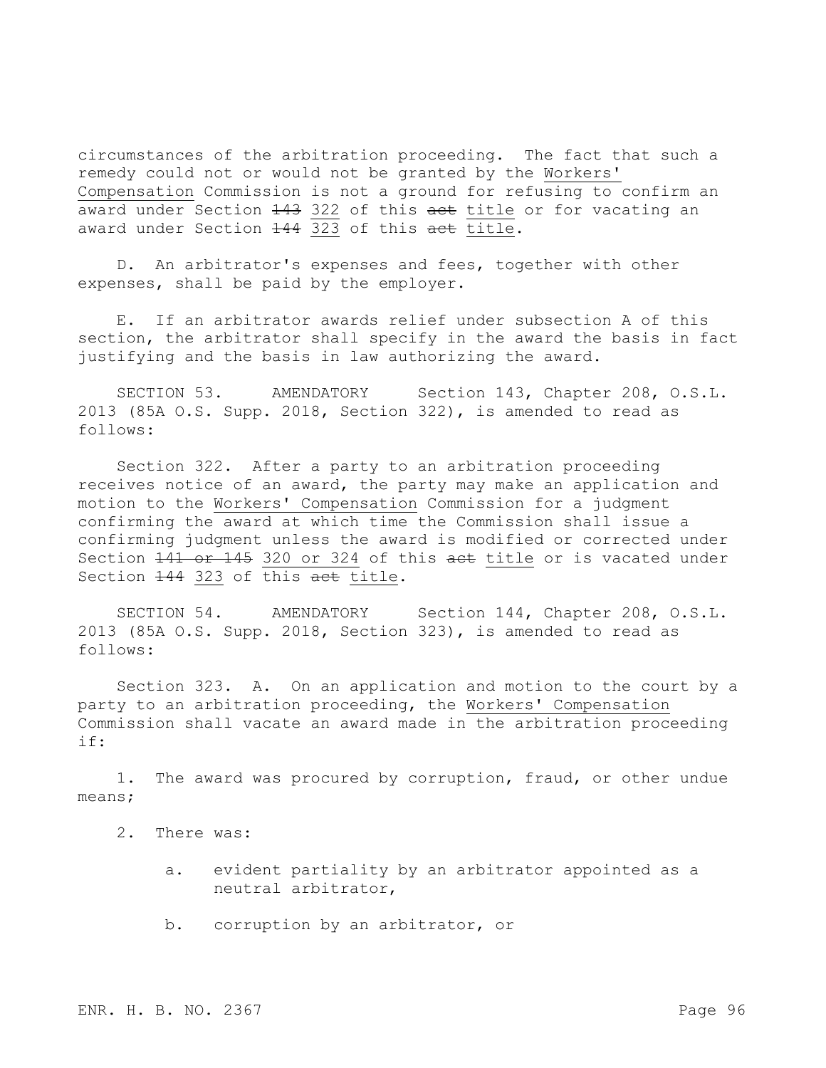circumstances of the arbitration proceeding. The fact that such a remedy could not or would not be granted by the <u>Workers' Compensation</u> Commission is not a ground for refusing to confirm an award under Section ~~143~~ <u>322</u> of this ~~act~~ <u>title</u> or for vacating an award under Section ~~144~~ <u>323</u> of this ~~act~~ <u>title</u>.

D. An arbitrator's expenses and fees, together with other expenses, shall be paid by the employer.

E. If an arbitrator awards relief under subsection A of this section, the arbitrator shall specify in the award the basis in fact justifying and the basis in law authorizing the award.

SECTION 53. AMENDATORY Section 143, Chapter 208, O.S.L. 2013 (85A O.S. Supp. 2018, Section 322), is amended to read as follows:

Section 322. After a party to an arbitration proceeding receives notice of an award, the party may make an application and motion to the <u>Workers' Compensation</u> Commission for a judgment confirming the award at which time the Commission shall issue a confirming judgment unless the award is modified or corrected under Section ~~141 or 145~~ <u>320 or 324</u> of this ~~act~~ <u>title</u> or is vacated under Section ~~144~~ <u>323</u> of this ~~act~~ <u>title</u>.

SECTION 54. AMENDATORY Section 144, Chapter 208, O.S.L. 2013 (85A O.S. Supp. 2018, Section 323), is amended to read as follows:

Section 323. A. On an application and motion to the court by a party to an arbitration proceeding, the <u>Workers' Compensation</u> Commission shall vacate an award made in the arbitration proceeding if:

1. The award was procured by corruption, fraud, or other undue means;

2. There was:

   a. evident partiality by an arbitrator appointed as a neutral arbitrator,

   b. corruption by an arbitrator, or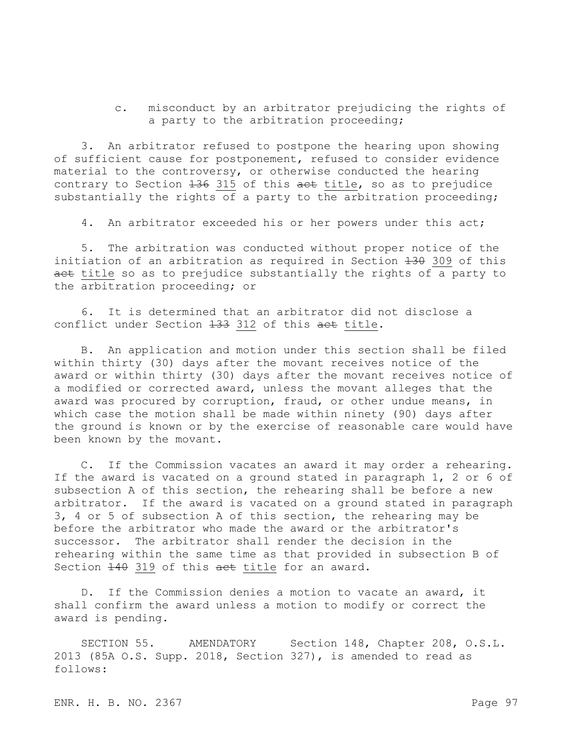c. misconduct by an arbitrator prejudicing the rights of a party to the arbitration proceeding;

3. An arbitrator refused to postpone the hearing upon showing of sufficient cause for postponement, refused to consider evidence material to the controversy, or otherwise conducted the hearing contrary to Section ~~136~~ <u>315</u> of this ~~act~~ <u>title</u>, so as to prejudice substantially the rights of a party to the arbitration proceeding;

4. An arbitrator exceeded his or her powers under this act;

5. The arbitration was conducted without proper notice of the initiation of an arbitration as required in Section ~~130~~ <u>309</u> of this ~~act~~ <u>title</u> so as to prejudice substantially the rights of a party to the arbitration proceeding; or

6. It is determined that an arbitrator did not disclose a conflict under Section ~~133~~ <u>312</u> of this ~~act~~ <u>title</u>.

B. An application and motion under this section shall be filed within thirty (30) days after the movant receives notice of the award or within thirty (30) days after the movant receives notice of a modified or corrected award, unless the movant alleges that the award was procured by corruption, fraud, or other undue means, in which case the motion shall be made within ninety (90) days after the ground is known or by the exercise of reasonable care would have been known by the movant.

C. If the Commission vacates an award it may order a rehearing. If the award is vacated on a ground stated in paragraph 1, 2 or 6 of subsection A of this section, the rehearing shall be before a new arbitrator. If the award is vacated on a ground stated in paragraph 3, 4 or 5 of subsection A of this section, the rehearing may be before the arbitrator who made the award or the arbitrator's successor. The arbitrator shall render the decision in the rehearing within the same time as that provided in subsection B of Section ~~140~~ <u>319</u> of this ~~act~~ <u>title</u> for an award.

D. If the Commission denies a motion to vacate an award, it shall confirm the award unless a motion to modify or correct the award is pending.

SECTION 55. AMENDATORY Section 148, Chapter 208, O.S.L. 2013 (85A O.S. Supp. 2018, Section 327), is amended to read as follows: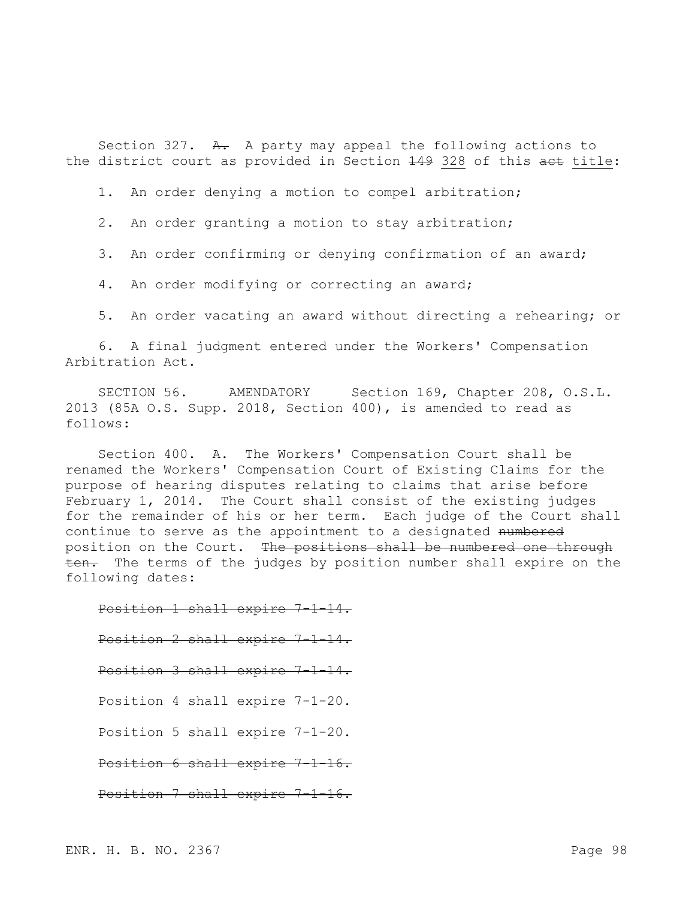Section 327. ~~A.~~ A party may appeal the following actions to the district court as provided in Section ~~149~~ 328 of this ~~act~~ title:

1. An order denying a motion to compel arbitration;

2. An order granting a motion to stay arbitration;

3. An order confirming or denying confirmation of an award;

4. An order modifying or correcting an award;

5. An order vacating an award without directing a rehearing; or

6. A final judgment entered under the Workers' Compensation Arbitration Act.

SECTION 56. AMENDATORY Section 169, Chapter 208, O.S.L. 2013 (85A O.S. Supp. 2018, Section 400), is amended to read as follows:

Section 400. A. The Workers' Compensation Court shall be renamed the Workers' Compensation Court of Existing Claims for the purpose of hearing disputes relating to claims that arise before February 1, 2014. The Court shall consist of the existing judges for the remainder of his or her term. Each judge of the Court shall continue to serve as the appointment to a designated ~~numbered~~ position on the Court. ~~The positions shall be numbered one through ten.~~ The terms of the judges by position number shall expire on the following dates:

~~Position 1 shall expire 7-1-14.~~

~~Position 2 shall expire 7-1-14.~~

~~Position 3 shall expire 7-1-14.~~

Position 4 shall expire 7-1-20.

Position 5 shall expire 7-1-20.

~~Position 6 shall expire 7-1-16.~~

~~Position 7 shall expire 7-1-16.~~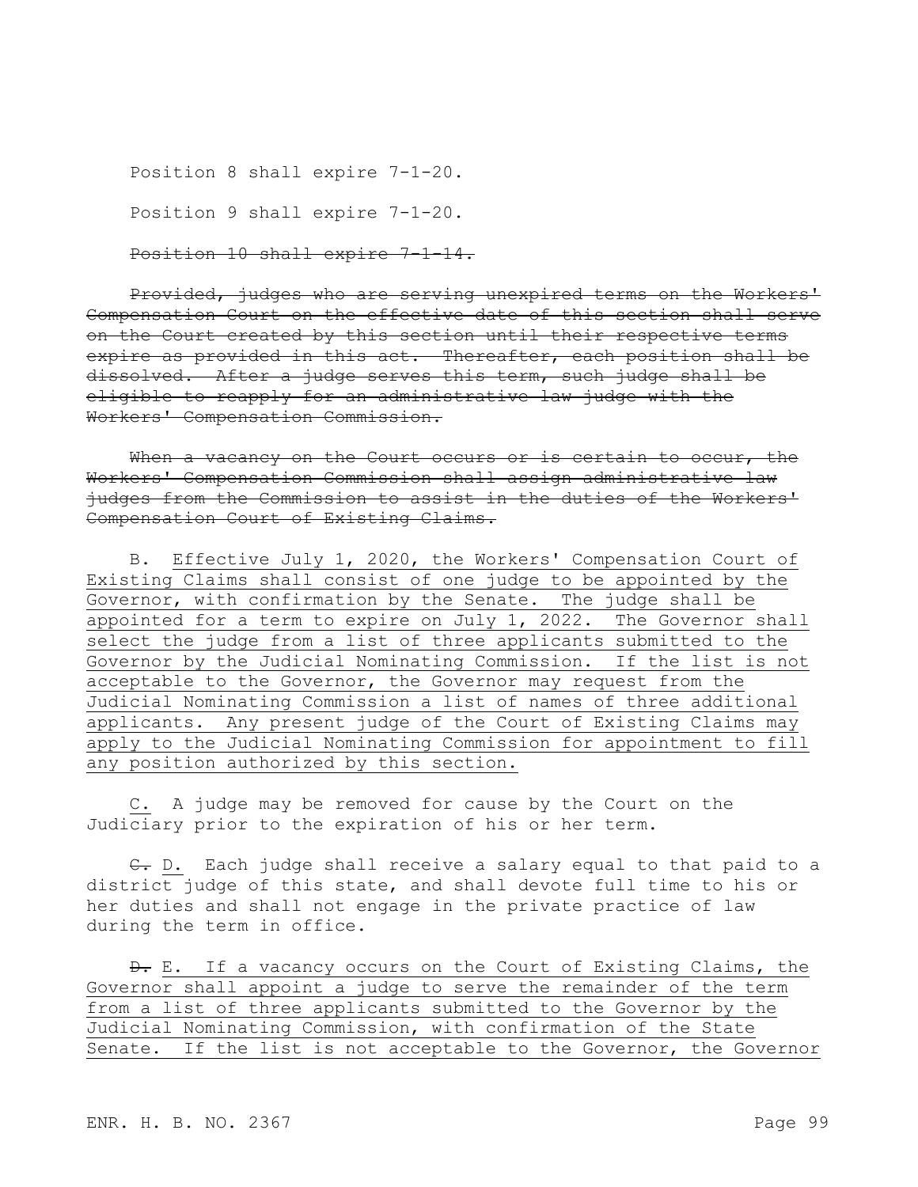Position 8 shall expire 7-1-20.

Position 9 shall expire 7-1-20.

~~Position 10 shall expire 7-1-14.~~

~~Provided, judges who are serving unexpired terms on the Workers' Compensation Court on the effective date of this section shall serve on the Court created by this section until their respective terms expire as provided in this act. Thereafter, each position shall be dissolved. After a judge serves this term, such judge shall be eligible to reapply for an administrative law judge with the Workers' Compensation Commission.~~

~~When a vacancy on the Court occurs or is certain to occur, the Workers' Compensation Commission shall assign administrative law judges from the Commission to assist in the duties of the Workers' Compensation Court of Existing Claims.~~

B. <u>Effective July 1, 2020, the Workers' Compensation Court of Existing Claims shall consist of one judge to be appointed by the Governor, with confirmation by the Senate. The judge shall be appointed for a term to expire on July 1, 2022. The Governor shall select the judge from a list of three applicants submitted to the Governor by the Judicial Nominating Commission. If the list is not acceptable to the Governor, the Governor may request from the Judicial Nominating Commission a list of names of three additional applicants. Any present judge of the Court of Existing Claims may apply to the Judicial Nominating Commission for appointment to fill any position authorized by this section.</u>

<u>C.</u> A judge may be removed for cause by the Court on the Judiciary prior to the expiration of his or her term.

~~C.~~ <u>D.</u> Each judge shall receive a salary equal to that paid to a district judge of this state, and shall devote full time to his or her duties and shall not engage in the private practice of law during the term in office.

~~D.~~ <u>E.</u> If a vacancy occurs on the Court of Existing Claims, the <u>Governor shall appoint a judge to serve the remainder of the term from a list of three applicants submitted to the Governor by the Judicial Nominating Commission, with confirmation of the State Senate. If the list is not acceptable to the Governor, the Governor</u>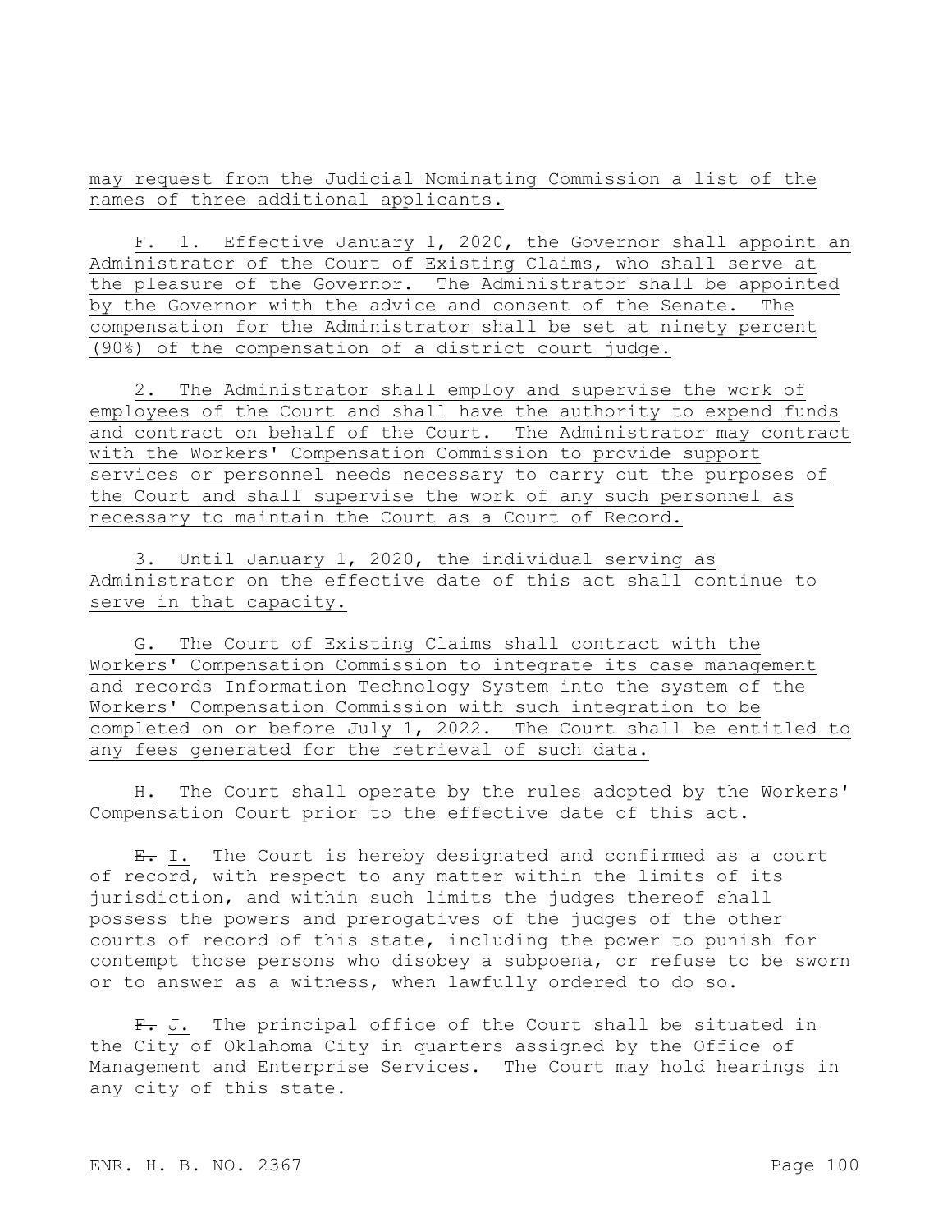may request from the Judicial Nominating Commission a list of the names of three additional applicants.

F. 1. Effective January 1, 2020, the Governor shall appoint an Administrator of the Court of Existing Claims, who shall serve at the pleasure of the Governor. The Administrator shall be appointed by the Governor with the advice and consent of the Senate. The compensation for the Administrator shall be set at ninety percent (90%) of the compensation of a district court judge.

2. The Administrator shall employ and supervise the work of employees of the Court and shall have the authority to expend funds and contract on behalf of the Court. The Administrator may contract with the Workers' Compensation Commission to provide support services or personnel needs necessary to carry out the purposes of the Court and shall supervise the work of any such personnel as necessary to maintain the Court as a Court of Record.

3. Until January 1, 2020, the individual serving as Administrator on the effective date of this act shall continue to serve in that capacity.

G. The Court of Existing Claims shall contract with the Workers' Compensation Commission to integrate its case management and records Information Technology System into the system of the Workers' Compensation Commission with such integration to be completed on or before July 1, 2022. The Court shall be entitled to any fees generated for the retrieval of such data.

H. The Court shall operate by the rules adopted by the Workers' Compensation Court prior to the effective date of this act.

~~E.~~ I. The Court is hereby designated and confirmed as a court of record, with respect to any matter within the limits of its jurisdiction, and within such limits the judges thereof shall possess the powers and prerogatives of the judges of the other courts of record of this state, including the power to punish for contempt those persons who disobey a subpoena, or refuse to be sworn or to answer as a witness, when lawfully ordered to do so.

~~F.~~ J. The principal office of the Court shall be situated in the City of Oklahoma City in quarters assigned by the Office of Management and Enterprise Services. The Court may hold hearings in any city of this state.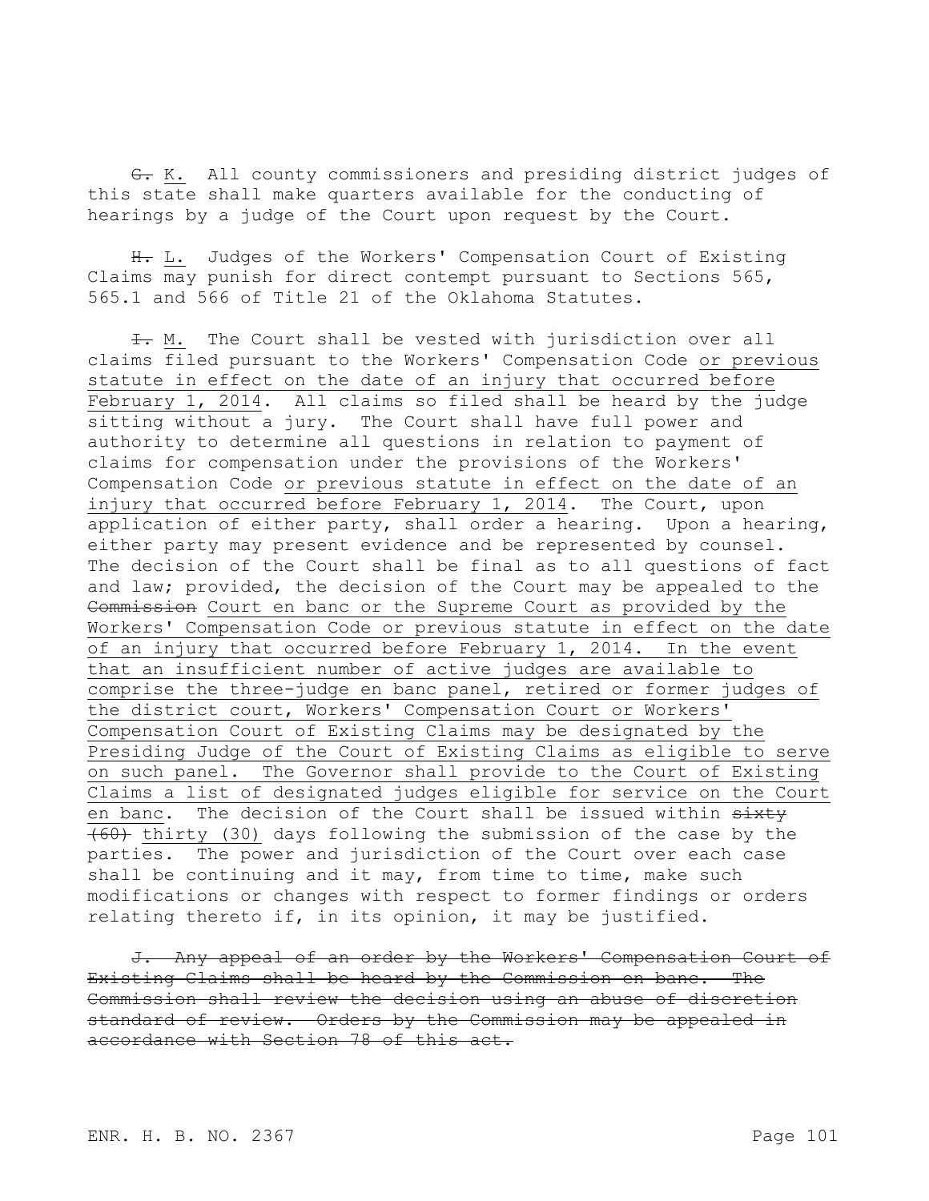~~G.~~ K. All county commissioners and presiding district judges of this state shall make quarters available for the conducting of hearings by a judge of the Court upon request by the Court.

~~H.~~ L. Judges of the Workers' Compensation Court of Existing Claims may punish for direct contempt pursuant to Sections 565, 565.1 and 566 of Title 21 of the Oklahoma Statutes.

~~I.~~ M. The Court shall be vested with jurisdiction over all claims filed pursuant to the Workers' Compensation Code or previous statute in effect on the date of an injury that occurred before February 1, 2014. All claims so filed shall be heard by the judge sitting without a jury. The Court shall have full power and authority to determine all questions in relation to payment of claims for compensation under the provisions of the Workers' Compensation Code or previous statute in effect on the date of an injury that occurred before February 1, 2014. The Court, upon application of either party, shall order a hearing. Upon a hearing, either party may present evidence and be represented by counsel. The decision of the Court shall be final as to all questions of fact and law; provided, the decision of the Court may be appealed to the ~~Commission~~ Court en banc or the Supreme Court as provided by the Workers' Compensation Code or previous statute in effect on the date of an injury that occurred before February 1, 2014. In the event that an insufficient number of active judges are available to comprise the three-judge en banc panel, retired or former judges of the district court, Workers' Compensation Court or Workers' Compensation Court of Existing Claims may be designated by the Presiding Judge of the Court of Existing Claims as eligible to serve on such panel. The Governor shall provide to the Court of Existing Claims a list of designated judges eligible for service on the Court en banc. The decision of the Court shall be issued within ~~sixty (60)~~ thirty (30) days following the submission of the case by the parties. The power and jurisdiction of the Court over each case shall be continuing and it may, from time to time, make such modifications or changes with respect to former findings or orders relating thereto if, in its opinion, it may be justified.

~~J. Any appeal of an order by the Workers' Compensation Court of Existing Claims shall be heard by the Commission en banc. The Commission shall review the decision using an abuse of discretion standard of review. Orders by the Commission may be appealed in accordance with Section 78 of this act.~~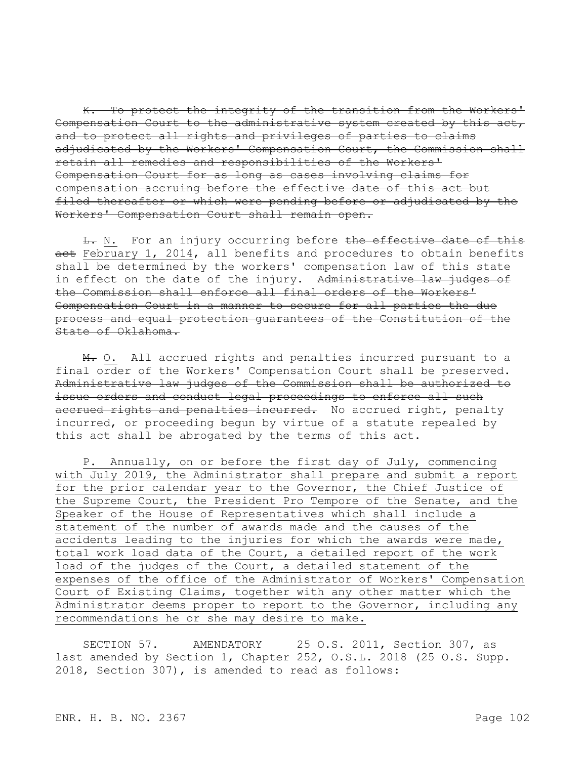~~K. To protect the integrity of the transition from the Workers' Compensation Court to the administrative system created by this act, and to protect all rights and privileges of parties to claims adjudicated by the Workers' Compensation Court, the Commission shall retain all remedies and responsibilities of the Workers' Compensation Court for as long as cases involving claims for compensation accruing before the effective date of this act but filed thereafter or which were pending before or adjudicated by the Workers' Compensation Court shall remain open.~~

~~L.~~ <u>N.</u> For an injury occurring before ~~the effective date of this act~~ <u>February 1, 2014</u>, all benefits and procedures to obtain benefits shall be determined by the workers' compensation law of this state in effect on the date of the injury. ~~Administrative law judges of the Commission shall enforce all final orders of the Workers' Compensation Court in a manner to secure for all parties the due process and equal protection guarantees of the Constitution of the State of Oklahoma.~~

~~M.~~ <u>O.</u> All accrued rights and penalties incurred pursuant to a final order of the Workers' Compensation Court shall be preserved. ~~Administrative law judges of the Commission shall be authorized to issue orders and conduct legal proceedings to enforce all such accrued rights and penalties incurred.~~ No accrued right, penalty incurred, or proceeding begun by virtue of a statute repealed by this act shall be abrogated by the terms of this act.

<u>P. Annually, on or before the first day of July, commencing with July 2019, the Administrator shall prepare and submit a report for the prior calendar year to the Governor, the Chief Justice of the Supreme Court, the President Pro Tempore of the Senate, and the Speaker of the House of Representatives which shall include a statement of the number of awards made and the causes of the accidents leading to the injuries for which the awards were made, total work load data of the Court, a detailed report of the work load of the judges of the Court, a detailed statement of the expenses of the office of the Administrator of Workers' Compensation Court of Existing Claims, together with any other matter which the Administrator deems proper to report to the Governor, including any recommendations he or she may desire to make.</u>

SECTION 57. AMENDATORY 25 O.S. 2011, Section 307, as last amended by Section 1, Chapter 252, O.S.L. 2018 (25 O.S. Supp. 2018, Section 307), is amended to read as follows: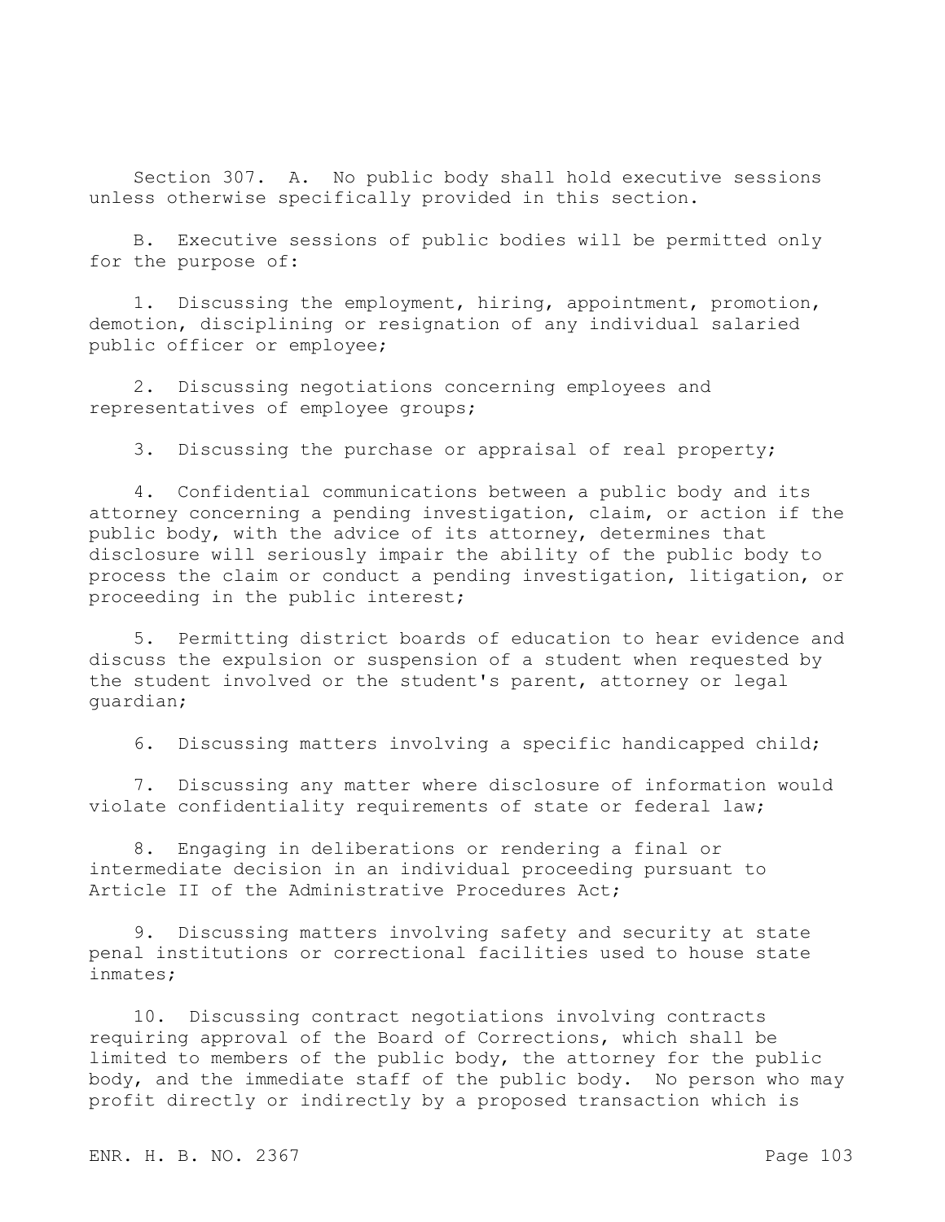Section 307. A. No public body shall hold executive sessions unless otherwise specifically provided in this section.

B. Executive sessions of public bodies will be permitted only for the purpose of:

1. Discussing the employment, hiring, appointment, promotion, demotion, disciplining or resignation of any individual salaried public officer or employee;

2. Discussing negotiations concerning employees and representatives of employee groups;

3. Discussing the purchase or appraisal of real property;

4. Confidential communications between a public body and its attorney concerning a pending investigation, claim, or action if the public body, with the advice of its attorney, determines that disclosure will seriously impair the ability of the public body to process the claim or conduct a pending investigation, litigation, or proceeding in the public interest;

5. Permitting district boards of education to hear evidence and discuss the expulsion or suspension of a student when requested by the student involved or the student's parent, attorney or legal guardian;

6. Discussing matters involving a specific handicapped child;

7. Discussing any matter where disclosure of information would violate confidentiality requirements of state or federal law;

8. Engaging in deliberations or rendering a final or intermediate decision in an individual proceeding pursuant to Article II of the Administrative Procedures Act;

9. Discussing matters involving safety and security at state penal institutions or correctional facilities used to house state inmates;

10. Discussing contract negotiations involving contracts requiring approval of the Board of Corrections, which shall be limited to members of the public body, the attorney for the public body, and the immediate staff of the public body. No person who may profit directly or indirectly by a proposed transaction which is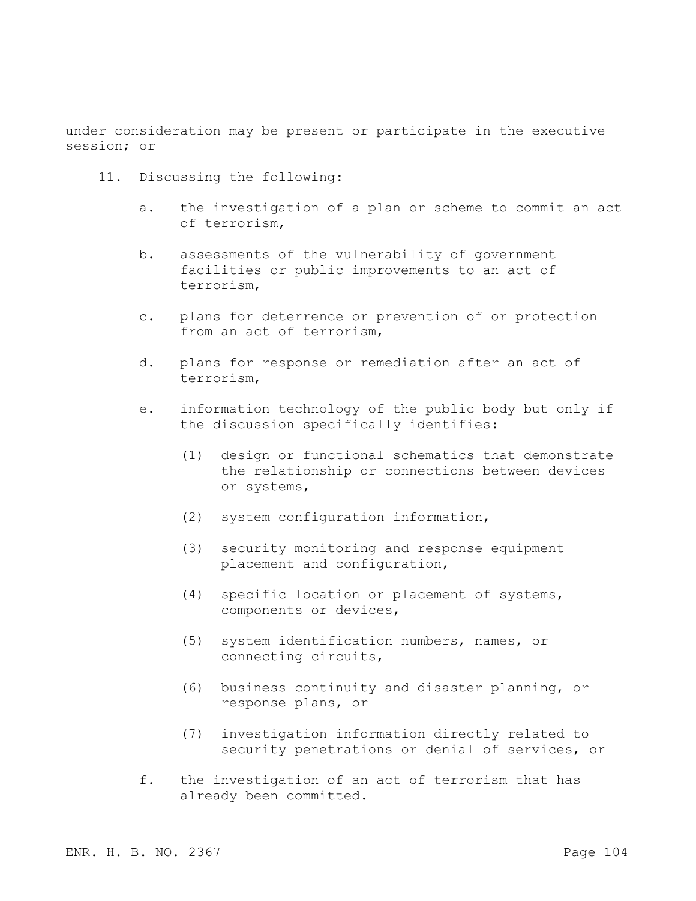under consideration may be present or participate in the executive session; or

11. Discussing the following:

    a. the investigation of a plan or scheme to commit an act of terrorism,

    b. assessments of the vulnerability of government facilities or public improvements to an act of terrorism,

    c. plans for deterrence or prevention of or protection from an act of terrorism,

    d. plans for response or remediation after an act of terrorism,

    e. information technology of the public body but only if the discussion specifically identifies:

        (1) design or functional schematics that demonstrate the relationship or connections between devices or systems,

        (2) system configuration information,

        (3) security monitoring and response equipment placement and configuration,

        (4) specific location or placement of systems, components or devices,

        (5) system identification numbers, names, or connecting circuits,

        (6) business continuity and disaster planning, or response plans, or

        (7) investigation information directly related to security penetrations or denial of services, or

    f. the investigation of an act of terrorism that has already been committed.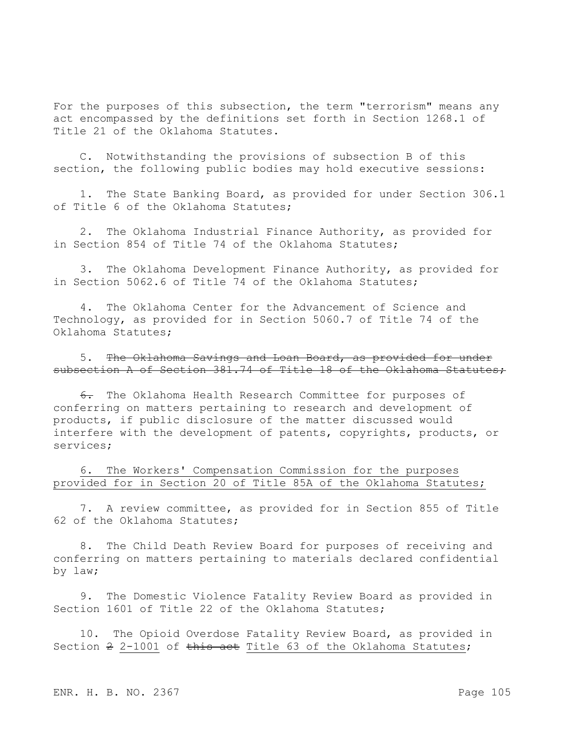For the purposes of this subsection, the term "terrorism" means any act encompassed by the definitions set forth in Section 1268.1 of Title 21 of the Oklahoma Statutes.

C. Notwithstanding the provisions of subsection B of this section, the following public bodies may hold executive sessions:

1. The State Banking Board, as provided for under Section 306.1 of Title 6 of the Oklahoma Statutes;

2. The Oklahoma Industrial Finance Authority, as provided for in Section 854 of Title 74 of the Oklahoma Statutes;

3. The Oklahoma Development Finance Authority, as provided for in Section 5062.6 of Title 74 of the Oklahoma Statutes;

4. The Oklahoma Center for the Advancement of Science and Technology, as provided for in Section 5060.7 of Title 74 of the Oklahoma Statutes;

5. ~~The Oklahoma Savings and Loan Board, as provided for under subsection A of Section 381.74 of Title 18 of the Oklahoma Statutes;~~

~~6.~~ The Oklahoma Health Research Committee for purposes of conferring on matters pertaining to research and development of products, if public disclosure of the matter discussed would interfere with the development of patents, copyrights, products, or services;

<u>6. The Workers' Compensation Commission for the purposes provided for in Section 20 of Title 85A of the Oklahoma Statutes;</u>

7. A review committee, as provided for in Section 855 of Title 62 of the Oklahoma Statutes;

8. The Child Death Review Board for purposes of receiving and conferring on matters pertaining to materials declared confidential by law;

9. The Domestic Violence Fatality Review Board as provided in Section 1601 of Title 22 of the Oklahoma Statutes;

10. The Opioid Overdose Fatality Review Board, as provided in Section ~~2~~ <u>2-1001</u> of ~~this act~~ <u>Title 63 of the Oklahoma Statutes</u>;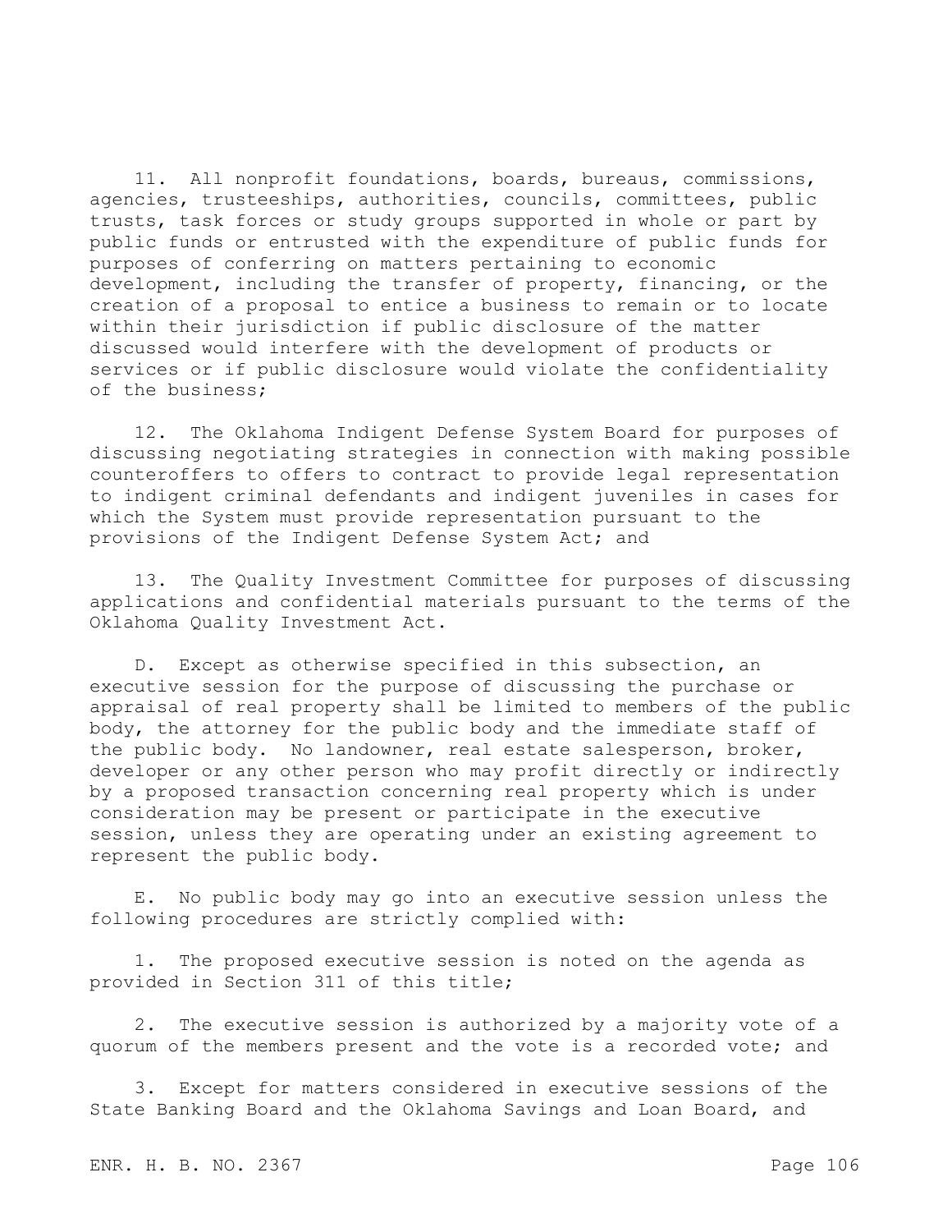11. All nonprofit foundations, boards, bureaus, commissions, agencies, trusteeships, authorities, councils, committees, public trusts, task forces or study groups supported in whole or part by public funds or entrusted with the expenditure of public funds for purposes of conferring on matters pertaining to economic development, including the transfer of property, financing, or the creation of a proposal to entice a business to remain or to locate within their jurisdiction if public disclosure of the matter discussed would interfere with the development of products or services or if public disclosure would violate the confidentiality of the business;

12. The Oklahoma Indigent Defense System Board for purposes of discussing negotiating strategies in connection with making possible counteroffers to offers to contract to provide legal representation to indigent criminal defendants and indigent juveniles in cases for which the System must provide representation pursuant to the provisions of the Indigent Defense System Act; and

13. The Quality Investment Committee for purposes of discussing applications and confidential materials pursuant to the terms of the Oklahoma Quality Investment Act.

D. Except as otherwise specified in this subsection, an executive session for the purpose of discussing the purchase or appraisal of real property shall be limited to members of the public body, the attorney for the public body and the immediate staff of the public body. No landowner, real estate salesperson, broker, developer or any other person who may profit directly or indirectly by a proposed transaction concerning real property which is under consideration may be present or participate in the executive session, unless they are operating under an existing agreement to represent the public body.

E. No public body may go into an executive session unless the following procedures are strictly complied with:

1. The proposed executive session is noted on the agenda as provided in Section 311 of this title;

2. The executive session is authorized by a majority vote of a quorum of the members present and the vote is a recorded vote; and

3. Except for matters considered in executive sessions of the State Banking Board and the Oklahoma Savings and Loan Board, and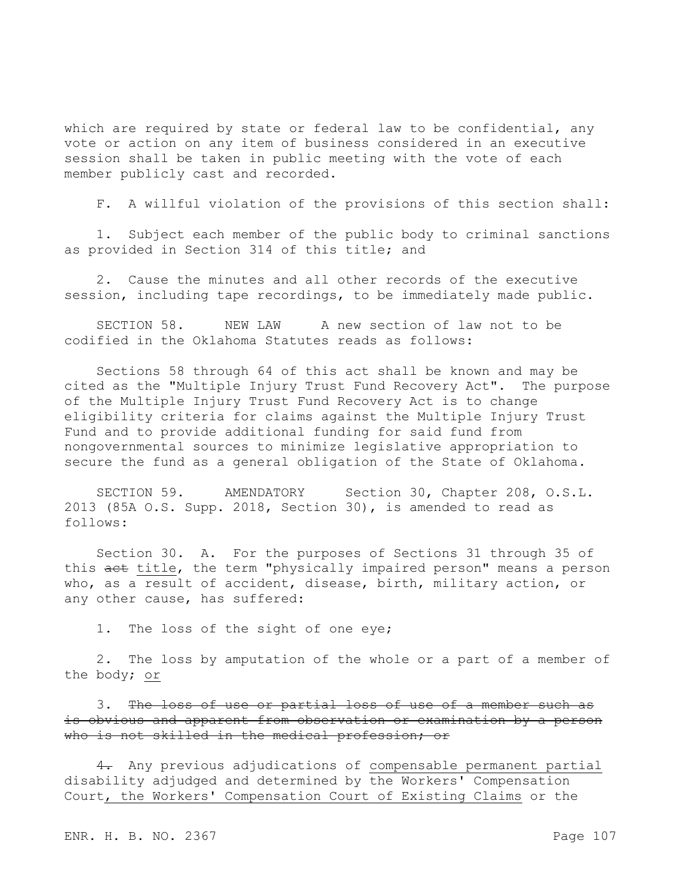which are required by state or federal law to be confidential, any vote or action on any item of business considered in an executive session shall be taken in public meeting with the vote of each member publicly cast and recorded.

F. A willful violation of the provisions of this section shall:

1. Subject each member of the public body to criminal sanctions as provided in Section 314 of this title; and

2. Cause the minutes and all other records of the executive session, including tape recordings, to be immediately made public.

SECTION 58. NEW LAW A new section of law not to be codified in the Oklahoma Statutes reads as follows:

Sections 58 through 64 of this act shall be known and may be cited as the "Multiple Injury Trust Fund Recovery Act". The purpose of the Multiple Injury Trust Fund Recovery Act is to change eligibility criteria for claims against the Multiple Injury Trust Fund and to provide additional funding for said fund from nongovernmental sources to minimize legislative appropriation to secure the fund as a general obligation of the State of Oklahoma.

SECTION 59. AMENDATORY Section 30, Chapter 208, O.S.L. 2013 (85A O.S. Supp. 2018, Section 30), is amended to read as follows:

Section 30. A. For the purposes of Sections 31 through 35 of this ~~act~~ <u>title</u>, the term "physically impaired person" means a person who, as a result of accident, disease, birth, military action, or any other cause, has suffered:

1. The loss of the sight of one eye;

2. The loss by amputation of the whole or a part of a member of the body; <u>or</u>

3. ~~The loss of use or partial loss of use of a member such as is obvious and apparent from observation or examination by a person who is not skilled in the medical profession; or~~

~~4.~~ Any previous adjudications of <u>compensable permanent partial</u> disability adjudged and determined by the Workers' Compensation Court<u>, the Workers' Compensation Court of Existing Claims</u> or the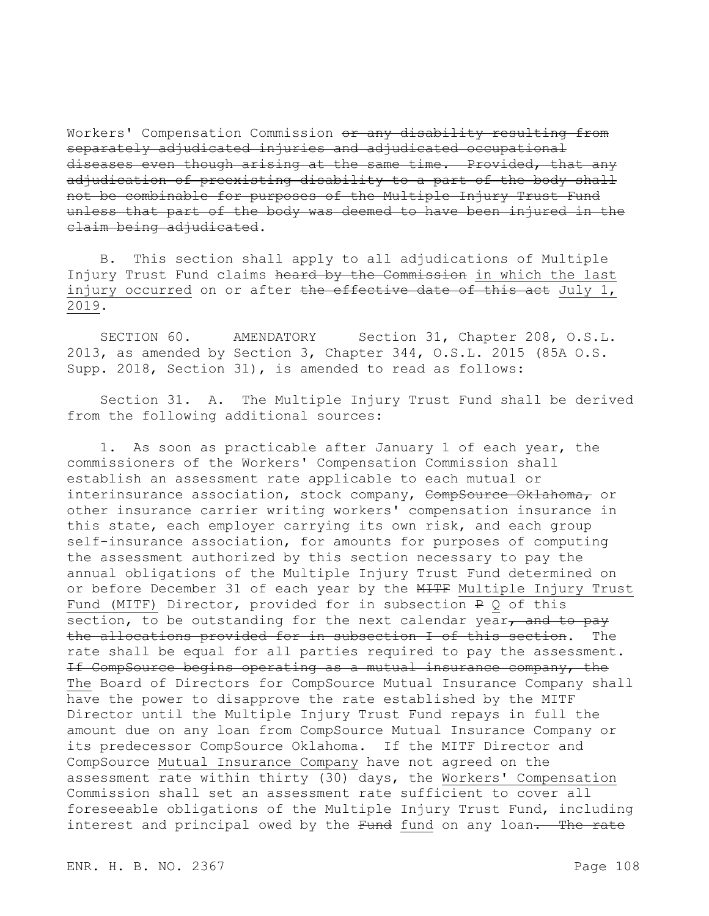Workers' Compensation Commission ~~or any disability resulting from separately adjudicated injuries and adjudicated occupational diseases even though arising at the same time. Provided, that any adjudication of preexisting disability to a part of the body shall not be combinable for purposes of the Multiple Injury Trust Fund unless that part of the body was deemed to have been injured in the claim being adjudicated~~.

B. This section shall apply to all adjudications of Multiple Injury Trust Fund claims ~~heard by the Commission~~ <u>in which the last injury occurred</u> on or after ~~the effective date of this act~~ <u>July 1, 2019</u>.

SECTION 60. AMENDATORY Section 31, Chapter 208, O.S.L. 2013, as amended by Section 3, Chapter 344, O.S.L. 2015 (85A O.S. Supp. 2018, Section 31), is amended to read as follows:

Section 31. A. The Multiple Injury Trust Fund shall be derived from the following additional sources:

1. As soon as practicable after January 1 of each year, the commissioners of the Workers' Compensation Commission shall establish an assessment rate applicable to each mutual or interinsurance association, stock company, ~~CompSource Oklahoma,~~ or other insurance carrier writing workers' compensation insurance in this state, each employer carrying its own risk, and each group self-insurance association, for amounts for purposes of computing the assessment authorized by this section necessary to pay the annual obligations of the Multiple Injury Trust Fund determined on or before December 31 of each year by the ~~MITF~~ <u>Multiple Injury Trust Fund (MITF)</u> Director, provided for in subsection ~~P~~ <u>Q</u> of this section, to be outstanding for the next calendar year~~, and to pay the allocations provided for in subsection I of this section~~. The rate shall be equal for all parties required to pay the assessment. ~~If CompSource begins operating as a mutual insurance company, the~~ <u>The</u> Board of Directors for CompSource Mutual Insurance Company shall have the power to disapprove the rate established by the MITF Director until the Multiple Injury Trust Fund repays in full the amount due on any loan from CompSource Mutual Insurance Company or its predecessor CompSource Oklahoma. If the MITF Director and CompSource <u>Mutual Insurance Company</u> have not agreed on the assessment rate within thirty (30) days, the <u>Workers' Compensation</u> Commission shall set an assessment rate sufficient to cover all foreseeable obligations of the Multiple Injury Trust Fund, including interest and principal owed by the ~~Fund~~ <u>fund</u> on any loan~~. The rate~~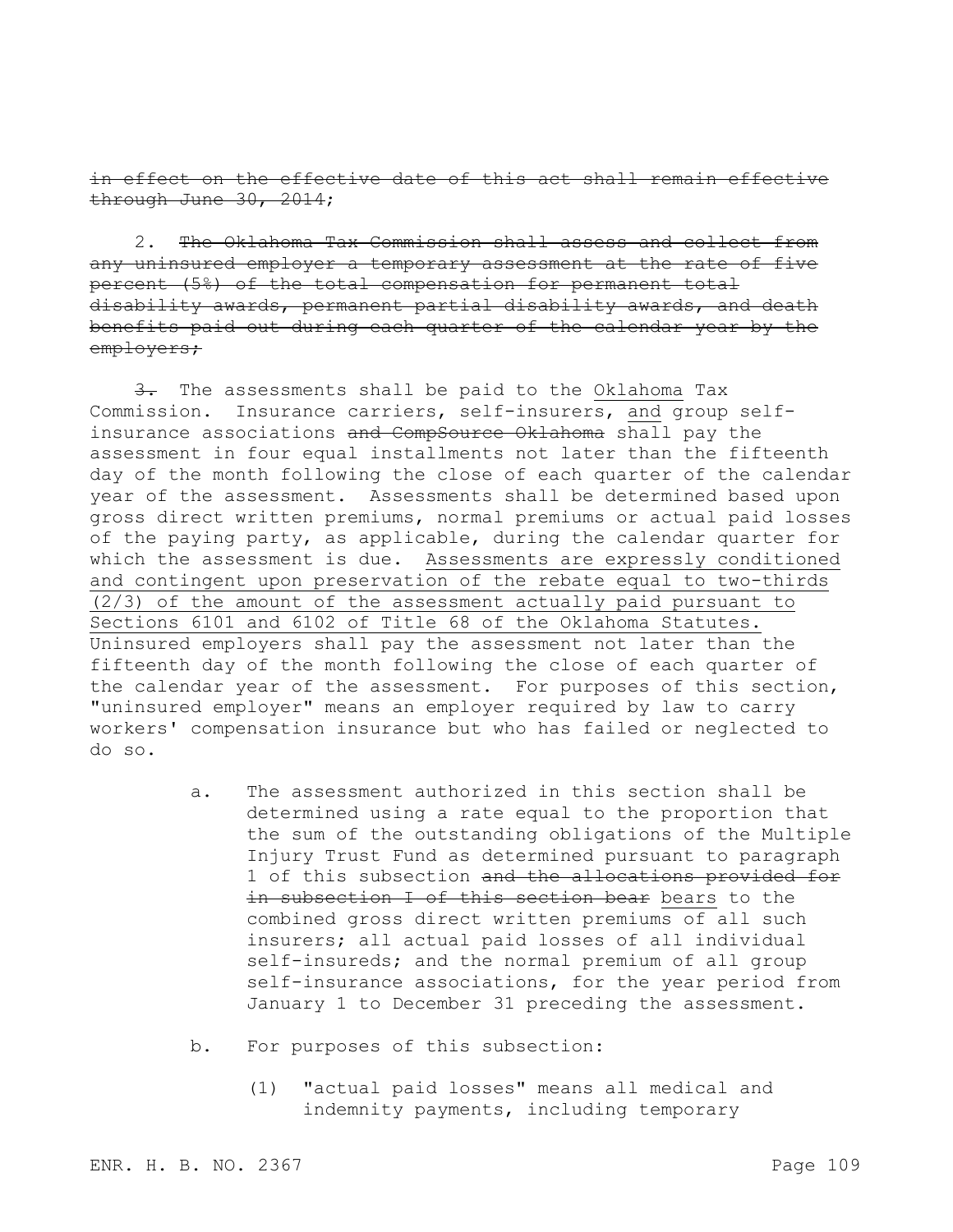~~in effect on the effective date of this act shall remain effective through June 30, 2014~~;

2. ~~The Oklahoma Tax Commission shall assess and collect from any uninsured employer a temporary assessment at the rate of five percent (5%) of the total compensation for permanent total disability awards, permanent partial disability awards, and death benefits paid out during each quarter of the calendar year by the employers;~~

~~3.~~ The assessments shall be paid to the <u>Oklahoma</u> Tax Commission. Insurance carriers, self-insurers, <u>and</u> group self-insurance associations ~~and CompSource Oklahoma~~ shall pay the assessment in four equal installments not later than the fifteenth day of the month following the close of each quarter of the calendar year of the assessment. Assessments shall be determined based upon gross direct written premiums, normal premiums or actual paid losses of the paying party, as applicable, during the calendar quarter for which the assessment is due. <u>Assessments are expressly conditioned and contingent upon preservation of the rebate equal to two-thirds (2/3) of the amount of the assessment actually paid pursuant to Sections 6101 and 6102 of Title 68 of the Oklahoma Statutes.</u> Uninsured employers shall pay the assessment not later than the fifteenth day of the month following the close of each quarter of the calendar year of the assessment. For purposes of this section, "uninsured employer" means an employer required by law to carry workers' compensation insurance but who has failed or neglected to do so.

a. The assessment authorized in this section shall be determined using a rate equal to the proportion that the sum of the outstanding obligations of the Multiple Injury Trust Fund as determined pursuant to paragraph 1 of this subsection ~~and the allocations provided for in subsection I of this section bear~~ <u>bears</u> to the combined gross direct written premiums of all such insurers; all actual paid losses of all individual self-insureds; and the normal premium of all group self-insurance associations, for the year period from January 1 to December 31 preceding the assessment.

b. For purposes of this subsection:

(1) "actual paid losses" means all medical and indemnity payments, including temporary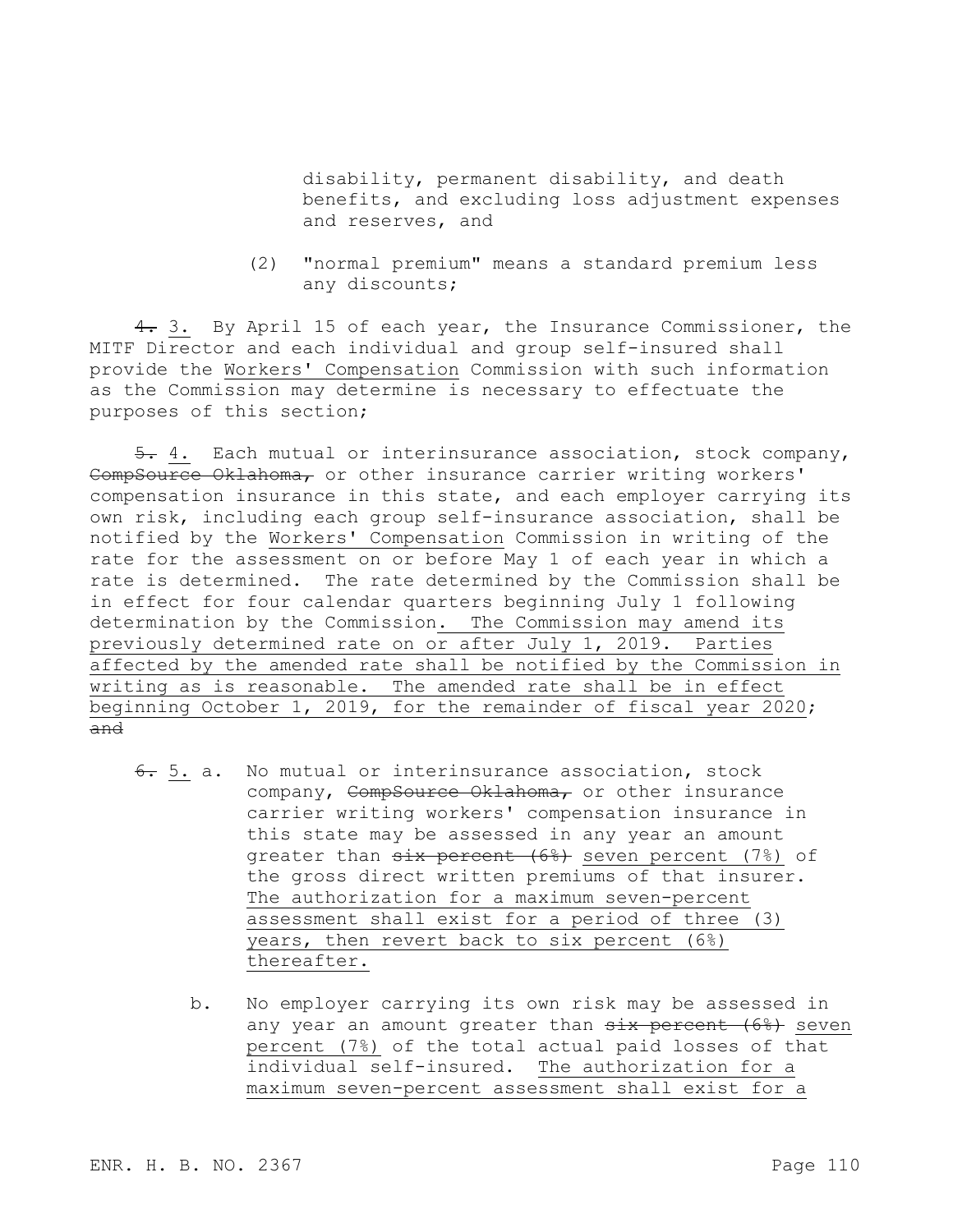disability, permanent disability, and death benefits, and excluding loss adjustment expenses and reserves, and

(2) "normal premium" means a standard premium less any discounts;

~~4.~~ 3. By April 15 of each year, the Insurance Commissioner, the MITF Director and each individual and group self-insured shall provide the Workers' Compensation Commission with such information as the Commission may determine is necessary to effectuate the purposes of this section;

~~5.~~ 4. Each mutual or interinsurance association, stock company, ~~CompSource Oklahoma,~~ or other insurance carrier writing workers' compensation insurance in this state, and each employer carrying its own risk, including each group self-insurance association, shall be notified by the Workers' Compensation Commission in writing of the rate for the assessment on or before May 1 of each year in which a rate is determined. The rate determined by the Commission shall be in effect for four calendar quarters beginning July 1 following determination by the Commission. The Commission may amend its previously determined rate on or after July 1, 2019. Parties affected by the amended rate shall be notified by the Commission in writing as is reasonable. The amended rate shall be in effect beginning October 1, 2019, for the remainder of fiscal year 2020; ~~and~~

~~6.~~ 5. a. No mutual or interinsurance association, stock company, ~~CompSource Oklahoma,~~ or other insurance carrier writing workers' compensation insurance in this state may be assessed in any year an amount greater than ~~six percent (6%)~~ seven percent (7%) of the gross direct written premiums of that insurer. The authorization for a maximum seven-percent assessment shall exist for a period of three (3) years, then revert back to six percent (6%) thereafter.

b. No employer carrying its own risk may be assessed in any year an amount greater than ~~six percent (6%)~~ seven percent (7%) of the total actual paid losses of that individual self-insured. The authorization for a maximum seven-percent assessment shall exist for a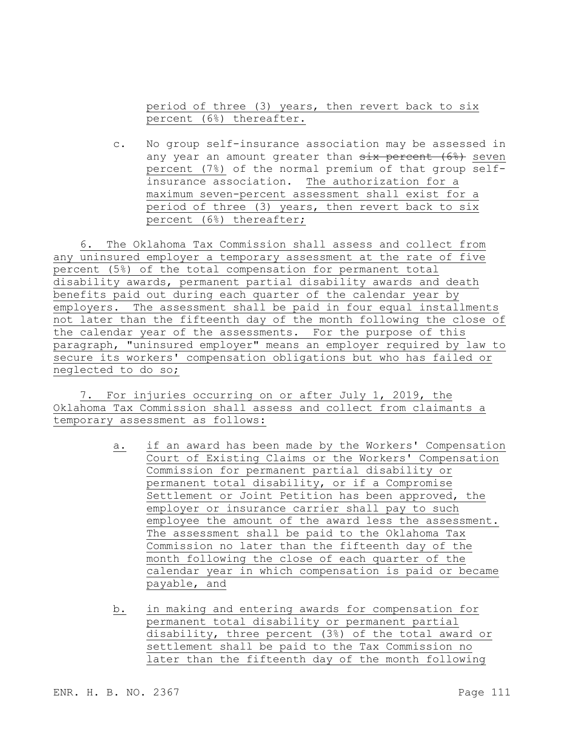period of three (3) years, then revert back to six percent (6%) thereafter.

c. No group self-insurance association may be assessed in any year an amount greater than ~~six percent (6%)~~ seven percent (7%) of the normal premium of that group self-insurance association. The authorization for a maximum seven-percent assessment shall exist for a period of three (3) years, then revert back to six percent (6%) thereafter;

6. The Oklahoma Tax Commission shall assess and collect from any uninsured employer a temporary assessment at the rate of five percent (5%) of the total compensation for permanent total disability awards, permanent partial disability awards and death benefits paid out during each quarter of the calendar year by employers. The assessment shall be paid in four equal installments not later than the fifteenth day of the month following the close of the calendar year of the assessments. For the purpose of this paragraph, "uninsured employer" means an employer required by law to secure its workers' compensation obligations but who has failed or neglected to do so;

7. For injuries occurring on or after July 1, 2019, the Oklahoma Tax Commission shall assess and collect from claimants a temporary assessment as follows:

a. if an award has been made by the Workers' Compensation Court of Existing Claims or the Workers' Compensation Commission for permanent partial disability or permanent total disability, or if a Compromise Settlement or Joint Petition has been approved, the employer or insurance carrier shall pay to such employee the amount of the award less the assessment. The assessment shall be paid to the Oklahoma Tax Commission no later than the fifteenth day of the month following the close of each quarter of the calendar year in which compensation is paid or became payable, and

b. in making and entering awards for compensation for permanent total disability or permanent partial disability, three percent (3%) of the total award or settlement shall be paid to the Tax Commission no later than the fifteenth day of the month following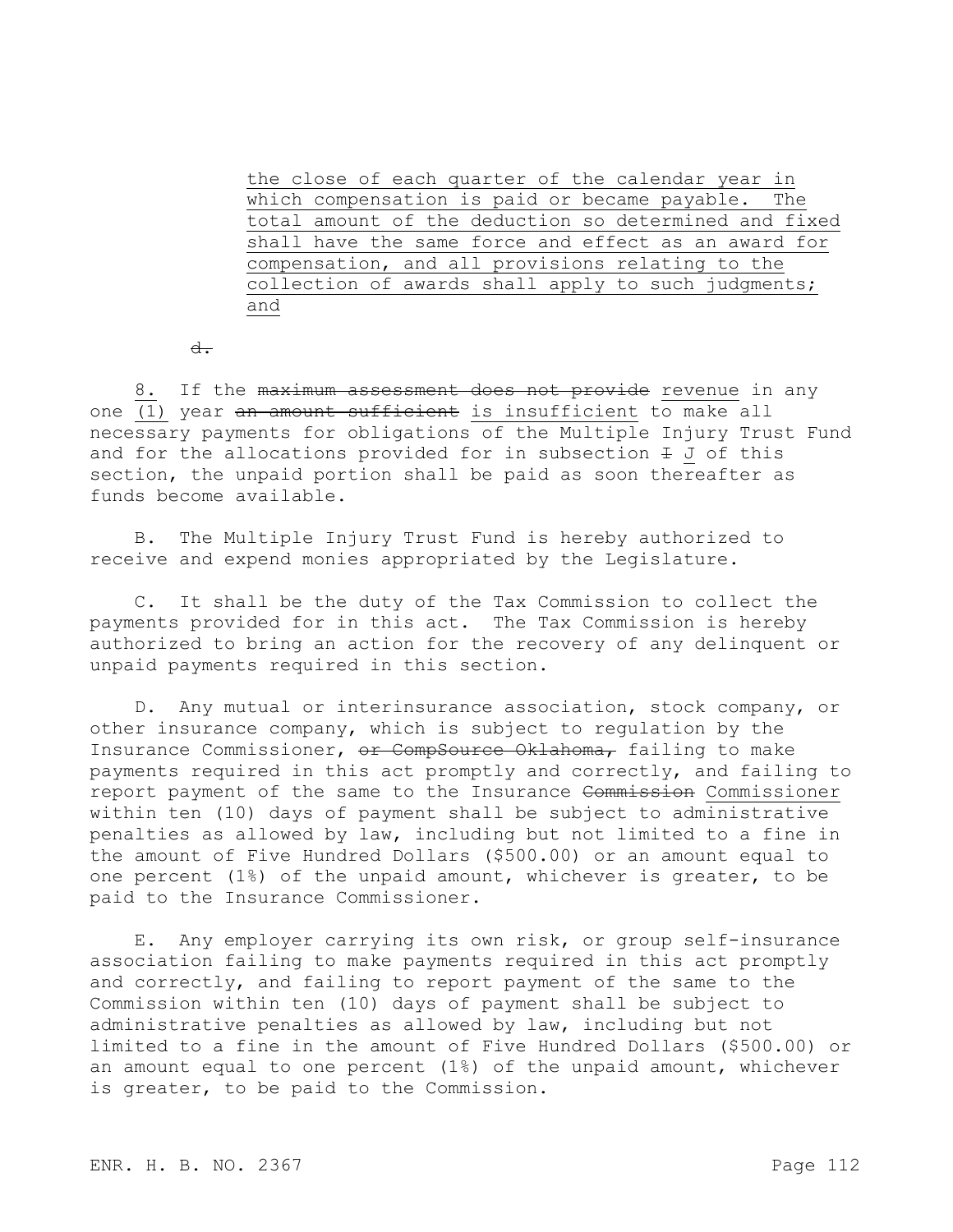the close of each quarter of the calendar year in which compensation is paid or became payable. The total amount of the deduction so determined and fixed shall have the same force and effect as an award for compensation, and all provisions relating to the collection of awards shall apply to such judgments; and

~~d.~~

8. If the ~~maximum assessment does not provide~~ revenue in any one (1) year ~~an amount sufficient~~ is insufficient to make all necessary payments for obligations of the Multiple Injury Trust Fund and for the allocations provided for in subsection ~~I~~ J of this section, the unpaid portion shall be paid as soon thereafter as funds become available.

B. The Multiple Injury Trust Fund is hereby authorized to receive and expend monies appropriated by the Legislature.

C. It shall be the duty of the Tax Commission to collect the payments provided for in this act. The Tax Commission is hereby authorized to bring an action for the recovery of any delinquent or unpaid payments required in this section.

D. Any mutual or interinsurance association, stock company, or other insurance company, which is subject to regulation by the Insurance Commissioner, ~~or CompSource Oklahoma,~~ failing to make payments required in this act promptly and correctly, and failing to report payment of the same to the Insurance ~~Commission~~ Commissioner within ten (10) days of payment shall be subject to administrative penalties as allowed by law, including but not limited to a fine in the amount of Five Hundred Dollars ($500.00) or an amount equal to one percent (1%) of the unpaid amount, whichever is greater, to be paid to the Insurance Commissioner.

E. Any employer carrying its own risk, or group self-insurance association failing to make payments required in this act promptly and correctly, and failing to report payment of the same to the Commission within ten (10) days of payment shall be subject to administrative penalties as allowed by law, including but not limited to a fine in the amount of Five Hundred Dollars ($500.00) or an amount equal to one percent (1%) of the unpaid amount, whichever is greater, to be paid to the Commission.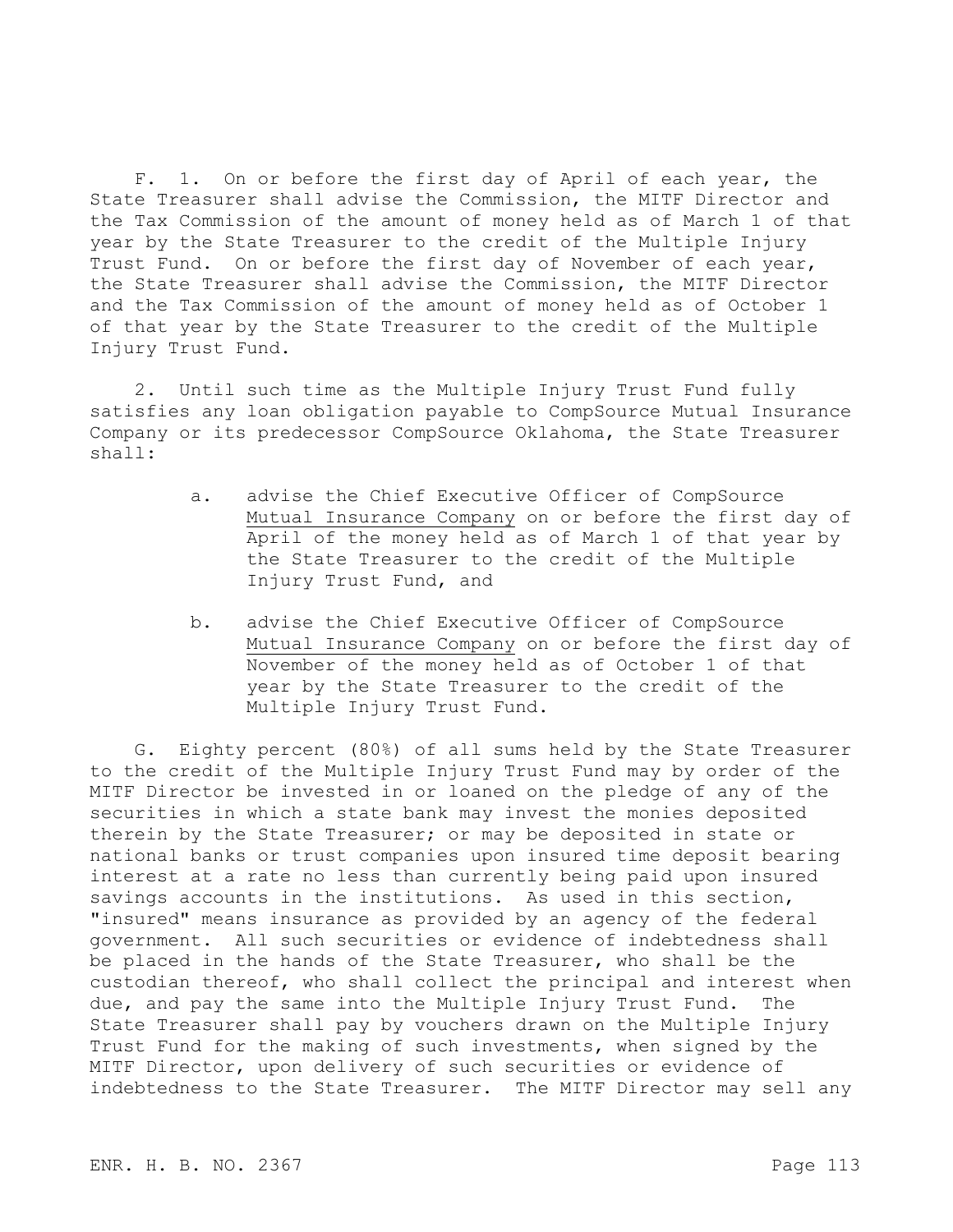F. 1. On or before the first day of April of each year, the State Treasurer shall advise the Commission, the MITF Director and the Tax Commission of the amount of money held as of March 1 of that year by the State Treasurer to the credit of the Multiple Injury Trust Fund. On or before the first day of November of each year, the State Treasurer shall advise the Commission, the MITF Director and the Tax Commission of the amount of money held as of October 1 of that year by the State Treasurer to the credit of the Multiple Injury Trust Fund.

2. Until such time as the Multiple Injury Trust Fund fully satisfies any loan obligation payable to CompSource Mutual Insurance Company or its predecessor CompSource Oklahoma, the State Treasurer shall:

a. advise the Chief Executive Officer of CompSource Mutual Insurance Company on or before the first day of April of the money held as of March 1 of that year by the State Treasurer to the credit of the Multiple Injury Trust Fund, and

b. advise the Chief Executive Officer of CompSource Mutual Insurance Company on or before the first day of November of the money held as of October 1 of that year by the State Treasurer to the credit of the Multiple Injury Trust Fund.

G. Eighty percent (80%) of all sums held by the State Treasurer to the credit of the Multiple Injury Trust Fund may by order of the MITF Director be invested in or loaned on the pledge of any of the securities in which a state bank may invest the monies deposited therein by the State Treasurer; or may be deposited in state or national banks or trust companies upon insured time deposit bearing interest at a rate no less than currently being paid upon insured savings accounts in the institutions. As used in this section, "insured" means insurance as provided by an agency of the federal government. All such securities or evidence of indebtedness shall be placed in the hands of the State Treasurer, who shall be the custodian thereof, who shall collect the principal and interest when due, and pay the same into the Multiple Injury Trust Fund. The State Treasurer shall pay by vouchers drawn on the Multiple Injury Trust Fund for the making of such investments, when signed by the MITF Director, upon delivery of such securities or evidence of indebtedness to the State Treasurer. The MITF Director may sell any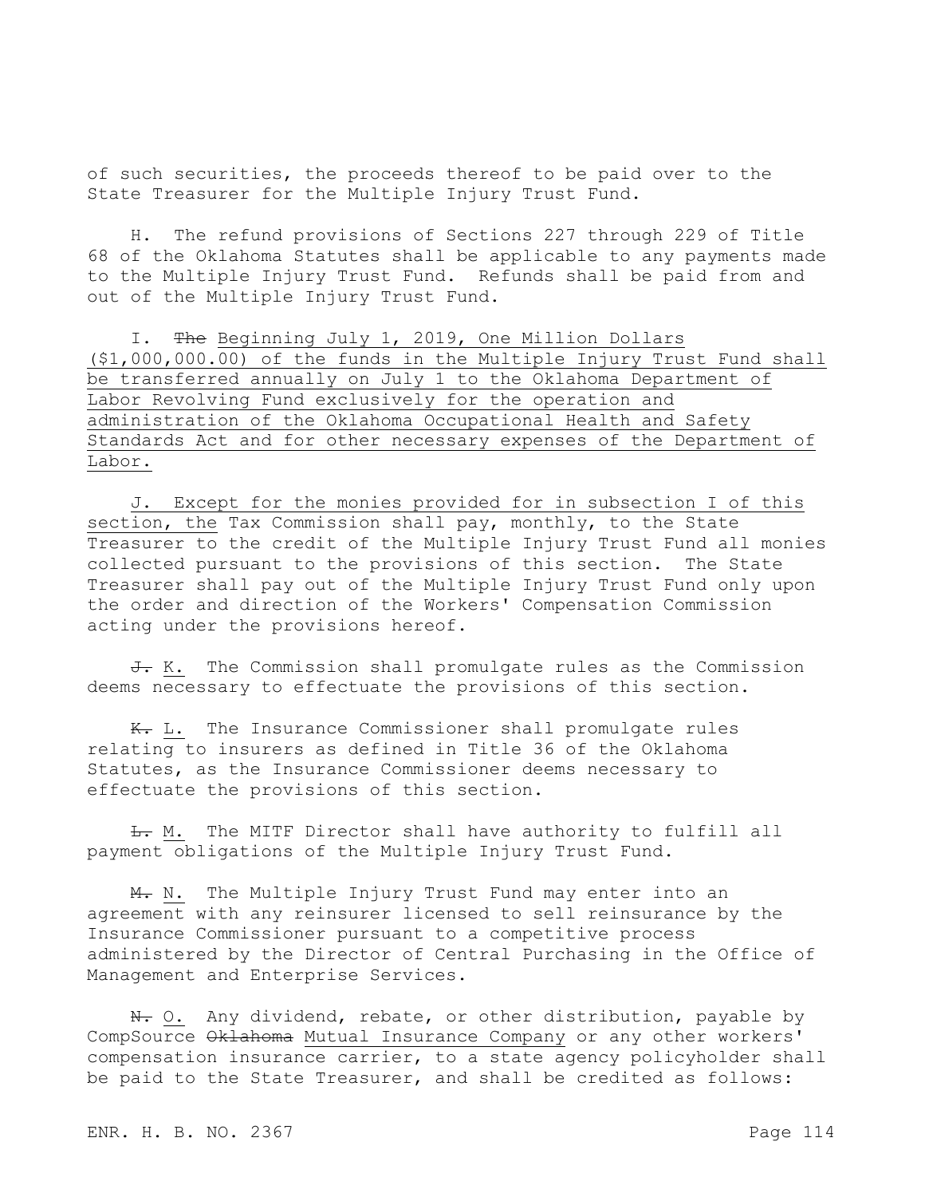of such securities, the proceeds thereof to be paid over to the State Treasurer for the Multiple Injury Trust Fund.

H. The refund provisions of Sections 227 through 229 of Title 68 of the Oklahoma Statutes shall be applicable to any payments made to the Multiple Injury Trust Fund. Refunds shall be paid from and out of the Multiple Injury Trust Fund.

I. ~~The~~ Beginning July 1, 2019, One Million Dollars ($1,000,000.00) of the funds in the Multiple Injury Trust Fund shall be transferred annually on July 1 to the Oklahoma Department of Labor Revolving Fund exclusively for the operation and administration of the Oklahoma Occupational Health and Safety Standards Act and for other necessary expenses of the Department of Labor.

J. Except for the monies provided for in subsection I of this section, the Tax Commission shall pay, monthly, to the State Treasurer to the credit of the Multiple Injury Trust Fund all monies collected pursuant to the provisions of this section. The State Treasurer shall pay out of the Multiple Injury Trust Fund only upon the order and direction of the Workers' Compensation Commission acting under the provisions hereof.

~~J.~~ K. The Commission shall promulgate rules as the Commission deems necessary to effectuate the provisions of this section.

~~K.~~ L. The Insurance Commissioner shall promulgate rules relating to insurers as defined in Title 36 of the Oklahoma Statutes, as the Insurance Commissioner deems necessary to effectuate the provisions of this section.

~~L.~~ M. The MITF Director shall have authority to fulfill all payment obligations of the Multiple Injury Trust Fund.

~~M.~~ N. The Multiple Injury Trust Fund may enter into an agreement with any reinsurer licensed to sell reinsurance by the Insurance Commissioner pursuant to a competitive process administered by the Director of Central Purchasing in the Office of Management and Enterprise Services.

~~N.~~ O. Any dividend, rebate, or other distribution, payable by CompSource ~~Oklahoma~~ Mutual Insurance Company or any other workers' compensation insurance carrier, to a state agency policyholder shall be paid to the State Treasurer, and shall be credited as follows: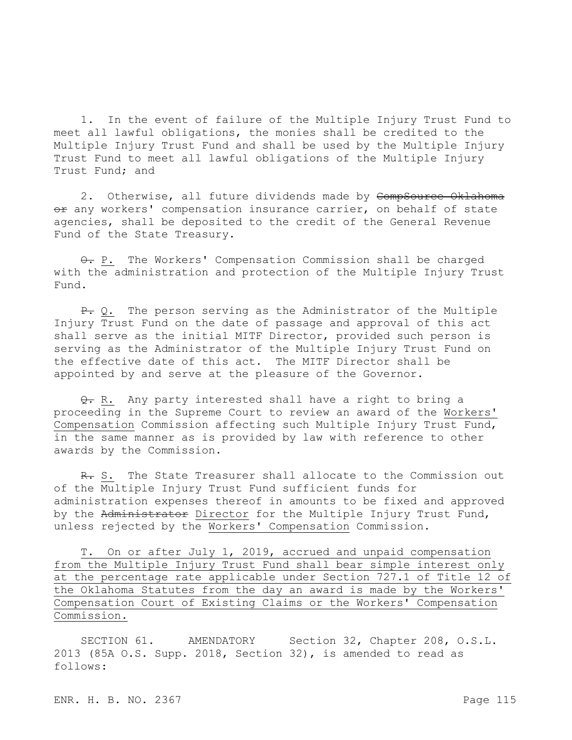1. In the event of failure of the Multiple Injury Trust Fund to meet all lawful obligations, the monies shall be credited to the Multiple Injury Trust Fund and shall be used by the Multiple Injury Trust Fund to meet all lawful obligations of the Multiple Injury Trust Fund; and

2. Otherwise, all future dividends made by ~~CompSource Oklahoma or~~ any workers' compensation insurance carrier, on behalf of state agencies, shall be deposited to the credit of the General Revenue Fund of the State Treasury.

~~O.~~ <u>P.</u> The Workers' Compensation Commission shall be charged with the administration and protection of the Multiple Injury Trust Fund.

~~P.~~ <u>Q.</u> The person serving as the Administrator of the Multiple Injury Trust Fund on the date of passage and approval of this act shall serve as the initial MITF Director, provided such person is serving as the Administrator of the Multiple Injury Trust Fund on the effective date of this act. The MITF Director shall be appointed by and serve at the pleasure of the Governor.

~~Q.~~ <u>R.</u> Any party interested shall have a right to bring a proceeding in the Supreme Court to review an award of the <u>Workers' Compensation</u> Commission affecting such Multiple Injury Trust Fund, in the same manner as is provided by law with reference to other awards by the Commission.

~~R.~~ <u>S.</u> The State Treasurer shall allocate to the Commission out of the Multiple Injury Trust Fund sufficient funds for administration expenses thereof in amounts to be fixed and approved by the ~~Administrator~~ <u>Director</u> for the Multiple Injury Trust Fund, unless rejected by the <u>Workers' Compensation</u> Commission.

<u>T. On or after July 1, 2019, accrued and unpaid compensation from the Multiple Injury Trust Fund shall bear simple interest only at the percentage rate applicable under Section 727.1 of Title 12 of the Oklahoma Statutes from the day an award is made by the Workers' Compensation Court of Existing Claims or the Workers' Compensation Commission.</u>

SECTION 61. AMENDATORY Section 32, Chapter 208, O.S.L. 2013 (85A O.S. Supp. 2018, Section 32), is amended to read as follows: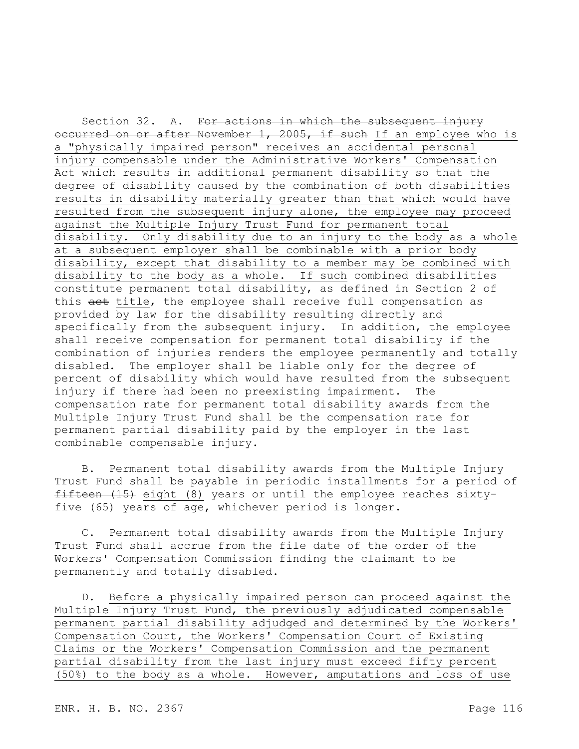Section 32. A. ~~For actions in which the subsequent injury occurred on or after November 1, 2005, if such~~ If an employee who is a "physically impaired person" receives an accidental personal injury compensable under the Administrative Workers' Compensation Act which results in additional permanent disability so that the degree of disability caused by the combination of both disabilities results in disability materially greater than that which would have resulted from the subsequent injury alone, the employee may proceed against the Multiple Injury Trust Fund for permanent total disability. Only disability due to an injury to the body as a whole at a subsequent employer shall be combinable with a prior body disability, except that disability to a member may be combined with disability to the body as a whole. If such combined disabilities constitute permanent total disability, as defined in Section 2 of this ~~act~~ title, the employee shall receive full compensation as provided by law for the disability resulting directly and specifically from the subsequent injury. In addition, the employee shall receive compensation for permanent total disability if the combination of injuries renders the employee permanently and totally disabled. The employer shall be liable only for the degree of percent of disability which would have resulted from the subsequent injury if there had been no preexisting impairment. The compensation rate for permanent total disability awards from the Multiple Injury Trust Fund shall be the compensation rate for permanent partial disability paid by the employer in the last combinable compensable injury.

B. Permanent total disability awards from the Multiple Injury Trust Fund shall be payable in periodic installments for a period of ~~fifteen (15)~~ eight (8) years or until the employee reaches sixty-five (65) years of age, whichever period is longer.

C. Permanent total disability awards from the Multiple Injury Trust Fund shall accrue from the file date of the order of the Workers' Compensation Commission finding the claimant to be permanently and totally disabled.

D. Before a physically impaired person can proceed against the Multiple Injury Trust Fund, the previously adjudicated compensable permanent partial disability adjudged and determined by the Workers' Compensation Court, the Workers' Compensation Court of Existing Claims or the Workers' Compensation Commission and the permanent partial disability from the last injury must exceed fifty percent (50%) to the body as a whole. However, amputations and loss of use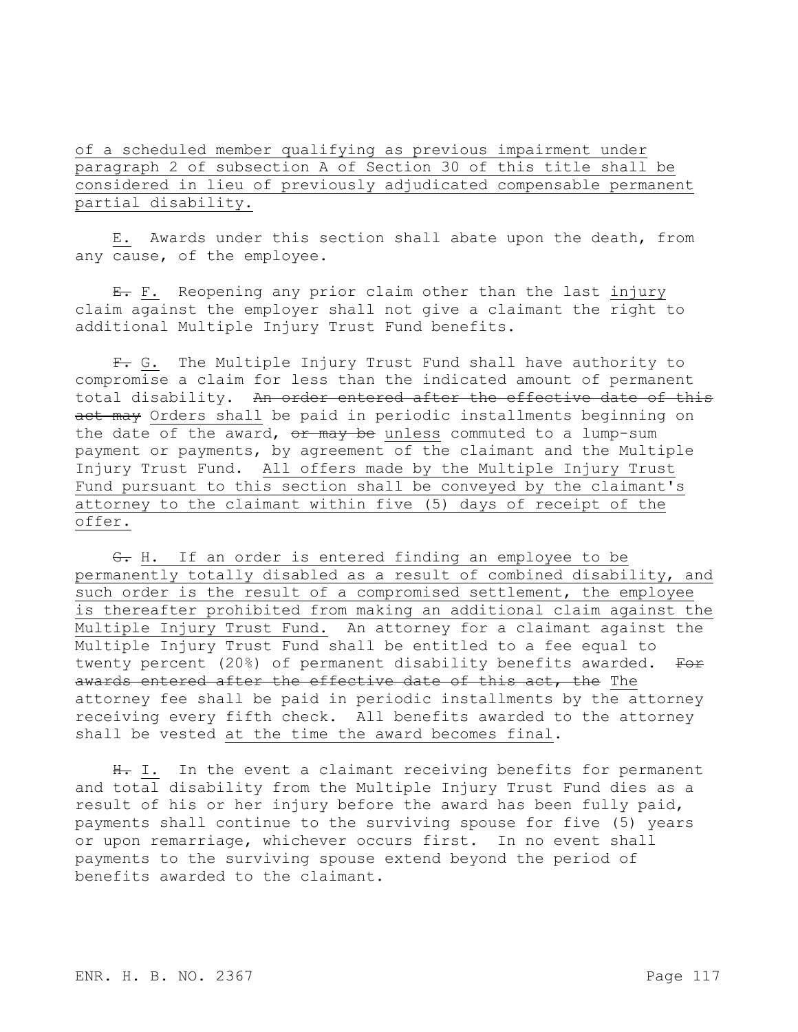of a scheduled member qualifying as previous impairment under paragraph 2 of subsection A of Section 30 of this title shall be considered in lieu of previously adjudicated compensable permanent partial disability.

E. Awards under this section shall abate upon the death, from any cause, of the employee.

~~E.~~ F. Reopening any prior claim other than the last injury claim against the employer shall not give a claimant the right to additional Multiple Injury Trust Fund benefits.

~~F.~~ G. The Multiple Injury Trust Fund shall have authority to compromise a claim for less than the indicated amount of permanent total disability. ~~An order entered after the effective date of this act may~~ Orders shall be paid in periodic installments beginning on the date of the award, ~~or may be~~ unless commuted to a lump-sum payment or payments, by agreement of the claimant and the Multiple Injury Trust Fund. All offers made by the Multiple Injury Trust Fund pursuant to this section shall be conveyed by the claimant's attorney to the claimant within five (5) days of receipt of the offer.

~~G.~~ H. If an order is entered finding an employee to be permanently totally disabled as a result of combined disability, and such order is the result of a compromised settlement, the employee is thereafter prohibited from making an additional claim against the Multiple Injury Trust Fund. An attorney for a claimant against the Multiple Injury Trust Fund shall be entitled to a fee equal to twenty percent (20%) of permanent disability benefits awarded. ~~For awards entered after the effective date of this act, the~~ The attorney fee shall be paid in periodic installments by the attorney receiving every fifth check. All benefits awarded to the attorney shall be vested at the time the award becomes final.

~~H.~~ I. In the event a claimant receiving benefits for permanent and total disability from the Multiple Injury Trust Fund dies as a result of his or her injury before the award has been fully paid, payments shall continue to the surviving spouse for five (5) years or upon remarriage, whichever occurs first. In no event shall payments to the surviving spouse extend beyond the period of benefits awarded to the claimant.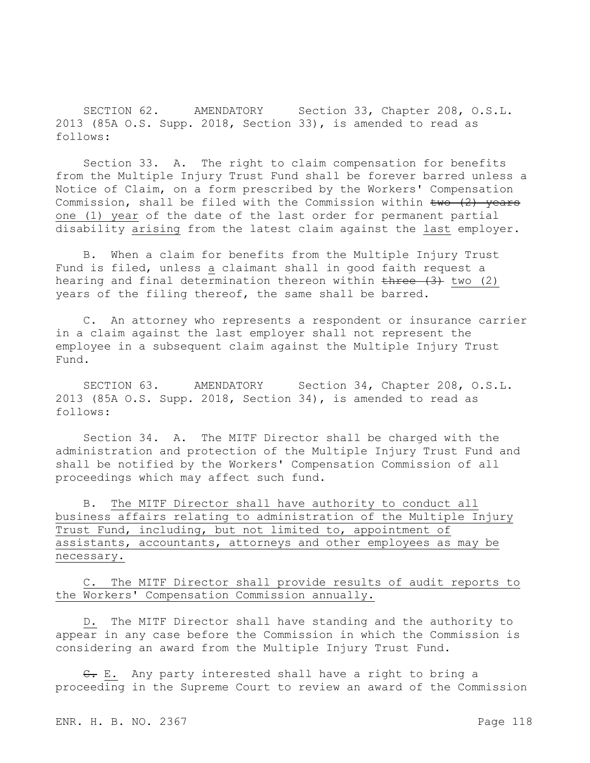SECTION 62. AMENDATORY Section 33, Chapter 208, O.S.L. 2013 (85A O.S. Supp. 2018, Section 33), is amended to read as follows:

Section 33. A. The right to claim compensation for benefits from the Multiple Injury Trust Fund shall be forever barred unless a Notice of Claim, on a form prescribed by the Workers' Compensation Commission, shall be filed with the Commission within ~~two (2) years~~ <u>one (1) year</u> of the date of the last order for permanent partial disability <u>arising</u> from the latest claim against the <u>last</u> employer.

B. When a claim for benefits from the Multiple Injury Trust Fund is filed, unless <u>a</u> claimant shall in good faith request a hearing and final determination thereon within ~~three (3)~~ <u>two (2)</u> years of the filing thereof, the same shall be barred.

C. An attorney who represents a respondent or insurance carrier in a claim against the last employer shall not represent the employee in a subsequent claim against the Multiple Injury Trust Fund.

SECTION 63. AMENDATORY Section 34, Chapter 208, O.S.L. 2013 (85A O.S. Supp. 2018, Section 34), is amended to read as follows:

Section 34. A. The MITF Director shall be charged with the administration and protection of the Multiple Injury Trust Fund and shall be notified by the Workers' Compensation Commission of all proceedings which may affect such fund.

B. <u>The MITF Director shall have authority to conduct all business affairs relating to administration of the Multiple Injury Trust Fund, including, but not limited to, appointment of assistants, accountants, attorneys and other employees as may be necessary.</u>

<u>C. The MITF Director shall provide results of audit reports to the Workers' Compensation Commission annually.</u>

<u>D.</u> The MITF Director shall have standing and the authority to appear in any case before the Commission in which the Commission is considering an award from the Multiple Injury Trust Fund.

~~C.~~ <u>E.</u> Any party interested shall have a right to bring a proceeding in the Supreme Court to review an award of the Commission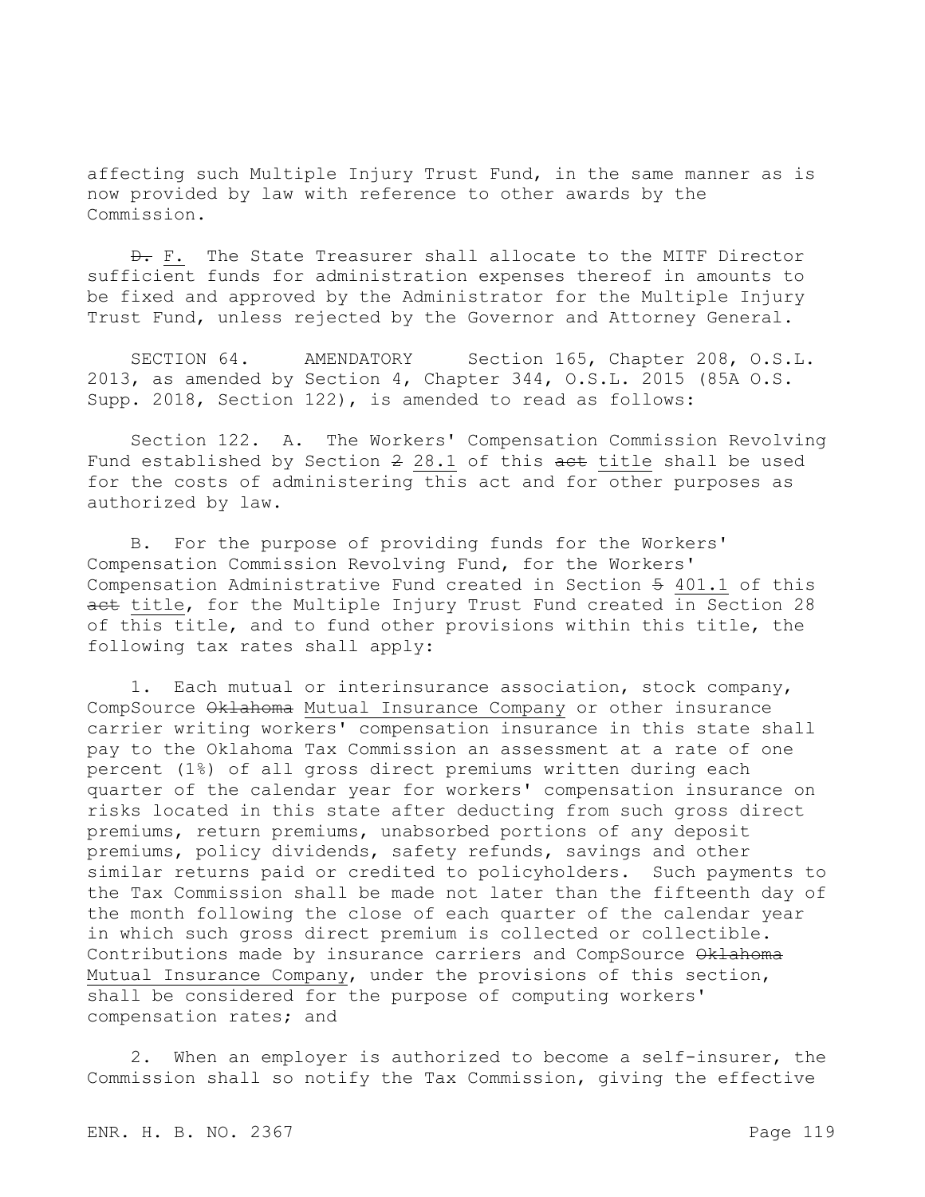affecting such Multiple Injury Trust Fund, in the same manner as is now provided by law with reference to other awards by the Commission.

~~D.~~ F. The State Treasurer shall allocate to the MITF Director sufficient funds for administration expenses thereof in amounts to be fixed and approved by the Administrator for the Multiple Injury Trust Fund, unless rejected by the Governor and Attorney General.

SECTION 64. AMENDATORY Section 165, Chapter 208, O.S.L. 2013, as amended by Section 4, Chapter 344, O.S.L. 2015 (85A O.S. Supp. 2018, Section 122), is amended to read as follows:

Section 122. A. The Workers' Compensation Commission Revolving Fund established by Section ~~2~~ 28.1 of this ~~act~~ title shall be used for the costs of administering this act and for other purposes as authorized by law.

B. For the purpose of providing funds for the Workers' Compensation Commission Revolving Fund, for the Workers' Compensation Administrative Fund created in Section ~~5~~ 401.1 of this ~~act~~ title, for the Multiple Injury Trust Fund created in Section 28 of this title, and to fund other provisions within this title, the following tax rates shall apply:

1. Each mutual or interinsurance association, stock company, CompSource ~~Oklahoma~~ Mutual Insurance Company or other insurance carrier writing workers' compensation insurance in this state shall pay to the Oklahoma Tax Commission an assessment at a rate of one percent (1%) of all gross direct premiums written during each quarter of the calendar year for workers' compensation insurance on risks located in this state after deducting from such gross direct premiums, return premiums, unabsorbed portions of any deposit premiums, policy dividends, safety refunds, savings and other similar returns paid or credited to policyholders. Such payments to the Tax Commission shall be made not later than the fifteenth day of the month following the close of each quarter of the calendar year in which such gross direct premium is collected or collectible. Contributions made by insurance carriers and CompSource ~~Oklahoma~~ Mutual Insurance Company, under the provisions of this section, shall be considered for the purpose of computing workers' compensation rates; and

2. When an employer is authorized to become a self-insurer, the Commission shall so notify the Tax Commission, giving the effective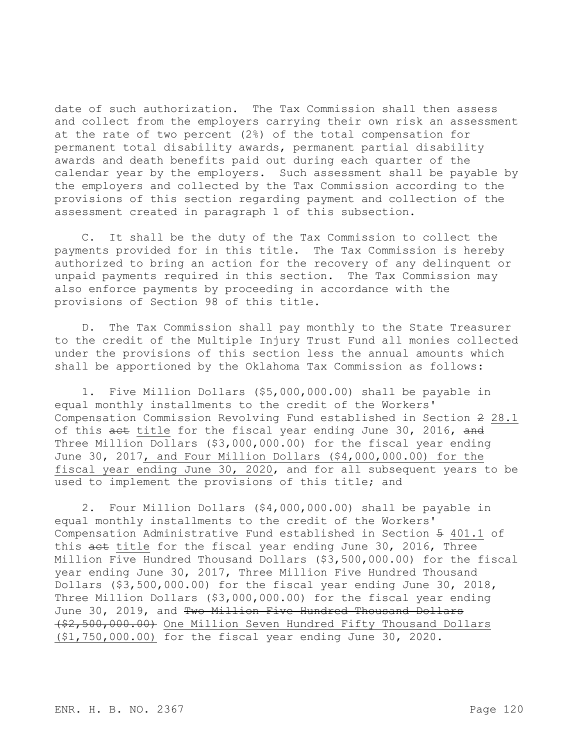date of such authorization. The Tax Commission shall then assess and collect from the employers carrying their own risk an assessment at the rate of two percent (2%) of the total compensation for permanent total disability awards, permanent partial disability awards and death benefits paid out during each quarter of the calendar year by the employers. Such assessment shall be payable by the employers and collected by the Tax Commission according to the provisions of this section regarding payment and collection of the assessment created in paragraph 1 of this subsection.

C. It shall be the duty of the Tax Commission to collect the payments provided for in this title. The Tax Commission is hereby authorized to bring an action for the recovery of any delinquent or unpaid payments required in this section. The Tax Commission may also enforce payments by proceeding in accordance with the provisions of Section 98 of this title.

D. The Tax Commission shall pay monthly to the State Treasurer to the credit of the Multiple Injury Trust Fund all monies collected under the provisions of this section less the annual amounts which shall be apportioned by the Oklahoma Tax Commission as follows:

1. Five Million Dollars ($5,000,000.00) shall be payable in equal monthly installments to the credit of the Workers' Compensation Commission Revolving Fund established in Section ~~2~~ <u>28.1</u> of this ~~act~~ <u>title</u> for the fiscal year ending June 30, 2016, ~~and~~ Three Million Dollars ($3,000,000.00) for the fiscal year ending June 30, 2017<u>, and Four Million Dollars ($4,000,000.00) for the fiscal year ending June 30, 2020</u>, and for all subsequent years to be used to implement the provisions of this title; and

2. Four Million Dollars ($4,000,000.00) shall be payable in equal monthly installments to the credit of the Workers' Compensation Administrative Fund established in Section ~~5~~ <u>401.1</u> of this ~~act~~ <u>title</u> for the fiscal year ending June 30, 2016, Three Million Five Hundred Thousand Dollars ($3,500,000.00) for the fiscal year ending June 30, 2017, Three Million Five Hundred Thousand Dollars ($3,500,000.00) for the fiscal year ending June 30, 2018, Three Million Dollars ($3,000,000.00) for the fiscal year ending June 30, 2019, and ~~Two Million Five Hundred Thousand Dollars ($2,500,000.00)~~ <u>One Million Seven Hundred Fifty Thousand Dollars ($1,750,000.00)</u> for the fiscal year ending June 30, 2020.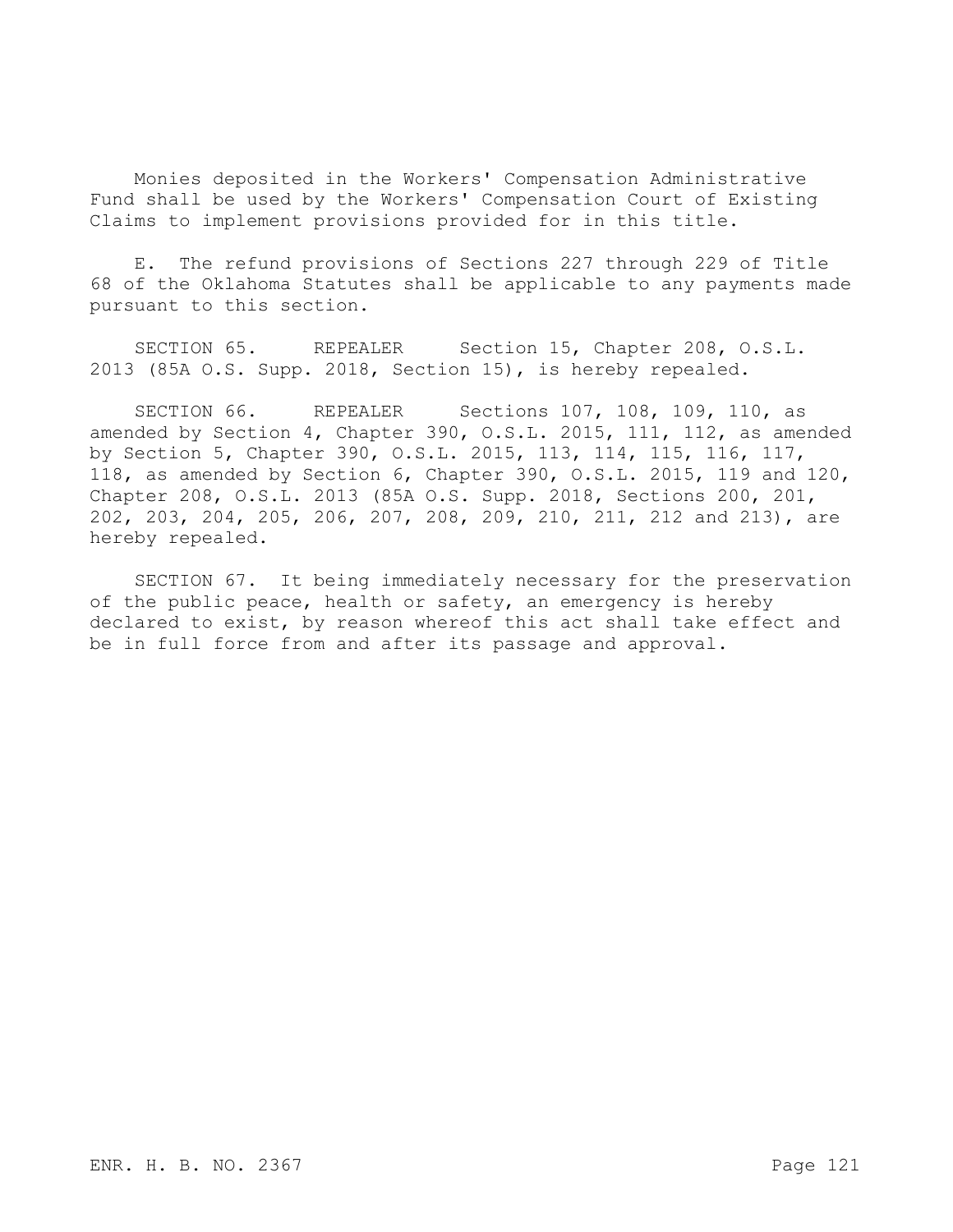Monies deposited in the Workers' Compensation Administrative Fund shall be used by the Workers' Compensation Court of Existing Claims to implement provisions provided for in this title.

E. The refund provisions of Sections 227 through 229 of Title 68 of the Oklahoma Statutes shall be applicable to any payments made pursuant to this section.

SECTION 65. REPEALER Section 15, Chapter 208, O.S.L. 2013 (85A O.S. Supp. 2018, Section 15), is hereby repealed.

SECTION 66. REPEALER Sections 107, 108, 109, 110, as amended by Section 4, Chapter 390, O.S.L. 2015, 111, 112, as amended by Section 5, Chapter 390, O.S.L. 2015, 113, 114, 115, 116, 117, 118, as amended by Section 6, Chapter 390, O.S.L. 2015, 119 and 120, Chapter 208, O.S.L. 2013 (85A O.S. Supp. 2018, Sections 200, 201, 202, 203, 204, 205, 206, 207, 208, 209, 210, 211, 212 and 213), are hereby repealed.

SECTION 67. It being immediately necessary for the preservation of the public peace, health or safety, an emergency is hereby declared to exist, by reason whereof this act shall take effect and be in full force from and after its passage and approval.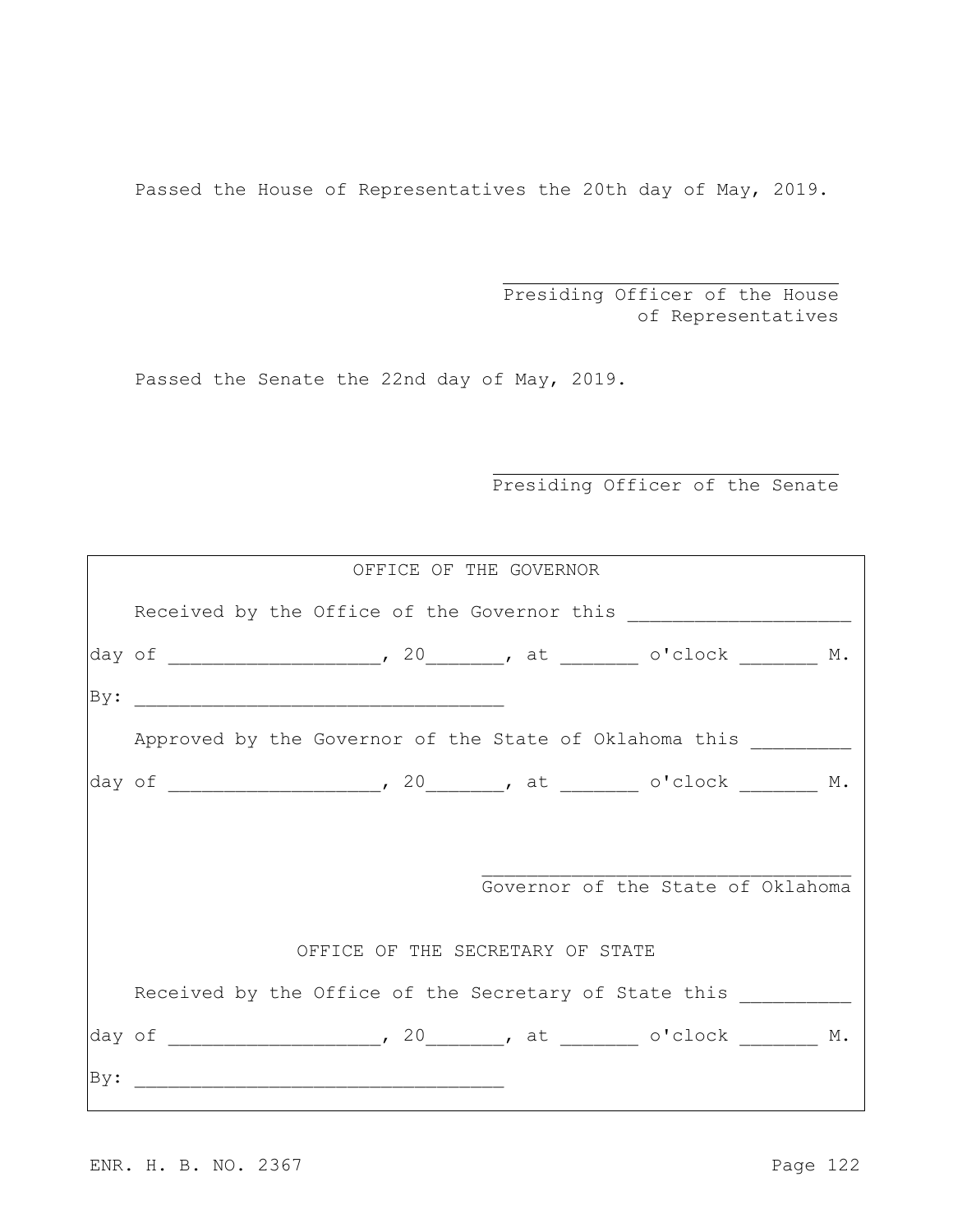Passed the House of Representatives the 20th day of May, 2019.

\_\_\_\_\_\_\_\_\_\_\_\_\_\_\_\_\_\_\_\_\_\_\_\_\_\_\_\_\_\_\_\_

Presiding Officer of the House of Representatives

Passed the Senate the 22nd day of May, 2019.

\_\_\_\_\_\_\_\_\_\_\_\_\_\_\_\_\_\_\_\_\_\_\_\_\_\_\_\_\_\_\_\_

Presiding Officer of the Senate

OFFICE OF THE GOVERNOR

Received by the Office of the Governor this ____________________ day of __________________, 20_______, at _______ o'clock _______ M.

By: _________________________________

Approved by the Governor of the State of Oklahoma this _________ day of __________________, 20_______, at _______ o'clock _______ M.

\_\_\_\_\_\_\_\_\_\_\_\_\_\_\_\_\_\_\_\_\_\_\_\_\_\_\_\_\_\_\_\_\_

Governor of the State of Oklahoma

OFFICE OF THE SECRETARY OF STATE

Received by the Office of the Secretary of State this __________ day of __________________, 20_______, at _______ o'clock _______ M.

By: _________________________________